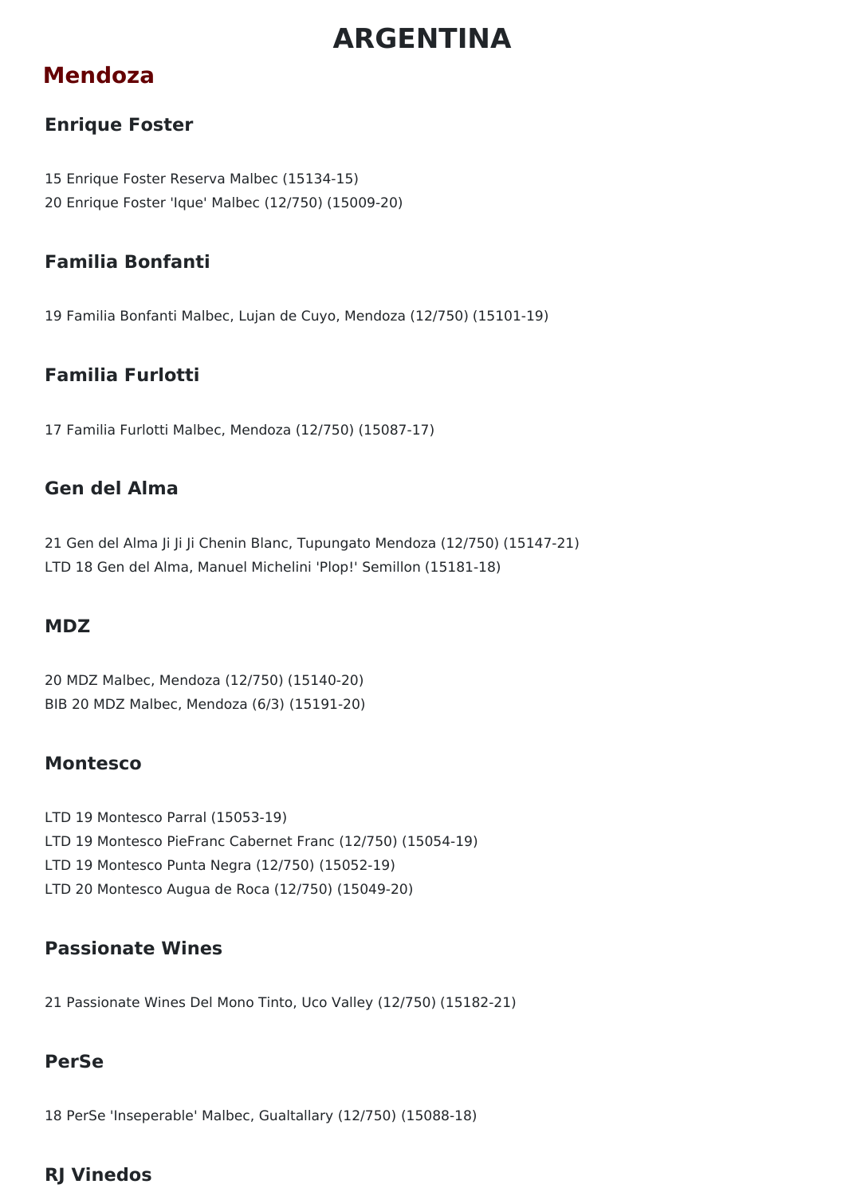# ARGENTINA

## Mendoza

### Enrique Foster

15 Enrique Foster Reserva Malbec (15134-15)
20 Enrique Foster 'Ique' Malbec (12/750) (15009-20)

### Familia Bonfanti

19 Familia Bonfanti Malbec, Lujan de Cuyo, Mendoza (12/750) (15101-19)

### Familia Furlotti

17 Familia Furlotti Malbec, Mendoza (12/750) (15087-17)

### Gen del Alma

21 Gen del Alma Ji Ji Ji Chenin Blanc, Tupungato Mendoza (12/750) (15147-21)
LTD 18 Gen del Alma, Manuel Michelini 'Plop!' Semillon (15181-18)

### MDZ

20 MDZ Malbec, Mendoza (12/750) (15140-20)
BIB 20 MDZ Malbec, Mendoza (6/3) (15191-20)

### Montesco

LTD 19 Montesco Parral (15053-19)
LTD 19 Montesco PieFranc Cabernet Franc (12/750) (15054-19)
LTD 19 Montesco Punta Negra (12/750) (15052-19)
LTD 20 Montesco Augua de Roca (12/750) (15049-20)

### Passionate Wines

21 Passionate Wines Del Mono Tinto, Uco Valley (12/750) (15182-21)

### PerSe

18 PerSe 'Inseperable' Malbec, Gualtallary (12/750) (15088-18)

### RJ Vinedos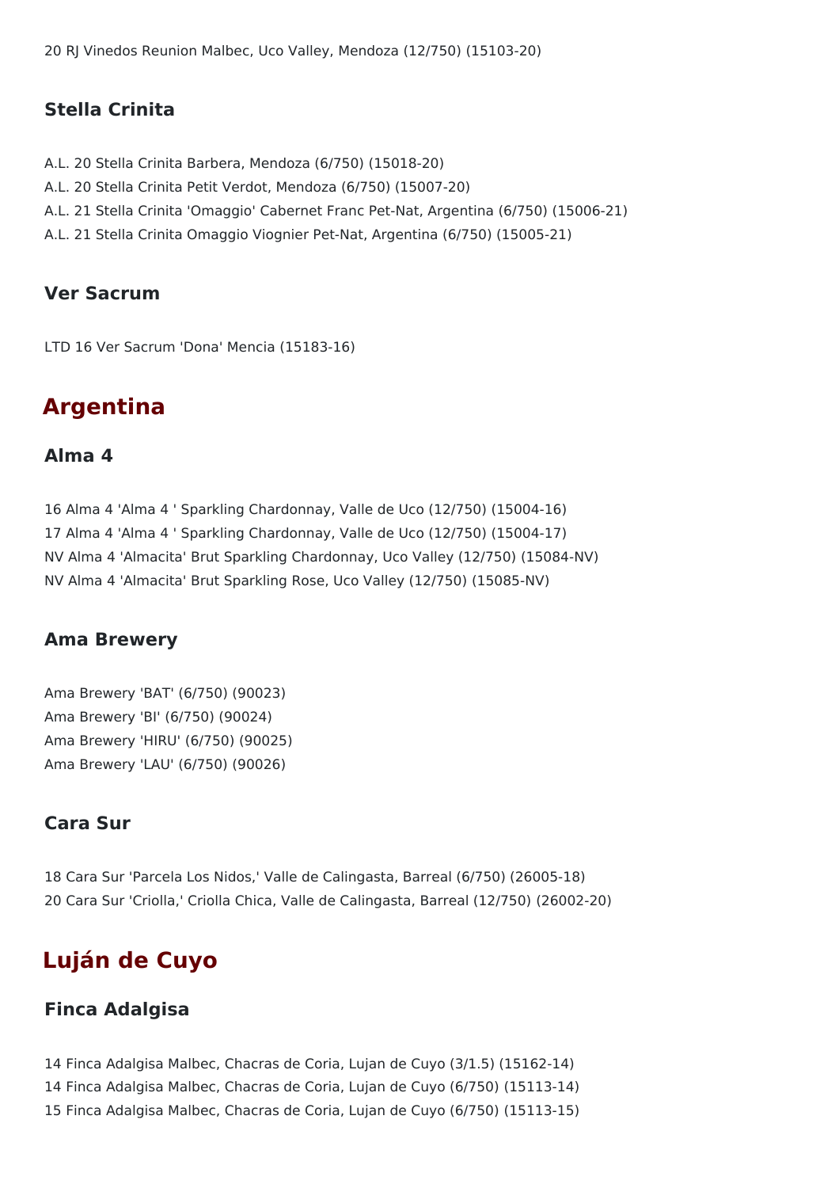20 RJ Vinedos Reunion Malbec, Uco Valley, Mendoza (12/750) (15103-20)

### Stella Crinita

A.L. 20 Stella Crinita Barbera, Mendoza (6/750) (15018-20)
A.L. 20 Stella Crinita Petit Verdot, Mendoza (6/750) (15007-20)
A.L. 21 Stella Crinita 'Omaggio' Cabernet Franc Pet-Nat, Argentina (6/750) (15006-21)
A.L. 21 Stella Crinita Omaggio Viognier Pet-Nat, Argentina (6/750) (15005-21)

### Ver Sacrum

LTD 16 Ver Sacrum 'Dona' Mencia (15183-16)

## Argentina

### Alma 4

16 Alma 4 'Alma 4 ' Sparkling Chardonnay, Valle de Uco (12/750) (15004-16)
17 Alma 4 'Alma 4 ' Sparkling Chardonnay, Valle de Uco (12/750) (15004-17)
NV Alma 4 'Almacita' Brut Sparkling Chardonnay, Uco Valley (12/750) (15084-NV)
NV Alma 4 'Almacita' Brut Sparkling Rose, Uco Valley (12/750) (15085-NV)

### Ama Brewery

Ama Brewery 'BAT' (6/750) (90023)
Ama Brewery 'BI' (6/750) (90024)
Ama Brewery 'HIRU' (6/750) (90025)
Ama Brewery 'LAU' (6/750) (90026)

### Cara Sur

18 Cara Sur 'Parcela Los Nidos,' Valle de Calingasta, Barreal (6/750) (26005-18)
20 Cara Sur 'Criolla,' Criolla Chica, Valle de Calingasta, Barreal (12/750) (26002-20)

## Luján de Cuyo

### Finca Adalgisa

14 Finca Adalgisa Malbec, Chacras de Coria, Lujan de Cuyo (3/1.5) (15162-14)
14 Finca Adalgisa Malbec, Chacras de Coria, Lujan de Cuyo (6/750) (15113-14)
15 Finca Adalgisa Malbec, Chacras de Coria, Lujan de Cuyo (6/750) (15113-15)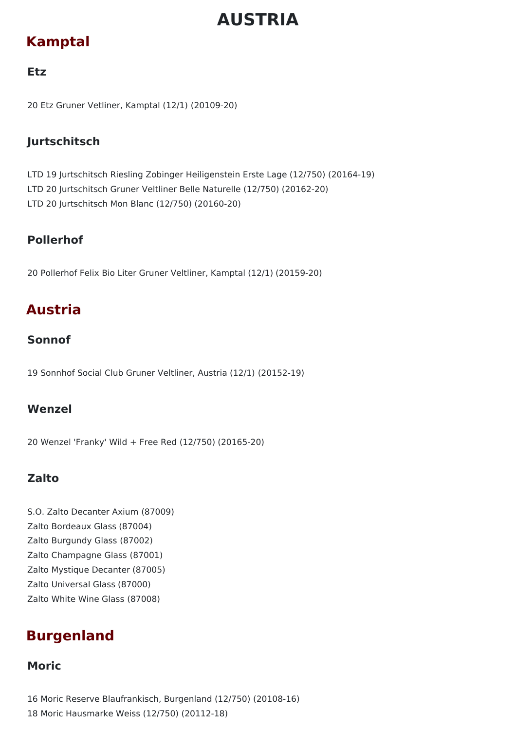# AUSTRIA

## Kamptal

### Etz

20 Etz Gruner Vetliner, Kamptal (12/1) (20109-20)

### Jurtschitsch

LTD 19 Jurtschitsch Riesling Zobinger Heiligenstein Erste Lage (12/750) (20164-19)
LTD 20 Jurtschitsch Gruner Veltliner Belle Naturelle (12/750) (20162-20)
LTD 20 Jurtschitsch Mon Blanc (12/750) (20160-20)

### Pollerhof

20 Pollerhof Felix Bio Liter Gruner Veltliner, Kamptal (12/1) (20159-20)

## Austria

### Sonnof

19 Sonnhof Social Club Gruner Veltliner, Austria (12/1) (20152-19)

### Wenzel

20 Wenzel 'Franky' Wild + Free Red (12/750) (20165-20)

### Zalto

S.O. Zalto Decanter Axium (87009)
Zalto Bordeaux Glass (87004)
Zalto Burgundy Glass (87002)
Zalto Champagne Glass (87001)
Zalto Mystique Decanter (87005)
Zalto Universal Glass (87000)
Zalto White Wine Glass (87008)

## Burgenland

### Moric

16 Moric Reserve Blaufrankisch, Burgenland (12/750) (20108-16)
18 Moric Hausmarke Weiss (12/750) (20112-18)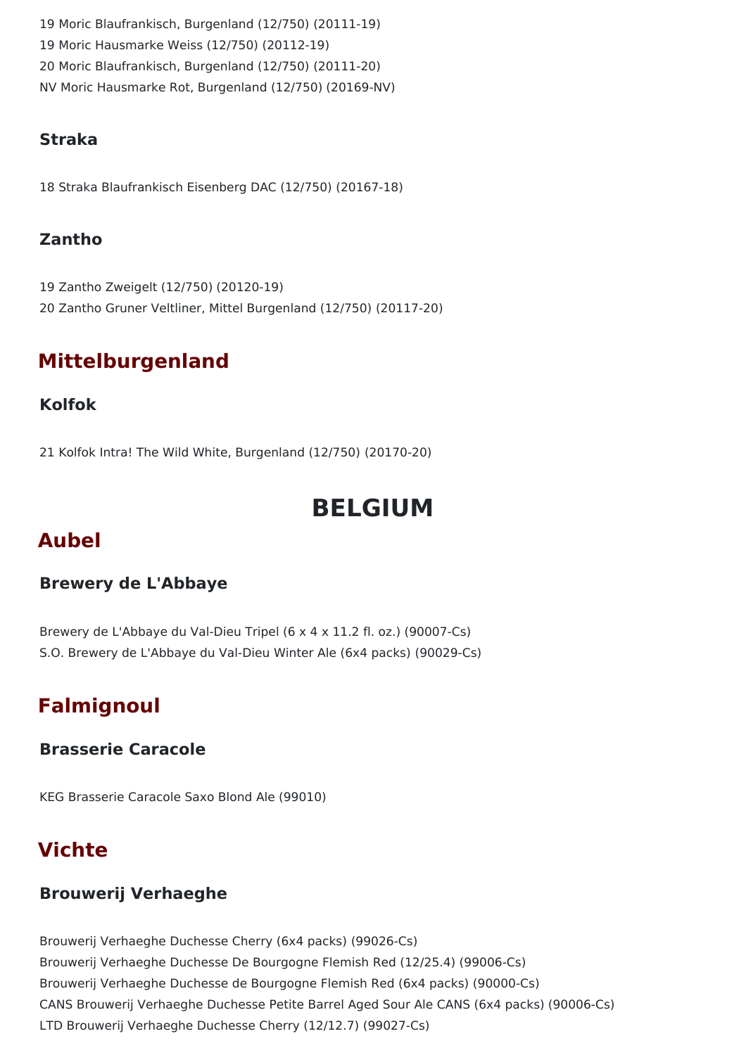19 Moric Blaufrankisch, Burgenland (12/750) (20111-19)
19 Moric Hausmarke Weiss (12/750) (20112-19)
20 Moric Blaufrankisch, Burgenland (12/750) (20111-20)
NV Moric Hausmarke Rot, Burgenland (12/750) (20169-NV)

### Straka

18 Straka Blaufrankisch Eisenberg DAC (12/750) (20167-18)

### Zantho

19 Zantho Zweigelt (12/750) (20120-19)
20 Zantho Gruner Veltliner, Mittel Burgenland (12/750) (20117-20)

## Mittelburgenland

### Kolfok

21 Kolfok Intra! The Wild White, Burgenland (12/750) (20170-20)

# BELGIUM

## Aubel

### Brewery de L'Abbaye

Brewery de L'Abbaye du Val-Dieu Tripel (6 x 4 x 11.2 fl. oz.) (90007-Cs)
S.O. Brewery de L'Abbaye du Val-Dieu Winter Ale (6x4 packs) (90029-Cs)

## Falmignoul

### Brasserie Caracole

KEG Brasserie Caracole Saxo Blond Ale (99010)

## Vichte

### Brouwerij Verhaeghe

Brouwerij Verhaeghe Duchesse Cherry (6x4 packs) (99026-Cs)
Brouwerij Verhaeghe Duchesse De Bourgogne Flemish Red (12/25.4) (99006-Cs)
Brouwerij Verhaeghe Duchesse de Bourgogne Flemish Red (6x4 packs) (90000-Cs)
CANS Brouwerij Verhaeghe Duchesse Petite Barrel Aged Sour Ale CANS (6x4 packs) (90006-Cs)
LTD Brouwerij Verhaeghe Duchesse Cherry (12/12.7) (99027-Cs)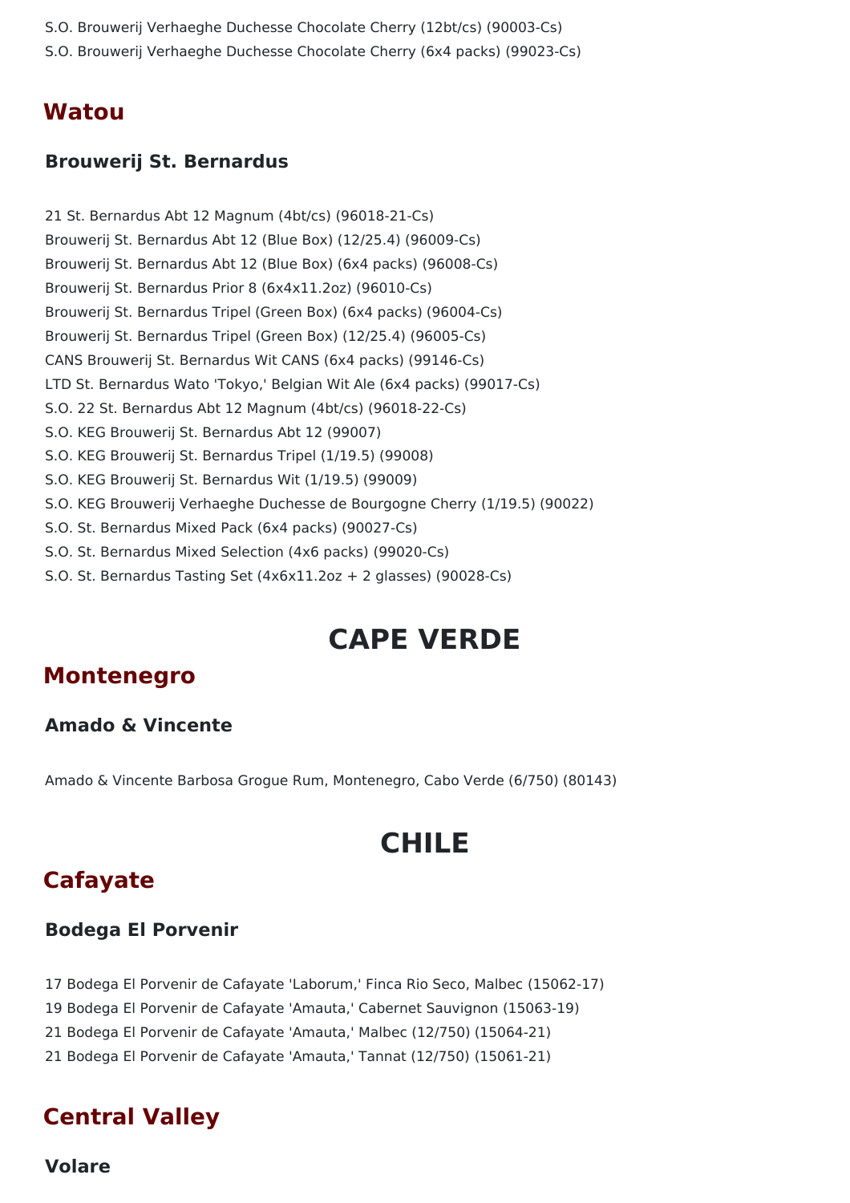S.O. Brouwerij Verhaeghe Duchesse Chocolate Cherry (12bt/cs) (90003-Cs)

S.O. Brouwerij Verhaeghe Duchesse Chocolate Cherry (6x4 packs) (99023-Cs)

## Watou

### Brouwerij St. Bernardus

21 St. Bernardus Abt 12 Magnum (4bt/cs) (96018-21-Cs)

Brouwerij St. Bernardus Abt 12 (Blue Box) (12/25.4) (96009-Cs)

Brouwerij St. Bernardus Abt 12 (Blue Box) (6x4 packs) (96008-Cs)

Brouwerij St. Bernardus Prior 8 (6x4x11.2oz) (96010-Cs)

Brouwerij St. Bernardus Tripel (Green Box) (6x4 packs) (96004-Cs)

Brouwerij St. Bernardus Tripel (Green Box) (12/25.4) (96005-Cs)

CANS Brouwerij St. Bernardus Wit CANS (6x4 packs) (99146-Cs)

LTD St. Bernardus Wato 'Tokyo,' Belgian Wit Ale (6x4 packs) (99017-Cs)

S.O. 22 St. Bernardus Abt 12 Magnum (4bt/cs) (96018-22-Cs)

S.O. KEG Brouwerij St. Bernardus Abt 12 (99007)

S.O. KEG Brouwerij St. Bernardus Tripel (1/19.5) (99008)

S.O. KEG Brouwerij St. Bernardus Wit (1/19.5) (99009)

S.O. KEG Brouwerij Verhaeghe Duchesse de Bourgogne Cherry (1/19.5) (90022)

S.O. St. Bernardus Mixed Pack (6x4 packs) (90027-Cs)

S.O. St. Bernardus Mixed Selection (4x6 packs) (99020-Cs)

S.O. St. Bernardus Tasting Set (4x6x11.2oz + 2 glasses) (90028-Cs)

# CAPE VERDE

## Montenegro

### Amado & Vincente

Amado & Vincente Barbosa Grogue Rum, Montenegro, Cabo Verde (6/750) (80143)

# CHILE

## Cafayate

### Bodega El Porvenir

17 Bodega El Porvenir de Cafayate 'Laborum,' Finca Rio Seco, Malbec (15062-17)

19 Bodega El Porvenir de Cafayate 'Amauta,' Cabernet Sauvignon (15063-19)

21 Bodega El Porvenir de Cafayate 'Amauta,' Malbec (12/750) (15064-21)

21 Bodega El Porvenir de Cafayate 'Amauta,' Tannat (12/750) (15061-21)

## Central Valley

### Volare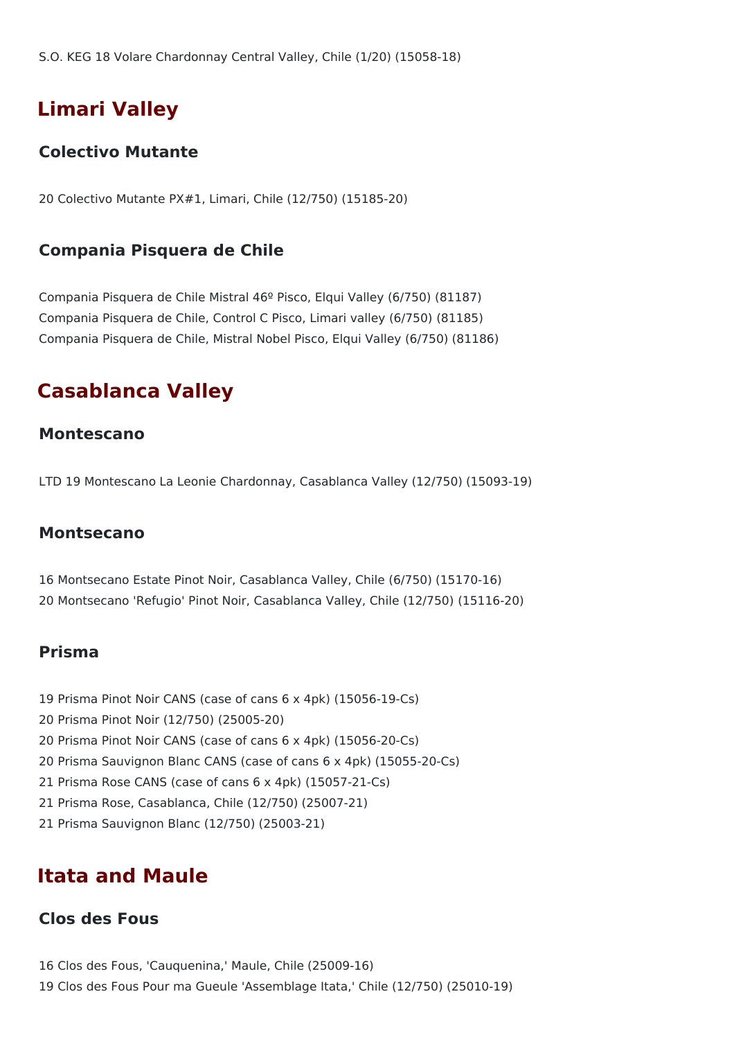S.O. KEG 18 Volare Chardonnay Central Valley, Chile (1/20) (15058-18)

## Limari Valley

### Colectivo Mutante

20 Colectivo Mutante PX#1, Limari, Chile (12/750) (15185-20)

### Compania Pisquera de Chile

Compania Pisquera de Chile Mistral 46º Pisco, Elqui Valley (6/750) (81187)
Compania Pisquera de Chile, Control C Pisco, Limari valley (6/750) (81185)
Compania Pisquera de Chile, Mistral Nobel Pisco, Elqui Valley (6/750) (81186)

## Casablanca Valley

### Montescano

LTD 19 Montescano La Leonie Chardonnay, Casablanca Valley (12/750) (15093-19)

### Montsecano

16 Montsecano Estate Pinot Noir, Casablanca Valley, Chile (6/750) (15170-16)
20 Montsecano 'Refugio' Pinot Noir, Casablanca Valley, Chile (12/750) (15116-20)

### Prisma

19 Prisma Pinot Noir CANS (case of cans 6 x 4pk) (15056-19-Cs)
20 Prisma Pinot Noir (12/750) (25005-20)
20 Prisma Pinot Noir CANS (case of cans 6 x 4pk) (15056-20-Cs)
20 Prisma Sauvignon Blanc CANS (case of cans 6 x 4pk) (15055-20-Cs)
21 Prisma Rose CANS (case of cans 6 x 4pk) (15057-21-Cs)
21 Prisma Rose, Casablanca, Chile (12/750) (25007-21)
21 Prisma Sauvignon Blanc (12/750) (25003-21)

## Itata and Maule

### Clos des Fous

16 Clos des Fous, 'Cauquenina,' Maule, Chile (25009-16)
19 Clos des Fous Pour ma Gueule 'Assemblage Itata,' Chile (12/750) (25010-19)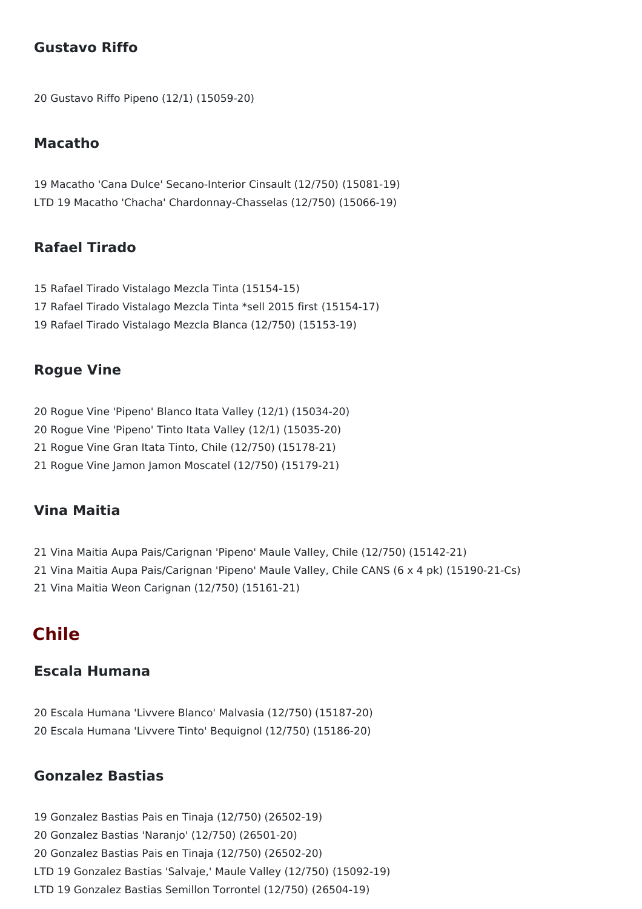### Gustavo Riffo

20 Gustavo Riffo Pipeno (12/1) (15059-20)

### Macatho

19 Macatho 'Cana Dulce' Secano-Interior Cinsault (12/750) (15081-19)
LTD 19 Macatho 'Chacha' Chardonnay-Chasselas (12/750) (15066-19)

### Rafael Tirado

15 Rafael Tirado Vistalago Mezcla Tinta (15154-15)
17 Rafael Tirado Vistalago Mezcla Tinta *sell 2015 first (15154-17)
19 Rafael Tirado Vistalago Mezcla Blanca (12/750) (15153-19)

### Rogue Vine

20 Rogue Vine 'Pipeno' Blanco Itata Valley (12/1) (15034-20)
20 Rogue Vine 'Pipeno' Tinto Itata Valley (12/1) (15035-20)
21 Rogue Vine Gran Itata Tinto, Chile (12/750) (15178-21)
21 Rogue Vine Jamon Jamon Moscatel (12/750) (15179-21)

### Vina Maitia

21 Vina Maitia Aupa Pais/Carignan 'Pipeno' Maule Valley, Chile (12/750) (15142-21)
21 Vina Maitia Aupa Pais/Carignan 'Pipeno' Maule Valley, Chile CANS (6 x 4 pk) (15190-21-Cs)
21 Vina Maitia Weon Carignan (12/750) (15161-21)

## Chile

### Escala Humana

20 Escala Humana 'Livvere Blanco' Malvasia (12/750) (15187-20)
20 Escala Humana 'Livvere Tinto' Bequignol (12/750) (15186-20)

### Gonzalez Bastias

19 Gonzalez Bastias Pais en Tinaja (12/750) (26502-19)
20 Gonzalez Bastias 'Naranjo' (12/750) (26501-20)
20 Gonzalez Bastias Pais en Tinaja (12/750) (26502-20)
LTD 19 Gonzalez Bastias 'Salvaje,' Maule Valley (12/750) (15092-19)
LTD 19 Gonzalez Bastias Semillon Torrontel (12/750) (26504-19)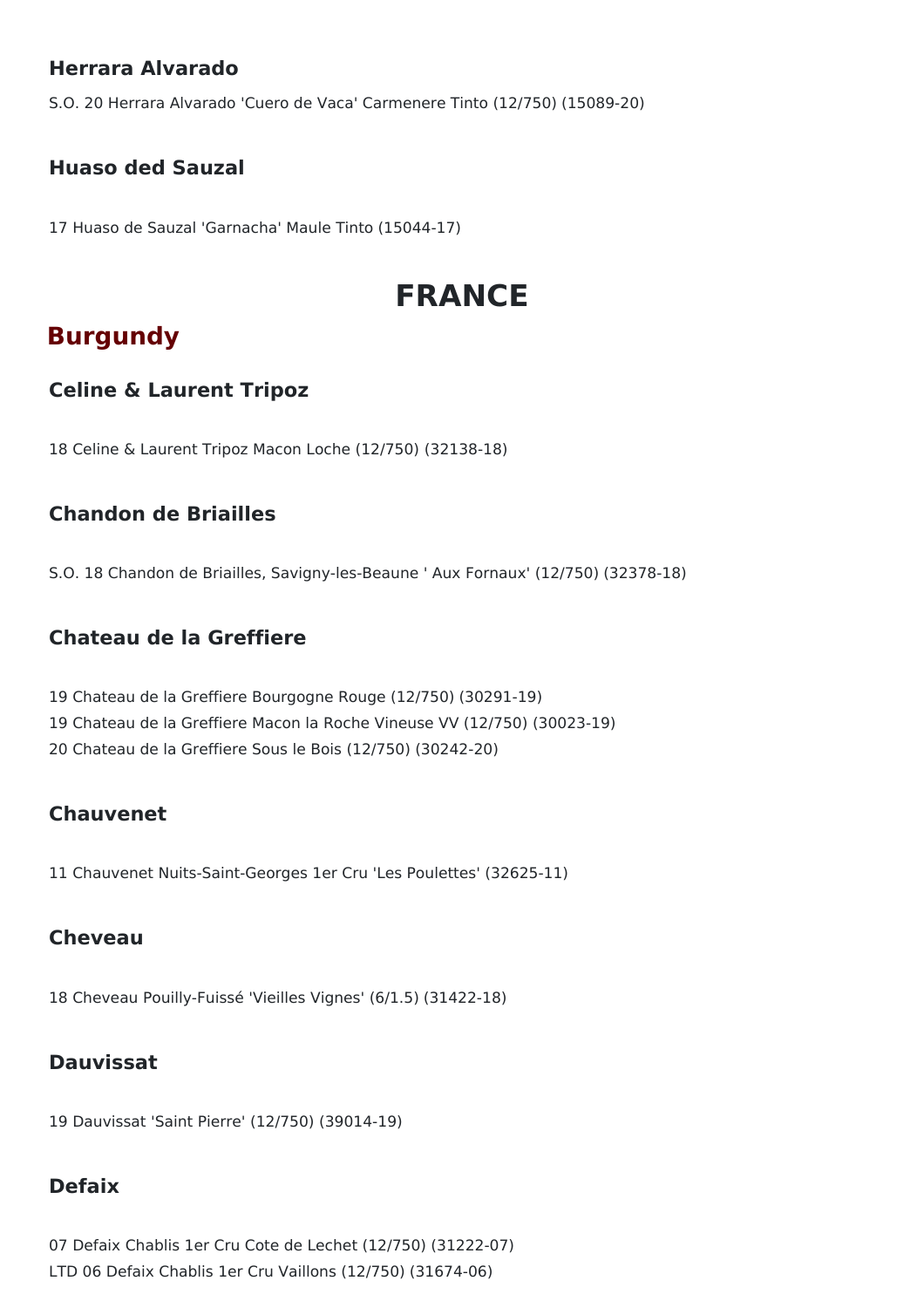### Herrara Alvarado

S.O. 20 Herrara Alvarado 'Cuero de Vaca' Carmenere Tinto (12/750) (15089-20)

### Huaso ded Sauzal

17 Huaso de Sauzal 'Garnacha' Maule Tinto (15044-17)

# FRANCE

## Burgundy

### Celine & Laurent Tripoz

18 Celine & Laurent Tripoz Macon Loche (12/750) (32138-18)

### Chandon de Briailles

S.O. 18 Chandon de Briailles, Savigny-les-Beaune ' Aux Fornaux' (12/750) (32378-18)

### Chateau de la Greffiere

19 Chateau de la Greffiere Bourgogne Rouge (12/750) (30291-19)
19 Chateau de la Greffiere Macon la Roche Vineuse VV (12/750) (30023-19)
20 Chateau de la Greffiere Sous le Bois (12/750) (30242-20)

### Chauvenet

11 Chauvenet Nuits-Saint-Georges 1er Cru 'Les Poulettes' (32625-11)

### Cheveau

18 Cheveau Pouilly-Fuissé 'Vieilles Vignes' (6/1.5) (31422-18)

### Dauvissat

19 Dauvissat 'Saint Pierre' (12/750) (39014-19)

### Defaix

07 Defaix Chablis 1er Cru Cote de Lechet (12/750) (31222-07)
LTD 06 Defaix Chablis 1er Cru Vaillons (12/750) (31674-06)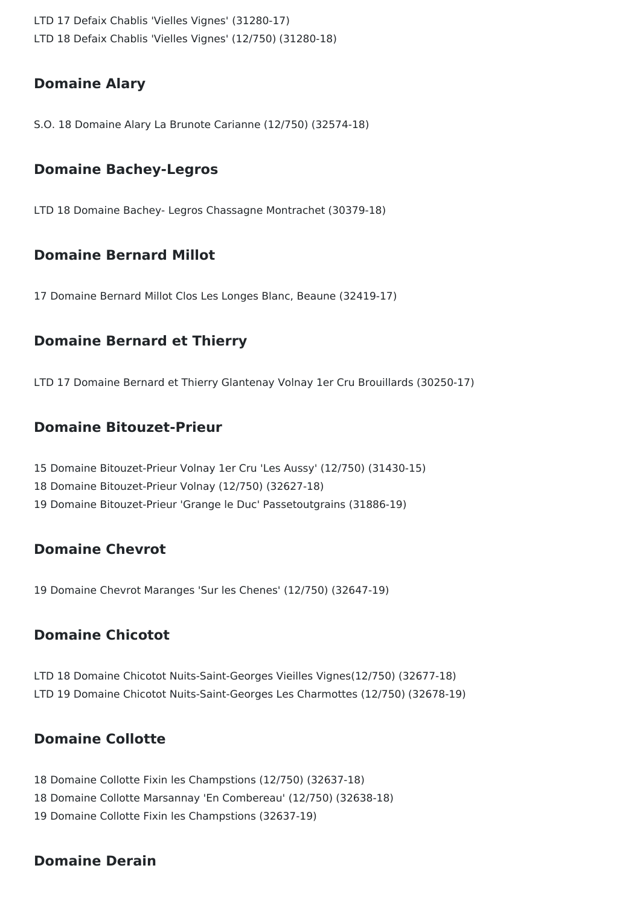LTD 17 Defaix Chablis 'Vielles Vignes' (31280-17)
LTD 18 Defaix Chablis 'Vielles Vignes' (12/750) (31280-18)

## Domaine Alary

S.O. 18 Domaine Alary La Brunote Carianne (12/750) (32574-18)

## Domaine Bachey-Legros

LTD 18 Domaine Bachey- Legros Chassagne Montrachet (30379-18)

## Domaine Bernard Millot

17 Domaine Bernard Millot Clos Les Longes Blanc, Beaune (32419-17)

## Domaine Bernard et Thierry

LTD 17 Domaine Bernard et Thierry Glantenay Volnay 1er Cru Brouillards (30250-17)

## Domaine Bitouzet-Prieur

15 Domaine Bitouzet-Prieur Volnay 1er Cru 'Les Aussy' (12/750) (31430-15)
18 Domaine Bitouzet-Prieur Volnay (12/750) (32627-18)
19 Domaine Bitouzet-Prieur 'Grange le Duc' Passetoutgrains (31886-19)

## Domaine Chevrot

19 Domaine Chevrot Maranges 'Sur les Chenes' (12/750) (32647-19)

## Domaine Chicotot

LTD 18 Domaine Chicotot Nuits-Saint-Georges Vieilles Vignes(12/750) (32677-18)
LTD 19 Domaine Chicotot Nuits-Saint-Georges Les Charmottes (12/750) (32678-19)

## Domaine Collotte

18 Domaine Collotte Fixin les Champstions (12/750) (32637-18)
18 Domaine Collotte Marsannay 'En Combereau' (12/750) (32638-18)
19 Domaine Collotte Fixin les Champstions (32637-19)

## Domaine Derain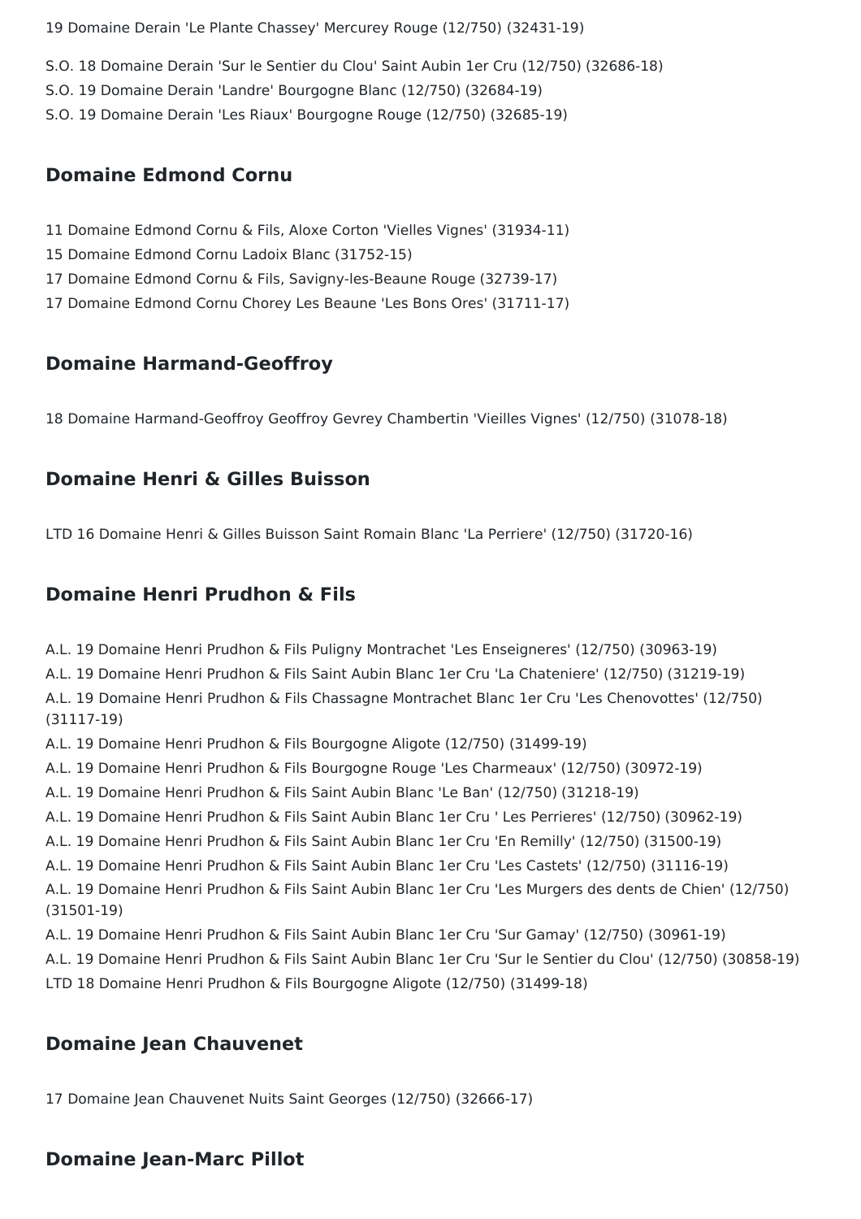19 Domaine Derain 'Le Plante Chassey' Mercurey Rouge (12/750) (32431-19)

S.O. 18 Domaine Derain 'Sur le Sentier du Clou' Saint Aubin 1er Cru (12/750) (32686-18)
S.O. 19 Domaine Derain 'Landre' Bourgogne Blanc (12/750) (32684-19)
S.O. 19 Domaine Derain 'Les Riaux' Bourgogne Rouge (12/750) (32685-19)

## Domaine Edmond Cornu

11 Domaine Edmond Cornu & Fils, Aloxe Corton 'Vielles Vignes' (31934-11)
15 Domaine Edmond Cornu Ladoix Blanc (31752-15)
17 Domaine Edmond Cornu & Fils, Savigny-les-Beaune Rouge (32739-17)
17 Domaine Edmond Cornu Chorey Les Beaune 'Les Bons Ores' (31711-17)

## Domaine Harmand-Geoffroy

18 Domaine Harmand-Geoffroy Geoffroy Gevrey Chambertin 'Vieilles Vignes' (12/750) (31078-18)

## Domaine Henri & Gilles Buisson

LTD 16 Domaine Henri & Gilles Buisson Saint Romain Blanc 'La Perriere' (12/750) (31720-16)

## Domaine Henri Prudhon & Fils

A.L. 19 Domaine Henri Prudhon & Fils Puligny Montrachet 'Les Enseigneres' (12/750) (30963-19)
A.L. 19 Domaine Henri Prudhon & Fils Saint Aubin Blanc 1er Cru 'La Chateniere' (12/750) (31219-19)
A.L. 19 Domaine Henri Prudhon & Fils Chassagne Montrachet Blanc 1er Cru 'Les Chenovottes' (12/750) (31117-19)
A.L. 19 Domaine Henri Prudhon & Fils Bourgogne Aligote (12/750) (31499-19)
A.L. 19 Domaine Henri Prudhon & Fils Bourgogne Rouge 'Les Charmeaux' (12/750) (30972-19)
A.L. 19 Domaine Henri Prudhon & Fils Saint Aubin Blanc 'Le Ban' (12/750) (31218-19)
A.L. 19 Domaine Henri Prudhon & Fils Saint Aubin Blanc 1er Cru ' Les Perrieres' (12/750) (30962-19)
A.L. 19 Domaine Henri Prudhon & Fils Saint Aubin Blanc 1er Cru 'En Remilly' (12/750) (31500-19)
A.L. 19 Domaine Henri Prudhon & Fils Saint Aubin Blanc 1er Cru 'Les Castets' (12/750) (31116-19)
A.L. 19 Domaine Henri Prudhon & Fils Saint Aubin Blanc 1er Cru 'Les Murgers des dents de Chien' (12/750) (31501-19)
A.L. 19 Domaine Henri Prudhon & Fils Saint Aubin Blanc 1er Cru 'Sur Gamay' (12/750) (30961-19)
A.L. 19 Domaine Henri Prudhon & Fils Saint Aubin Blanc 1er Cru 'Sur le Sentier du Clou' (12/750) (30858-19)
LTD 18 Domaine Henri Prudhon & Fils Bourgogne Aligote (12/750) (31499-18)

## Domaine Jean Chauvenet

17 Domaine Jean Chauvenet Nuits Saint Georges (12/750) (32666-17)

## Domaine Jean-Marc Pillot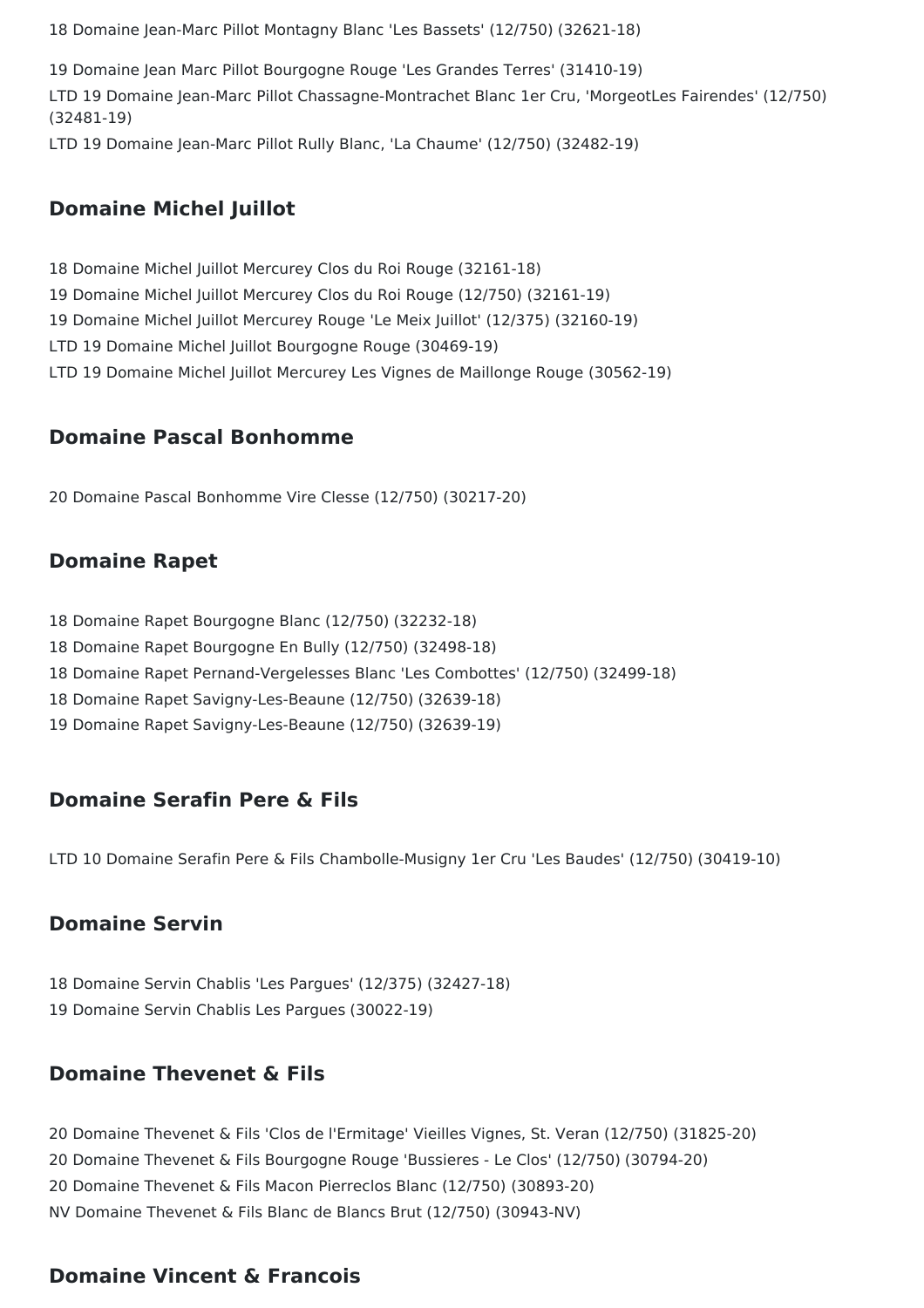18 Domaine Jean-Marc Pillot Montagny Blanc 'Les Bassets' (12/750) (32621-18)

19 Domaine Jean Marc Pillot Bourgogne Rouge 'Les Grandes Terres' (31410-19)
LTD 19 Domaine Jean-Marc Pillot Chassagne-Montrachet Blanc 1er Cru, 'MorgeotLes Fairendes' (12/750) (32481-19)
LTD 19 Domaine Jean-Marc Pillot Rully Blanc, 'La Chaume' (12/750) (32482-19)

## Domaine Michel Juillot

18 Domaine Michel Juillot Mercurey Clos du Roi Rouge (32161-18)
19 Domaine Michel Juillot Mercurey Clos du Roi Rouge (12/750) (32161-19)
19 Domaine Michel Juillot Mercurey Rouge 'Le Meix Juillot' (12/375) (32160-19)
LTD 19 Domaine Michel Juillot Bourgogne Rouge (30469-19)
LTD 19 Domaine Michel Juillot Mercurey Les Vignes de Maillonge Rouge (30562-19)

## Domaine Pascal Bonhomme

20 Domaine Pascal Bonhomme Vire Clesse (12/750) (30217-20)

## Domaine Rapet

18 Domaine Rapet Bourgogne Blanc (12/750) (32232-18)
18 Domaine Rapet Bourgogne En Bully (12/750) (32498-18)
18 Domaine Rapet Pernand-Vergelesses Blanc 'Les Combottes' (12/750) (32499-18)
18 Domaine Rapet Savigny-Les-Beaune (12/750) (32639-18)
19 Domaine Rapet Savigny-Les-Beaune (12/750) (32639-19)

## Domaine Serafin Pere & Fils

LTD 10 Domaine Serafin Pere & Fils Chambolle-Musigny 1er Cru 'Les Baudes' (12/750) (30419-10)

## Domaine Servin

18 Domaine Servin Chablis 'Les Pargues' (12/375) (32427-18)
19 Domaine Servin Chablis Les Pargues (30022-19)

## Domaine Thevenet & Fils

20 Domaine Thevenet & Fils 'Clos de l'Ermitage' Vieilles Vignes, St. Veran (12/750) (31825-20)
20 Domaine Thevenet & Fils Bourgogne Rouge 'Bussieres - Le Clos' (12/750) (30794-20)
20 Domaine Thevenet & Fils Macon Pierreclos Blanc (12/750) (30893-20)
NV Domaine Thevenet & Fils Blanc de Blancs Brut (12/750) (30943-NV)

## Domaine Vincent & Francois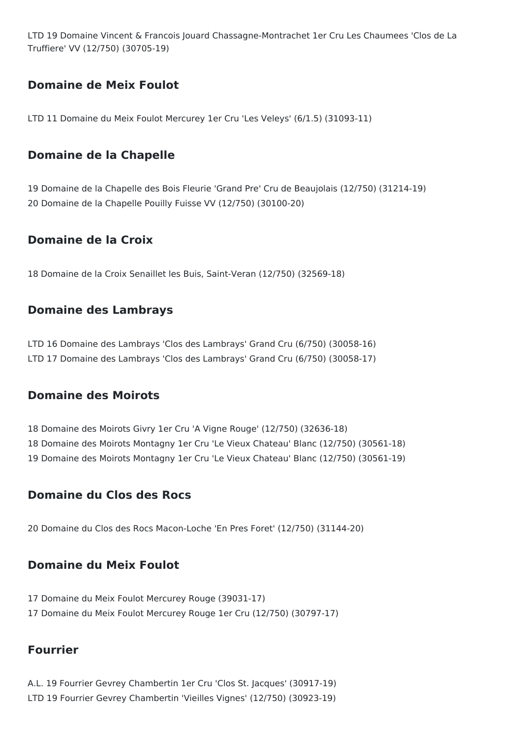LTD 19 Domaine Vincent & Francois Jouard Chassagne-Montrachet 1er Cru Les Chaumees 'Clos de La Truffiere' VV (12/750) (30705-19)

## Domaine de Meix Foulot

LTD 11 Domaine du Meix Foulot Mercurey 1er Cru 'Les Veleys' (6/1.5) (31093-11)

## Domaine de la Chapelle

19 Domaine de la Chapelle des Bois Fleurie 'Grand Pre' Cru de Beaujolais (12/750) (31214-19)
20 Domaine de la Chapelle Pouilly Fuisse VV (12/750) (30100-20)

## Domaine de la Croix

18 Domaine de la Croix Senaillet les Buis, Saint-Veran (12/750) (32569-18)

## Domaine des Lambrays

LTD 16 Domaine des Lambrays 'Clos des Lambrays' Grand Cru (6/750) (30058-16)
LTD 17 Domaine des Lambrays 'Clos des Lambrays' Grand Cru (6/750) (30058-17)

## Domaine des Moirots

18 Domaine des Moirots Givry 1er Cru 'A Vigne Rouge' (12/750) (32636-18)
18 Domaine des Moirots Montagny 1er Cru 'Le Vieux Chateau' Blanc (12/750) (30561-18)
19 Domaine des Moirots Montagny 1er Cru 'Le Vieux Chateau' Blanc (12/750) (30561-19)

## Domaine du Clos des Rocs

20 Domaine du Clos des Rocs Macon-Loche 'En Pres Foret' (12/750) (31144-20)

## Domaine du Meix Foulot

17 Domaine du Meix Foulot Mercurey Rouge (39031-17)
17 Domaine du Meix Foulot Mercurey Rouge 1er Cru (12/750) (30797-17)

## Fourrier

A.L. 19 Fourrier Gevrey Chambertin 1er Cru 'Clos St. Jacques' (30917-19)
LTD 19 Fourrier Gevrey Chambertin 'Vieilles Vignes' (12/750) (30923-19)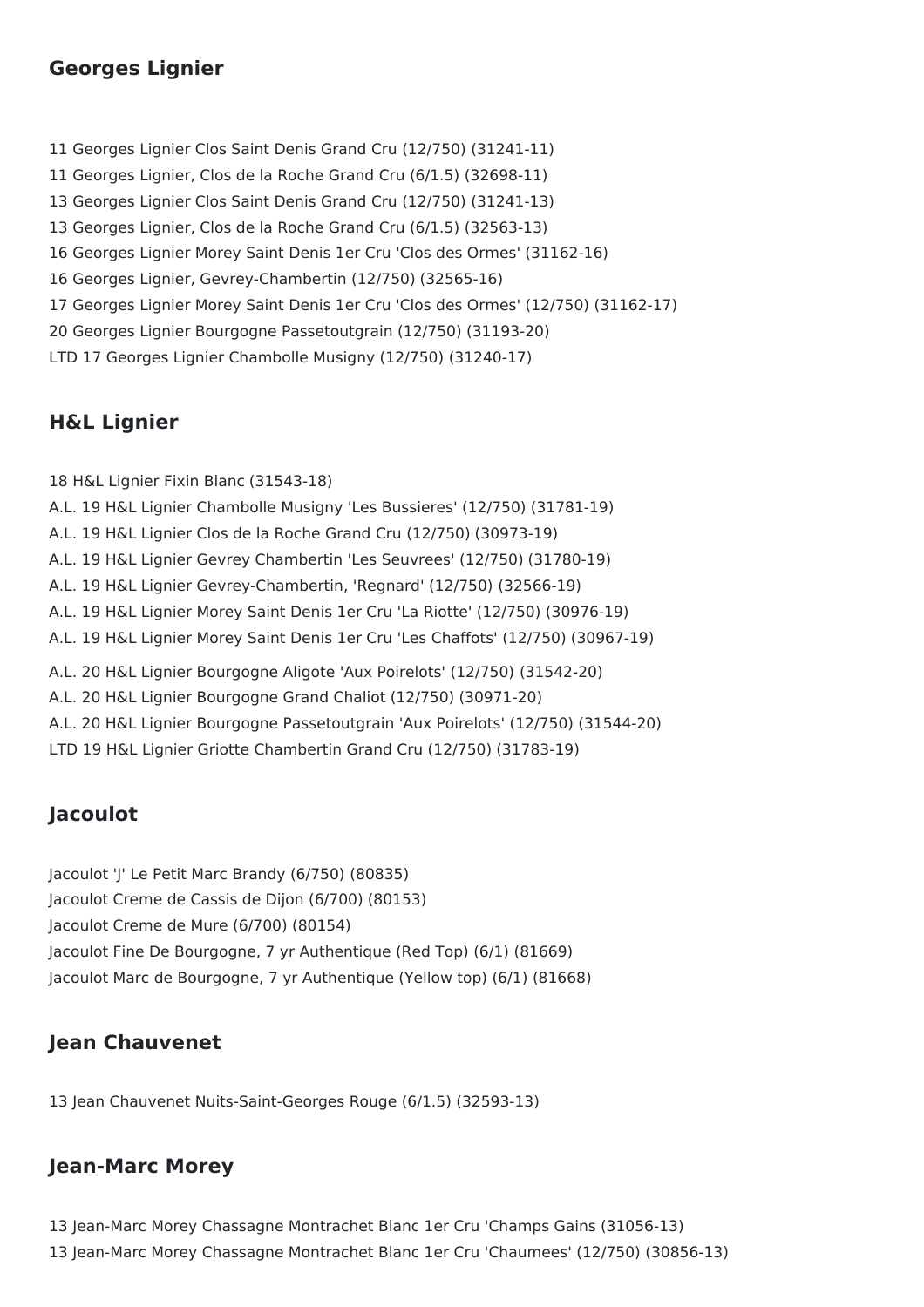## Georges Lignier

11 Georges Lignier Clos Saint Denis Grand Cru (12/750) (31241-11)
11 Georges Lignier, Clos de la Roche Grand Cru (6/1.5) (32698-11)
13 Georges Lignier Clos Saint Denis Grand Cru (12/750) (31241-13)
13 Georges Lignier, Clos de la Roche Grand Cru (6/1.5) (32563-13)
16 Georges Lignier Morey Saint Denis 1er Cru 'Clos des Ormes' (31162-16)
16 Georges Lignier, Gevrey-Chambertin (12/750) (32565-16)
17 Georges Lignier Morey Saint Denis 1er Cru 'Clos des Ormes' (12/750) (31162-17)
20 Georges Lignier Bourgogne Passetoutgrain (12/750) (31193-20)
LTD 17 Georges Lignier Chambolle Musigny (12/750) (31240-17)

## H&L Lignier

18 H&L Lignier Fixin Blanc (31543-18)
A.L. 19 H&L Lignier Chambolle Musigny 'Les Bussieres' (12/750) (31781-19)
A.L. 19 H&L Lignier Clos de la Roche Grand Cru (12/750) (30973-19)
A.L. 19 H&L Lignier Gevrey Chambertin 'Les Seuvrees' (12/750) (31780-19)
A.L. 19 H&L Lignier Gevrey-Chambertin, 'Regnard' (12/750) (32566-19)
A.L. 19 H&L Lignier Morey Saint Denis 1er Cru 'La Riotte' (12/750) (30976-19)
A.L. 19 H&L Lignier Morey Saint Denis 1er Cru 'Les Chaffots' (12/750) (30967-19)
A.L. 20 H&L Lignier Bourgogne Aligote 'Aux Poirelots' (12/750) (31542-20)
A.L. 20 H&L Lignier Bourgogne Grand Chaliot (12/750) (30971-20)
A.L. 20 H&L Lignier Bourgogne Passetoutgrain 'Aux Poirelots' (12/750) (31544-20)
LTD 19 H&L Lignier Griotte Chambertin Grand Cru (12/750) (31783-19)

## Jacoulot

Jacoulot 'J' Le Petit Marc Brandy (6/750) (80835)
Jacoulot Creme de Cassis de Dijon (6/700) (80153)
Jacoulot Creme de Mure (6/700) (80154)
Jacoulot Fine De Bourgogne, 7 yr Authentique (Red Top) (6/1) (81669)
Jacoulot Marc de Bourgogne, 7 yr Authentique (Yellow top) (6/1) (81668)

## Jean Chauvenet

13 Jean Chauvenet Nuits-Saint-Georges Rouge (6/1.5) (32593-13)

## Jean-Marc Morey

13 Jean-Marc Morey Chassagne Montrachet Blanc 1er Cru 'Champs Gains (31056-13)
13 Jean-Marc Morey Chassagne Montrachet Blanc 1er Cru 'Chaumees' (12/750) (30856-13)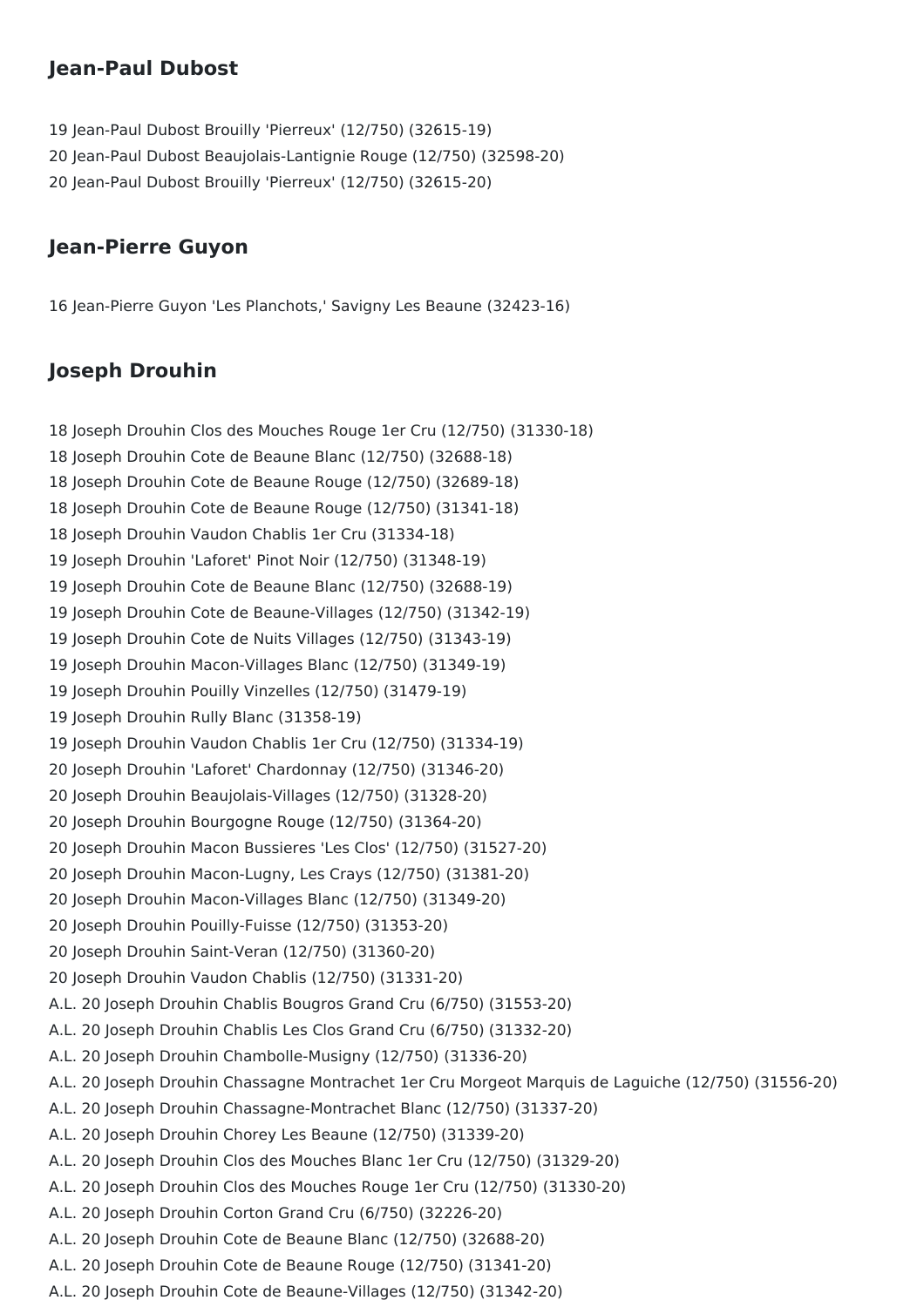## Jean-Paul Dubost

19 Jean-Paul Dubost Brouilly 'Pierreux' (12/750) (32615-19)
20 Jean-Paul Dubost Beaujolais-Lantignie Rouge (12/750) (32598-20)
20 Jean-Paul Dubost Brouilly 'Pierreux' (12/750) (32615-20)

## Jean-Pierre Guyon

16 Jean-Pierre Guyon 'Les Planchots,' Savigny Les Beaune (32423-16)

## Joseph Drouhin

18 Joseph Drouhin Clos des Mouches Rouge 1er Cru (12/750) (31330-18)
18 Joseph Drouhin Cote de Beaune Blanc (12/750) (32688-18)
18 Joseph Drouhin Cote de Beaune Rouge (12/750) (32689-18)
18 Joseph Drouhin Cote de Beaune Rouge (12/750) (31341-18)
18 Joseph Drouhin Vaudon Chablis 1er Cru (31334-18)
19 Joseph Drouhin 'Laforet' Pinot Noir (12/750) (31348-19)
19 Joseph Drouhin Cote de Beaune Blanc (12/750) (32688-19)
19 Joseph Drouhin Cote de Beaune-Villages (12/750) (31342-19)
19 Joseph Drouhin Cote de Nuits Villages (12/750) (31343-19)
19 Joseph Drouhin Macon-Villages Blanc (12/750) (31349-19)
19 Joseph Drouhin Pouilly Vinzelles (12/750) (31479-19)
19 Joseph Drouhin Rully Blanc (31358-19)
19 Joseph Drouhin Vaudon Chablis 1er Cru (12/750) (31334-19)
20 Joseph Drouhin 'Laforet' Chardonnay (12/750) (31346-20)
20 Joseph Drouhin Beaujolais-Villages (12/750) (31328-20)
20 Joseph Drouhin Bourgogne Rouge (12/750) (31364-20)
20 Joseph Drouhin Macon Bussieres 'Les Clos' (12/750) (31527-20)
20 Joseph Drouhin Macon-Lugny, Les Crays (12/750) (31381-20)
20 Joseph Drouhin Macon-Villages Blanc (12/750) (31349-20)
20 Joseph Drouhin Pouilly-Fuisse (12/750) (31353-20)
20 Joseph Drouhin Saint-Veran (12/750) (31360-20)
20 Joseph Drouhin Vaudon Chablis (12/750) (31331-20)
A.L. 20 Joseph Drouhin Chablis Bougros Grand Cru (6/750) (31553-20)
A.L. 20 Joseph Drouhin Chablis Les Clos Grand Cru (6/750) (31332-20)
A.L. 20 Joseph Drouhin Chambolle-Musigny (12/750) (31336-20)
A.L. 20 Joseph Drouhin Chassagne Montrachet 1er Cru Morgeot Marquis de Laguiche (12/750) (31556-20)
A.L. 20 Joseph Drouhin Chassagne-Montrachet Blanc (12/750) (31337-20)
A.L. 20 Joseph Drouhin Chorey Les Beaune (12/750) (31339-20)
A.L. 20 Joseph Drouhin Clos des Mouches Blanc 1er Cru (12/750) (31329-20)
A.L. 20 Joseph Drouhin Clos des Mouches Rouge 1er Cru (12/750) (31330-20)
A.L. 20 Joseph Drouhin Corton Grand Cru (6/750) (32226-20)
A.L. 20 Joseph Drouhin Cote de Beaune Blanc (12/750) (32688-20)
A.L. 20 Joseph Drouhin Cote de Beaune Rouge (12/750) (31341-20)
A.L. 20 Joseph Drouhin Cote de Beaune-Villages (12/750) (31342-20)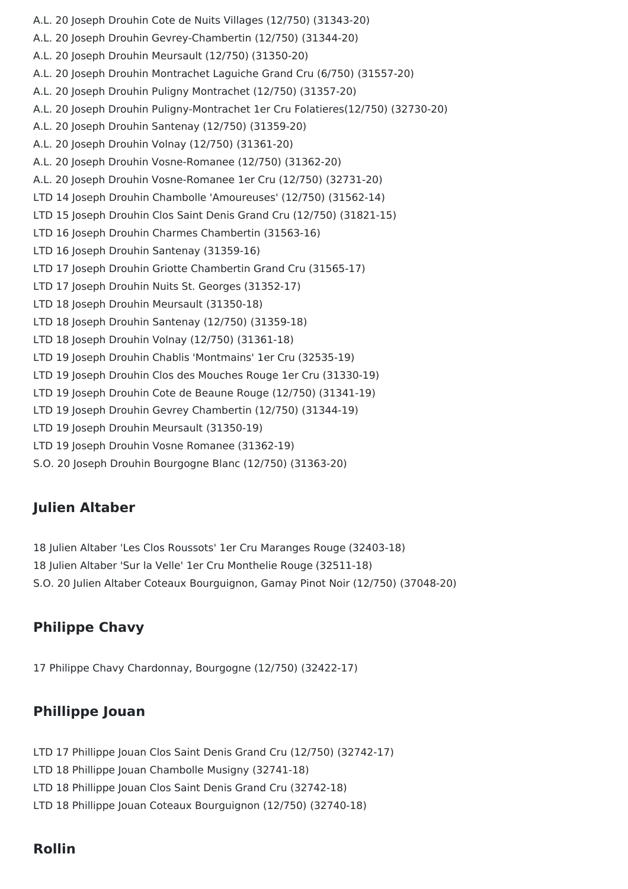A.L. 20 Joseph Drouhin Cote de Nuits Villages (12/750) (31343-20)
A.L. 20 Joseph Drouhin Gevrey-Chambertin (12/750) (31344-20)
A.L. 20 Joseph Drouhin Meursault (12/750) (31350-20)
A.L. 20 Joseph Drouhin Montrachet Laguiche Grand Cru (6/750) (31557-20)
A.L. 20 Joseph Drouhin Puligny Montrachet (12/750) (31357-20)
A.L. 20 Joseph Drouhin Puligny-Montrachet 1er Cru Folatieres(12/750) (32730-20)
A.L. 20 Joseph Drouhin Santenay (12/750) (31359-20)
A.L. 20 Joseph Drouhin Volnay (12/750) (31361-20)
A.L. 20 Joseph Drouhin Vosne-Romanee (12/750) (31362-20)
A.L. 20 Joseph Drouhin Vosne-Romanee 1er Cru (12/750) (32731-20)
LTD 14 Joseph Drouhin Chambolle 'Amoureuses' (12/750) (31562-14)
LTD 15 Joseph Drouhin Clos Saint Denis Grand Cru (12/750) (31821-15)
LTD 16 Joseph Drouhin Charmes Chambertin (31563-16)
LTD 16 Joseph Drouhin Santenay (31359-16)
LTD 17 Joseph Drouhin Griotte Chambertin Grand Cru (31565-17)
LTD 17 Joseph Drouhin Nuits St. Georges (31352-17)
LTD 18 Joseph Drouhin Meursault (31350-18)
LTD 18 Joseph Drouhin Santenay (12/750) (31359-18)
LTD 18 Joseph Drouhin Volnay (12/750) (31361-18)
LTD 19 Joseph Drouhin Chablis 'Montmains' 1er Cru (32535-19)
LTD 19 Joseph Drouhin Clos des Mouches Rouge 1er Cru (31330-19)
LTD 19 Joseph Drouhin Cote de Beaune Rouge (12/750) (31341-19)
LTD 19 Joseph Drouhin Gevrey Chambertin (12/750) (31344-19)
LTD 19 Joseph Drouhin Meursault (31350-19)
LTD 19 Joseph Drouhin Vosne Romanee (31362-19)
S.O. 20 Joseph Drouhin Bourgogne Blanc (12/750) (31363-20)

## Julien Altaber

18 Julien Altaber 'Les Clos Roussots' 1er Cru Maranges Rouge (32403-18)
18 Julien Altaber 'Sur la Velle' 1er Cru Monthelie Rouge (32511-18)
S.O. 20 Julien Altaber Coteaux Bourguignon, Gamay Pinot Noir (12/750) (37048-20)

## Philippe Chavy

17 Philippe Chavy Chardonnay, Bourgogne (12/750) (32422-17)

## Phillippe Jouan

LTD 17 Phillippe Jouan Clos Saint Denis Grand Cru (12/750) (32742-17)
LTD 18 Phillippe Jouan Chambolle Musigny (32741-18)
LTD 18 Phillippe Jouan Clos Saint Denis Grand Cru (32742-18)
LTD 18 Phillippe Jouan Coteaux Bourguignon (12/750) (32740-18)

## Rollin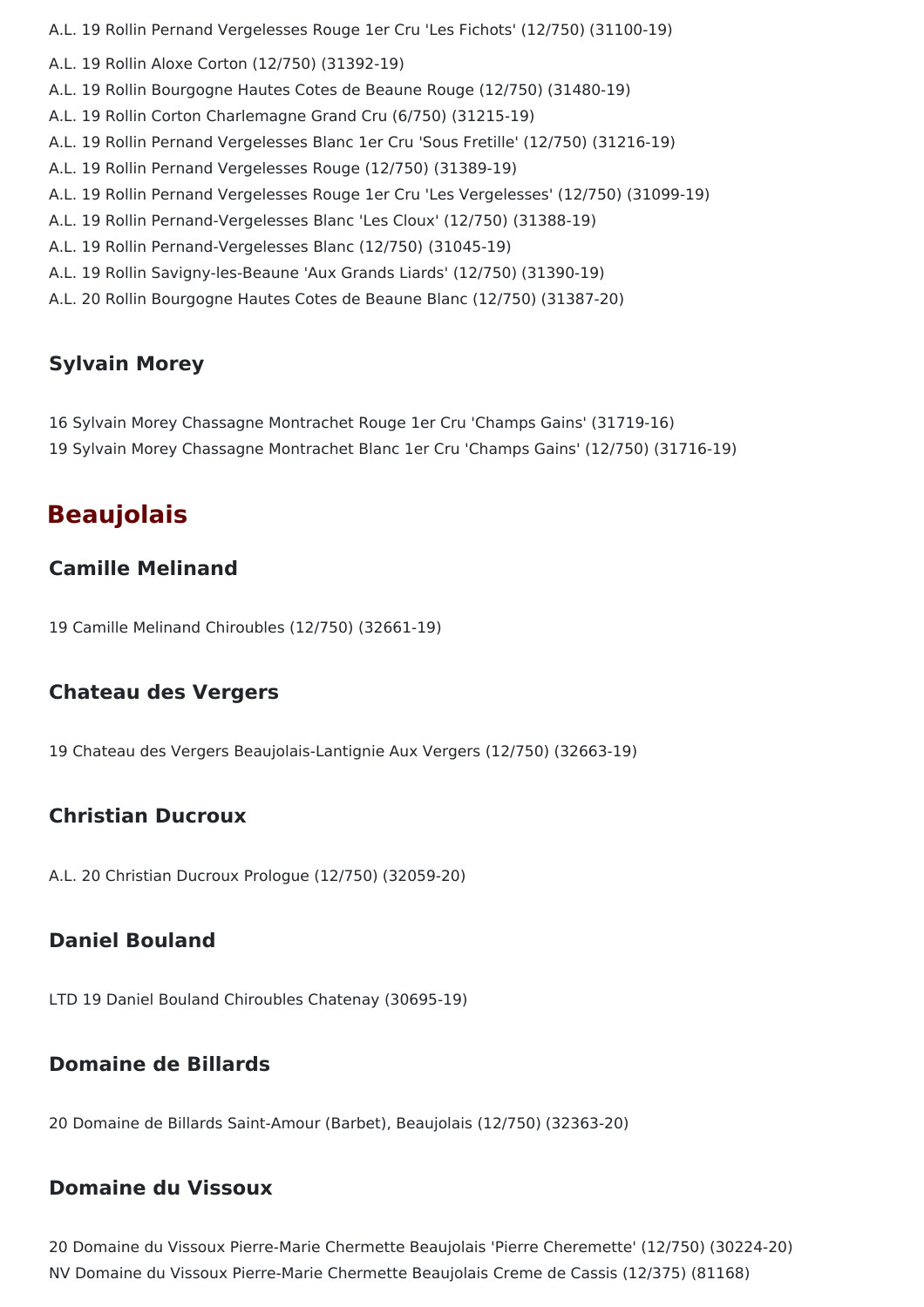A.L. 19 Rollin Pernand Vergelesses Rouge 1er Cru 'Les Fichots' (12/750) (31100-19)

A.L. 19 Rollin Aloxe Corton (12/750) (31392-19)
A.L. 19 Rollin Bourgogne Hautes Cotes de Beaune Rouge (12/750) (31480-19)
A.L. 19 Rollin Corton Charlemagne Grand Cru (6/750) (31215-19)
A.L. 19 Rollin Pernand Vergelesses Blanc 1er Cru 'Sous Fretille' (12/750) (31216-19)
A.L. 19 Rollin Pernand Vergelesses Rouge (12/750) (31389-19)
A.L. 19 Rollin Pernand Vergelesses Rouge 1er Cru 'Les Vergelesses' (12/750) (31099-19)
A.L. 19 Rollin Pernand-Vergelesses Blanc 'Les Cloux' (12/750) (31388-19)
A.L. 19 Rollin Pernand-Vergelesses Blanc (12/750) (31045-19)
A.L. 19 Rollin Savigny-les-Beaune 'Aux Grands Liards' (12/750) (31390-19)
A.L. 20 Rollin Bourgogne Hautes Cotes de Beaune Blanc (12/750) (31387-20)

### Sylvain Morey

16 Sylvain Morey Chassagne Montrachet Rouge 1er Cru 'Champs Gains' (31719-16)
19 Sylvain Morey Chassagne Montrachet Blanc 1er Cru 'Champs Gains' (12/750) (31716-19)

## Beaujolais

### Camille Melinand

19 Camille Melinand Chiroubles (12/750) (32661-19)

### Chateau des Vergers

19 Chateau des Vergers Beaujolais-Lantignie Aux Vergers (12/750) (32663-19)

### Christian Ducroux

A.L. 20 Christian Ducroux Prologue (12/750) (32059-20)

### Daniel Bouland

LTD 19 Daniel Bouland Chiroubles Chatenay (30695-19)

### Domaine de Billards

20 Domaine de Billards Saint-Amour (Barbet), Beaujolais (12/750) (32363-20)

### Domaine du Vissoux

20 Domaine du Vissoux Pierre-Marie Chermette Beaujolais 'Pierre Cheremette' (12/750) (30224-20)
NV Domaine du Vissoux Pierre-Marie Chermette Beaujolais Creme de Cassis (12/375) (81168)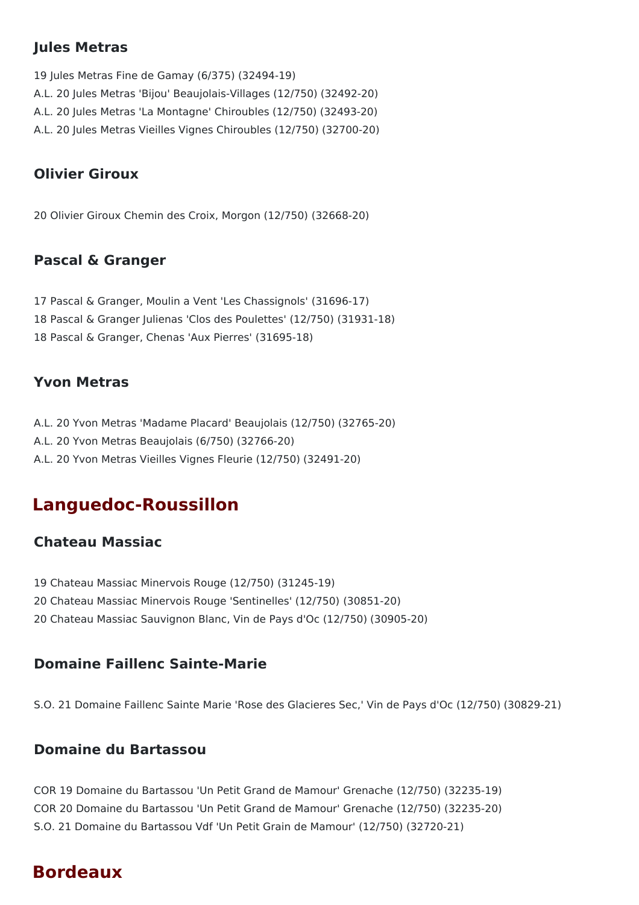### Jules Metras

19 Jules Metras Fine de Gamay (6/375) (32494-19)
A.L. 20 Jules Metras 'Bijou' Beaujolais-Villages (12/750) (32492-20)
A.L. 20 Jules Metras 'La Montagne' Chiroubles (12/750) (32493-20)
A.L. 20 Jules Metras Vieilles Vignes Chiroubles (12/750) (32700-20)

### Olivier Giroux

20 Olivier Giroux Chemin des Croix, Morgon (12/750) (32668-20)

### Pascal & Granger

17 Pascal & Granger, Moulin a Vent 'Les Chassignols' (31696-17)
18 Pascal & Granger Julienas 'Clos des Poulettes' (12/750) (31931-18)
18 Pascal & Granger, Chenas 'Aux Pierres' (31695-18)

### Yvon Metras

A.L. 20 Yvon Metras 'Madame Placard' Beaujolais (12/750) (32765-20)
A.L. 20 Yvon Metras Beaujolais (6/750) (32766-20)
A.L. 20 Yvon Metras Vieilles Vignes Fleurie (12/750) (32491-20)

## Languedoc-Roussillon

### Chateau Massiac

19 Chateau Massiac Minervois Rouge (12/750) (31245-19)
20 Chateau Massiac Minervois Rouge 'Sentinelles' (12/750) (30851-20)
20 Chateau Massiac Sauvignon Blanc, Vin de Pays d'Oc (12/750) (30905-20)

### Domaine Faillenc Sainte-Marie

S.O. 21 Domaine Faillenc Sainte Marie 'Rose des Glacieres Sec,' Vin de Pays d'Oc (12/750) (30829-21)

### Domaine du Bartassou

COR 19 Domaine du Bartassou 'Un Petit Grand de Mamour' Grenache (12/750) (32235-19)
COR 20 Domaine du Bartassou 'Un Petit Grand de Mamour' Grenache (12/750) (32235-20)
S.O. 21 Domaine du Bartassou Vdf 'Un Petit Grain de Mamour' (12/750) (32720-21)

## Bordeaux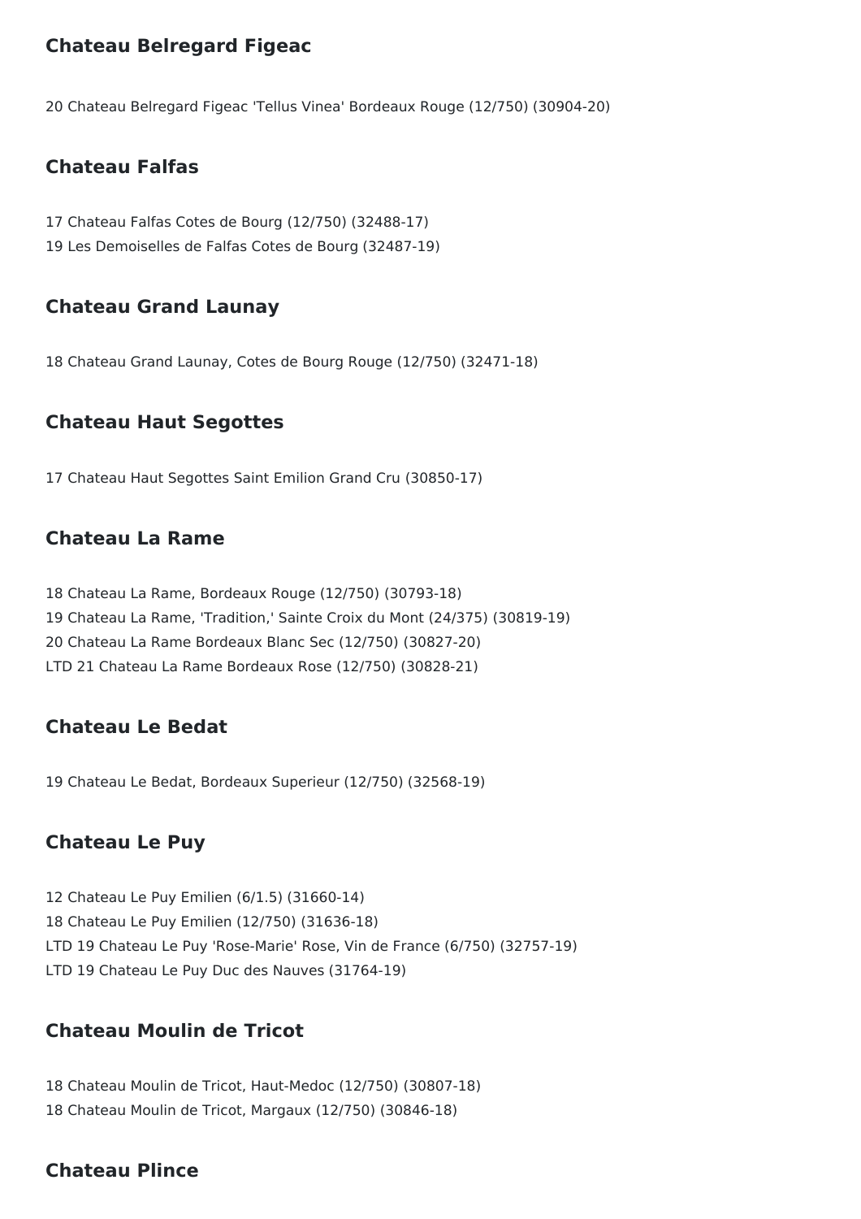## Chateau Belregard Figeac

20 Chateau Belregard Figeac 'Tellus Vinea' Bordeaux Rouge (12/750) (30904-20)

## Chateau Falfas

17 Chateau Falfas Cotes de Bourg (12/750) (32488-17)
19 Les Demoiselles de Falfas Cotes de Bourg (32487-19)

## Chateau Grand Launay

18 Chateau Grand Launay, Cotes de Bourg Rouge (12/750) (32471-18)

## Chateau Haut Segottes

17 Chateau Haut Segottes Saint Emilion Grand Cru (30850-17)

## Chateau La Rame

18 Chateau La Rame, Bordeaux Rouge (12/750) (30793-18)
19 Chateau La Rame, 'Tradition,' Sainte Croix du Mont (24/375) (30819-19)
20 Chateau La Rame Bordeaux Blanc Sec (12/750) (30827-20)
LTD 21 Chateau La Rame Bordeaux Rose (12/750) (30828-21)

## Chateau Le Bedat

19 Chateau Le Bedat, Bordeaux Superieur (12/750) (32568-19)

## Chateau Le Puy

12 Chateau Le Puy Emilien (6/1.5) (31660-14)
18 Chateau Le Puy Emilien (12/750) (31636-18)
LTD 19 Chateau Le Puy 'Rose-Marie' Rose, Vin de France (6/750) (32757-19)
LTD 19 Chateau Le Puy Duc des Nauves (31764-19)

## Chateau Moulin de Tricot

18 Chateau Moulin de Tricot, Haut-Medoc (12/750) (30807-18)
18 Chateau Moulin de Tricot, Margaux (12/750) (30846-18)

## Chateau Plince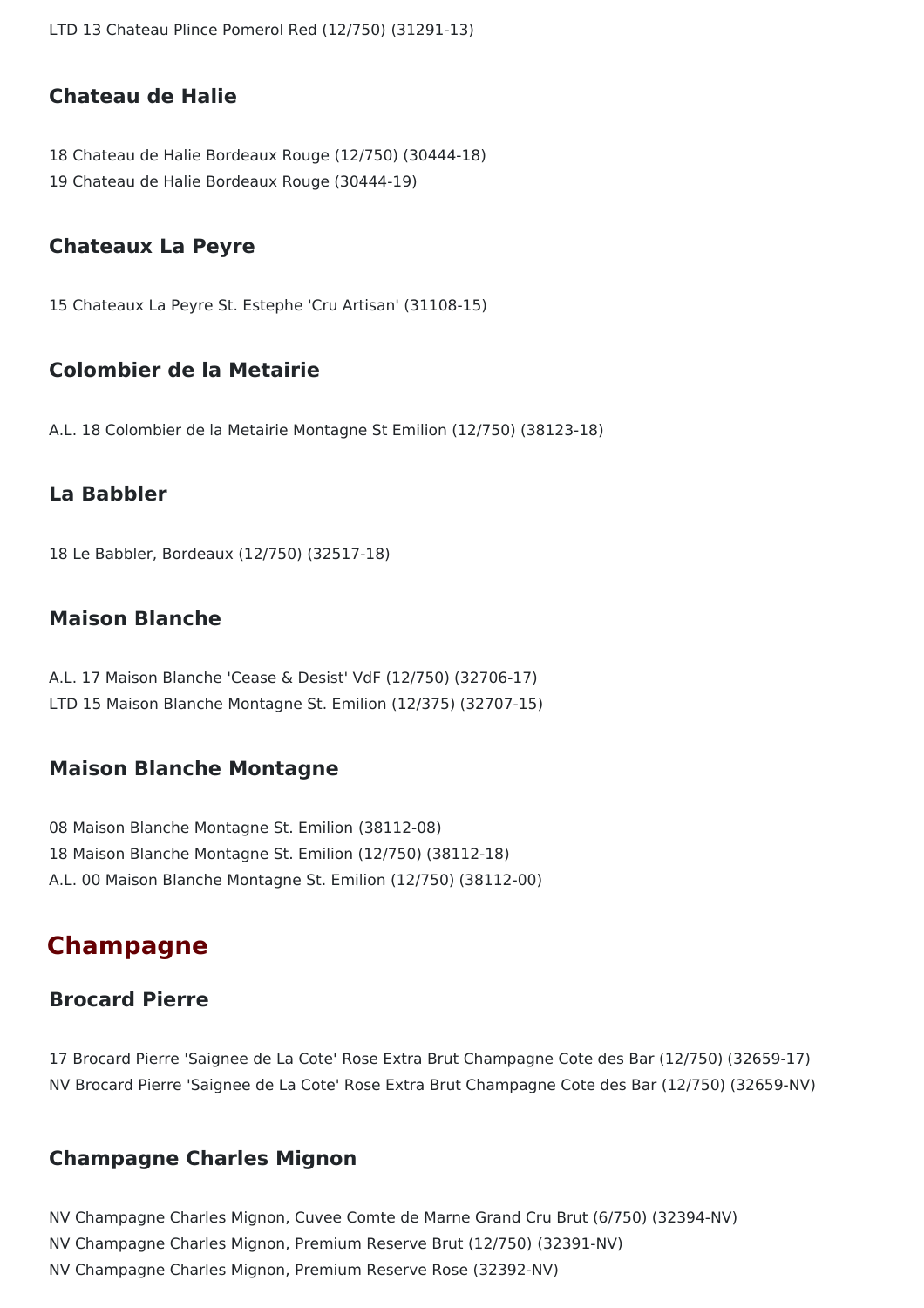LTD 13 Chateau Plince Pomerol Red (12/750) (31291-13)

### Chateau de Halie

18 Chateau de Halie Bordeaux Rouge (12/750) (30444-18)
19 Chateau de Halie Bordeaux Rouge (30444-19)

### Chateaux La Peyre

15 Chateaux La Peyre St. Estephe 'Cru Artisan' (31108-15)

### Colombier de la Metairie

A.L. 18 Colombier de la Metairie Montagne St Emilion (12/750) (38123-18)

### La Babbler

18 Le Babbler, Bordeaux (12/750) (32517-18)

### Maison Blanche

A.L. 17 Maison Blanche 'Cease & Desist' VdF (12/750) (32706-17)
LTD 15 Maison Blanche Montagne St. Emilion (12/375) (32707-15)

### Maison Blanche Montagne

08 Maison Blanche Montagne St. Emilion (38112-08)
18 Maison Blanche Montagne St. Emilion (12/750) (38112-18)
A.L. 00 Maison Blanche Montagne St. Emilion (12/750) (38112-00)

## Champagne

### Brocard Pierre

17 Brocard Pierre 'Saignee de La Cote' Rose Extra Brut Champagne Cote des Bar (12/750) (32659-17)
NV Brocard Pierre 'Saignee de La Cote' Rose Extra Brut Champagne Cote des Bar (12/750) (32659-NV)

### Champagne Charles Mignon

NV Champagne Charles Mignon, Cuvee Comte de Marne Grand Cru Brut (6/750) (32394-NV)
NV Champagne Charles Mignon, Premium Reserve Brut (12/750) (32391-NV)
NV Champagne Charles Mignon, Premium Reserve Rose (32392-NV)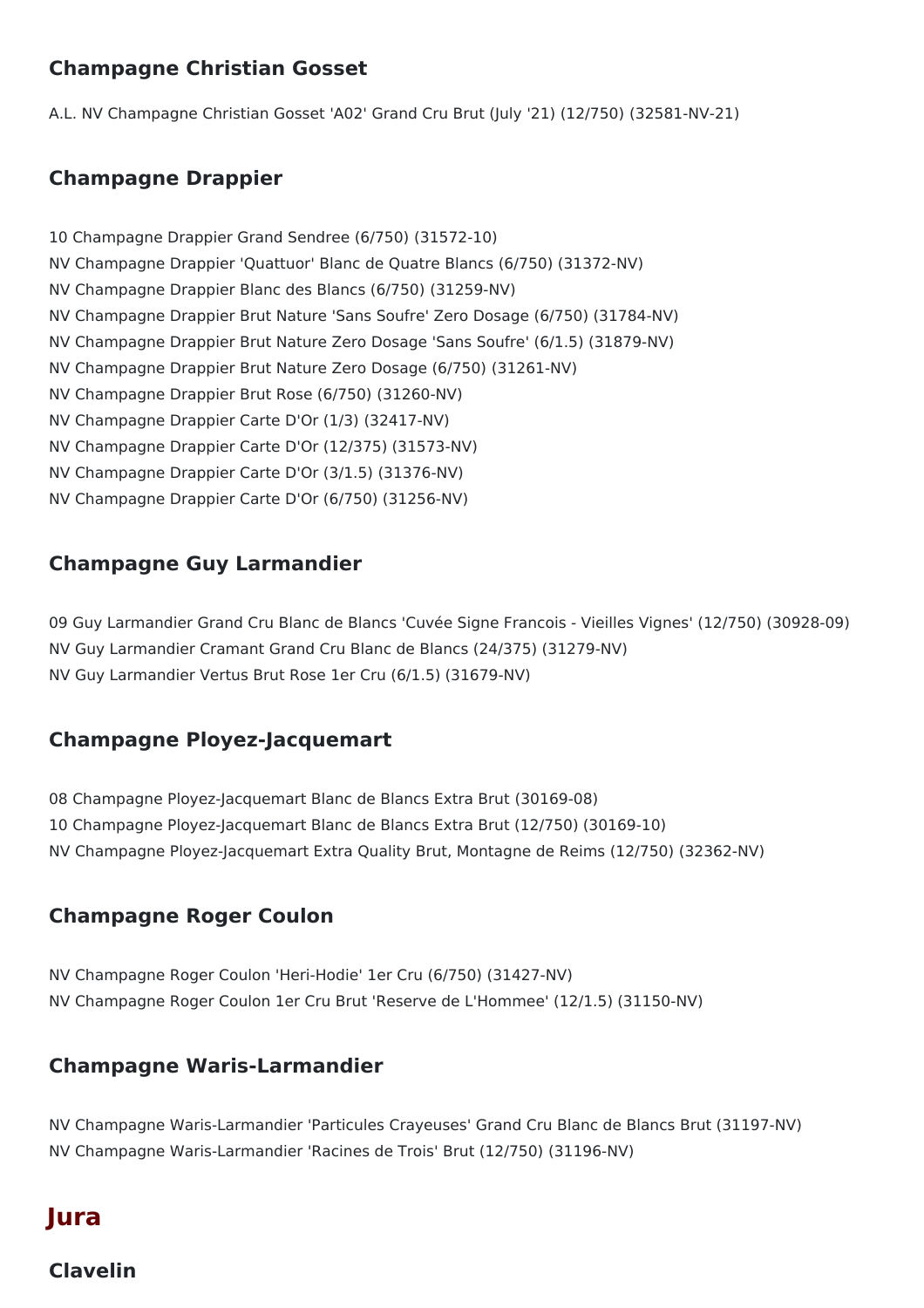### Champagne Christian Gosset

A.L. NV Champagne Christian Gosset 'A02' Grand Cru Brut (July '21) (12/750) (32581-NV-21)

### Champagne Drappier

10 Champagne Drappier Grand Sendree (6/750) (31572-10)
NV Champagne Drappier 'Quattuor' Blanc de Quatre Blancs (6/750) (31372-NV)
NV Champagne Drappier Blanc des Blancs (6/750) (31259-NV)
NV Champagne Drappier Brut Nature 'Sans Soufre' Zero Dosage (6/750) (31784-NV)
NV Champagne Drappier Brut Nature Zero Dosage 'Sans Soufre' (6/1.5) (31879-NV)
NV Champagne Drappier Brut Nature Zero Dosage (6/750) (31261-NV)
NV Champagne Drappier Brut Rose (6/750) (31260-NV)
NV Champagne Drappier Carte D'Or (1/3) (32417-NV)
NV Champagne Drappier Carte D'Or (12/375) (31573-NV)
NV Champagne Drappier Carte D'Or (3/1.5) (31376-NV)
NV Champagne Drappier Carte D'Or (6/750) (31256-NV)

### Champagne Guy Larmandier

09 Guy Larmandier Grand Cru Blanc de Blancs 'Cuvée Signe Francois - Vieilles Vignes' (12/750) (30928-09)
NV Guy Larmandier Cramant Grand Cru Blanc de Blancs (24/375) (31279-NV)
NV Guy Larmandier Vertus Brut Rose 1er Cru (6/1.5) (31679-NV)

### Champagne Ployez-Jacquemart

08 Champagne Ployez-Jacquemart Blanc de Blancs Extra Brut (30169-08)
10 Champagne Ployez-Jacquemart Blanc de Blancs Extra Brut (12/750) (30169-10)
NV Champagne Ployez-Jacquemart Extra Quality Brut, Montagne de Reims (12/750) (32362-NV)

### Champagne Roger Coulon

NV Champagne Roger Coulon 'Heri-Hodie' 1er Cru (6/750) (31427-NV)
NV Champagne Roger Coulon 1er Cru Brut 'Reserve de L'Hommee' (12/1.5) (31150-NV)

### Champagne Waris-Larmandier

NV Champagne Waris-Larmandier 'Particules Crayeuses' Grand Cru Blanc de Blancs Brut (31197-NV)
NV Champagne Waris-Larmandier 'Racines de Trois' Brut (12/750) (31196-NV)

## Jura

### Clavelin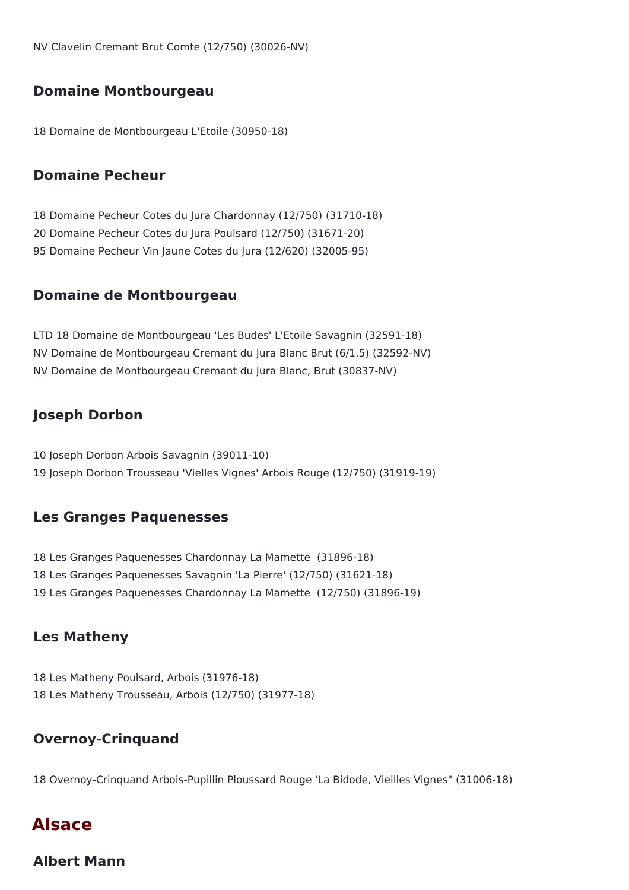NV Clavelin Cremant Brut Comte (12/750) (30026-NV)

### Domaine Montbourgeau

18 Domaine de Montbourgeau L'Etoile (30950-18)

### Domaine Pecheur

18 Domaine Pecheur Cotes du Jura Chardonnay (12/750) (31710-18)
20 Domaine Pecheur Cotes du Jura Poulsard (12/750) (31671-20)
95 Domaine Pecheur Vin Jaune Cotes du Jura (12/620) (32005-95)

### Domaine de Montbourgeau

LTD 18 Domaine de Montbourgeau 'Les Budes' L'Etoile Savagnin (32591-18)
NV Domaine de Montbourgeau Cremant du Jura Blanc Brut (6/1.5) (32592-NV)
NV Domaine de Montbourgeau Cremant du Jura Blanc, Brut (30837-NV)

### Joseph Dorbon

10 Joseph Dorbon Arbois Savagnin (39011-10)
19 Joseph Dorbon Trousseau 'Vielles Vignes' Arbois Rouge (12/750) (31919-19)

### Les Granges Paquenesses

18 Les Granges Paquenesses Chardonnay La Mamette (31896-18)
18 Les Granges Paquenesses Savagnin 'La Pierre' (12/750) (31621-18)
19 Les Granges Paquenesses Chardonnay La Mamette (12/750) (31896-19)

### Les Matheny

18 Les Matheny Poulsard, Arbois (31976-18)
18 Les Matheny Trousseau, Arbois (12/750) (31977-18)

### Overnoy-Crinquand

18 Overnoy-Crinquand Arbois-Pupillin Ploussard Rouge 'La Bidode, Vieilles Vignes" (31006-18)

## Alsace

### Albert Mann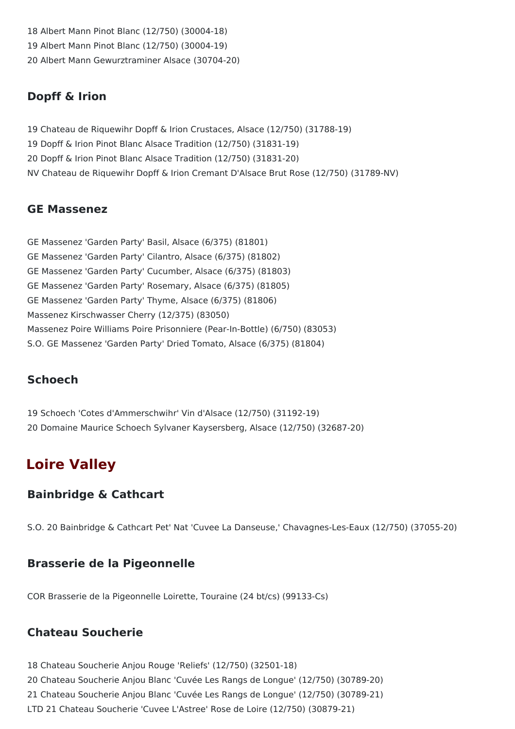18 Albert Mann Pinot Blanc (12/750) (30004-18)
19 Albert Mann Pinot Blanc (12/750) (30004-19)
20 Albert Mann Gewurztraminer Alsace (30704-20)

### Dopff & Irion

19 Chateau de Riquewihr Dopff & Irion Crustaces, Alsace (12/750) (31788-19)
19 Dopff & Irion Pinot Blanc Alsace Tradition (12/750) (31831-19)
20 Dopff & Irion Pinot Blanc Alsace Tradition (12/750) (31831-20)
NV Chateau de Riquewihr Dopff & Irion Cremant D'Alsace Brut Rose (12/750) (31789-NV)

### GE Massenez

GE Massenez 'Garden Party' Basil, Alsace (6/375) (81801)
GE Massenez 'Garden Party' Cilantro, Alsace (6/375) (81802)
GE Massenez 'Garden Party' Cucumber, Alsace (6/375) (81803)
GE Massenez 'Garden Party' Rosemary, Alsace (6/375) (81805)
GE Massenez 'Garden Party' Thyme, Alsace (6/375) (81806)
Massenez Kirschwasser Cherry (12/375) (83050)
Massenez Poire Williams Poire Prisonniere (Pear-In-Bottle) (6/750) (83053)
S.O. GE Massenez 'Garden Party' Dried Tomato, Alsace (6/375) (81804)

### Schoech

19 Schoech 'Cotes d'Ammerschwihr' Vin d'Alsace (12/750) (31192-19)
20 Domaine Maurice Schoech Sylvaner Kaysersberg, Alsace (12/750) (32687-20)

## Loire Valley

### Bainbridge & Cathcart

S.O. 20 Bainbridge & Cathcart Pet' Nat 'Cuvee La Danseuse,' Chavagnes-Les-Eaux (12/750) (37055-20)

### Brasserie de la Pigeonnelle

COR Brasserie de la Pigeonnelle Loirette, Touraine (24 bt/cs) (99133-Cs)

### Chateau Soucherie

18 Chateau Soucherie Anjou Rouge 'Reliefs' (12/750) (32501-18)
20 Chateau Soucherie Anjou Blanc 'Cuvée Les Rangs de Longue' (12/750) (30789-20)
21 Chateau Soucherie Anjou Blanc 'Cuvée Les Rangs de Longue' (12/750) (30789-21)
LTD 21 Chateau Soucherie 'Cuvee L'Astree' Rose de Loire (12/750) (30879-21)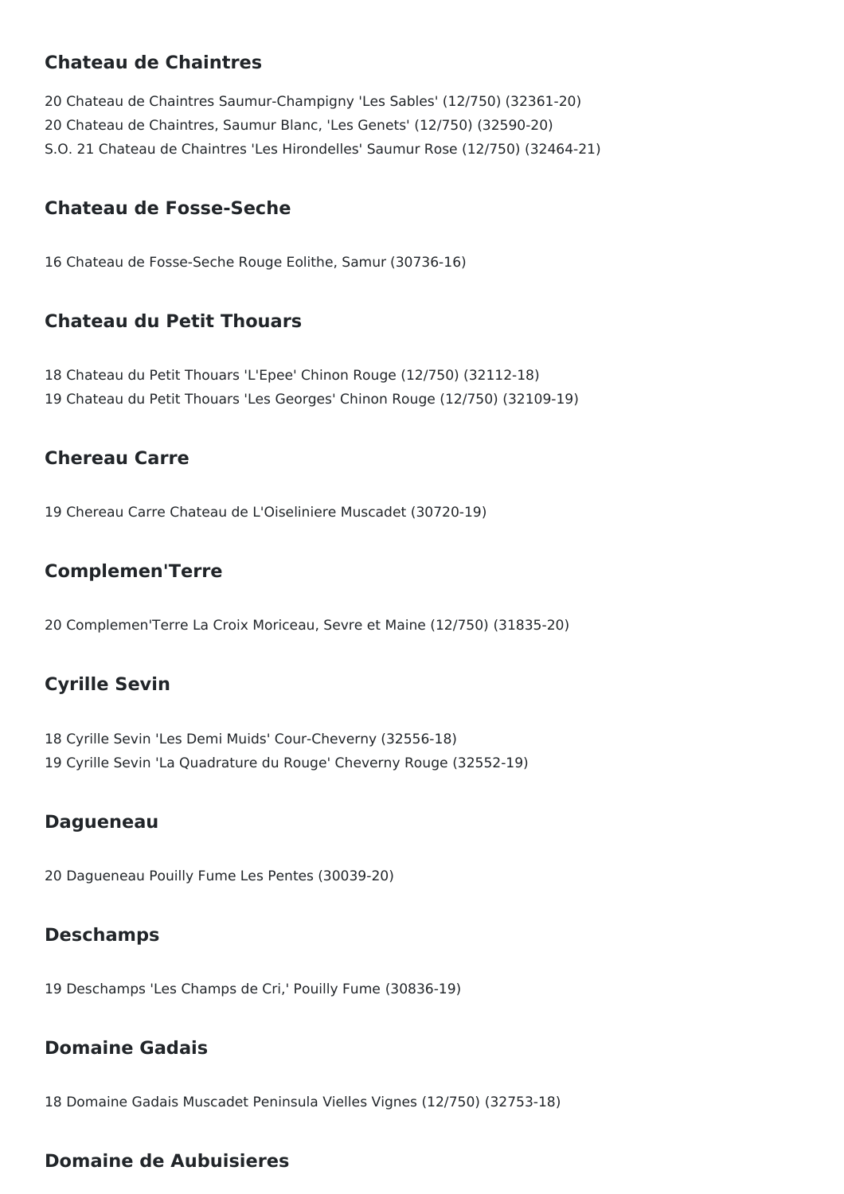### Chateau de Chaintres

20 Chateau de Chaintres Saumur-Champigny 'Les Sables' (12/750) (32361-20)
20 Chateau de Chaintres, Saumur Blanc, 'Les Genets' (12/750) (32590-20)
S.O. 21 Chateau de Chaintres 'Les Hirondelles' Saumur Rose (12/750) (32464-21)

### Chateau de Fosse-Seche

16 Chateau de Fosse-Seche Rouge Eolithe, Samur (30736-16)

### Chateau du Petit Thouars

18 Chateau du Petit Thouars 'L'Epee' Chinon Rouge (12/750) (32112-18)
19 Chateau du Petit Thouars 'Les Georges' Chinon Rouge (12/750) (32109-19)

### Chereau Carre

19 Chereau Carre Chateau de L'Oiseliniere Muscadet (30720-19)

### Complemen'Terre

20 Complemen'Terre La Croix Moriceau, Sevre et Maine (12/750) (31835-20)

### Cyrille Sevin

18 Cyrille Sevin 'Les Demi Muids' Cour-Cheverny (32556-18)
19 Cyrille Sevin 'La Quadrature du Rouge' Cheverny Rouge (32552-19)

### Dagueneau

20 Dagueneau Pouilly Fume Les Pentes (30039-20)

### Deschamps

19 Deschamps 'Les Champs de Cri,' Pouilly Fume (30836-19)

### Domaine Gadais

18 Domaine Gadais Muscadet Peninsula Vielles Vignes (12/750) (32753-18)

### Domaine de Aubuisieres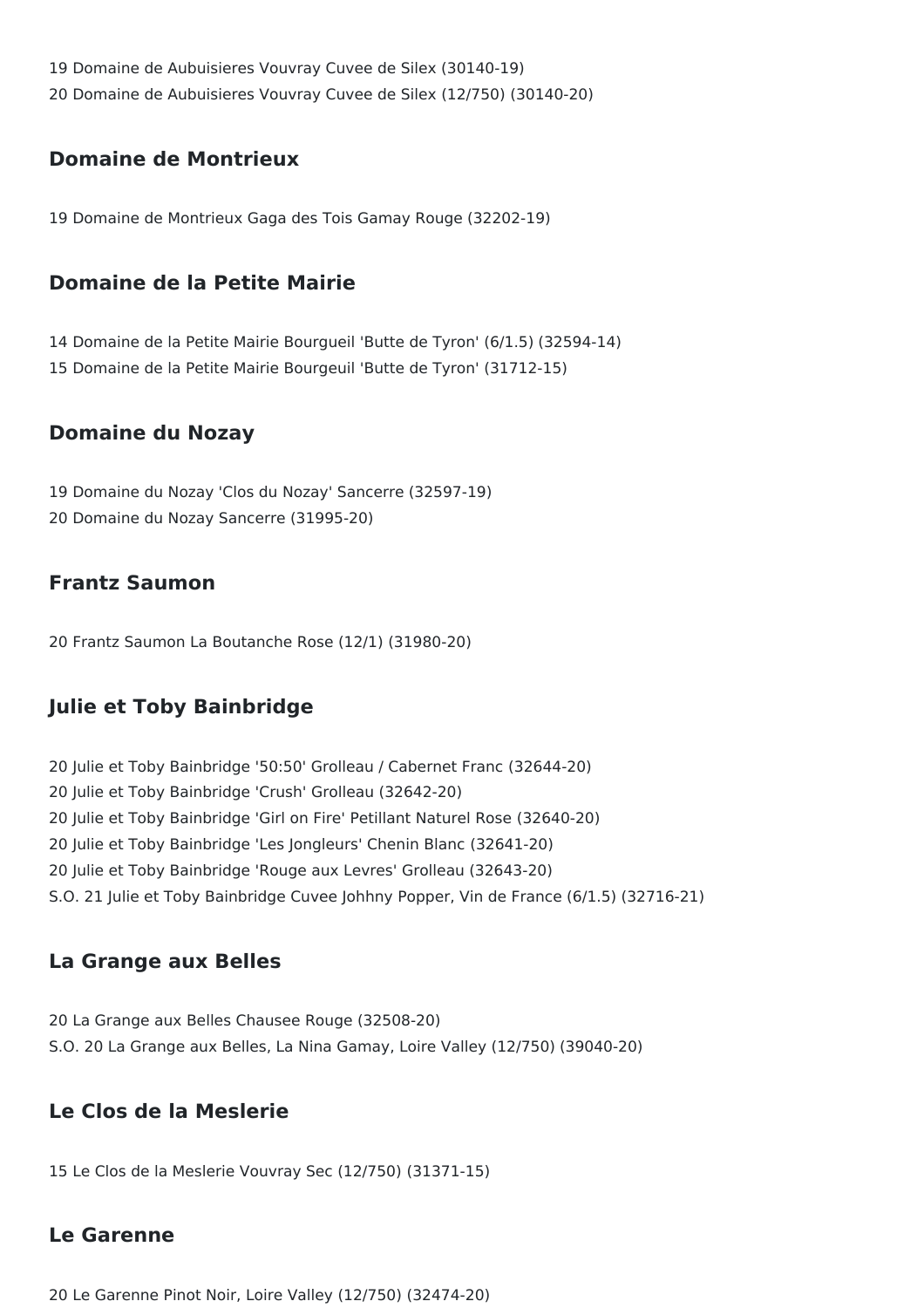19 Domaine de Aubuisieres Vouvray Cuvee de Silex (30140-19)
20 Domaine de Aubuisieres Vouvray Cuvee de Silex (12/750) (30140-20)

### Domaine de Montrieux

19 Domaine de Montrieux Gaga des Tois Gamay Rouge (32202-19)

### Domaine de la Petite Mairie

14 Domaine de la Petite Mairie Bourgueil 'Butte de Tyron' (6/1.5) (32594-14)
15 Domaine de la Petite Mairie Bourgeuil 'Butte de Tyron' (31712-15)

### Domaine du Nozay

19 Domaine du Nozay 'Clos du Nozay' Sancerre (32597-19)
20 Domaine du Nozay Sancerre (31995-20)

### Frantz Saumon

20 Frantz Saumon La Boutanche Rose (12/1) (31980-20)

### Julie et Toby Bainbridge

20 Julie et Toby Bainbridge '50:50' Grolleau / Cabernet Franc (32644-20)
20 Julie et Toby Bainbridge 'Crush' Grolleau (32642-20)
20 Julie et Toby Bainbridge 'Girl on Fire' Petillant Naturel Rose (32640-20)
20 Julie et Toby Bainbridge 'Les Jongleurs' Chenin Blanc (32641-20)
20 Julie et Toby Bainbridge 'Rouge aux Levres' Grolleau (32643-20)
S.O. 21 Julie et Toby Bainbridge Cuvee Johhny Popper, Vin de France (6/1.5) (32716-21)

### La Grange aux Belles

20 La Grange aux Belles Chausee Rouge (32508-20)
S.O. 20 La Grange aux Belles, La Nina Gamay, Loire Valley (12/750) (39040-20)

### Le Clos de la Meslerie

15 Le Clos de la Meslerie Vouvray Sec (12/750) (31371-15)

### Le Garenne

20 Le Garenne Pinot Noir, Loire Valley (12/750) (32474-20)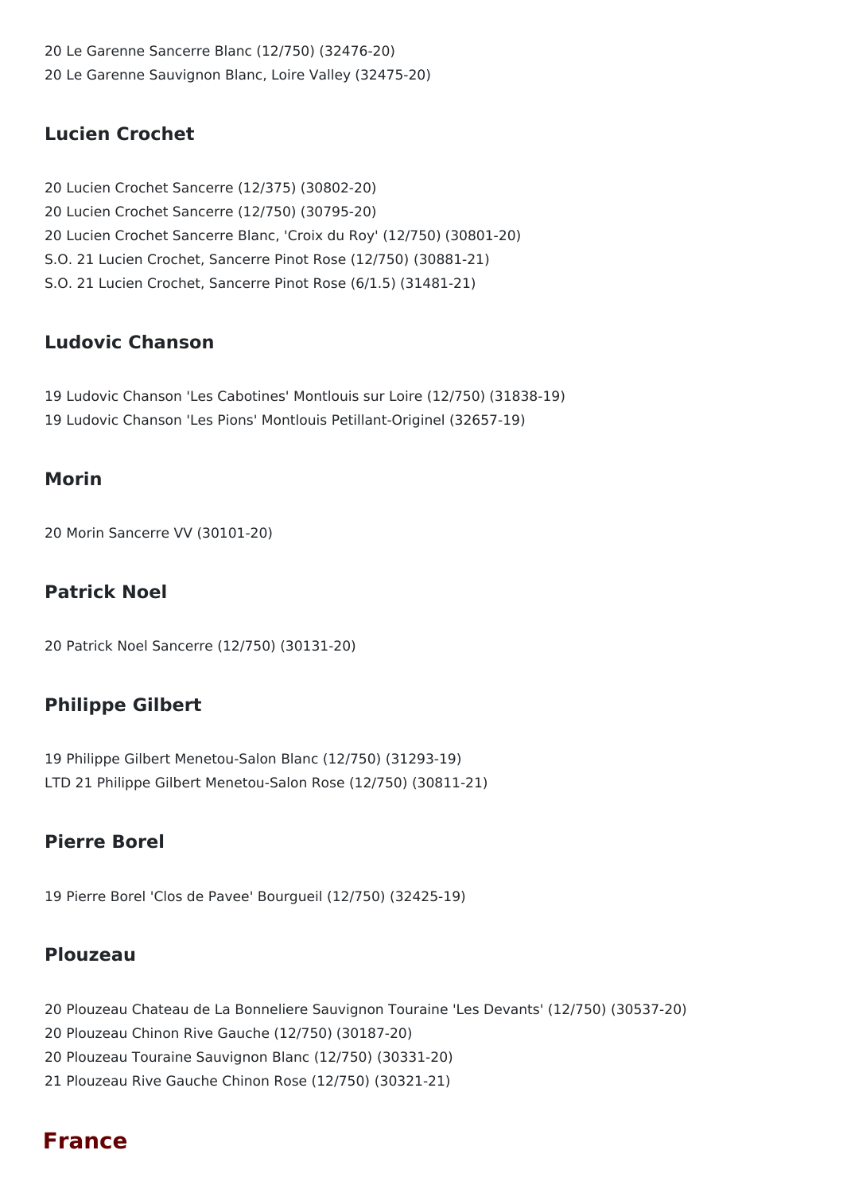20 Le Garenne Sancerre Blanc (12/750) (32476-20)
20 Le Garenne Sauvignon Blanc, Loire Valley (32475-20)

### Lucien Crochet

20 Lucien Crochet Sancerre (12/375) (30802-20)
20 Lucien Crochet Sancerre (12/750) (30795-20)
20 Lucien Crochet Sancerre Blanc, 'Croix du Roy' (12/750) (30801-20)
S.O. 21 Lucien Crochet, Sancerre Pinot Rose (12/750) (30881-21)
S.O. 21 Lucien Crochet, Sancerre Pinot Rose (6/1.5) (31481-21)

### Ludovic Chanson

19 Ludovic Chanson 'Les Cabotines' Montlouis sur Loire (12/750) (31838-19)
19 Ludovic Chanson 'Les Pions' Montlouis Petillant-Originel (32657-19)

### Morin

20 Morin Sancerre VV (30101-20)

### Patrick Noel

20 Patrick Noel Sancerre (12/750) (30131-20)

### Philippe Gilbert

19 Philippe Gilbert Menetou-Salon Blanc (12/750) (31293-19)
LTD 21 Philippe Gilbert Menetou-Salon Rose (12/750) (30811-21)

### Pierre Borel

19 Pierre Borel 'Clos de Pavee' Bourgueil (12/750) (32425-19)

### Plouzeau

20 Plouzeau Chateau de La Bonneliere Sauvignon Touraine 'Les Devants' (12/750) (30537-20)
20 Plouzeau Chinon Rive Gauche (12/750) (30187-20)
20 Plouzeau Touraine Sauvignon Blanc (12/750) (30331-20)
21 Plouzeau Rive Gauche Chinon Rose (12/750) (30321-21)

## France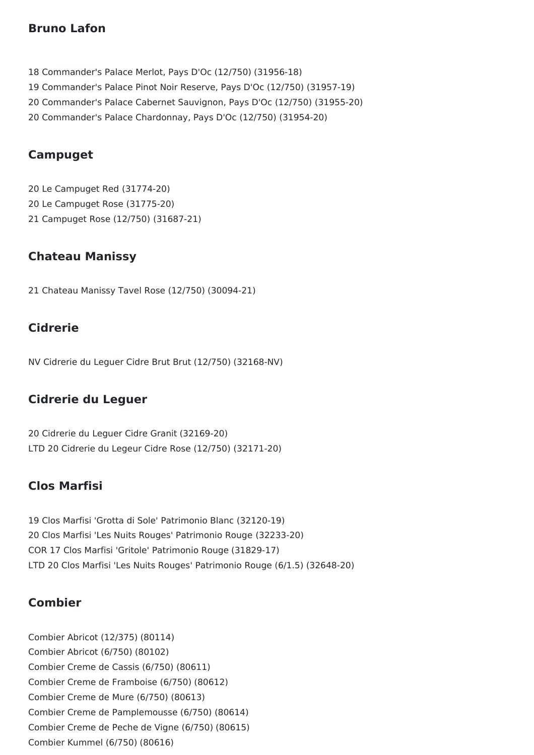## Bruno Lafon

18 Commander's Palace Merlot, Pays D'Oc (12/750) (31956-18)
19 Commander's Palace Pinot Noir Reserve, Pays D'Oc (12/750) (31957-19)
20 Commander's Palace Cabernet Sauvignon, Pays D'Oc (12/750) (31955-20)
20 Commander's Palace Chardonnay, Pays D'Oc (12/750) (31954-20)

## Campuget

20 Le Campuget Red (31774-20)
20 Le Campuget Rose (31775-20)
21 Campuget Rose (12/750) (31687-21)

## Chateau Manissy

21 Chateau Manissy Tavel Rose (12/750) (30094-21)

## Cidrerie

NV Cidrerie du Leguer Cidre Brut Brut (12/750) (32168-NV)

## Cidrerie du Leguer

20 Cidrerie du Leguer Cidre Granit (32169-20)
LTD 20 Cidrerie du Legeur Cidre Rose (12/750) (32171-20)

## Clos Marfisi

19 Clos Marfisi 'Grotta di Sole' Patrimonio Blanc (32120-19)
20 Clos Marfisi 'Les Nuits Rouges' Patrimonio Rouge (32233-20)
COR 17 Clos Marfisi 'Gritole' Patrimonio Rouge (31829-17)
LTD 20 Clos Marfisi 'Les Nuits Rouges' Patrimonio Rouge (6/1.5) (32648-20)

## Combier

Combier Abricot (12/375) (80114)
Combier Abricot (6/750) (80102)
Combier Creme de Cassis (6/750) (80611)
Combier Creme de Framboise (6/750) (80612)
Combier Creme de Mure (6/750) (80613)
Combier Creme de Pamplemousse (6/750) (80614)
Combier Creme de Peche de Vigne (6/750) (80615)
Combier Kummel (6/750) (80616)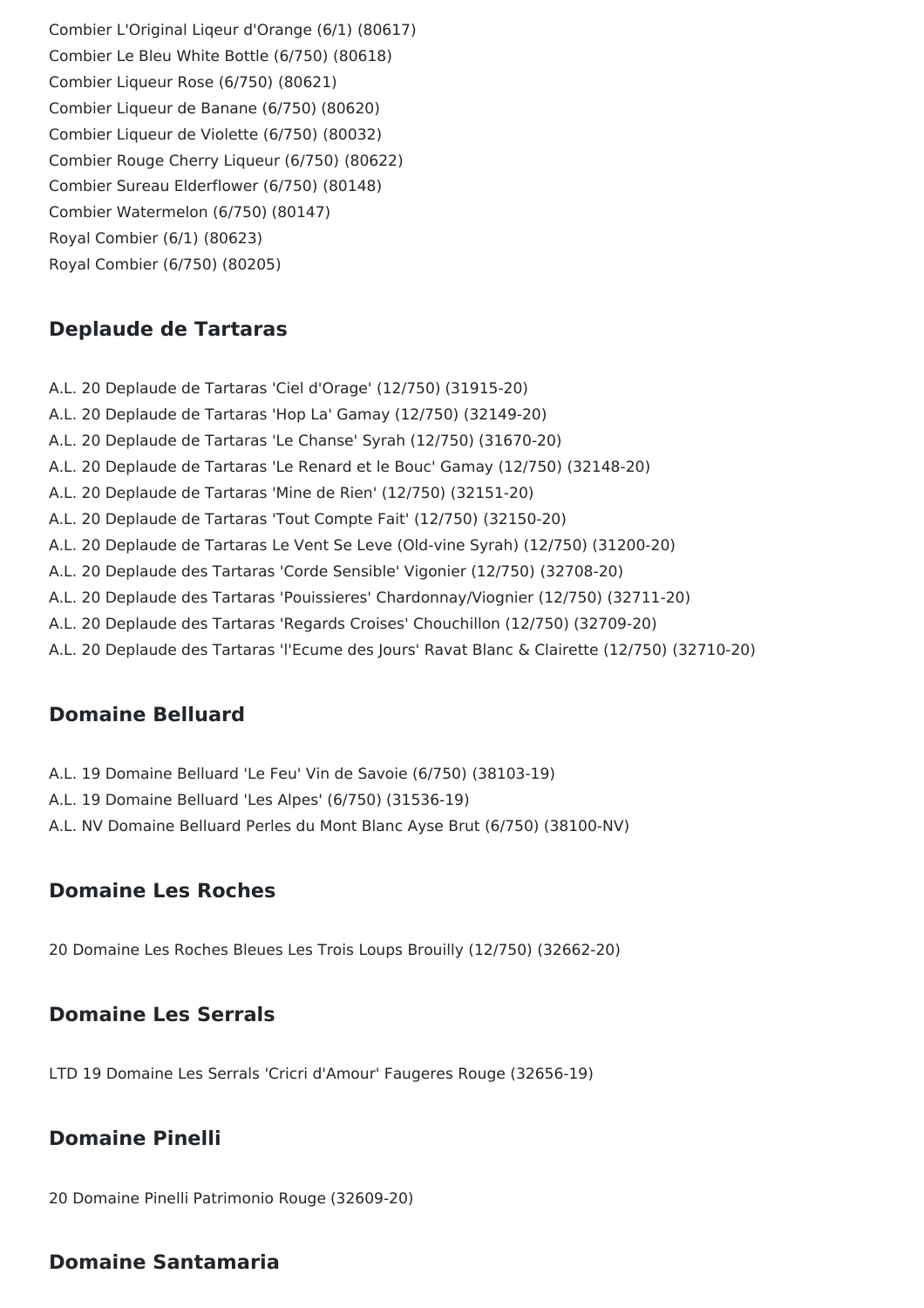Combier L'Original Liqeur d'Orange (6/1) (80617)
Combier Le Bleu White Bottle (6/750) (80618)
Combier Liqueur Rose (6/750) (80621)
Combier Liqueur de Banane (6/750) (80620)
Combier Liqueur de Violette (6/750) (80032)
Combier Rouge Cherry Liqueur (6/750) (80622)
Combier Sureau Elderflower (6/750) (80148)
Combier Watermelon (6/750) (80147)
Royal Combier (6/1) (80623)
Royal Combier (6/750) (80205)

## Deplaude de Tartaras

A.L. 20 Deplaude de Tartaras 'Ciel d'Orage' (12/750) (31915-20)
A.L. 20 Deplaude de Tartaras 'Hop La' Gamay (12/750) (32149-20)
A.L. 20 Deplaude de Tartaras 'Le Chanse' Syrah (12/750) (31670-20)
A.L. 20 Deplaude de Tartaras 'Le Renard et le Bouc' Gamay (12/750) (32148-20)
A.L. 20 Deplaude de Tartaras 'Mine de Rien' (12/750) (32151-20)
A.L. 20 Deplaude de Tartaras 'Tout Compte Fait' (12/750) (32150-20)
A.L. 20 Deplaude de Tartaras Le Vent Se Leve (Old-vine Syrah) (12/750) (31200-20)
A.L. 20 Deplaude des Tartaras 'Corde Sensible' Vigonier (12/750) (32708-20)
A.L. 20 Deplaude des Tartaras 'Pouissieres' Chardonnay/Viognier (12/750) (32711-20)
A.L. 20 Deplaude des Tartaras 'Regards Croises' Chouchillon (12/750) (32709-20)
A.L. 20 Deplaude des Tartaras 'l'Ecume des Jours' Ravat Blanc & Clairette (12/750) (32710-20)

## Domaine Belluard

A.L. 19 Domaine Belluard 'Le Feu' Vin de Savoie (6/750) (38103-19)
A.L. 19 Domaine Belluard 'Les Alpes' (6/750) (31536-19)
A.L. NV Domaine Belluard Perles du Mont Blanc Ayse Brut (6/750) (38100-NV)

## Domaine Les Roches

20 Domaine Les Roches Bleues Les Trois Loups Brouilly (12/750) (32662-20)

## Domaine Les Serrals

LTD 19 Domaine Les Serrals 'Cricri d'Amour' Faugeres Rouge (32656-19)

## Domaine Pinelli

20 Domaine Pinelli Patrimonio Rouge (32609-20)

## Domaine Santamaria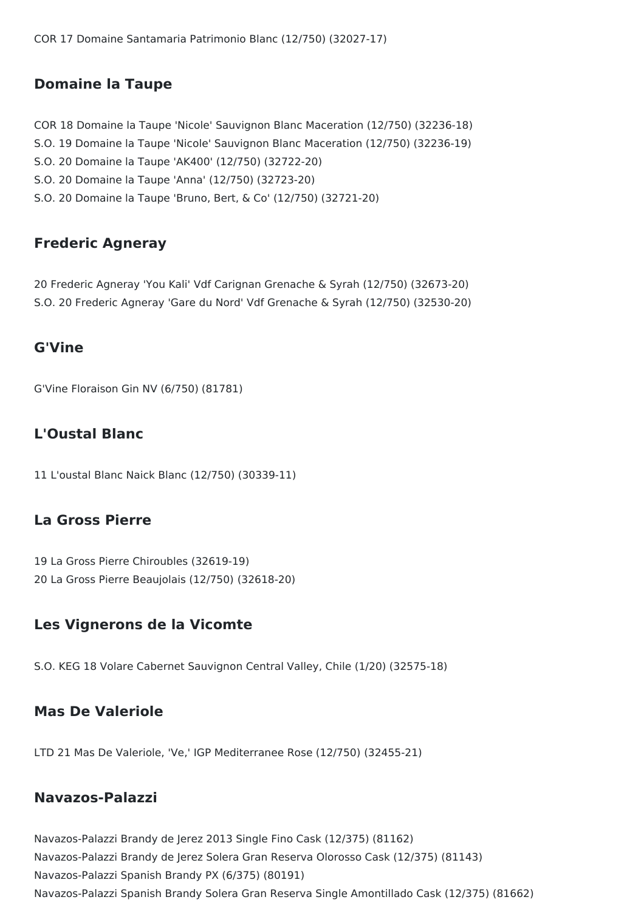COR 17 Domaine Santamaria Patrimonio Blanc (12/750) (32027-17)

## Domaine la Taupe

COR 18 Domaine la Taupe 'Nicole' Sauvignon Blanc Maceration (12/750) (32236-18)
S.O. 19 Domaine la Taupe 'Nicole' Sauvignon Blanc Maceration (12/750) (32236-19)
S.O. 20 Domaine la Taupe 'AK400' (12/750) (32722-20)
S.O. 20 Domaine la Taupe 'Anna' (12/750) (32723-20)
S.O. 20 Domaine la Taupe 'Bruno, Bert, & Co' (12/750) (32721-20)

## Frederic Agneray

20 Frederic Agneray 'You Kali' Vdf Carignan Grenache & Syrah (12/750) (32673-20)
S.O. 20 Frederic Agneray 'Gare du Nord' Vdf Grenache & Syrah (12/750) (32530-20)

## G'Vine

G'Vine Floraison Gin NV (6/750) (81781)

## L'Oustal Blanc

11 L'oustal Blanc Naick Blanc (12/750) (30339-11)

## La Gross Pierre

19 La Gross Pierre Chiroubles (32619-19)
20 La Gross Pierre Beaujolais (12/750) (32618-20)

## Les Vignerons de la Vicomte

S.O. KEG 18 Volare Cabernet Sauvignon Central Valley, Chile (1/20) (32575-18)

## Mas De Valeriole

LTD 21 Mas De Valeriole, 'Ve,' IGP Mediterranee Rose (12/750) (32455-21)

## Navazos-Palazzi

Navazos-Palazzi Brandy de Jerez 2013 Single Fino Cask (12/375) (81162)
Navazos-Palazzi Brandy de Jerez Solera Gran Reserva Olorosso Cask (12/375) (81143)
Navazos-Palazzi Spanish Brandy PX (6/375) (80191)
Navazos-Palazzi Spanish Brandy Solera Gran Reserva Single Amontillado Cask (12/375) (81662)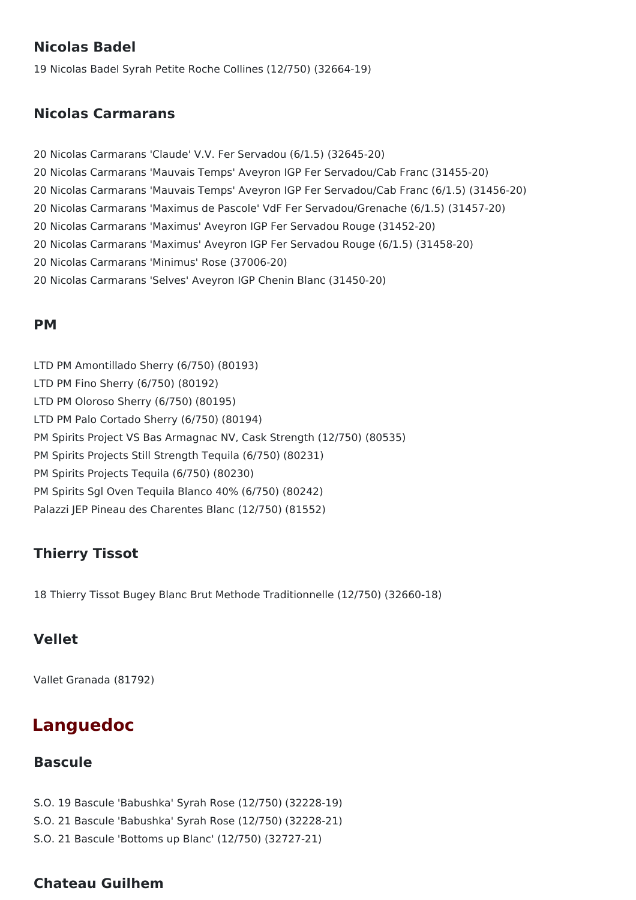### Nicolas Badel

19 Nicolas Badel Syrah Petite Roche Collines (12/750) (32664-19)

### Nicolas Carmarans

20 Nicolas Carmarans 'Claude' V.V. Fer Servadou (6/1.5) (32645-20)
20 Nicolas Carmarans 'Mauvais Temps' Aveyron IGP Fer Servadou/Cab Franc (31455-20)
20 Nicolas Carmarans 'Mauvais Temps' Aveyron IGP Fer Servadou/Cab Franc (6/1.5) (31456-20)
20 Nicolas Carmarans 'Maximus de Pascole' VdF Fer Servadou/Grenache (6/1.5) (31457-20)
20 Nicolas Carmarans 'Maximus' Aveyron IGP Fer Servadou Rouge (31452-20)
20 Nicolas Carmarans 'Maximus' Aveyron IGP Fer Servadou Rouge (6/1.5) (31458-20)
20 Nicolas Carmarans 'Minimus' Rose (37006-20)
20 Nicolas Carmarans 'Selves' Aveyron IGP Chenin Blanc (31450-20)

### PM

LTD PM Amontillado Sherry (6/750) (80193)
LTD PM Fino Sherry (6/750) (80192)
LTD PM Oloroso Sherry (6/750) (80195)
LTD PM Palo Cortado Sherry (6/750) (80194)
PM Spirits Project VS Bas Armagnac NV, Cask Strength (12/750) (80535)
PM Spirits Projects Still Strength Tequila (6/750) (80231)
PM Spirits Projects Tequila (6/750) (80230)
PM Spirits Sgl Oven Tequila Blanco 40% (6/750) (80242)
Palazzi JEP Pineau des Charentes Blanc (12/750) (81552)

### Thierry Tissot

18 Thierry Tissot Bugey Blanc Brut Methode Traditionnelle (12/750) (32660-18)

### Vellet

Vallet Granada (81792)

## Languedoc

### Bascule

S.O. 19 Bascule 'Babushka' Syrah Rose (12/750) (32228-19)
S.O. 21 Bascule 'Babushka' Syrah Rose (12/750) (32228-21)
S.O. 21 Bascule 'Bottoms up Blanc' (12/750) (32727-21)

### Chateau Guilhem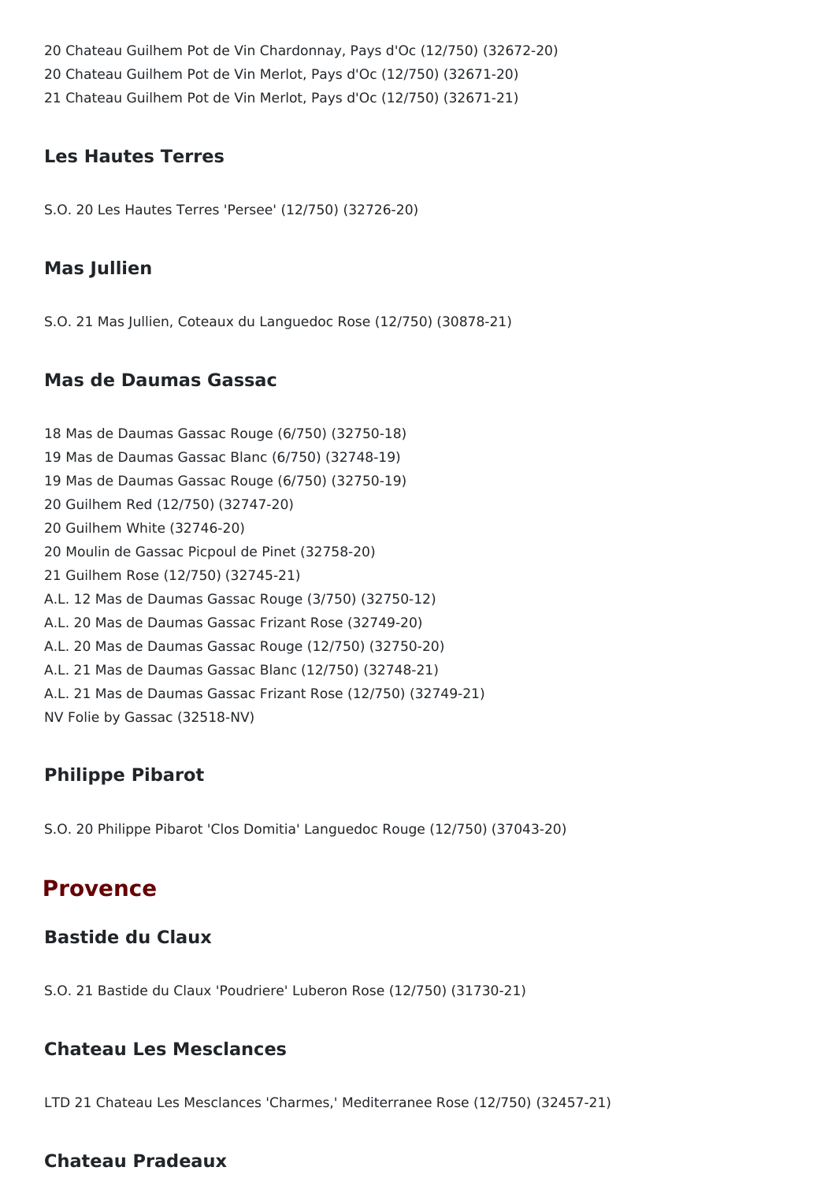20 Chateau Guilhem Pot de Vin Chardonnay, Pays d'Oc (12/750) (32672-20)
20 Chateau Guilhem Pot de Vin Merlot, Pays d'Oc (12/750) (32671-20)
21 Chateau Guilhem Pot de Vin Merlot, Pays d'Oc (12/750) (32671-21)

### Les Hautes Terres

S.O. 20 Les Hautes Terres 'Persee' (12/750) (32726-20)

### Mas Jullien

S.O. 21 Mas Jullien, Coteaux du Languedoc Rose (12/750) (30878-21)

### Mas de Daumas Gassac

18 Mas de Daumas Gassac Rouge (6/750) (32750-18)
19 Mas de Daumas Gassac Blanc (6/750) (32748-19)
19 Mas de Daumas Gassac Rouge (6/750) (32750-19)
20 Guilhem Red (12/750) (32747-20)
20 Guilhem White (32746-20)
20 Moulin de Gassac Picpoul de Pinet (32758-20)
21 Guilhem Rose (12/750) (32745-21)
A.L. 12 Mas de Daumas Gassac Rouge (3/750) (32750-12)
A.L. 20 Mas de Daumas Gassac Frizant Rose (32749-20)
A.L. 20 Mas de Daumas Gassac Rouge (12/750) (32750-20)
A.L. 21 Mas de Daumas Gassac Blanc (12/750) (32748-21)
A.L. 21 Mas de Daumas Gassac Frizant Rose (12/750) (32749-21)
NV Folie by Gassac (32518-NV)

### Philippe Pibarot

S.O. 20 Philippe Pibarot 'Clos Domitia' Languedoc Rouge (12/750) (37043-20)

## Provence

### Bastide du Claux

S.O. 21 Bastide du Claux 'Poudriere' Luberon Rose (12/750) (31730-21)

### Chateau Les Mesclances

LTD 21 Chateau Les Mesclances 'Charmes,' Mediterranee Rose (12/750) (32457-21)

### Chateau Pradeaux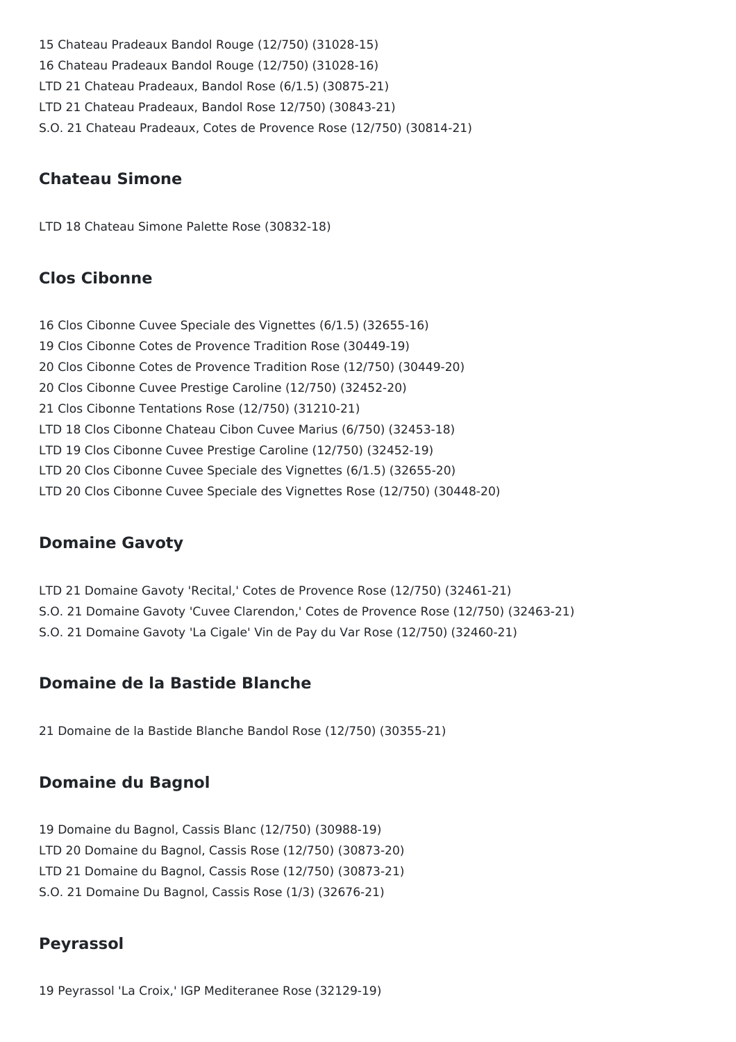15 Chateau Pradeaux Bandol Rouge (12/750) (31028-15)
16 Chateau Pradeaux Bandol Rouge (12/750) (31028-16)
LTD 21 Chateau Pradeaux, Bandol Rose (6/1.5) (30875-21)
LTD 21 Chateau Pradeaux, Bandol Rose 12/750) (30843-21)
S.O. 21 Chateau Pradeaux, Cotes de Provence Rose (12/750) (30814-21)

## Chateau Simone

LTD 18 Chateau Simone Palette Rose (30832-18)

## Clos Cibonne

16 Clos Cibonne Cuvee Speciale des Vignettes (6/1.5) (32655-16)
19 Clos Cibonne Cotes de Provence Tradition Rose (30449-19)
20 Clos Cibonne Cotes de Provence Tradition Rose (12/750) (30449-20)
20 Clos Cibonne Cuvee Prestige Caroline (12/750) (32452-20)
21 Clos Cibonne Tentations Rose (12/750) (31210-21)
LTD 18 Clos Cibonne Chateau Cibon Cuvee Marius (6/750) (32453-18)
LTD 19 Clos Cibonne Cuvee Prestige Caroline (12/750) (32452-19)
LTD 20 Clos Cibonne Cuvee Speciale des Vignettes (6/1.5) (32655-20)
LTD 20 Clos Cibonne Cuvee Speciale des Vignettes Rose (12/750) (30448-20)

## Domaine Gavoty

LTD 21 Domaine Gavoty 'Recital,' Cotes de Provence Rose (12/750) (32461-21)
S.O. 21 Domaine Gavoty 'Cuvee Clarendon,' Cotes de Provence Rose (12/750) (32463-21)
S.O. 21 Domaine Gavoty 'La Cigale' Vin de Pay du Var Rose (12/750) (32460-21)

## Domaine de la Bastide Blanche

21 Domaine de la Bastide Blanche Bandol Rose (12/750) (30355-21)

## Domaine du Bagnol

19 Domaine du Bagnol, Cassis Blanc (12/750) (30988-19)
LTD 20 Domaine du Bagnol, Cassis Rose (12/750) (30873-20)
LTD 21 Domaine du Bagnol, Cassis Rose (12/750) (30873-21)
S.O. 21 Domaine Du Bagnol, Cassis Rose (1/3) (32676-21)

## Peyrassol

19 Peyrassol 'La Croix,' IGP Mediteranee Rose (32129-19)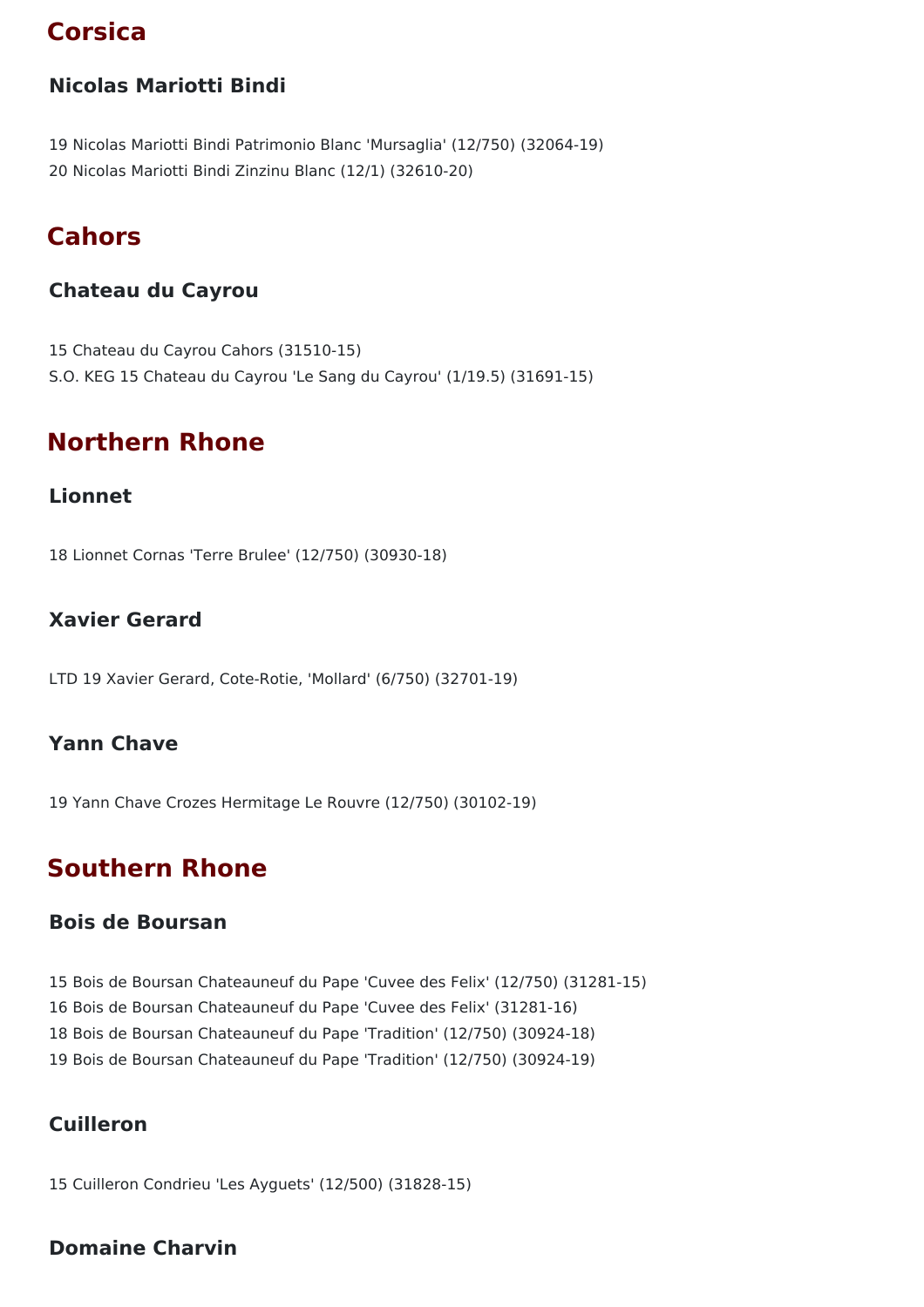## Corsica

### Nicolas Mariotti Bindi

19 Nicolas Mariotti Bindi Patrimonio Blanc 'Mursaglia' (12/750) (32064-19)
20 Nicolas Mariotti Bindi Zinzinu Blanc (12/1) (32610-20)

## Cahors

### Chateau du Cayrou

15 Chateau du Cayrou Cahors (31510-15)
S.O. KEG 15 Chateau du Cayrou 'Le Sang du Cayrou' (1/19.5) (31691-15)

## Northern Rhone

### Lionnet

18 Lionnet Cornas 'Terre Brulee' (12/750) (30930-18)

### Xavier Gerard

LTD 19 Xavier Gerard, Cote-Rotie, 'Mollard' (6/750) (32701-19)

### Yann Chave

19 Yann Chave Crozes Hermitage Le Rouvre (12/750) (30102-19)

## Southern Rhone

### Bois de Boursan

15 Bois de Boursan Chateauneuf du Pape 'Cuvee des Felix' (12/750) (31281-15)
16 Bois de Boursan Chateauneuf du Pape 'Cuvee des Felix' (31281-16)
18 Bois de Boursan Chateauneuf du Pape 'Tradition' (12/750) (30924-18)
19 Bois de Boursan Chateauneuf du Pape 'Tradition' (12/750) (30924-19)

### Cuilleron

15 Cuilleron Condrieu 'Les Ayguets' (12/500) (31828-15)

### Domaine Charvin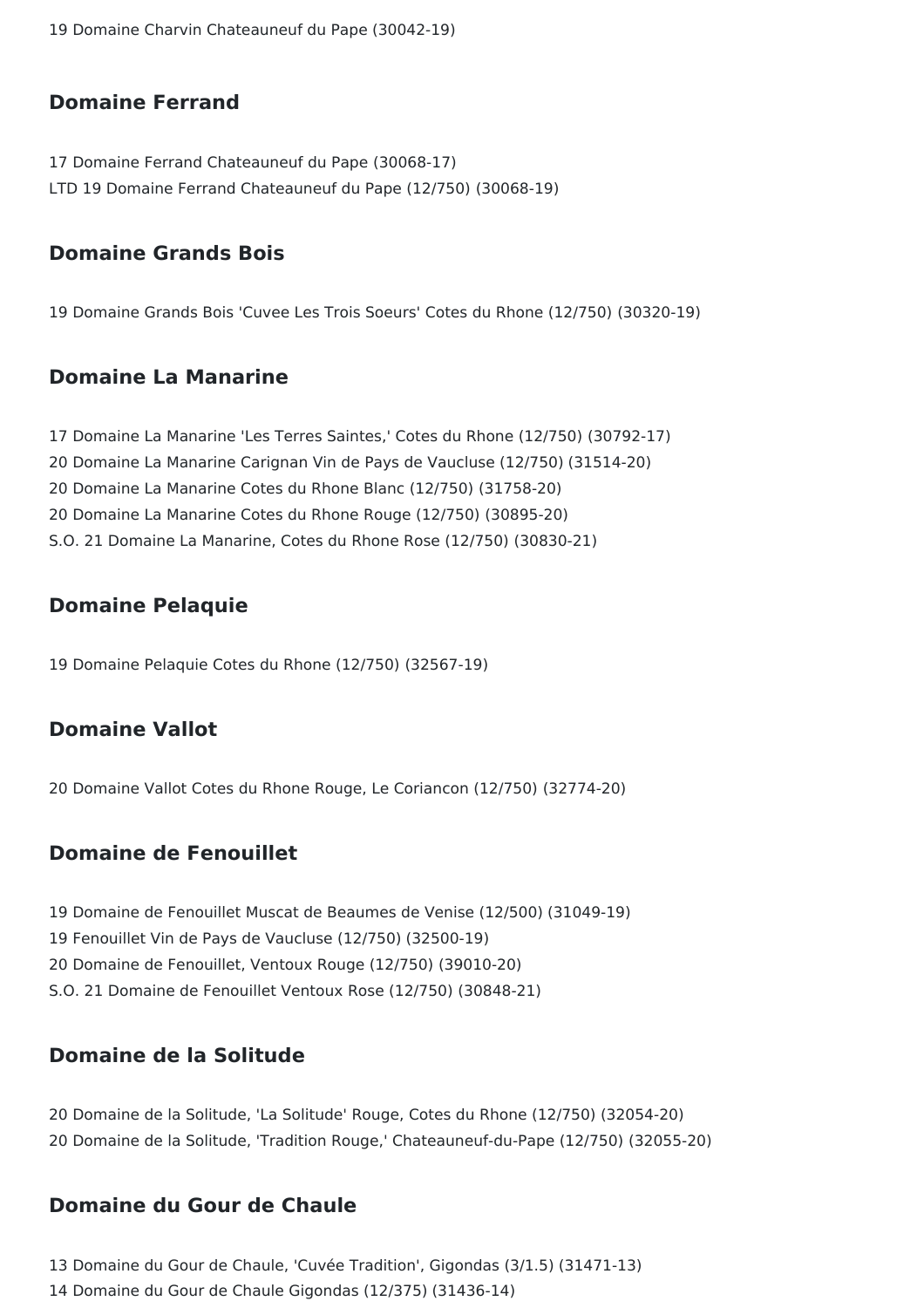19 Domaine Charvin Chateauneuf du Pape (30042-19)

### Domaine Ferrand

17 Domaine Ferrand Chateauneuf du Pape (30068-17)
LTD 19 Domaine Ferrand Chateauneuf du Pape (12/750) (30068-19)

### Domaine Grands Bois

19 Domaine Grands Bois 'Cuvee Les Trois Soeurs' Cotes du Rhone (12/750) (30320-19)

### Domaine La Manarine

17 Domaine La Manarine 'Les Terres Saintes,' Cotes du Rhone (12/750) (30792-17)
20 Domaine La Manarine Carignan Vin de Pays de Vaucluse (12/750) (31514-20)
20 Domaine La Manarine Cotes du Rhone Blanc (12/750) (31758-20)
20 Domaine La Manarine Cotes du Rhone Rouge (12/750) (30895-20)
S.O. 21 Domaine La Manarine, Cotes du Rhone Rose (12/750) (30830-21)

### Domaine Pelaquie

19 Domaine Pelaquie Cotes du Rhone (12/750) (32567-19)

### Domaine Vallot

20 Domaine Vallot Cotes du Rhone Rouge, Le Coriancon (12/750) (32774-20)

### Domaine de Fenouillet

19 Domaine de Fenouillet Muscat de Beaumes de Venise (12/500) (31049-19)
19 Fenouillet Vin de Pays de Vaucluse (12/750) (32500-19)
20 Domaine de Fenouillet, Ventoux Rouge (12/750) (39010-20)
S.O. 21 Domaine de Fenouillet Ventoux Rose (12/750) (30848-21)

### Domaine de la Solitude

20 Domaine de la Solitude, 'La Solitude' Rouge, Cotes du Rhone (12/750) (32054-20)
20 Domaine de la Solitude, 'Tradition Rouge,' Chateauneuf-du-Pape (12/750) (32055-20)

### Domaine du Gour de Chaule

13 Domaine du Gour de Chaule, 'Cuvée Tradition', Gigondas (3/1.5) (31471-13)
14 Domaine du Gour de Chaule Gigondas (12/375) (31436-14)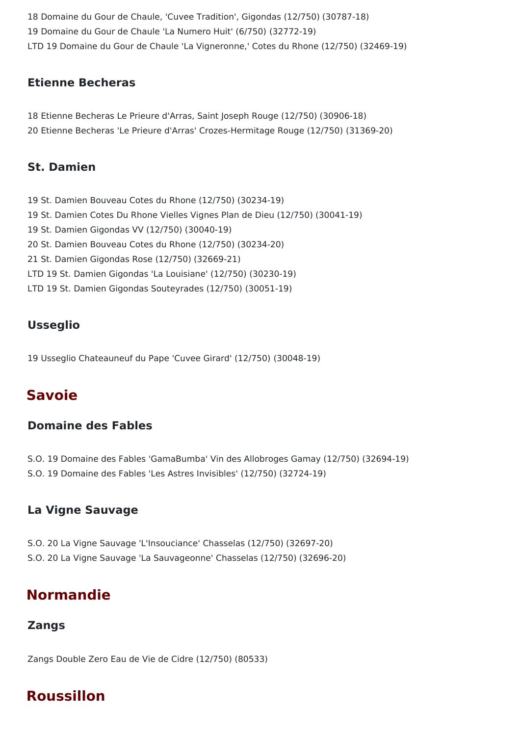18 Domaine du Gour de Chaule, 'Cuvee Tradition', Gigondas (12/750) (30787-18)

19 Domaine du Gour de Chaule 'La Numero Huit' (6/750) (32772-19)

LTD 19 Domaine du Gour de Chaule 'La Vigneronne,' Cotes du Rhone (12/750) (32469-19)

### Etienne Becheras

18 Etienne Becheras Le Prieure d'Arras, Saint Joseph Rouge (12/750) (30906-18)

20 Etienne Becheras 'Le Prieure d'Arras' Crozes-Hermitage Rouge (12/750) (31369-20)

### St. Damien

19 St. Damien Bouveau Cotes du Rhone (12/750) (30234-19)

19 St. Damien Cotes Du Rhone Vielles Vignes Plan de Dieu (12/750) (30041-19)

19 St. Damien Gigondas VV (12/750) (30040-19)

20 St. Damien Bouveau Cotes du Rhone (12/750) (30234-20)

21 St. Damien Gigondas Rose (12/750) (32669-21)

LTD 19 St. Damien Gigondas 'La Louisiane' (12/750) (30230-19)

LTD 19 St. Damien Gigondas Souteyrades (12/750) (30051-19)

### Usseglio

19 Usseglio Chateauneuf du Pape 'Cuvee Girard' (12/750) (30048-19)

## Savoie

### Domaine des Fables

S.O. 19 Domaine des Fables 'GamaBumba' Vin des Allobroges Gamay (12/750) (32694-19)

S.O. 19 Domaine des Fables 'Les Astres Invisibles' (12/750) (32724-19)

### La Vigne Sauvage

S.O. 20 La Vigne Sauvage 'L'Insouciance' Chasselas (12/750) (32697-20)

S.O. 20 La Vigne Sauvage 'La Sauvageonne' Chasselas (12/750) (32696-20)

## Normandie

### Zangs

Zangs Double Zero Eau de Vie de Cidre (12/750) (80533)

## Roussillon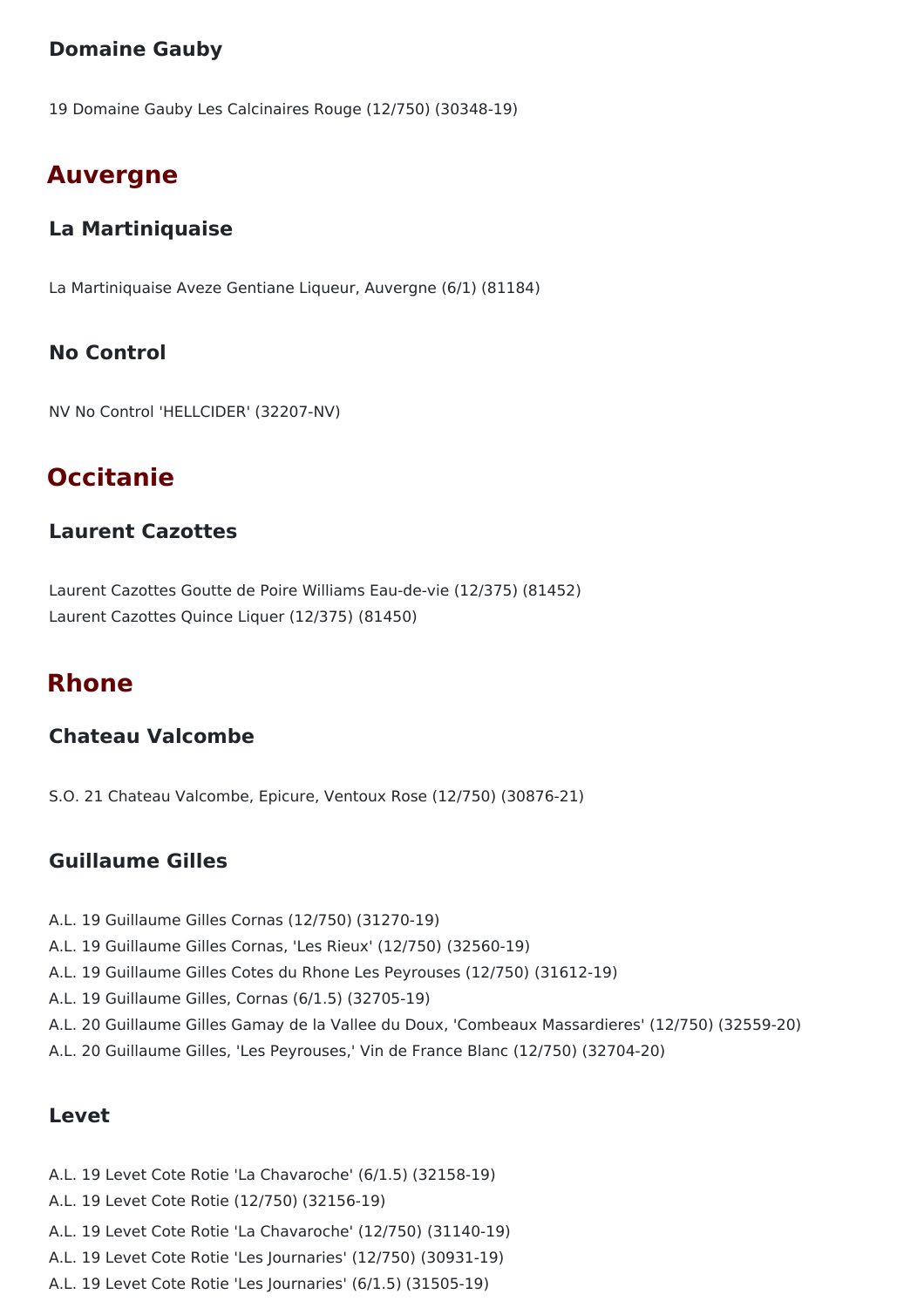### Domaine Gauby

19 Domaine Gauby Les Calcinaires Rouge (12/750) (30348-19)

## Auvergne

### La Martiniquaise

La Martiniquaise Aveze Gentiane Liqueur, Auvergne (6/1) (81184)

### No Control

NV No Control 'HELLCIDER' (32207-NV)

## Occitanie

### Laurent Cazottes

Laurent Cazottes Goutte de Poire Williams Eau-de-vie (12/375) (81452)
Laurent Cazottes Quince Liquer (12/375) (81450)

## Rhone

### Chateau Valcombe

S.O. 21 Chateau Valcombe, Epicure, Ventoux Rose (12/750) (30876-21)

### Guillaume Gilles

A.L. 19 Guillaume Gilles Cornas (12/750) (31270-19)
A.L. 19 Guillaume Gilles Cornas, 'Les Rieux' (12/750) (32560-19)
A.L. 19 Guillaume Gilles Cotes du Rhone Les Peyrouses (12/750) (31612-19)
A.L. 19 Guillaume Gilles, Cornas (6/1.5) (32705-19)
A.L. 20 Guillaume Gilles Gamay de la Vallee du Doux, 'Combeaux Massardieres' (12/750) (32559-20)
A.L. 20 Guillaume Gilles, 'Les Peyrouses,' Vin de France Blanc (12/750) (32704-20)

### Levet

A.L. 19 Levet Cote Rotie 'La Chavaroche' (6/1.5) (32158-19)
A.L. 19 Levet Cote Rotie (12/750) (32156-19)
A.L. 19 Levet Cote Rotie 'La Chavaroche' (12/750) (31140-19)
A.L. 19 Levet Cote Rotie 'Les Journaries' (12/750) (30931-19)
A.L. 19 Levet Cote Rotie 'Les Journaries' (6/1.5) (31505-19)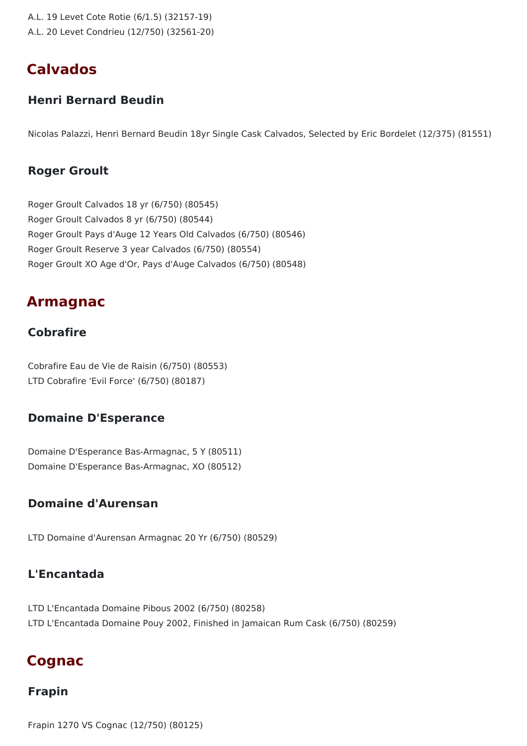A.L. 19 Levet Cote Rotie (6/1.5) (32157-19)
A.L. 20 Levet Condrieu (12/750) (32561-20)

## Calvados

### Henri Bernard Beudin

Nicolas Palazzi, Henri Bernard Beudin 18yr Single Cask Calvados, Selected by Eric Bordelet (12/375) (81551)

### Roger Groult

Roger Groult Calvados 18 yr (6/750) (80545)
Roger Groult Calvados 8 yr (6/750) (80544)
Roger Groult Pays d'Auge 12 Years Old Calvados (6/750) (80546)
Roger Groult Reserve 3 year Calvados (6/750) (80554)
Roger Groult XO Age d'Or, Pays d'Auge Calvados (6/750) (80548)

## Armagnac

### Cobrafire

Cobrafire Eau de Vie de Raisin (6/750) (80553)
LTD Cobrafire 'Evil Force' (6/750) (80187)

### Domaine D'Esperance

Domaine D'Esperance Bas-Armagnac, 5 Y (80511)
Domaine D'Esperance Bas-Armagnac, XO (80512)

### Domaine d'Aurensan

LTD Domaine d'Aurensan Armagnac 20 Yr (6/750) (80529)

### L'Encantada

LTD L'Encantada Domaine Pibous 2002 (6/750) (80258)
LTD L'Encantada Domaine Pouy 2002, Finished in Jamaican Rum Cask (6/750) (80259)

## Cognac

### Frapin

Frapin 1270 VS Cognac (12/750) (80125)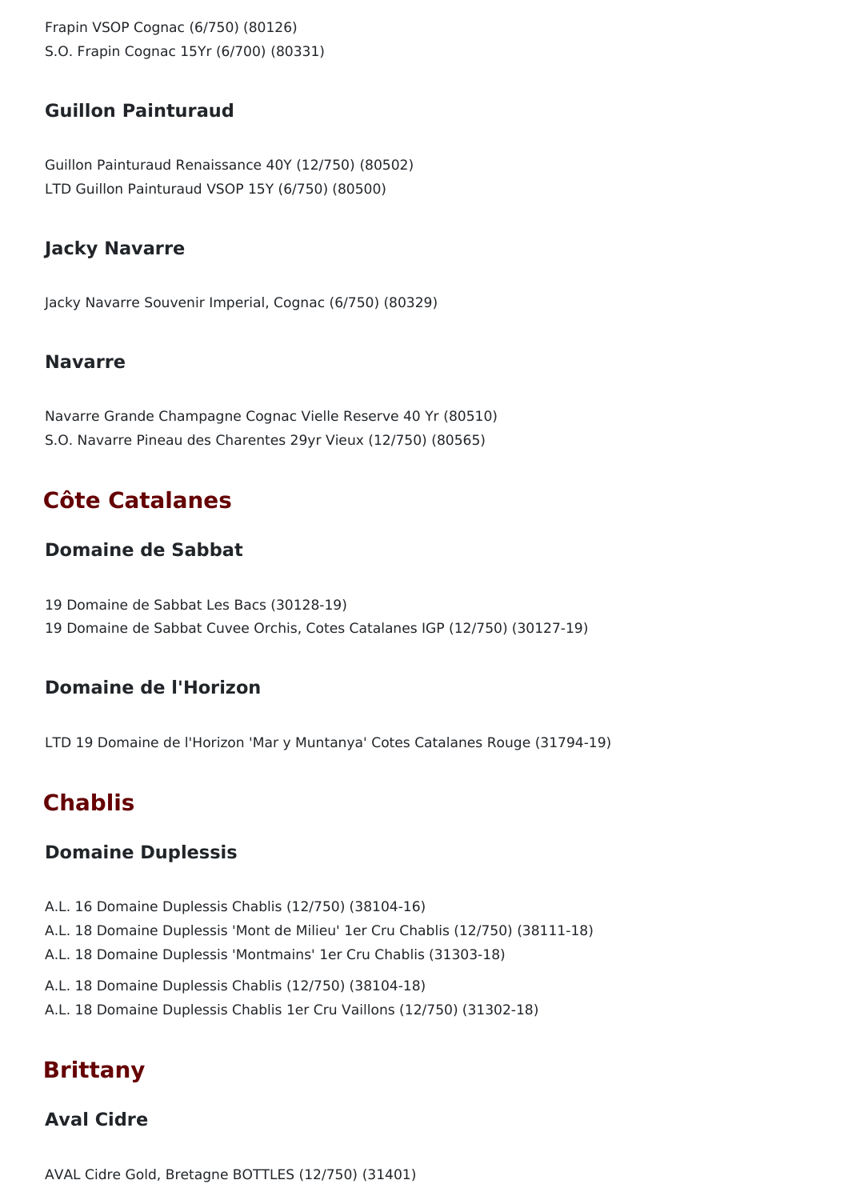Frapin VSOP Cognac (6/750) (80126)
S.O. Frapin Cognac 15Yr (6/700) (80331)

### Guillon Painturaud

Guillon Painturaud Renaissance 40Y (12/750) (80502)
LTD Guillon Painturaud VSOP 15Y (6/750) (80500)

### Jacky Navarre

Jacky Navarre Souvenir Imperial, Cognac (6/750) (80329)

### Navarre

Navarre Grande Champagne Cognac Vielle Reserve 40 Yr (80510)
S.O. Navarre Pineau des Charentes 29yr Vieux (12/750) (80565)

## Côte Catalanes

### Domaine de Sabbat

19 Domaine de Sabbat Les Bacs (30128-19)
19 Domaine de Sabbat Cuvee Orchis, Cotes Catalanes IGP (12/750) (30127-19)

### Domaine de l'Horizon

LTD 19 Domaine de l'Horizon 'Mar y Muntanya' Cotes Catalanes Rouge (31794-19)

## Chablis

### Domaine Duplessis

A.L. 16 Domaine Duplessis Chablis (12/750) (38104-16)
A.L. 18 Domaine Duplessis 'Mont de Milieu' 1er Cru Chablis (12/750) (38111-18)
A.L. 18 Domaine Duplessis 'Montmains' 1er Cru Chablis (31303-18)
A.L. 18 Domaine Duplessis Chablis (12/750) (38104-18)
A.L. 18 Domaine Duplessis Chablis 1er Cru Vaillons (12/750) (31302-18)

## Brittany

### Aval Cidre

AVAL Cidre Gold, Bretagne BOTTLES (12/750) (31401)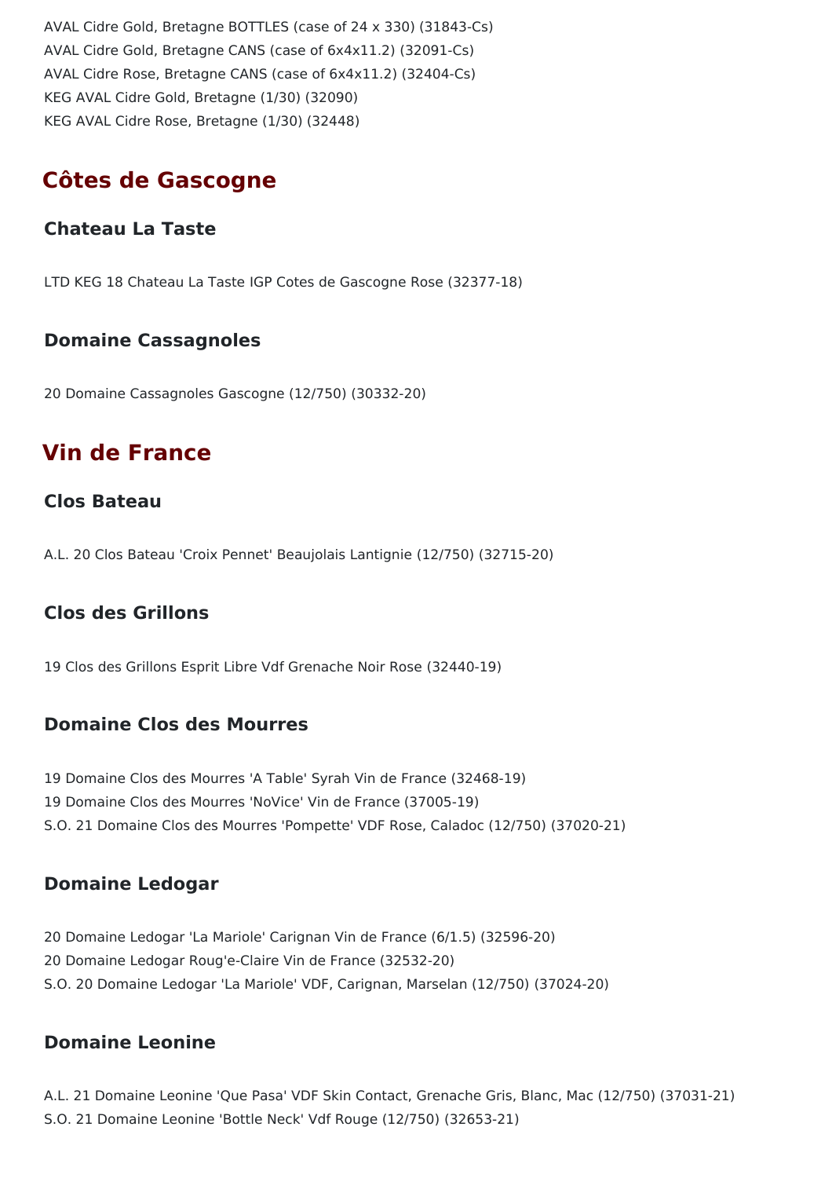AVAL Cidre Gold, Bretagne BOTTLES (case of 24 x 330) (31843-Cs)
AVAL Cidre Gold, Bretagne CANS (case of 6x4x11.2) (32091-Cs)
AVAL Cidre Rose, Bretagne CANS (case of 6x4x11.2) (32404-Cs)
KEG AVAL Cidre Gold, Bretagne (1/30) (32090)
KEG AVAL Cidre Rose, Bretagne (1/30) (32448)

## Côtes de Gascogne

### Chateau La Taste

LTD KEG 18 Chateau La Taste IGP Cotes de Gascogne Rose (32377-18)

### Domaine Cassagnoles

20 Domaine Cassagnoles Gascogne (12/750) (30332-20)

## Vin de France

### Clos Bateau

A.L. 20 Clos Bateau 'Croix Pennet' Beaujolais Lantignie (12/750) (32715-20)

### Clos des Grillons

19 Clos des Grillons Esprit Libre Vdf Grenache Noir Rose (32440-19)

### Domaine Clos des Mourres

19 Domaine Clos des Mourres 'A Table' Syrah Vin de France (32468-19)
19 Domaine Clos des Mourres 'NoVice' Vin de France (37005-19)
S.O. 21 Domaine Clos des Mourres 'Pompette' VDF Rose, Caladoc (12/750) (37020-21)

### Domaine Ledogar

20 Domaine Ledogar 'La Mariole' Carignan Vin de France (6/1.5) (32596-20)
20 Domaine Ledogar Roug'e-Claire Vin de France (32532-20)
S.O. 20 Domaine Ledogar 'La Mariole' VDF, Carignan, Marselan (12/750) (37024-20)

### Domaine Leonine

A.L. 21 Domaine Leonine 'Que Pasa' VDF Skin Contact, Grenache Gris, Blanc, Mac (12/750) (37031-21)
S.O. 21 Domaine Leonine 'Bottle Neck' Vdf Rouge (12/750) (32653-21)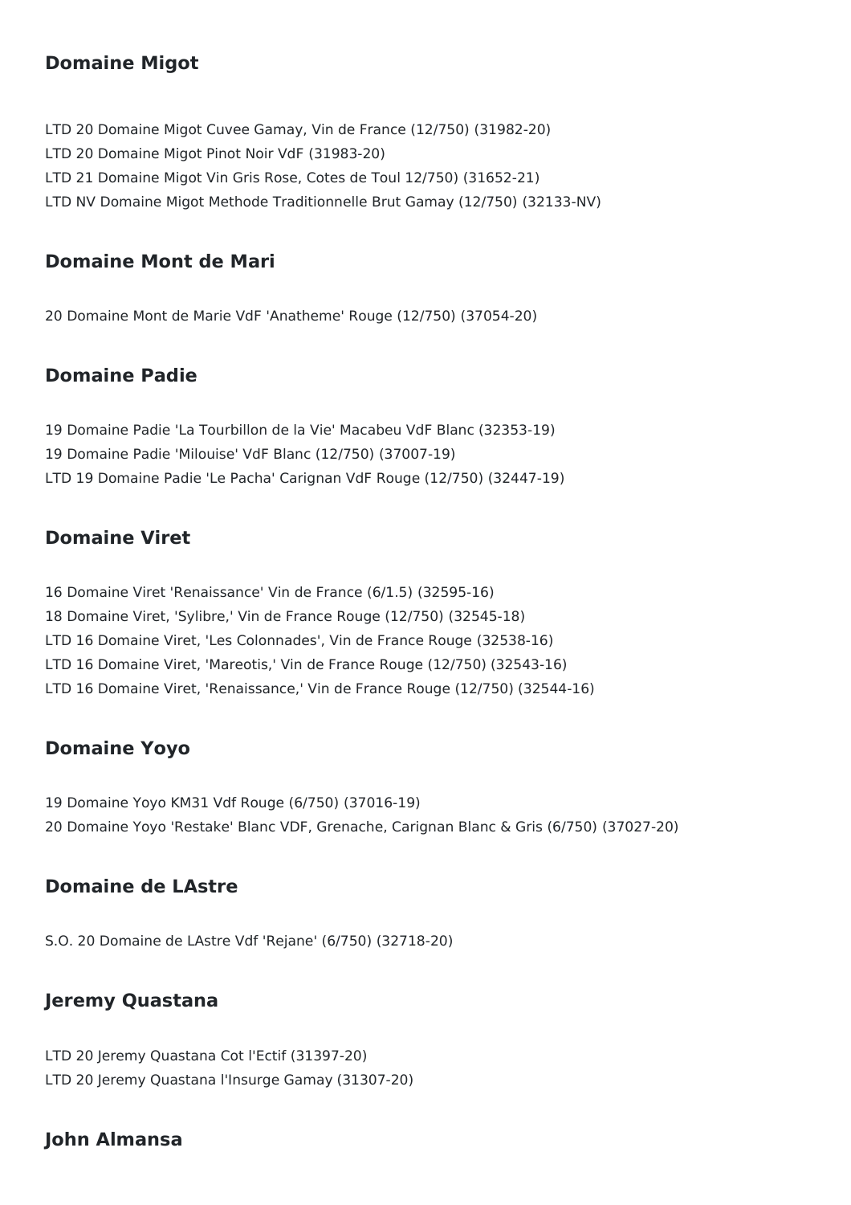## Domaine Migot

LTD 20 Domaine Migot Cuvee Gamay, Vin de France (12/750) (31982-20)
LTD 20 Domaine Migot Pinot Noir VdF (31983-20)
LTD 21 Domaine Migot Vin Gris Rose, Cotes de Toul 12/750) (31652-21)
LTD NV Domaine Migot Methode Traditionnelle Brut Gamay (12/750) (32133-NV)

## Domaine Mont de Mari

20 Domaine Mont de Marie VdF 'Anatheme' Rouge (12/750) (37054-20)

## Domaine Padie

19 Domaine Padie 'La Tourbillon de la Vie' Macabeu VdF Blanc (32353-19)
19 Domaine Padie 'Milouise' VdF Blanc (12/750) (37007-19)
LTD 19 Domaine Padie 'Le Pacha' Carignan VdF Rouge (12/750) (32447-19)

## Domaine Viret

16 Domaine Viret 'Renaissance' Vin de France (6/1.5) (32595-16)
18 Domaine Viret, 'Sylibre,' Vin de France Rouge (12/750) (32545-18)
LTD 16 Domaine Viret, 'Les Colonnades', Vin de France Rouge (32538-16)
LTD 16 Domaine Viret, 'Mareotis,' Vin de France Rouge (12/750) (32543-16)
LTD 16 Domaine Viret, 'Renaissance,' Vin de France Rouge (12/750) (32544-16)

## Domaine Yoyo

19 Domaine Yoyo KM31 Vdf Rouge (6/750) (37016-19)
20 Domaine Yoyo 'Restake' Blanc VDF, Grenache, Carignan Blanc & Gris (6/750) (37027-20)

## Domaine de LAstre

S.O. 20 Domaine de LAstre Vdf 'Rejane' (6/750) (32718-20)

## Jeremy Quastana

LTD 20 Jeremy Quastana Cot l'Ectif (31397-20)
LTD 20 Jeremy Quastana l'Insurge Gamay (31307-20)

## John Almansa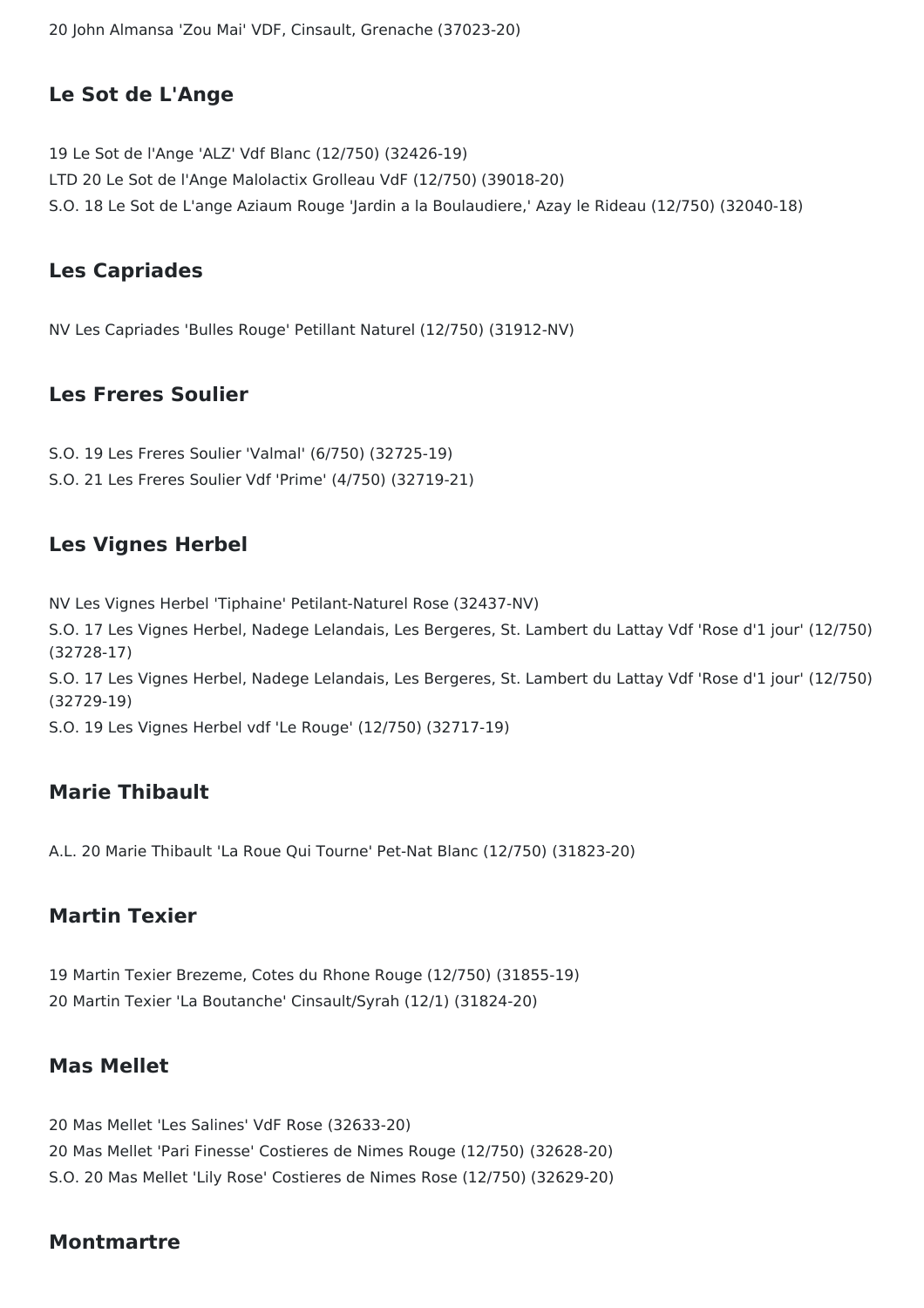20 John Almansa 'Zou Mai' VDF, Cinsault, Grenache (37023-20)

## Le Sot de L'Ange

19 Le Sot de l'Ange 'ALZ' Vdf Blanc (12/750) (32426-19)
LTD 20 Le Sot de l'Ange Malolactix Grolleau VdF (12/750) (39018-20)
S.O. 18 Le Sot de L'ange Aziaum Rouge 'Jardin a la Boulaudiere,' Azay le Rideau (12/750) (32040-18)

## Les Capriades

NV Les Capriades 'Bulles Rouge' Petillant Naturel (12/750) (31912-NV)

## Les Freres Soulier

S.O. 19 Les Freres Soulier 'Valmal' (6/750) (32725-19)
S.O. 21 Les Freres Soulier Vdf 'Prime' (4/750) (32719-21)

## Les Vignes Herbel

NV Les Vignes Herbel 'Tiphaine' Petilant-Naturel Rose (32437-NV)
S.O. 17 Les Vignes Herbel, Nadege Lelandais, Les Bergeres, St. Lambert du Lattay Vdf 'Rose d'1 jour' (12/750) (32728-17)
S.O. 17 Les Vignes Herbel, Nadege Lelandais, Les Bergeres, St. Lambert du Lattay Vdf 'Rose d'1 jour' (12/750) (32729-19)
S.O. 19 Les Vignes Herbel vdf 'Le Rouge' (12/750) (32717-19)

## Marie Thibault

A.L. 20 Marie Thibault 'La Roue Qui Tourne' Pet-Nat Blanc (12/750) (31823-20)

## Martin Texier

19 Martin Texier Brezeme, Cotes du Rhone Rouge (12/750) (31855-19)
20 Martin Texier 'La Boutanche' Cinsault/Syrah (12/1) (31824-20)

## Mas Mellet

20 Mas Mellet 'Les Salines' VdF Rose (32633-20)
20 Mas Mellet 'Pari Finesse' Costieres de Nimes Rouge (12/750) (32628-20)
S.O. 20 Mas Mellet 'Lily Rose' Costieres de Nimes Rose (12/750) (32629-20)

## Montmartre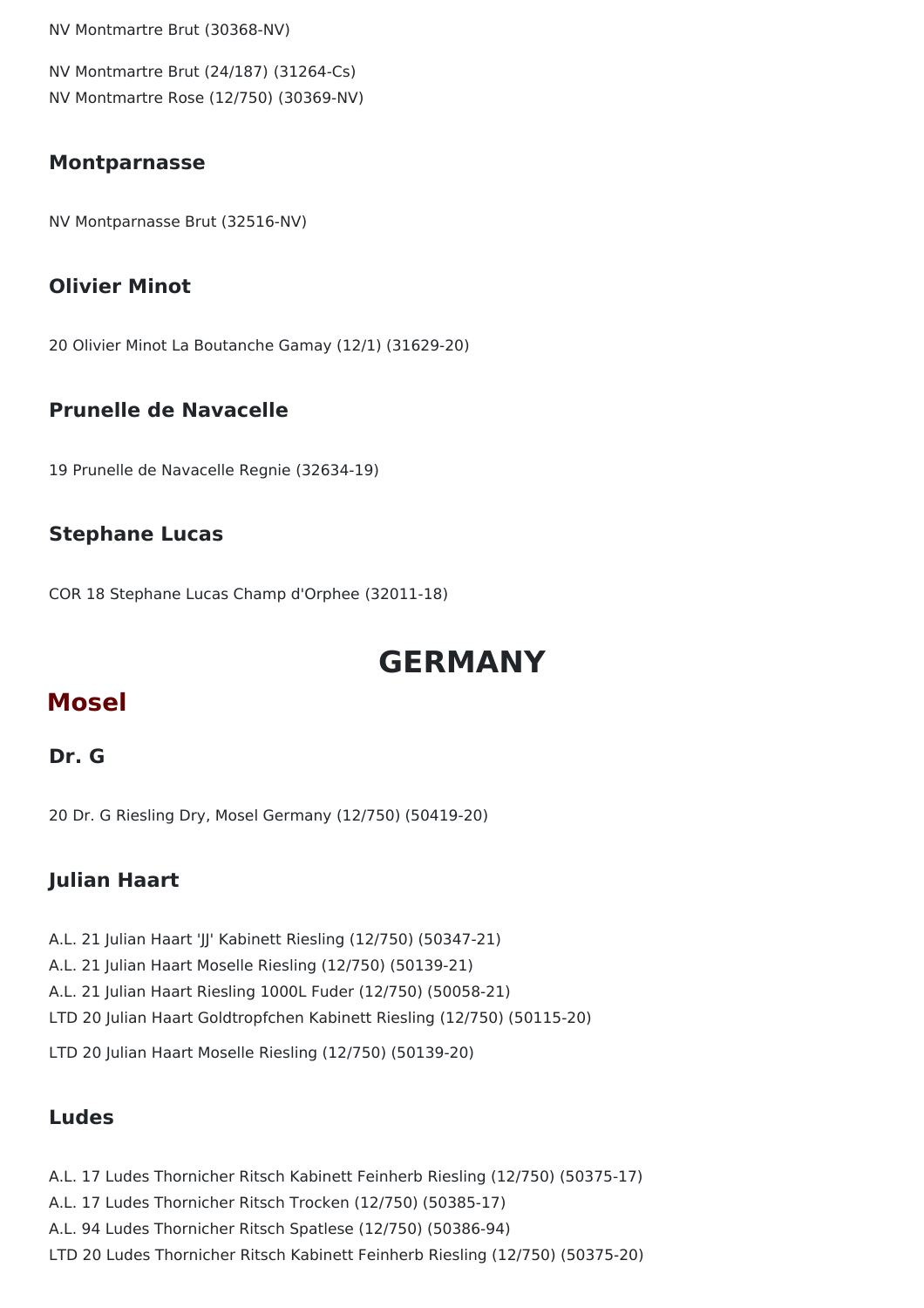NV Montmartre Brut (30368-NV)

NV Montmartre Brut (24/187) (31264-Cs)
NV Montmartre Rose (12/750) (30369-NV)

### Montparnasse

NV Montparnasse Brut (32516-NV)

### Olivier Minot

20 Olivier Minot La Boutanche Gamay (12/1) (31629-20)

### Prunelle de Navacelle

19 Prunelle de Navacelle Regnie (32634-19)

### Stephane Lucas

COR 18 Stephane Lucas Champ d'Orphee (32011-18)

# GERMANY

## Mosel

### Dr. G

20 Dr. G Riesling Dry, Mosel Germany (12/750) (50419-20)

### Julian Haart

A.L. 21 Julian Haart 'JJ' Kabinett Riesling (12/750) (50347-21)
A.L. 21 Julian Haart Moselle Riesling (12/750) (50139-21)
A.L. 21 Julian Haart Riesling 1000L Fuder (12/750) (50058-21)
LTD 20 Julian Haart Goldtropfchen Kabinett Riesling (12/750) (50115-20)

LTD 20 Julian Haart Moselle Riesling (12/750) (50139-20)

### Ludes

A.L. 17 Ludes Thornicher Ritsch Kabinett Feinherb Riesling (12/750) (50375-17)
A.L. 17 Ludes Thornicher Ritsch Trocken (12/750) (50385-17)
A.L. 94 Ludes Thornicher Ritsch Spatlese (12/750) (50386-94)
LTD 20 Ludes Thornicher Ritsch Kabinett Feinherb Riesling (12/750) (50375-20)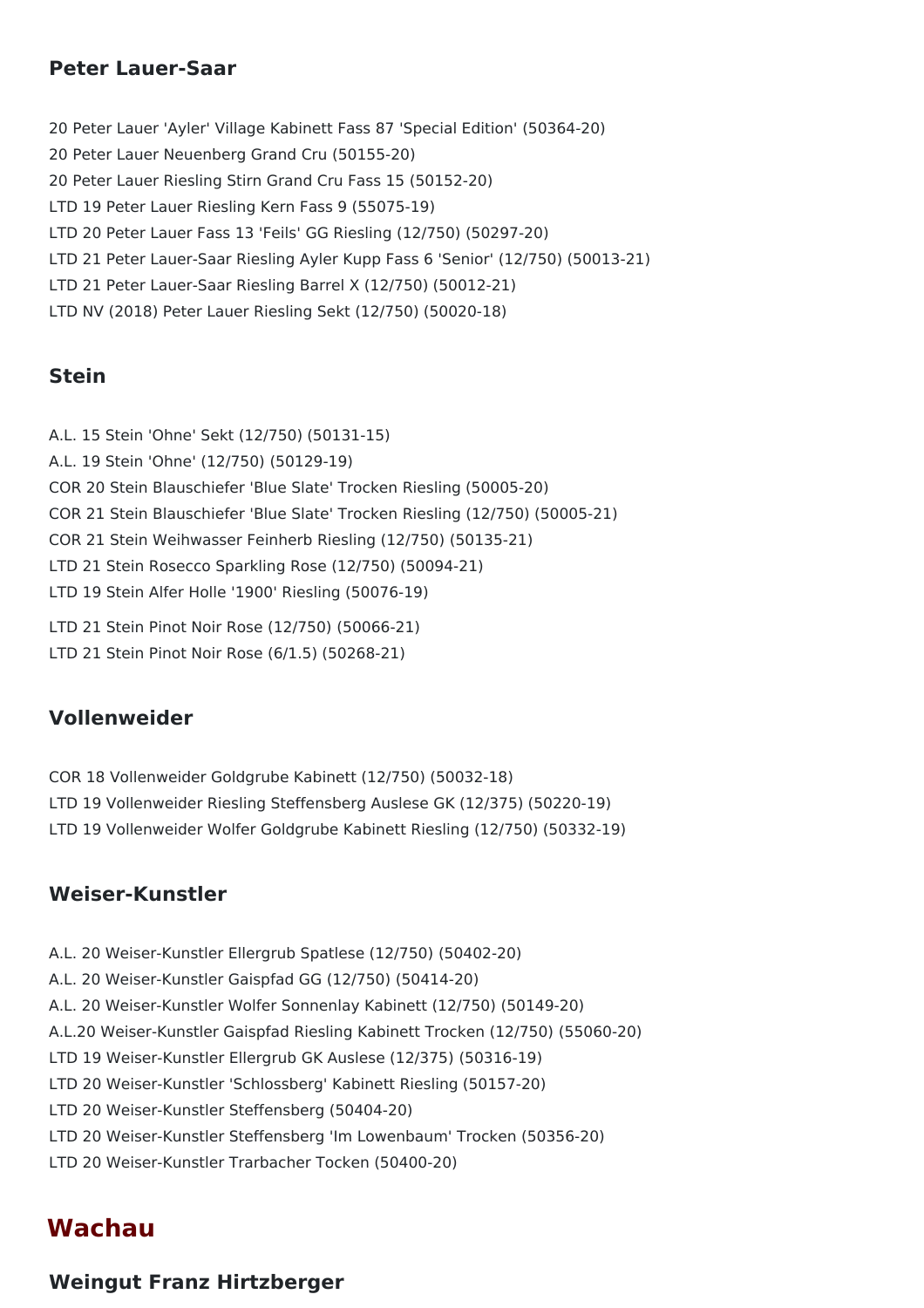### Peter Lauer-Saar

20 Peter Lauer 'Ayler' Village Kabinett Fass 87 'Special Edition' (50364-20)
20 Peter Lauer Neuenberg Grand Cru (50155-20)
20 Peter Lauer Riesling Stirn Grand Cru Fass 15 (50152-20)
LTD 19 Peter Lauer Riesling Kern Fass 9 (55075-19)
LTD 20 Peter Lauer Fass 13 'Feils' GG Riesling (12/750) (50297-20)
LTD 21 Peter Lauer-Saar Riesling Ayler Kupp Fass 6 'Senior' (12/750) (50013-21)
LTD 21 Peter Lauer-Saar Riesling Barrel X (12/750) (50012-21)
LTD NV (2018) Peter Lauer Riesling Sekt (12/750) (50020-18)

### Stein

A.L. 15 Stein 'Ohne' Sekt (12/750) (50131-15)
A.L. 19 Stein 'Ohne' (12/750) (50129-19)
COR 20 Stein Blauschiefer 'Blue Slate' Trocken Riesling (50005-20)
COR 21 Stein Blauschiefer 'Blue Slate' Trocken Riesling (12/750) (50005-21)
COR 21 Stein Weihwasser Feinherb Riesling (12/750) (50135-21)
LTD 21 Stein Rosecco Sparkling Rose (12/750) (50094-21)
LTD 19 Stein Alfer Holle '1900' Riesling (50076-19)
LTD 21 Stein Pinot Noir Rose (12/750) (50066-21)
LTD 21 Stein Pinot Noir Rose (6/1.5) (50268-21)

### Vollenweider

COR 18 Vollenweider Goldgrube Kabinett (12/750) (50032-18)
LTD 19 Vollenweider Riesling Steffensberg Auslese GK (12/375) (50220-19)
LTD 19 Vollenweider Wolfer Goldgrube Kabinett Riesling (12/750) (50332-19)

### Weiser-Kunstler

A.L. 20 Weiser-Kunstler Ellergrub Spatlese (12/750) (50402-20)
A.L. 20 Weiser-Kunstler Gaispfad GG (12/750) (50414-20)
A.L. 20 Weiser-Kunstler Wolfer Sonnenlay Kabinett (12/750) (50149-20)
A.L.20 Weiser-Kunstler Gaispfad Riesling Kabinett Trocken (12/750) (55060-20)
LTD 19 Weiser-Kunstler Ellergrub GK Auslese (12/375) (50316-19)
LTD 20 Weiser-Kunstler 'Schlossberg' Kabinett Riesling (50157-20)
LTD 20 Weiser-Kunstler Steffensberg (50404-20)
LTD 20 Weiser-Kunstler Steffensberg 'Im Lowenbaum' Trocken (50356-20)
LTD 20 Weiser-Kunstler Trarbacher Tocken (50400-20)

## Wachau

### Weingut Franz Hirtzberger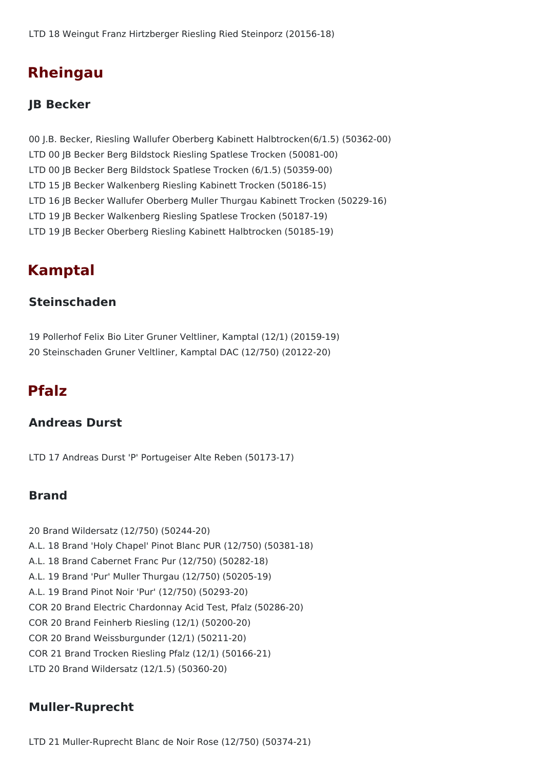LTD 18 Weingut Franz Hirtzberger Riesling Ried Steinporz (20156-18)

## Rheingau

### JB Becker

00 J.B. Becker, Riesling Wallufer Oberberg Kabinett Halbtrocken(6/1.5) (50362-00)
LTD 00 JB Becker Berg Bildstock Riesling Spatlese Trocken (50081-00)
LTD 00 JB Becker Berg Bildstock Spatlese Trocken (6/1.5) (50359-00)
LTD 15 JB Becker Walkenberg Riesling Kabinett Trocken (50186-15)
LTD 16 JB Becker Wallufer Oberberg Muller Thurgau Kabinett Trocken (50229-16)
LTD 19 JB Becker Walkenberg Riesling Spatlese Trocken (50187-19)
LTD 19 JB Becker Oberberg Riesling Kabinett Halbtrocken (50185-19)

## Kamptal

### Steinschaden

19 Pollerhof Felix Bio Liter Gruner Veltliner, Kamptal (12/1) (20159-19)
20 Steinschaden Gruner Veltliner, Kamptal DAC (12/750) (20122-20)

## Pfalz

### Andreas Durst

LTD 17 Andreas Durst 'P' Portugeiser Alte Reben (50173-17)

### Brand

20 Brand Wildersatz (12/750) (50244-20)
A.L. 18 Brand 'Holy Chapel' Pinot Blanc PUR (12/750) (50381-18)
A.L. 18 Brand Cabernet Franc Pur (12/750) (50282-18)
A.L. 19 Brand 'Pur' Muller Thurgau (12/750) (50205-19)
A.L. 19 Brand Pinot Noir 'Pur' (12/750) (50293-20)
COR 20 Brand Electric Chardonnay Acid Test, Pfalz (50286-20)
COR 20 Brand Feinherb Riesling (12/1) (50200-20)
COR 20 Brand Weissburgunder (12/1) (50211-20)
COR 21 Brand Trocken Riesling Pfalz (12/1) (50166-21)
LTD 20 Brand Wildersatz (12/1.5) (50360-20)

### Muller-Ruprecht

LTD 21 Muller-Ruprecht Blanc de Noir Rose (12/750) (50374-21)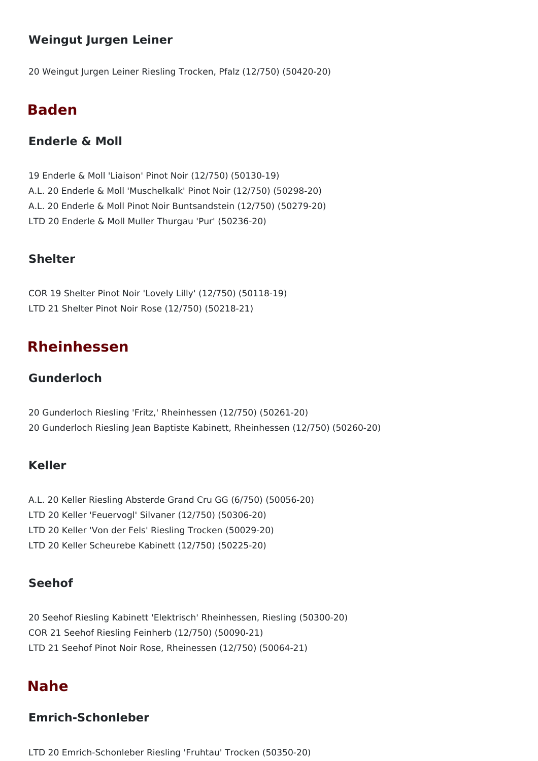### Weingut Jurgen Leiner

20 Weingut Jurgen Leiner Riesling Trocken, Pfalz (12/750) (50420-20)

## Baden

### Enderle & Moll

19 Enderle & Moll 'Liaison' Pinot Noir (12/750) (50130-19)
A.L. 20 Enderle & Moll 'Muschelkalk' Pinot Noir (12/750) (50298-20)
A.L. 20 Enderle & Moll Pinot Noir Buntsandstein (12/750) (50279-20)
LTD 20 Enderle & Moll Muller Thurgau 'Pur' (50236-20)

### Shelter

COR 19 Shelter Pinot Noir 'Lovely Lilly' (12/750) (50118-19)
LTD 21 Shelter Pinot Noir Rose (12/750) (50218-21)

## Rheinhessen

### Gunderloch

20 Gunderloch Riesling 'Fritz,' Rheinhessen (12/750) (50261-20)
20 Gunderloch Riesling Jean Baptiste Kabinett, Rheinhessen (12/750) (50260-20)

### Keller

A.L. 20 Keller Riesling Absterde Grand Cru GG (6/750) (50056-20)
LTD 20 Keller 'Feuervogl' Silvaner (12/750) (50306-20)
LTD 20 Keller 'Von der Fels' Riesling Trocken (50029-20)
LTD 20 Keller Scheurebe Kabinett (12/750) (50225-20)

### Seehof

20 Seehof Riesling Kabinett 'Elektrisch' Rheinhessen, Riesling (50300-20)
COR 21 Seehof Riesling Feinherb (12/750) (50090-21)
LTD 21 Seehof Pinot Noir Rose, Rheinessen (12/750) (50064-21)

## Nahe

### Emrich-Schonleber

LTD 20 Emrich-Schonleber Riesling 'Fruhtau' Trocken (50350-20)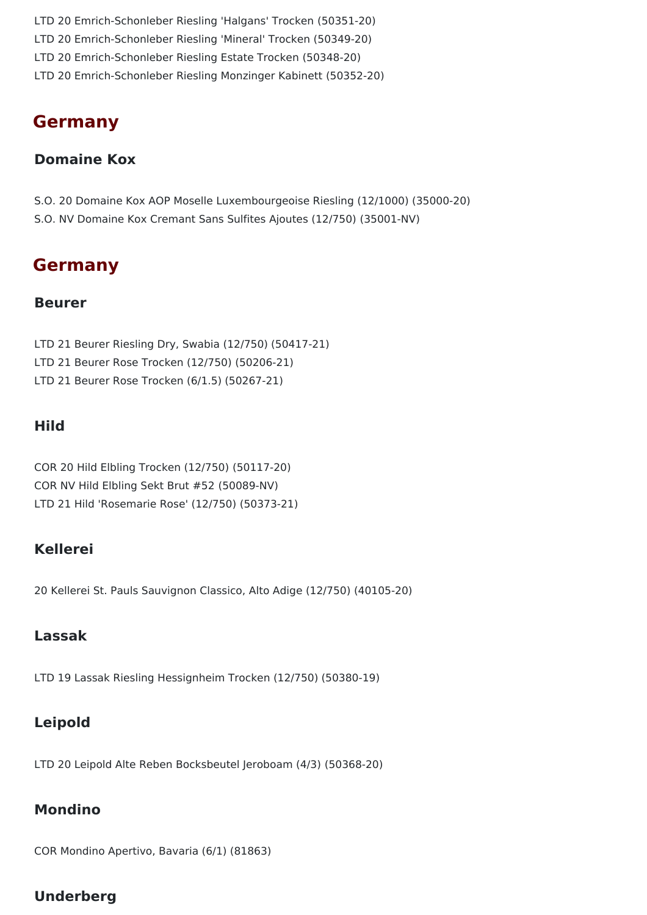LTD 20 Emrich-Schonleber Riesling 'Halgans' Trocken (50351-20)
LTD 20 Emrich-Schonleber Riesling 'Mineral' Trocken (50349-20)
LTD 20 Emrich-Schonleber Riesling Estate Trocken (50348-20)
LTD 20 Emrich-Schonleber Riesling Monzinger Kabinett (50352-20)

## Germany

### Domaine Kox

S.O. 20 Domaine Kox AOP Moselle Luxembourgeoise Riesling (12/1000) (35000-20)
S.O. NV Domaine Kox Cremant Sans Sulfites Ajoutes (12/750) (35001-NV)

## Germany

### Beurer

LTD 21 Beurer Riesling Dry, Swabia (12/750) (50417-21)
LTD 21 Beurer Rose Trocken (12/750) (50206-21)
LTD 21 Beurer Rose Trocken (6/1.5) (50267-21)

### Hild

COR 20 Hild Elbling Trocken (12/750) (50117-20)
COR NV Hild Elbling Sekt Brut #52 (50089-NV)
LTD 21 Hild 'Rosemarie Rose' (12/750) (50373-21)

### Kellerei

20 Kellerei St. Pauls Sauvignon Classico, Alto Adige (12/750) (40105-20)

### Lassak

LTD 19 Lassak Riesling Hessignheim Trocken (12/750) (50380-19)

### Leipold

LTD 20 Leipold Alte Reben Bocksbeutel Jeroboam (4/3) (50368-20)

### Mondino

COR Mondino Apertivo, Bavaria (6/1) (81863)

### Underberg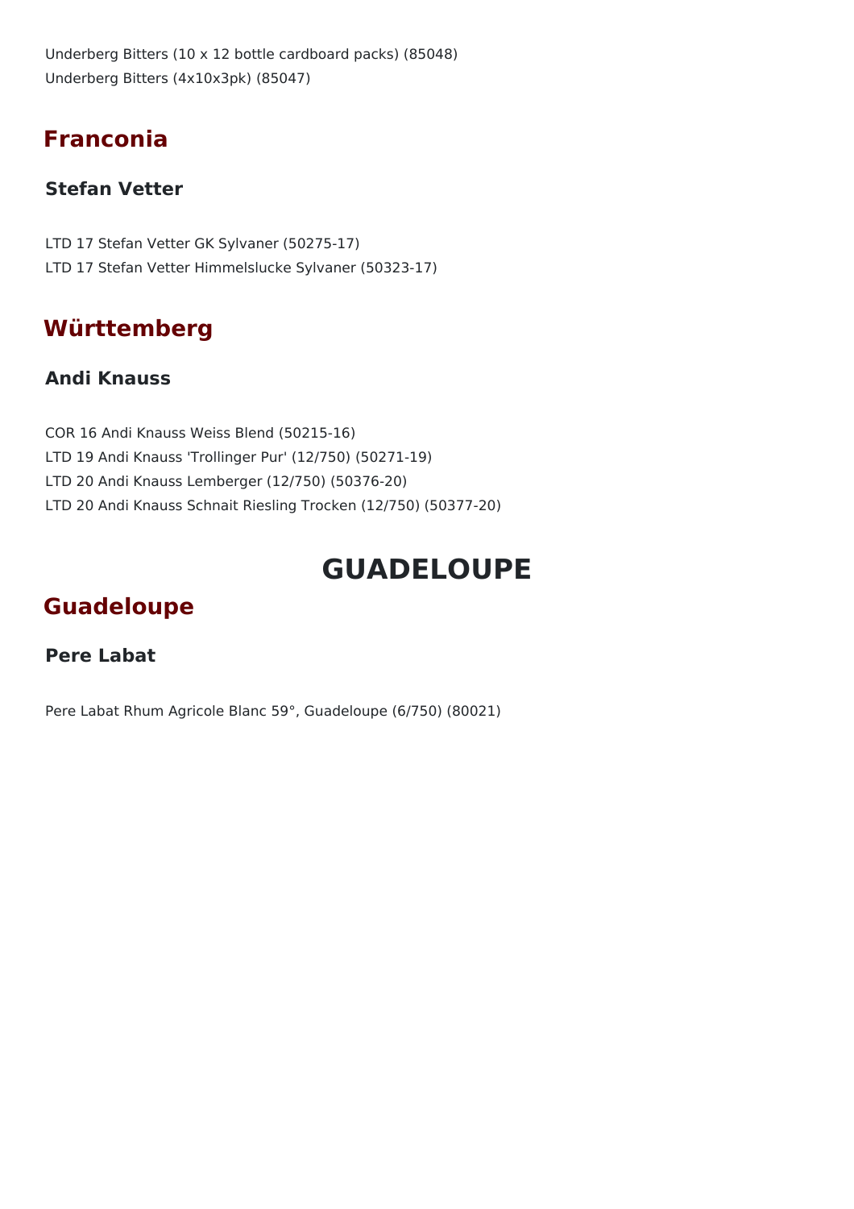Underberg Bitters (10 x 12 bottle cardboard packs) (85048)
Underberg Bitters (4x10x3pk) (85047)

## Franconia

### Stefan Vetter

LTD 17 Stefan Vetter GK Sylvaner (50275-17)
LTD 17 Stefan Vetter Himmelslucke Sylvaner (50323-17)

## Württemberg

### Andi Knauss

COR 16 Andi Knauss Weiss Blend (50215-16)
LTD 19 Andi Knauss 'Trollinger Pur' (12/750) (50271-19)
LTD 20 Andi Knauss Lemberger (12/750) (50376-20)
LTD 20 Andi Knauss Schnait Riesling Trocken (12/750) (50377-20)

# GUADELOUPE

## Guadeloupe

### Pere Labat

Pere Labat Rhum Agricole Blanc 59°, Guadeloupe (6/750) (80021)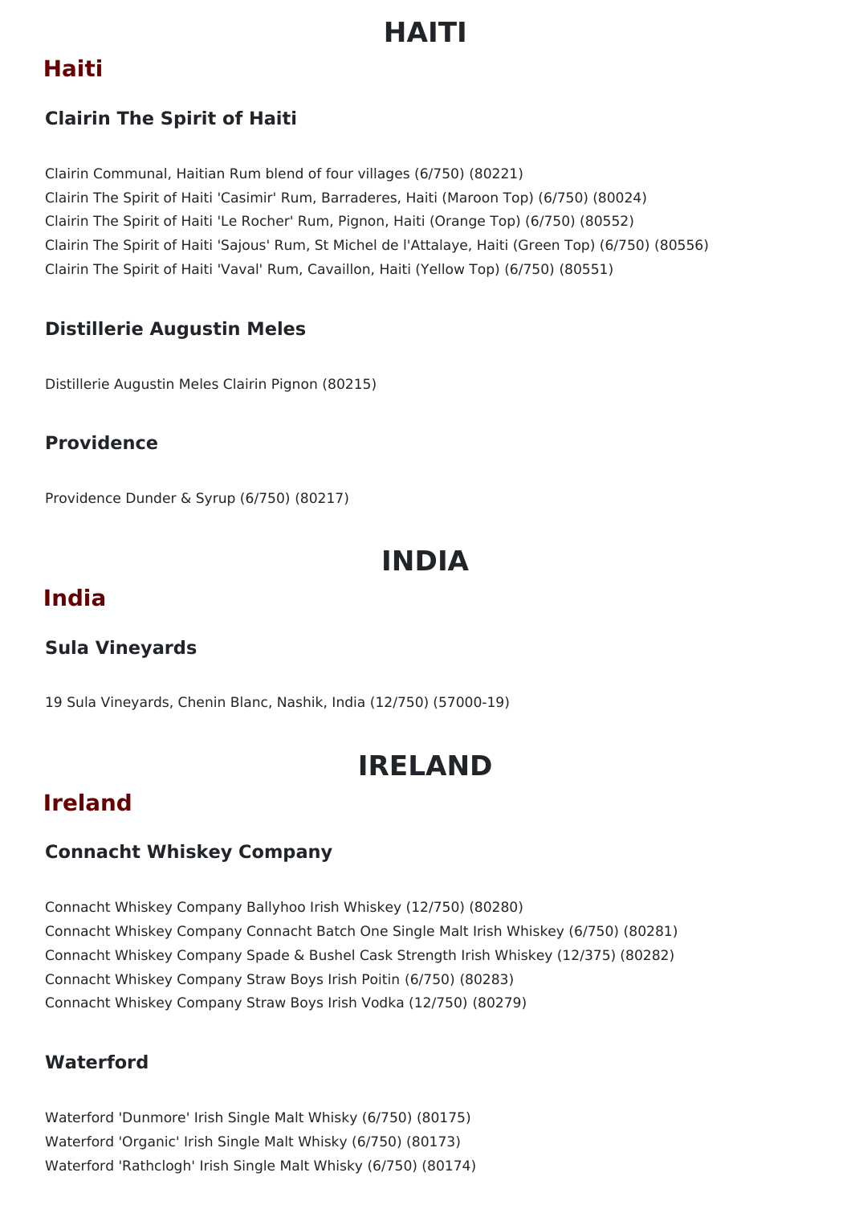# HAITI

## Haiti

### Clairin The Spirit of Haiti

Clairin Communal, Haitian Rum blend of four villages (6/750) (80221)
Clairin The Spirit of Haiti 'Casimir' Rum, Barraderes, Haiti (Maroon Top) (6/750) (80024)
Clairin The Spirit of Haiti 'Le Rocher' Rum, Pignon, Haiti (Orange Top) (6/750) (80552)
Clairin The Spirit of Haiti 'Sajous' Rum, St Michel de l'Attalaye, Haiti (Green Top) (6/750) (80556)
Clairin The Spirit of Haiti 'Vaval' Rum, Cavaillon, Haiti (Yellow Top) (6/750) (80551)

### Distillerie Augustin Meles

Distillerie Augustin Meles Clairin Pignon (80215)

### Providence

Providence Dunder & Syrup (6/750) (80217)

# INDIA

## India

### Sula Vineyards

19 Sula Vineyards, Chenin Blanc, Nashik, India (12/750) (57000-19)

# IRELAND

## Ireland

### Connacht Whiskey Company

Connacht Whiskey Company Ballyhoo Irish Whiskey (12/750) (80280)
Connacht Whiskey Company Connacht Batch One Single Malt Irish Whiskey (6/750) (80281)
Connacht Whiskey Company Spade & Bushel Cask Strength Irish Whiskey (12/375) (80282)
Connacht Whiskey Company Straw Boys Irish Poitin (6/750) (80283)
Connacht Whiskey Company Straw Boys Irish Vodka (12/750) (80279)

### Waterford

Waterford 'Dunmore' Irish Single Malt Whisky (6/750) (80175)
Waterford 'Organic' Irish Single Malt Whisky (6/750) (80173)
Waterford 'Rathclogh' Irish Single Malt Whisky (6/750) (80174)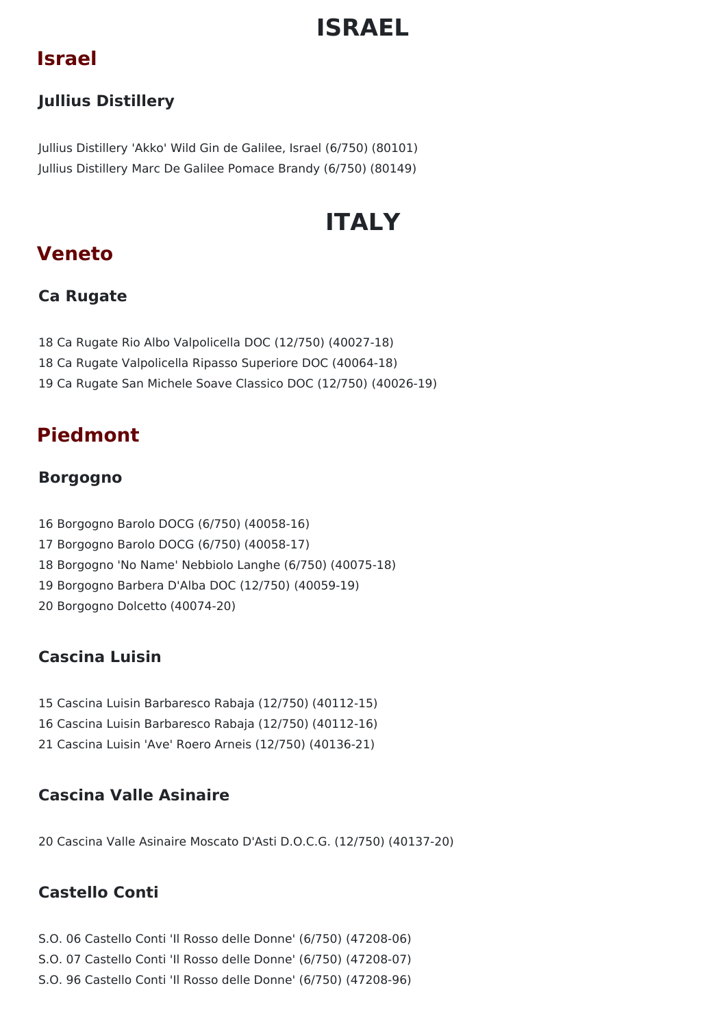# ISRAEL

## Israel

### Jullius Distillery

Jullius Distillery 'Akko' Wild Gin de Galilee, Israel (6/750) (80101)
Jullius Distillery Marc De Galilee Pomace Brandy (6/750) (80149)

# ITALY

## Veneto

### Ca Rugate

18 Ca Rugate Rio Albo Valpolicella DOC (12/750) (40027-18)
18 Ca Rugate Valpolicella Ripasso Superiore DOC (40064-18)
19 Ca Rugate San Michele Soave Classico DOC (12/750) (40026-19)

## Piedmont

### Borgogno

16 Borgogno Barolo DOCG (6/750) (40058-16)
17 Borgogno Barolo DOCG (6/750) (40058-17)
18 Borgogno 'No Name' Nebbiolo Langhe (6/750) (40075-18)
19 Borgogno Barbera D'Alba DOC (12/750) (40059-19)
20 Borgogno Dolcetto (40074-20)

### Cascina Luisin

15 Cascina Luisin Barbaresco Rabaja (12/750) (40112-15)
16 Cascina Luisin Barbaresco Rabaja (12/750) (40112-16)
21 Cascina Luisin 'Ave' Roero Arneis (12/750) (40136-21)

### Cascina Valle Asinaire

20 Cascina Valle Asinaire Moscato D'Asti D.O.C.G. (12/750) (40137-20)

### Castello Conti

S.O. 06 Castello Conti 'Il Rosso delle Donne' (6/750) (47208-06)
S.O. 07 Castello Conti 'Il Rosso delle Donne' (6/750) (47208-07)
S.O. 96 Castello Conti 'Il Rosso delle Donne' (6/750) (47208-96)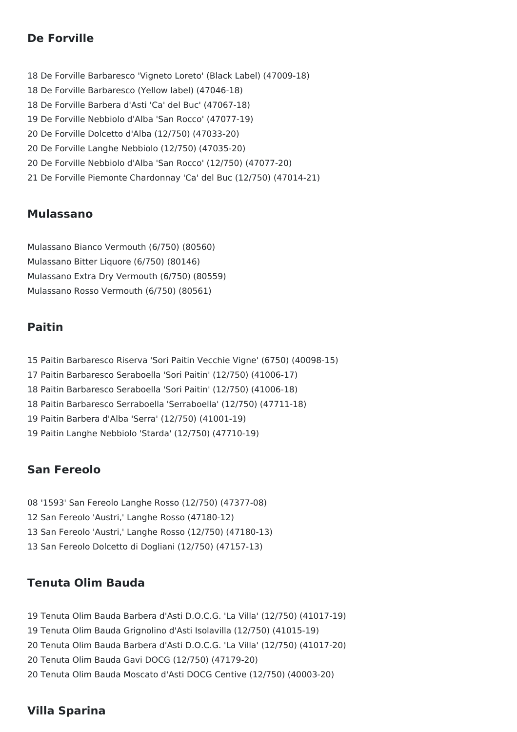## De Forville

18 De Forville Barbaresco 'Vigneto Loreto' (Black Label) (47009-18)
18 De Forville Barbaresco (Yellow label) (47046-18)
18 De Forville Barbera d'Asti 'Ca' del Buc' (47067-18)
19 De Forville Nebbiolo d'Alba 'San Rocco' (47077-19)
20 De Forville Dolcetto d'Alba (12/750) (47033-20)
20 De Forville Langhe Nebbiolo (12/750) (47035-20)
20 De Forville Nebbiolo d'Alba 'San Rocco' (12/750) (47077-20)
21 De Forville Piemonte Chardonnay 'Ca' del Buc (12/750) (47014-21)

## Mulassano

Mulassano Bianco Vermouth (6/750) (80560)
Mulassano Bitter Liquore (6/750) (80146)
Mulassano Extra Dry Vermouth (6/750) (80559)
Mulassano Rosso Vermouth (6/750) (80561)

## Paitin

15 Paitin Barbaresco Riserva 'Sori Paitin Vecchie Vigne' (6750) (40098-15)
17 Paitin Barbaresco Seraboella 'Sori Paitin' (12/750) (41006-17)
18 Paitin Barbaresco Seraboella 'Sori Paitin' (12/750) (41006-18)
18 Paitin Barbaresco Serraboella 'Serraboella' (12/750) (47711-18)
19 Paitin Barbera d'Alba 'Serra' (12/750) (41001-19)
19 Paitin Langhe Nebbiolo 'Starda' (12/750) (47710-19)

## San Fereolo

08 '1593' San Fereolo Langhe Rosso (12/750) (47377-08)
12 San Fereolo 'Austri,' Langhe Rosso (47180-12)
13 San Fereolo 'Austri,' Langhe Rosso (12/750) (47180-13)
13 San Fereolo Dolcetto di Dogliani (12/750) (47157-13)

## Tenuta Olim Bauda

19 Tenuta Olim Bauda Barbera d'Asti D.O.C.G. 'La Villa' (12/750) (41017-19)
19 Tenuta Olim Bauda Grignolino d'Asti Isolavilla (12/750) (41015-19)
20 Tenuta Olim Bauda Barbera d'Asti D.O.C.G. 'La Villa' (12/750) (41017-20)
20 Tenuta Olim Bauda Gavi DOCG (12/750) (47179-20)
20 Tenuta Olim Bauda Moscato d'Asti DOCG Centive (12/750) (40003-20)

## Villa Sparina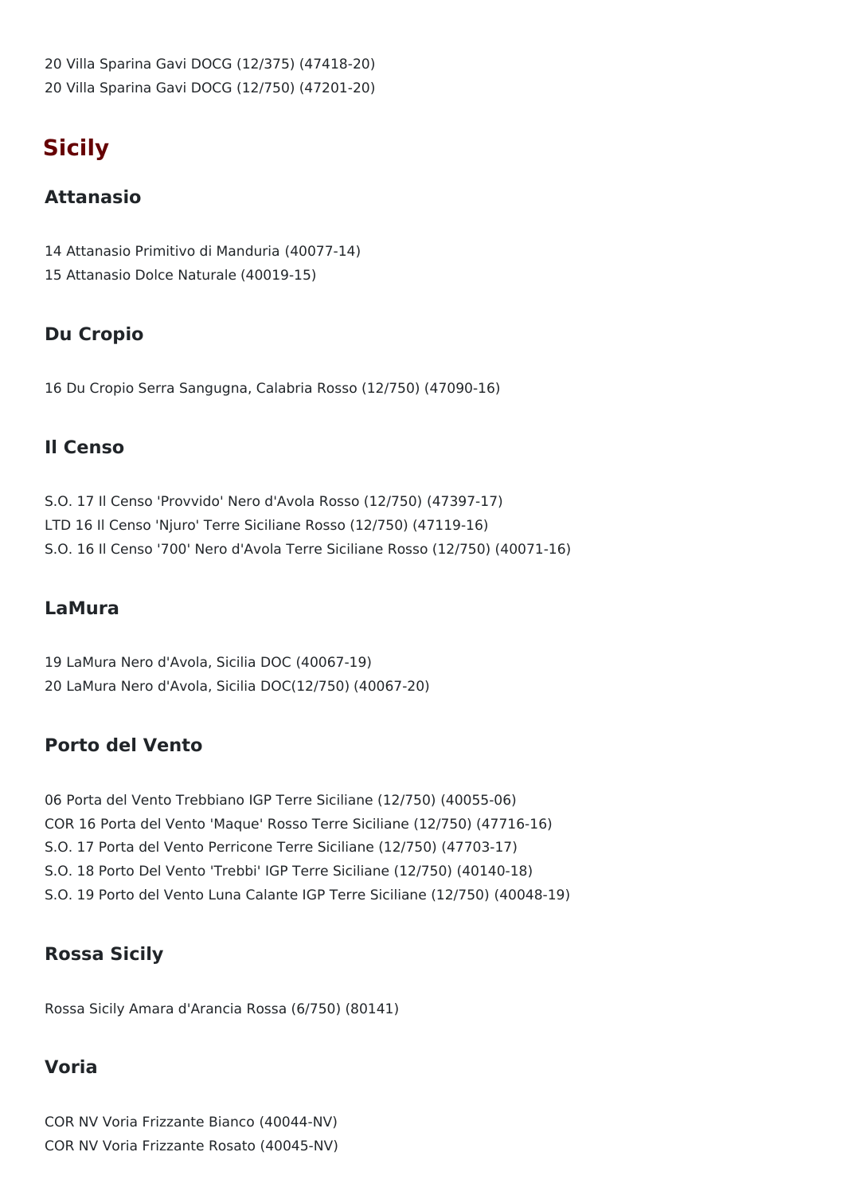20 Villa Sparina Gavi DOCG (12/375) (47418-20)
20 Villa Sparina Gavi DOCG (12/750) (47201-20)

## Sicily

### Attanasio

14 Attanasio Primitivo di Manduria (40077-14)
15 Attanasio Dolce Naturale (40019-15)

### Du Cropio

16 Du Cropio Serra Sangugna, Calabria Rosso (12/750) (47090-16)

### Il Censo

S.O. 17 Il Censo 'Provvido' Nero d'Avola Rosso (12/750) (47397-17)
LTD 16 Il Censo 'Njuro' Terre Siciliane Rosso (12/750) (47119-16)
S.O. 16 Il Censo '700' Nero d'Avola Terre Siciliane Rosso (12/750) (40071-16)

### LaMura

19 LaMura Nero d'Avola, Sicilia DOC (40067-19)
20 LaMura Nero d'Avola, Sicilia DOC(12/750) (40067-20)

### Porto del Vento

06 Porta del Vento Trebbiano IGP Terre Siciliane (12/750) (40055-06)
COR 16 Porta del Vento 'Maque' Rosso Terre Siciliane (12/750) (47716-16)
S.O. 17 Porta del Vento Perricone Terre Siciliane (12/750) (47703-17)
S.O. 18 Porto Del Vento 'Trebbi' IGP Terre Siciliane (12/750) (40140-18)
S.O. 19 Porto del Vento Luna Calante IGP Terre Siciliane (12/750) (40048-19)

### Rossa Sicily

Rossa Sicily Amara d'Arancia Rossa (6/750) (80141)

### Voria

COR NV Voria Frizzante Bianco (40044-NV)
COR NV Voria Frizzante Rosato (40045-NV)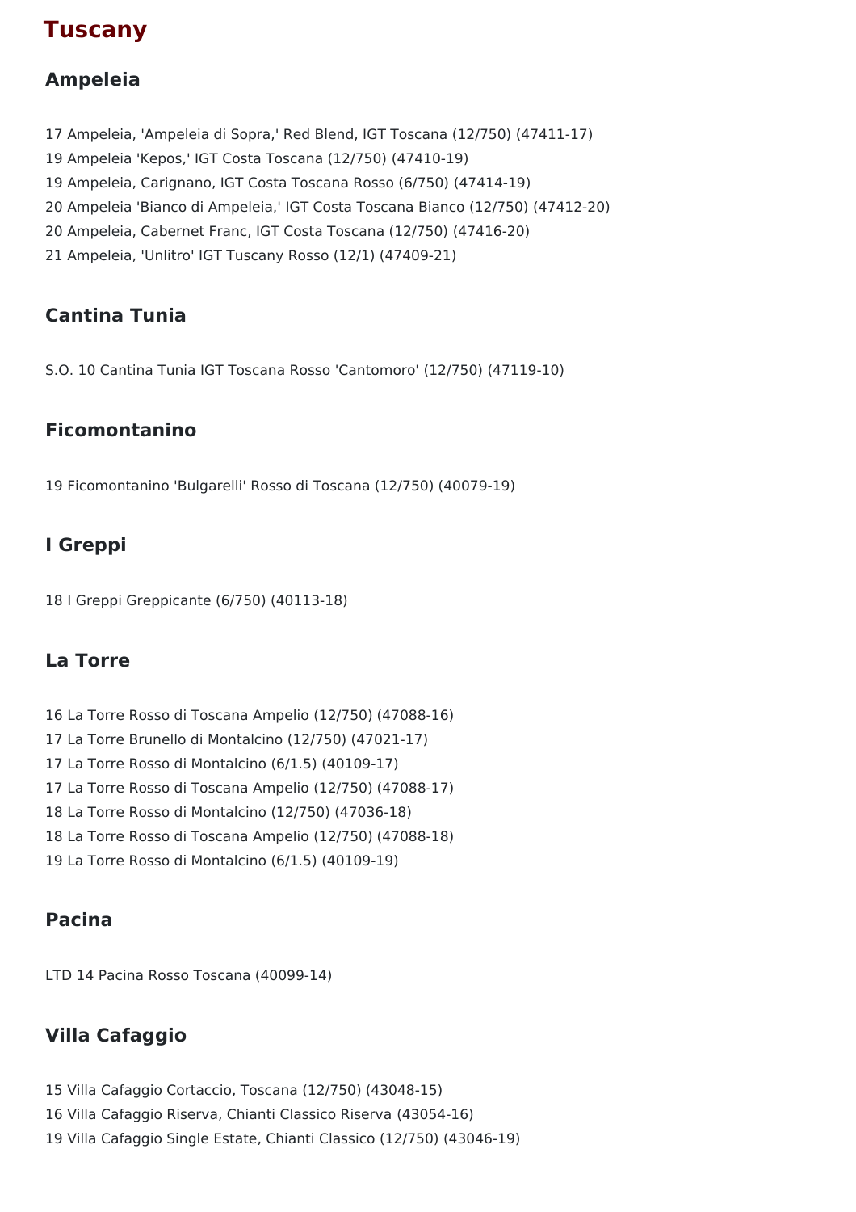# Tuscany

## Ampeleia

17 Ampeleia, 'Ampeleia di Sopra,' Red Blend, IGT Toscana (12/750) (47411-17)
19 Ampeleia 'Kepos,' IGT Costa Toscana (12/750) (47410-19)
19 Ampeleia, Carignano, IGT Costa Toscana Rosso (6/750) (47414-19)
20 Ampeleia 'Bianco di Ampeleia,' IGT Costa Toscana Bianco (12/750) (47412-20)
20 Ampeleia, Cabernet Franc, IGT Costa Toscana (12/750) (47416-20)
21 Ampeleia, 'Unlitro' IGT Tuscany Rosso (12/1) (47409-21)

## Cantina Tunia

S.O. 10 Cantina Tunia IGT Toscana Rosso 'Cantomoro' (12/750) (47119-10)

## Ficomontanino

19 Ficomontanino 'Bulgarelli' Rosso di Toscana (12/750) (40079-19)

## I Greppi

18 I Greppi Greppicante (6/750) (40113-18)

## La Torre

16 La Torre Rosso di Toscana Ampelio (12/750) (47088-16)
17 La Torre Brunello di Montalcino (12/750) (47021-17)
17 La Torre Rosso di Montalcino (6/1.5) (40109-17)
17 La Torre Rosso di Toscana Ampelio (12/750) (47088-17)
18 La Torre Rosso di Montalcino (12/750) (47036-18)
18 La Torre Rosso di Toscana Ampelio (12/750) (47088-18)
19 La Torre Rosso di Montalcino (6/1.5) (40109-19)

## Pacina

LTD 14 Pacina Rosso Toscana (40099-14)

## Villa Cafaggio

15 Villa Cafaggio Cortaccio, Toscana (12/750) (43048-15)
16 Villa Cafaggio Riserva, Chianti Classico Riserva (43054-16)
19 Villa Cafaggio Single Estate, Chianti Classico (12/750) (43046-19)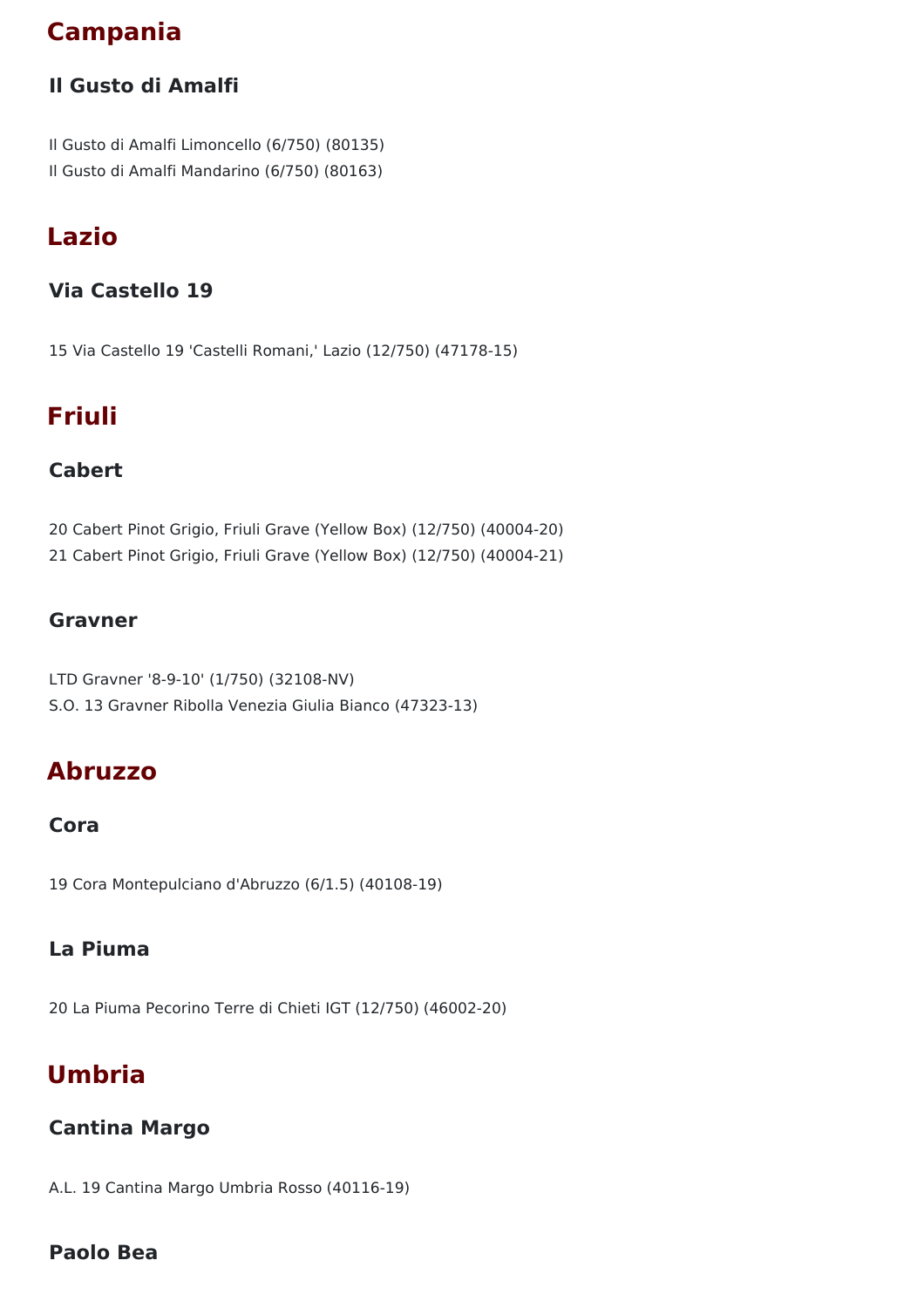## Campania

### Il Gusto di Amalfi

Il Gusto di Amalfi Limoncello (6/750) (80135)
Il Gusto di Amalfi Mandarino (6/750) (80163)

## Lazio

### Via Castello 19

15 Via Castello 19 'Castelli Romani,' Lazio (12/750) (47178-15)

## Friuli

### Cabert

20 Cabert Pinot Grigio, Friuli Grave (Yellow Box) (12/750) (40004-20)
21 Cabert Pinot Grigio, Friuli Grave (Yellow Box) (12/750) (40004-21)

### Gravner

LTD Gravner '8-9-10' (1/750) (32108-NV)
S.O. 13 Gravner Ribolla Venezia Giulia Bianco (47323-13)

## Abruzzo

### Cora

19 Cora Montepulciano d'Abruzzo (6/1.5) (40108-19)

### La Piuma

20 La Piuma Pecorino Terre di Chieti IGT (12/750) (46002-20)

## Umbria

### Cantina Margo

A.L. 19 Cantina Margo Umbria Rosso (40116-19)

### Paolo Bea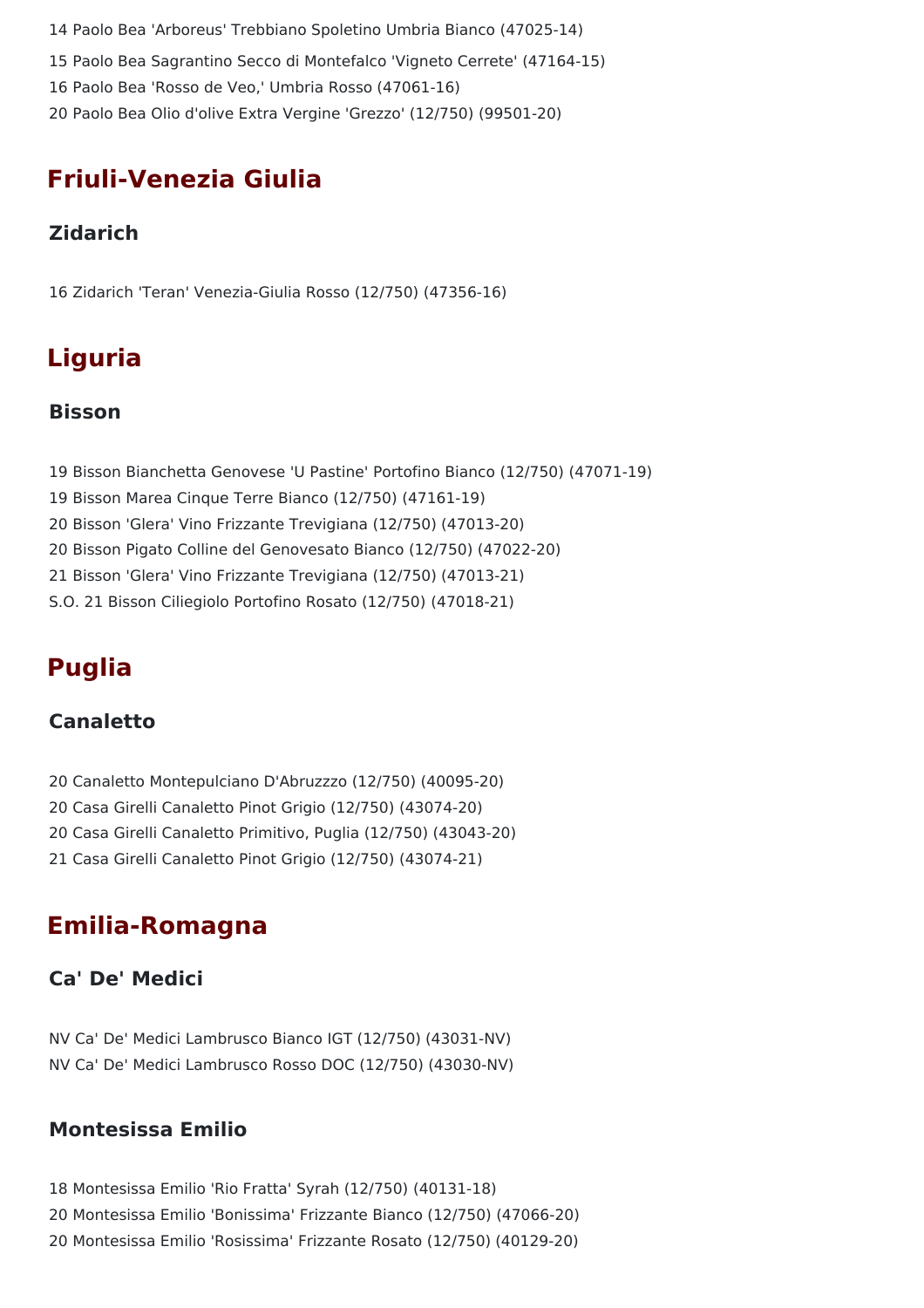14 Paolo Bea 'Arboreus' Trebbiano Spoletino Umbria Bianco (47025-14)

15 Paolo Bea Sagrantino Secco di Montefalco 'Vigneto Cerrete' (47164-15)

16 Paolo Bea 'Rosso de Veo,' Umbria Rosso (47061-16)

20 Paolo Bea Olio d'olive Extra Vergine 'Grezzo' (12/750) (99501-20)

## Friuli-Venezia Giulia

### Zidarich

16 Zidarich 'Teran' Venezia-Giulia Rosso (12/750) (47356-16)

## Liguria

### Bisson

19 Bisson Bianchetta Genovese 'U Pastine' Portofino Bianco (12/750) (47071-19)

19 Bisson Marea Cinque Terre Bianco (12/750) (47161-19)

20 Bisson 'Glera' Vino Frizzante Trevigiana (12/750) (47013-20)

20 Bisson Pigato Colline del Genovesato Bianco (12/750) (47022-20)

21 Bisson 'Glera' Vino Frizzante Trevigiana (12/750) (47013-21)

S.O. 21 Bisson Ciliegiolo Portofino Rosato (12/750) (47018-21)

## Puglia

### Canaletto

20 Canaletto Montepulciano D'Abruzzzo (12/750) (40095-20)

20 Casa Girelli Canaletto Pinot Grigio (12/750) (43074-20)

20 Casa Girelli Canaletto Primitivo, Puglia (12/750) (43043-20)

21 Casa Girelli Canaletto Pinot Grigio (12/750) (43074-21)

## Emilia-Romagna

### Ca' De' Medici

NV Ca' De' Medici Lambrusco Bianco IGT (12/750) (43031-NV)

NV Ca' De' Medici Lambrusco Rosso DOC (12/750) (43030-NV)

### Montesissa Emilio

18 Montesissa Emilio 'Rio Fratta' Syrah (12/750) (40131-18)

20 Montesissa Emilio 'Bonissima' Frizzante Bianco (12/750) (47066-20)

20 Montesissa Emilio 'Rosissima' Frizzante Rosato (12/750) (40129-20)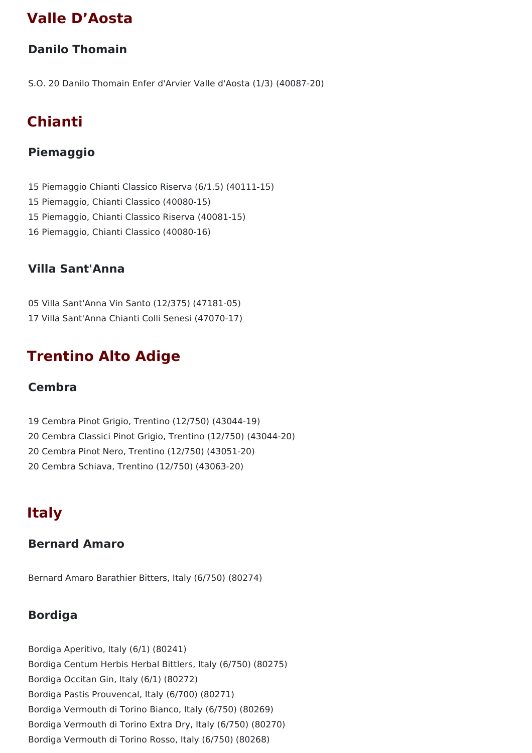## Valle D’Aosta

### Danilo Thomain

S.O. 20 Danilo Thomain Enfer d'Arvier Valle d'Aosta (1/3) (40087-20)

## Chianti

### Piemaggio

15 Piemaggio Chianti Classico Riserva (6/1.5) (40111-15)
15 Piemaggio, Chianti Classico (40080-15)
15 Piemaggio, Chianti Classico Riserva (40081-15)
16 Piemaggio, Chianti Classico (40080-16)

### Villa Sant'Anna

05 Villa Sant'Anna Vin Santo (12/375) (47181-05)
17 Villa Sant'Anna Chianti Colli Senesi (47070-17)

## Trentino Alto Adige

### Cembra

19 Cembra Pinot Grigio, Trentino (12/750) (43044-19)
20 Cembra Classici Pinot Grigio, Trentino (12/750) (43044-20)
20 Cembra Pinot Nero, Trentino (12/750) (43051-20)
20 Cembra Schiava, Trentino (12/750) (43063-20)

## Italy

### Bernard Amaro

Bernard Amaro Barathier Bitters, Italy (6/750) (80274)

### Bordiga

Bordiga Aperitivo, Italy (6/1) (80241)
Bordiga Centum Herbis Herbal Bittlers, Italy (6/750) (80275)
Bordiga Occitan Gin, Italy (6/1) (80272)
Bordiga Pastis Prouvencal, Italy (6/700) (80271)
Bordiga Vermouth di Torino Bianco, Italy (6/750) (80269)
Bordiga Vermouth di Torino Extra Dry, Italy (6/750) (80270)
Bordiga Vermouth di Torino Rosso, Italy (6/750) (80268)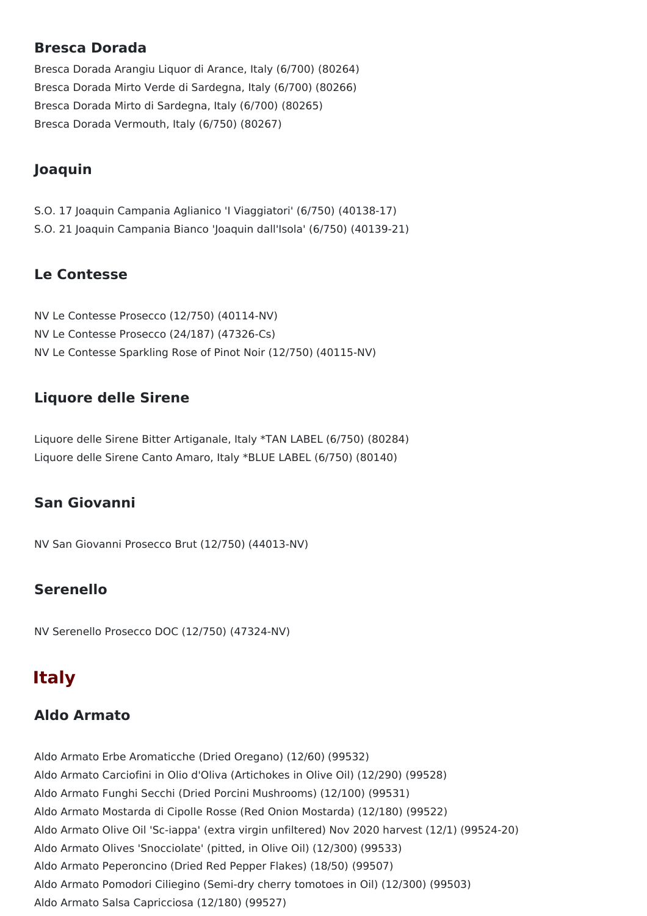### Bresca Dorada

Bresca Dorada Arangiu Liquor di Arance, Italy (6/700) (80264)
Bresca Dorada Mirto Verde di Sardegna, Italy (6/700) (80266)
Bresca Dorada Mirto di Sardegna, Italy (6/700) (80265)
Bresca Dorada Vermouth, Italy (6/750) (80267)

### Joaquin

S.O. 17 Joaquin Campania Aglianico 'I Viaggiatori' (6/750) (40138-17)
S.O. 21 Joaquin Campania Bianco 'Joaquin dall'Isola' (6/750) (40139-21)

### Le Contesse

NV Le Contesse Prosecco (12/750) (40114-NV)
NV Le Contesse Prosecco (24/187) (47326-Cs)
NV Le Contesse Sparkling Rose of Pinot Noir (12/750) (40115-NV)

### Liquore delle Sirene

Liquore delle Sirene Bitter Artiganale, Italy *TAN LABEL (6/750) (80284)
Liquore delle Sirene Canto Amaro, Italy *BLUE LABEL (6/750) (80140)

### San Giovanni

NV San Giovanni Prosecco Brut (12/750) (44013-NV)

### Serenello

NV Serenello Prosecco DOC (12/750) (47324-NV)

## Italy

### Aldo Armato

Aldo Armato Erbe Aromaticche (Dried Oregano) (12/60) (99532)
Aldo Armato Carciofini in Olio d'Oliva (Artichokes in Olive Oil) (12/290) (99528)
Aldo Armato Funghi Secchi (Dried Porcini Mushrooms) (12/100) (99531)
Aldo Armato Mostarda di Cipolle Rosse (Red Onion Mostarda) (12/180) (99522)
Aldo Armato Olive Oil 'Sc-iappa' (extra virgin unfiltered) Nov 2020 harvest (12/1) (99524-20)
Aldo Armato Olives 'Snocciolate' (pitted, in Olive Oil) (12/300) (99533)
Aldo Armato Peperoncino (Dried Red Pepper Flakes) (18/50) (99507)
Aldo Armato Pomodori Ciliegino (Semi-dry cherry tomotoes in Oil) (12/300) (99503)
Aldo Armato Salsa Capricciosa (12/180) (99527)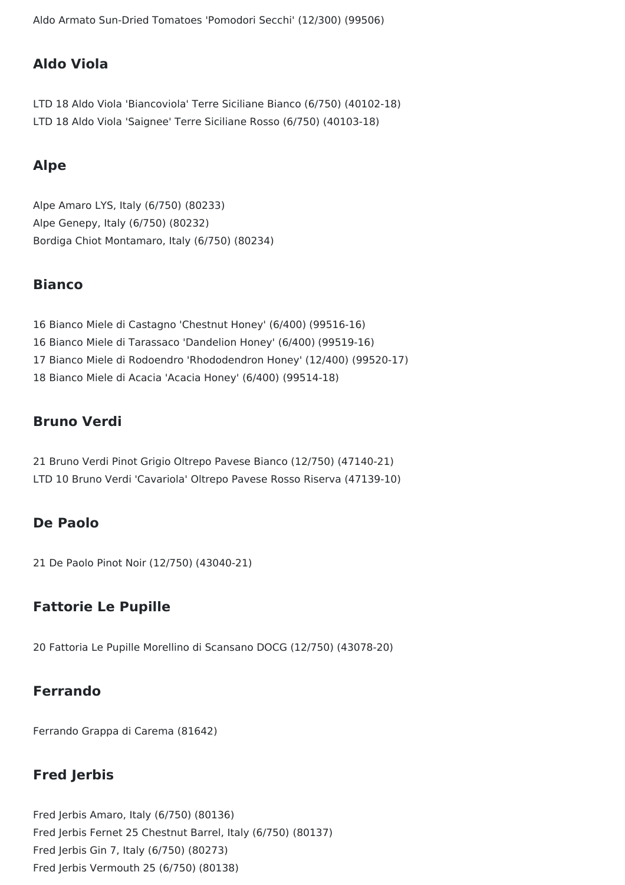Aldo Armato Sun-Dried Tomatoes 'Pomodori Secchi' (12/300) (99506)

## Aldo Viola

LTD 18 Aldo Viola 'Biancoviola' Terre Siciliane Bianco (6/750) (40102-18)
LTD 18 Aldo Viola 'Saignee' Terre Siciliane Rosso (6/750) (40103-18)

## Alpe

Alpe Amaro LYS, Italy (6/750) (80233)
Alpe Genepy, Italy (6/750) (80232)
Bordiga Chiot Montamaro, Italy (6/750) (80234)

## Bianco

16 Bianco Miele di Castagno 'Chestnut Honey' (6/400) (99516-16)
16 Bianco Miele di Tarassaco 'Dandelion Honey' (6/400) (99519-16)
17 Bianco Miele di Rodoendro 'Rhododendron Honey' (12/400) (99520-17)
18 Bianco Miele di Acacia 'Acacia Honey' (6/400) (99514-18)

## Bruno Verdi

21 Bruno Verdi Pinot Grigio Oltrepo Pavese Bianco (12/750) (47140-21)
LTD 10 Bruno Verdi 'Cavariola' Oltrepo Pavese Rosso Riserva (47139-10)

## De Paolo

21 De Paolo Pinot Noir (12/750) (43040-21)

## Fattorie Le Pupille

20 Fattoria Le Pupille Morellino di Scansano DOCG (12/750) (43078-20)

## Ferrando

Ferrando Grappa di Carema (81642)

## Fred Jerbis

Fred Jerbis Amaro, Italy (6/750) (80136)
Fred Jerbis Fernet 25 Chestnut Barrel, Italy (6/750) (80137)
Fred Jerbis Gin 7, Italy (6/750) (80273)
Fred Jerbis Vermouth 25 (6/750) (80138)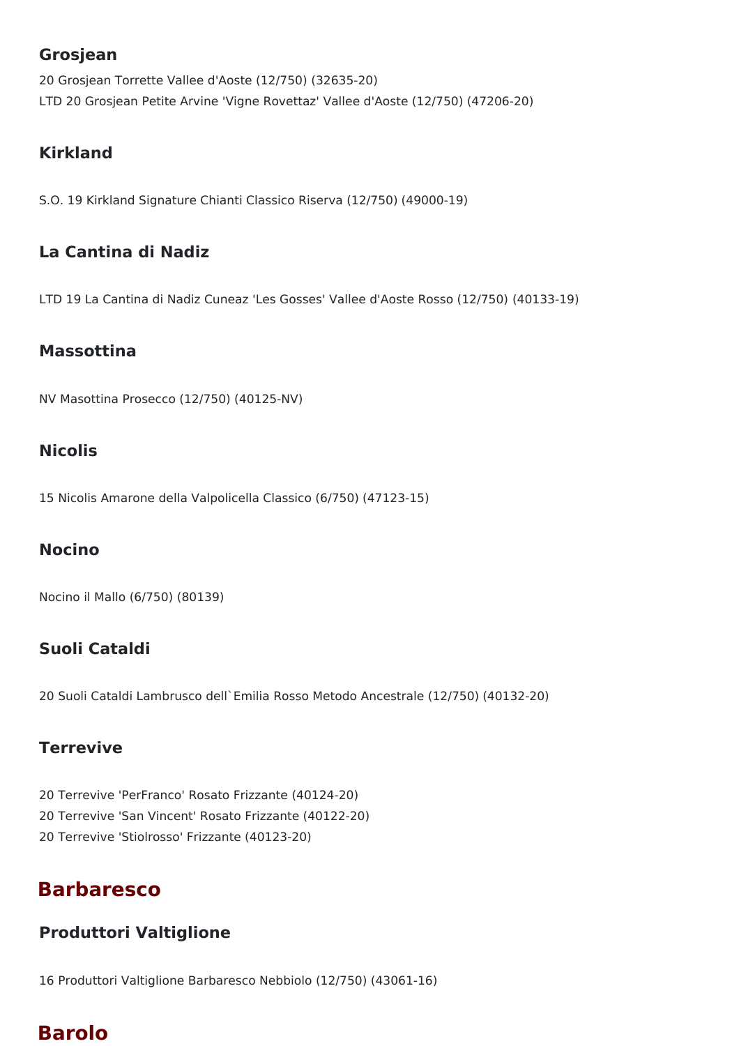### Grosjean

20 Grosjean Torrette Vallee d'Aoste (12/750) (32635-20)
LTD 20 Grosjean Petite Arvine 'Vigne Rovettaz' Vallee d'Aoste (12/750) (47206-20)

### Kirkland

S.O. 19 Kirkland Signature Chianti Classico Riserva (12/750) (49000-19)

### La Cantina di Nadiz

LTD 19 La Cantina di Nadiz Cuneaz 'Les Gosses' Vallee d'Aoste Rosso (12/750) (40133-19)

### Massottina

NV Masottina Prosecco (12/750) (40125-NV)

### Nicolis

15 Nicolis Amarone della Valpolicella Classico (6/750) (47123-15)

### Nocino

Nocino il Mallo (6/750) (80139)

### Suoli Cataldi

20 Suoli Cataldi Lambrusco dell`Emilia Rosso Metodo Ancestrale (12/750) (40132-20)

### Terrevive

20 Terrevive 'PerFranco' Rosato Frizzante (40124-20)
20 Terrevive 'San Vincent' Rosato Frizzante (40122-20)
20 Terrevive 'Stiolrosso' Frizzante (40123-20)

## Barbaresco

### Produttori Valtiglione

16 Produttori Valtiglione Barbaresco Nebbiolo (12/750) (43061-16)

## Barolo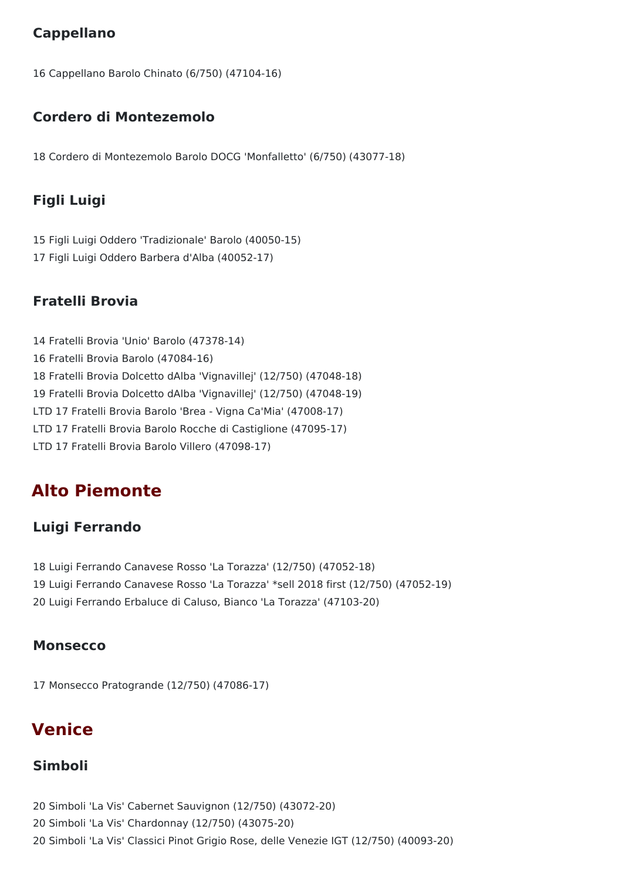### Cappellano

16 Cappellano Barolo Chinato (6/750) (47104-16)

### Cordero di Montezemolo

18 Cordero di Montezemolo Barolo DOCG 'Monfalletto' (6/750) (43077-18)

### Figli Luigi

15 Figli Luigi Oddero 'Tradizionale' Barolo (40050-15)
17 Figli Luigi Oddero Barbera d'Alba (40052-17)

### Fratelli Brovia

14 Fratelli Brovia 'Unio' Barolo (47378-14)
16 Fratelli Brovia Barolo (47084-16)
18 Fratelli Brovia Dolcetto dAlba 'Vignavillej' (12/750) (47048-18)
19 Fratelli Brovia Dolcetto dAlba 'Vignavillej' (12/750) (47048-19)
LTD 17 Fratelli Brovia Barolo 'Brea - Vigna Ca'Mia' (47008-17)
LTD 17 Fratelli Brovia Barolo Rocche di Castiglione (47095-17)
LTD 17 Fratelli Brovia Barolo Villero (47098-17)

## Alto Piemonte

### Luigi Ferrando

18 Luigi Ferrando Canavese Rosso 'La Torazza' (12/750) (47052-18)
19 Luigi Ferrando Canavese Rosso 'La Torazza' *sell 2018 first (12/750) (47052-19)
20 Luigi Ferrando Erbaluce di Caluso, Bianco 'La Torazza' (47103-20)

### Monsecco

17 Monsecco Pratogrande (12/750) (47086-17)

## Venice

### Simboli

20 Simboli 'La Vis' Cabernet Sauvignon (12/750) (43072-20)
20 Simboli 'La Vis' Chardonnay (12/750) (43075-20)
20 Simboli 'La Vis' Classici Pinot Grigio Rose, delle Venezie IGT (12/750) (40093-20)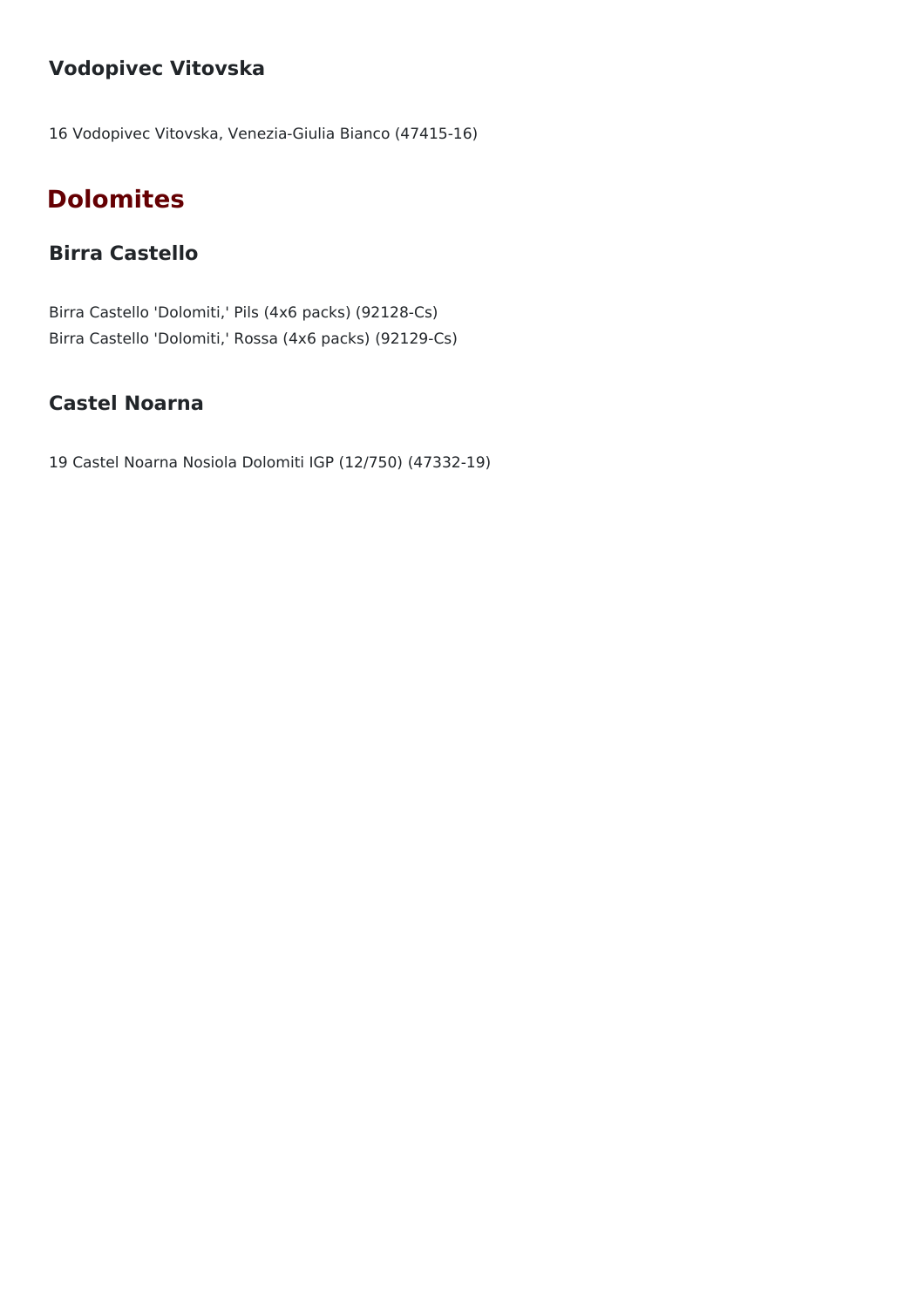### Vodopivec Vitovska

16 Vodopivec Vitovska, Venezia-Giulia Bianco (47415-16)

## Dolomites

### Birra Castello

Birra Castello 'Dolomiti,' Pils (4x6 packs) (92128-Cs)
Birra Castello 'Dolomiti,' Rossa (4x6 packs) (92129-Cs)

### Castel Noarna

19 Castel Noarna Nosiola Dolomiti IGP (12/750) (47332-19)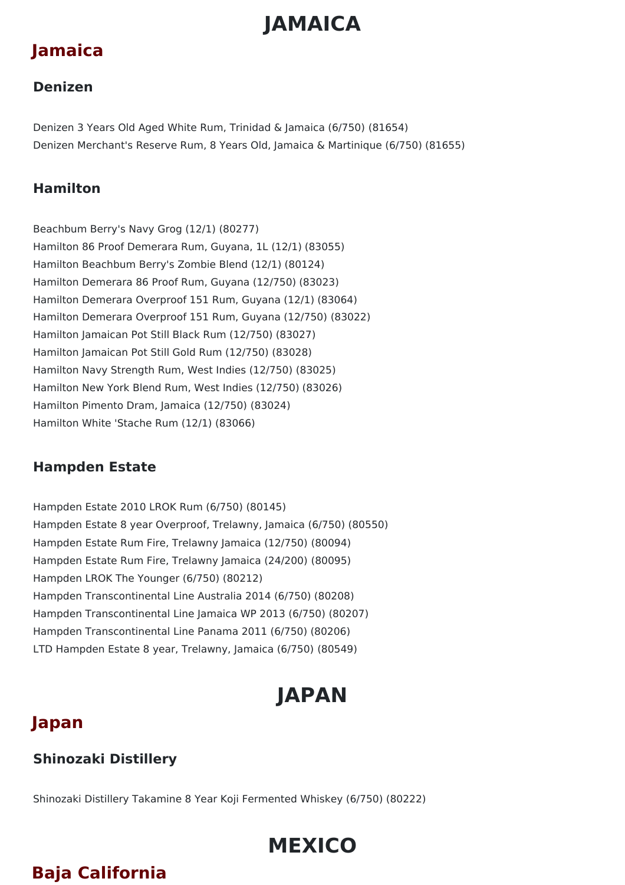# JAMAICA

## Jamaica

### Denizen

Denizen 3 Years Old Aged White Rum, Trinidad & Jamaica (6/750) (81654)
Denizen Merchant's Reserve Rum, 8 Years Old, Jamaica & Martinique (6/750) (81655)

### Hamilton

Beachbum Berry's Navy Grog (12/1) (80277)
Hamilton 86 Proof Demerara Rum, Guyana, 1L (12/1) (83055)
Hamilton Beachbum Berry's Zombie Blend (12/1) (80124)
Hamilton Demerara 86 Proof Rum, Guyana (12/750) (83023)
Hamilton Demerara Overproof 151 Rum, Guyana (12/1) (83064)
Hamilton Demerara Overproof 151 Rum, Guyana (12/750) (83022)
Hamilton Jamaican Pot Still Black Rum (12/750) (83027)
Hamilton Jamaican Pot Still Gold Rum (12/750) (83028)
Hamilton Navy Strength Rum, West Indies (12/750) (83025)
Hamilton New York Blend Rum, West Indies (12/750) (83026)
Hamilton Pimento Dram, Jamaica (12/750) (83024)
Hamilton White 'Stache Rum (12/1) (83066)

### Hampden Estate

Hampden Estate 2010 LROK Rum (6/750) (80145)
Hampden Estate 8 year Overproof, Trelawny, Jamaica (6/750) (80550)
Hampden Estate Rum Fire, Trelawny Jamaica (12/750) (80094)
Hampden Estate Rum Fire, Trelawny Jamaica (24/200) (80095)
Hampden LROK The Younger (6/750) (80212)
Hampden Transcontinental Line Australia 2014 (6/750) (80208)
Hampden Transcontinental Line Jamaica WP 2013 (6/750) (80207)
Hampden Transcontinental Line Panama 2011 (6/750) (80206)
LTD Hampden Estate 8 year, Trelawny, Jamaica (6/750) (80549)

# JAPAN

## Japan

### Shinozaki Distillery

Shinozaki Distillery Takamine 8 Year Koji Fermented Whiskey (6/750) (80222)

# MEXICO

## Baja California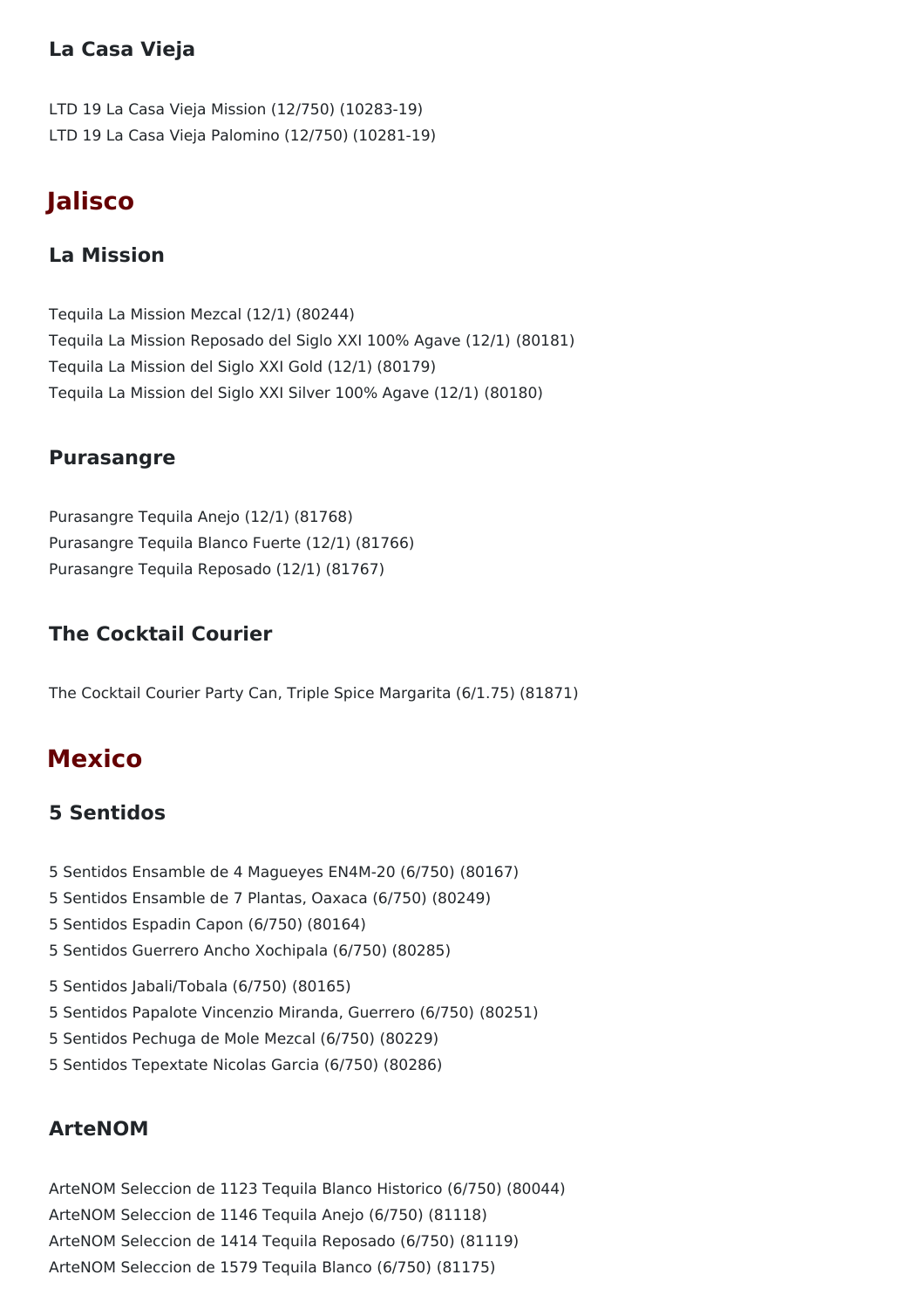### La Casa Vieja

LTD 19 La Casa Vieja Mission (12/750) (10283-19)
LTD 19 La Casa Vieja Palomino (12/750) (10281-19)

## Jalisco

### La Mission

Tequila La Mission Mezcal (12/1) (80244)
Tequila La Mission Reposado del Siglo XXI 100% Agave (12/1) (80181)
Tequila La Mission del Siglo XXI Gold (12/1) (80179)
Tequila La Mission del Siglo XXI Silver 100% Agave (12/1) (80180)

### Purasangre

Purasangre Tequila Anejo (12/1) (81768)
Purasangre Tequila Blanco Fuerte (12/1) (81766)
Purasangre Tequila Reposado (12/1) (81767)

### The Cocktail Courier

The Cocktail Courier Party Can, Triple Spice Margarita (6/1.75) (81871)

## Mexico

### 5 Sentidos

5 Sentidos Ensamble de 4 Magueyes EN4M-20 (6/750) (80167)
5 Sentidos Ensamble de 7 Plantas, Oaxaca (6/750) (80249)
5 Sentidos Espadin Capon (6/750) (80164)
5 Sentidos Guerrero Ancho Xochipala (6/750) (80285)
5 Sentidos Jabali/Tobala (6/750) (80165)
5 Sentidos Papalote Vincenzio Miranda, Guerrero (6/750) (80251)
5 Sentidos Pechuga de Mole Mezcal (6/750) (80229)
5 Sentidos Tepextate Nicolas Garcia (6/750) (80286)

### ArteNOM

ArteNOM Seleccion de 1123 Tequila Blanco Historico (6/750) (80044)
ArteNOM Seleccion de 1146 Tequila Anejo (6/750) (81118)
ArteNOM Seleccion de 1414 Tequila Reposado (6/750) (81119)
ArteNOM Seleccion de 1579 Tequila Blanco (6/750) (81175)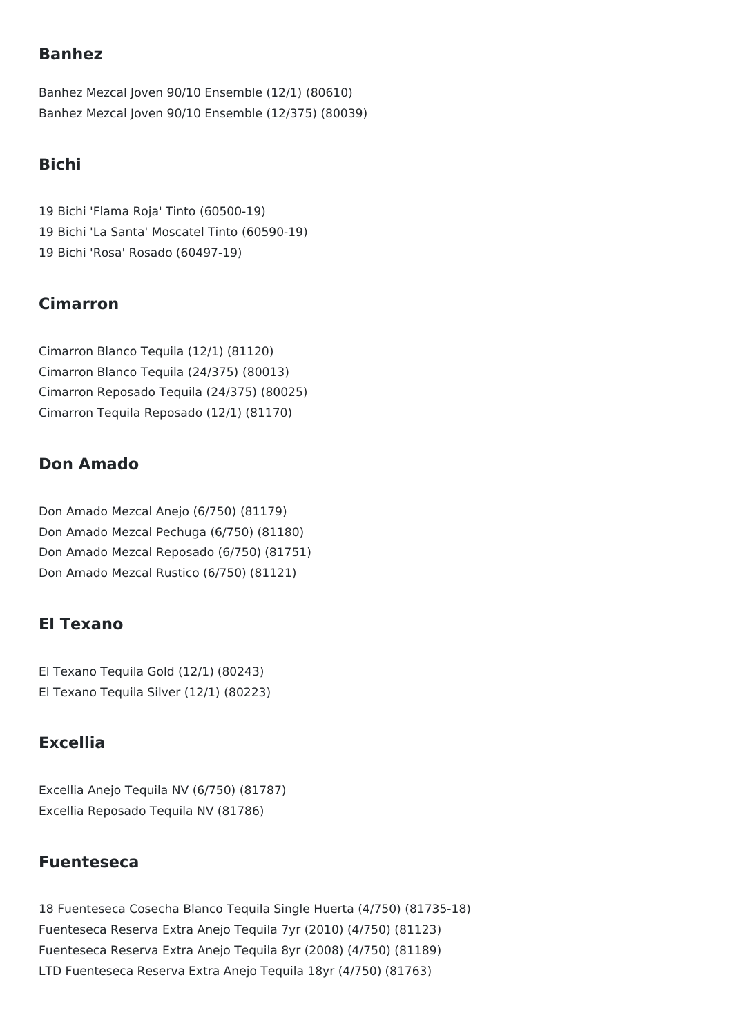## Banhez

Banhez Mezcal Joven 90/10 Ensemble (12/1) (80610)
Banhez Mezcal Joven 90/10 Ensemble (12/375) (80039)

## Bichi

19 Bichi 'Flama Roja' Tinto (60500-19)
19 Bichi 'La Santa' Moscatel Tinto (60590-19)
19 Bichi 'Rosa' Rosado (60497-19)

## Cimarron

Cimarron Blanco Tequila (12/1) (81120)
Cimarron Blanco Tequila (24/375) (80013)
Cimarron Reposado Tequila (24/375) (80025)
Cimarron Tequila Reposado (12/1) (81170)

## Don Amado

Don Amado Mezcal Anejo (6/750) (81179)
Don Amado Mezcal Pechuga (6/750) (81180)
Don Amado Mezcal Reposado (6/750) (81751)
Don Amado Mezcal Rustico (6/750) (81121)

## El Texano

El Texano Tequila Gold (12/1) (80243)
El Texano Tequila Silver (12/1) (80223)

## Excellia

Excellia Anejo Tequila NV (6/750) (81787)
Excellia Reposado Tequila NV (81786)

## Fuenteseca

18 Fuenteseca Cosecha Blanco Tequila Single Huerta (4/750) (81735-18)
Fuenteseca Reserva Extra Anejo Tequila 7yr (2010) (4/750) (81123)
Fuenteseca Reserva Extra Anejo Tequila 8yr (2008) (4/750) (81189)
LTD Fuenteseca Reserva Extra Anejo Tequila 18yr (4/750) (81763)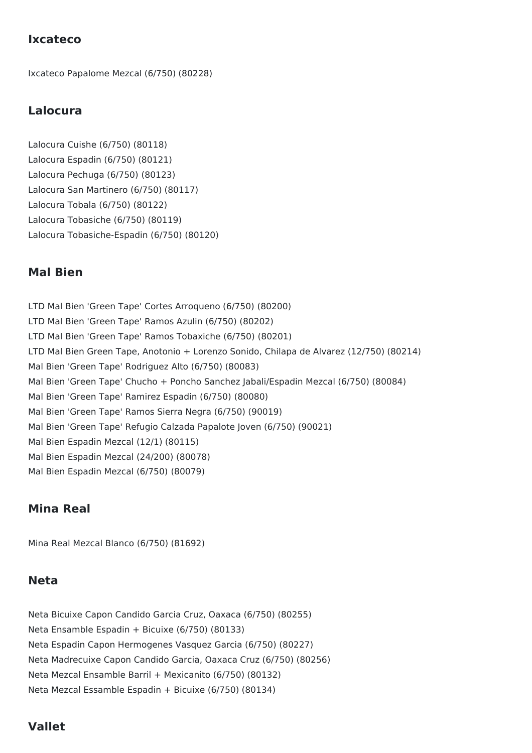## Ixcateco

Ixcateco Papalome Mezcal (6/750) (80228)

## Lalocura

Lalocura Cuishe (6/750) (80118)
Lalocura Espadin (6/750) (80121)
Lalocura Pechuga (6/750) (80123)
Lalocura San Martinero (6/750) (80117)
Lalocura Tobala (6/750) (80122)
Lalocura Tobasiche (6/750) (80119)
Lalocura Tobasiche-Espadin (6/750) (80120)

## Mal Bien

LTD Mal Bien 'Green Tape' Cortes Arroqueno (6/750) (80200)
LTD Mal Bien 'Green Tape' Ramos Azulin (6/750) (80202)
LTD Mal Bien 'Green Tape' Ramos Tobaxiche (6/750) (80201)
LTD Mal Bien Green Tape, Anotonio + Lorenzo Sonido, Chilapa de Alvarez (12/750) (80214)
Mal Bien 'Green Tape' Rodriguez Alto (6/750) (80083)
Mal Bien 'Green Tape' Chucho + Poncho Sanchez Jabali/Espadin Mezcal (6/750) (80084)
Mal Bien 'Green Tape' Ramirez Espadin (6/750) (80080)
Mal Bien 'Green Tape' Ramos Sierra Negra (6/750) (90019)
Mal Bien 'Green Tape' Refugio Calzada Papalote Joven (6/750) (90021)
Mal Bien Espadin Mezcal (12/1) (80115)
Mal Bien Espadin Mezcal (24/200) (80078)
Mal Bien Espadin Mezcal (6/750) (80079)

## Mina Real

Mina Real Mezcal Blanco (6/750) (81692)

## Neta

Neta Bicuixe Capon Candido Garcia Cruz, Oaxaca (6/750) (80255)
Neta Ensamble Espadin + Bicuixe (6/750) (80133)
Neta Espadin Capon Hermogenes Vasquez Garcia (6/750) (80227)
Neta Madrecuixe Capon Candido Garcia, Oaxaca Cruz (6/750) (80256)
Neta Mezcal Ensamble Barril + Mexicanito (6/750) (80132)
Neta Mezcal Essamble Espadin + Bicuixe (6/750) (80134)

## Vallet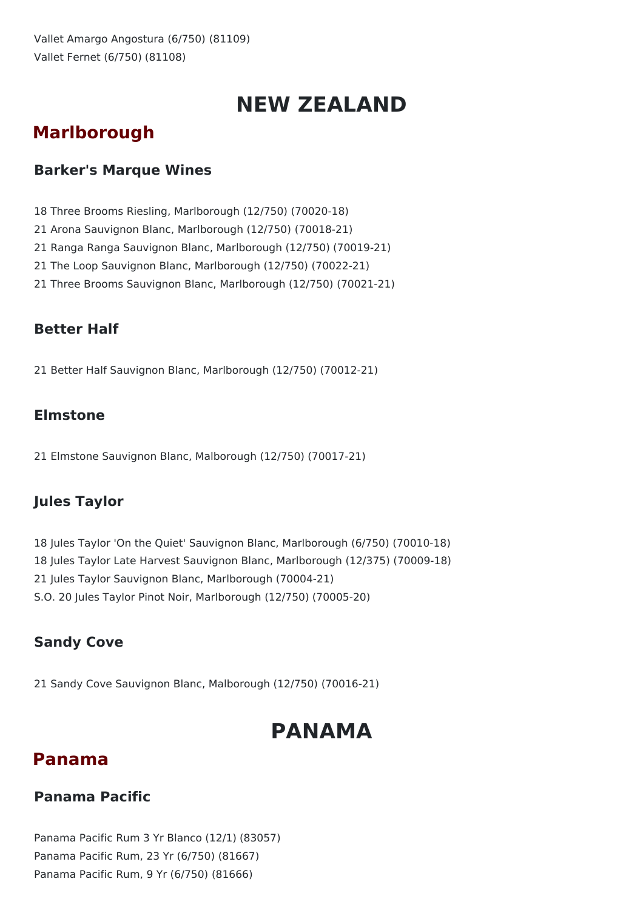Vallet Amargo Angostura (6/750) (81109)
Vallet Fernet (6/750) (81108)

# NEW ZEALAND

## Marlborough

### Barker's Marque Wines

18 Three Brooms Riesling, Marlborough (12/750) (70020-18)
21 Arona Sauvignon Blanc, Marlborough (12/750) (70018-21)
21 Ranga Ranga Sauvignon Blanc, Marlborough (12/750) (70019-21)
21 The Loop Sauvignon Blanc, Marlborough (12/750) (70022-21)
21 Three Brooms Sauvignon Blanc, Marlborough (12/750) (70021-21)

### Better Half

21 Better Half Sauvignon Blanc, Marlborough (12/750) (70012-21)

### Elmstone

21 Elmstone Sauvignon Blanc, Malborough (12/750) (70017-21)

### Jules Taylor

18 Jules Taylor 'On the Quiet' Sauvignon Blanc, Marlborough (6/750) (70010-18)
18 Jules Taylor Late Harvest Sauvignon Blanc, Marlborough (12/375) (70009-18)
21 Jules Taylor Sauvignon Blanc, Marlborough (70004-21)
S.O. 20 Jules Taylor Pinot Noir, Marlborough (12/750) (70005-20)

### Sandy Cove

21 Sandy Cove Sauvignon Blanc, Malborough (12/750) (70016-21)

# PANAMA

## Panama

### Panama Pacific

Panama Pacific Rum 3 Yr Blanco (12/1) (83057)
Panama Pacific Rum, 23 Yr (6/750) (81667)
Panama Pacific Rum, 9 Yr (6/750) (81666)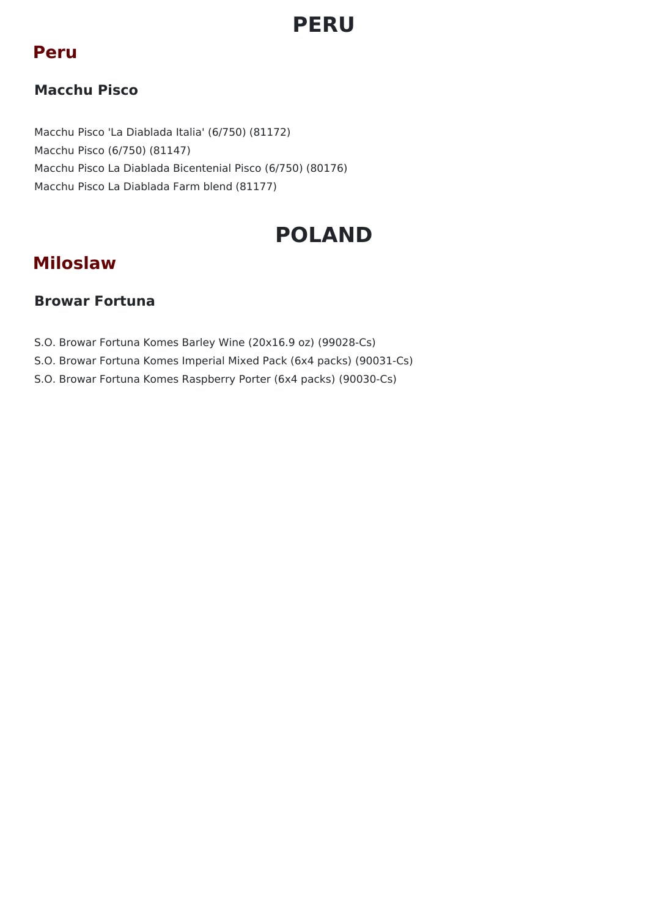# PERU

## Peru

### Macchu Pisco

Macchu Pisco 'La Diablada Italia' (6/750) (81172)
Macchu Pisco (6/750) (81147)
Macchu Pisco La Diablada Bicentenial Pisco (6/750) (80176)
Macchu Pisco La Diablada Farm blend (81177)

# POLAND

## Miloslaw

### Browar Fortuna

S.O. Browar Fortuna Komes Barley Wine (20x16.9 oz) (99028-Cs)
S.O. Browar Fortuna Komes Imperial Mixed Pack (6x4 packs) (90031-Cs)
S.O. Browar Fortuna Komes Raspberry Porter (6x4 packs) (90030-Cs)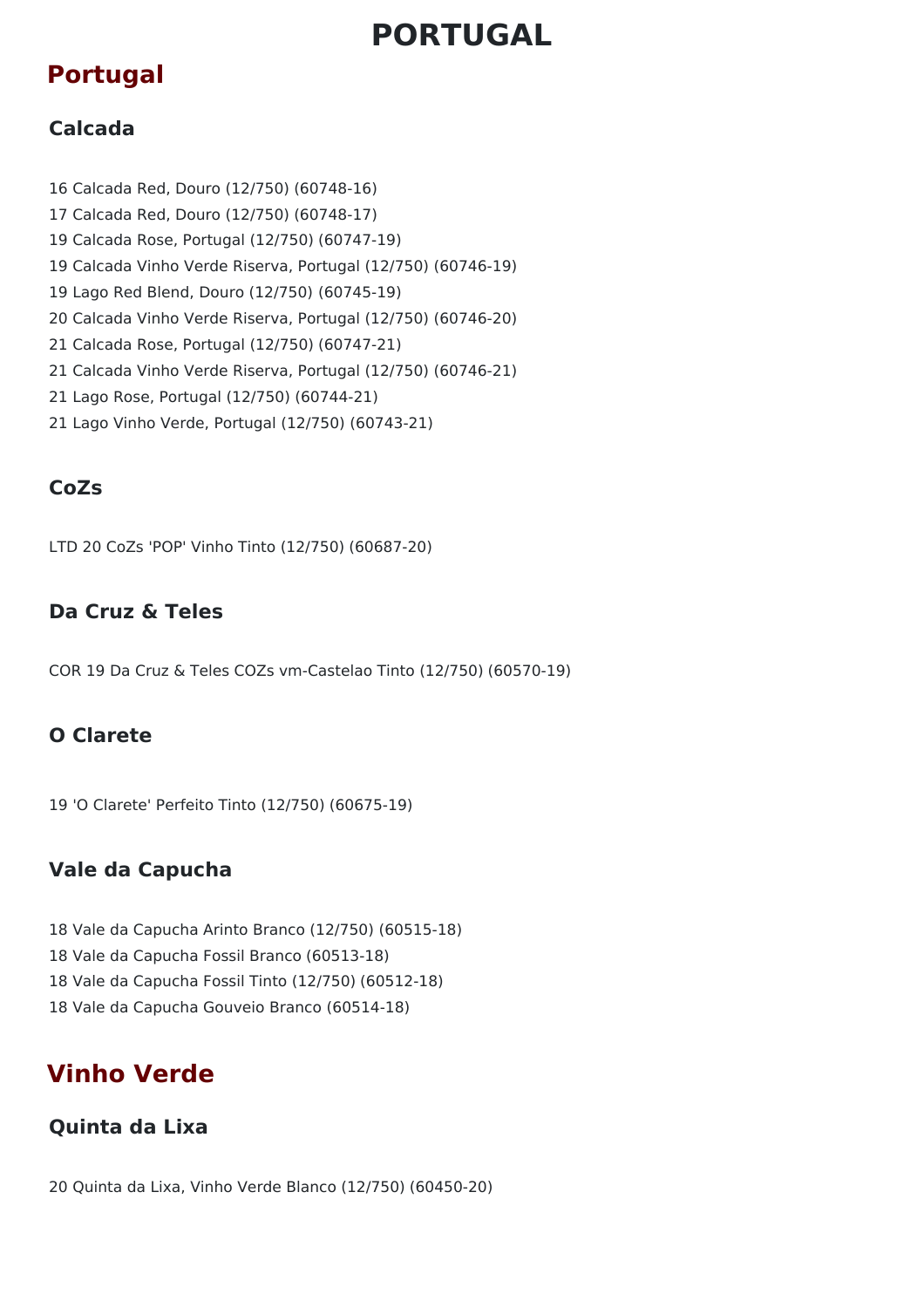# PORTUGAL

## Portugal

### Calcada

16 Calcada Red, Douro (12/750) (60748-16)
17 Calcada Red, Douro (12/750) (60748-17)
19 Calcada Rose, Portugal (12/750) (60747-19)
19 Calcada Vinho Verde Riserva, Portugal (12/750) (60746-19)
19 Lago Red Blend, Douro (12/750) (60745-19)
20 Calcada Vinho Verde Riserva, Portugal (12/750) (60746-20)
21 Calcada Rose, Portugal (12/750) (60747-21)
21 Calcada Vinho Verde Riserva, Portugal (12/750) (60746-21)
21 Lago Rose, Portugal (12/750) (60744-21)
21 Lago Vinho Verde, Portugal (12/750) (60743-21)

### CoZs

LTD 20 CoZs 'POP' Vinho Tinto (12/750) (60687-20)

### Da Cruz & Teles

COR 19 Da Cruz & Teles COZs vm-Castelao Tinto (12/750) (60570-19)

### O Clarete

19 'O Clarete' Perfeito Tinto (12/750) (60675-19)

### Vale da Capucha

18 Vale da Capucha Arinto Branco (12/750) (60515-18)
18 Vale da Capucha Fossil Branco (60513-18)
18 Vale da Capucha Fossil Tinto (12/750) (60512-18)
18 Vale da Capucha Gouveio Branco (60514-18)

## Vinho Verde

### Quinta da Lixa

20 Quinta da Lixa, Vinho Verde Blanco (12/750) (60450-20)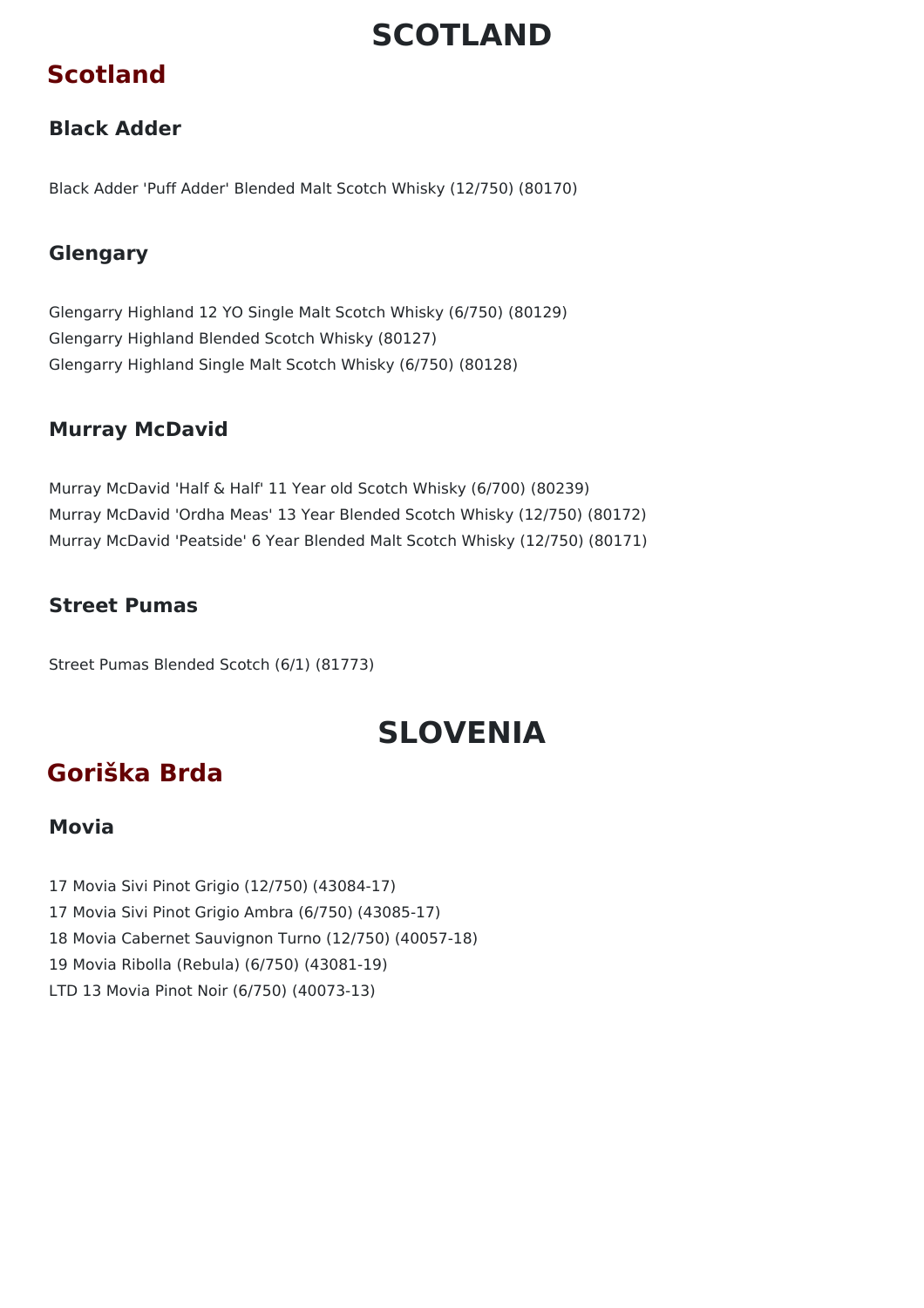# SCOTLAND

## Scotland

### Black Adder

Black Adder 'Puff Adder' Blended Malt Scotch Whisky (12/750) (80170)

### Glengary

Glengarry Highland 12 YO Single Malt Scotch Whisky (6/750) (80129)
Glengarry Highland Blended Scotch Whisky (80127)
Glengarry Highland Single Malt Scotch Whisky (6/750) (80128)

### Murray McDavid

Murray McDavid 'Half & Half' 11 Year old Scotch Whisky (6/700) (80239)
Murray McDavid 'Ordha Meas' 13 Year Blended Scotch Whisky (12/750) (80172)
Murray McDavid 'Peatside' 6 Year Blended Malt Scotch Whisky (12/750) (80171)

### Street Pumas

Street Pumas Blended Scotch (6/1) (81773)

# SLOVENIA

## Goriška Brda

### Movia

17 Movia Sivi Pinot Grigio (12/750) (43084-17)
17 Movia Sivi Pinot Grigio Ambra (6/750) (43085-17)
18 Movia Cabernet Sauvignon Turno (12/750) (40057-18)
19 Movia Ribolla (Rebula) (6/750) (43081-19)
LTD 13 Movia Pinot Noir (6/750) (40073-13)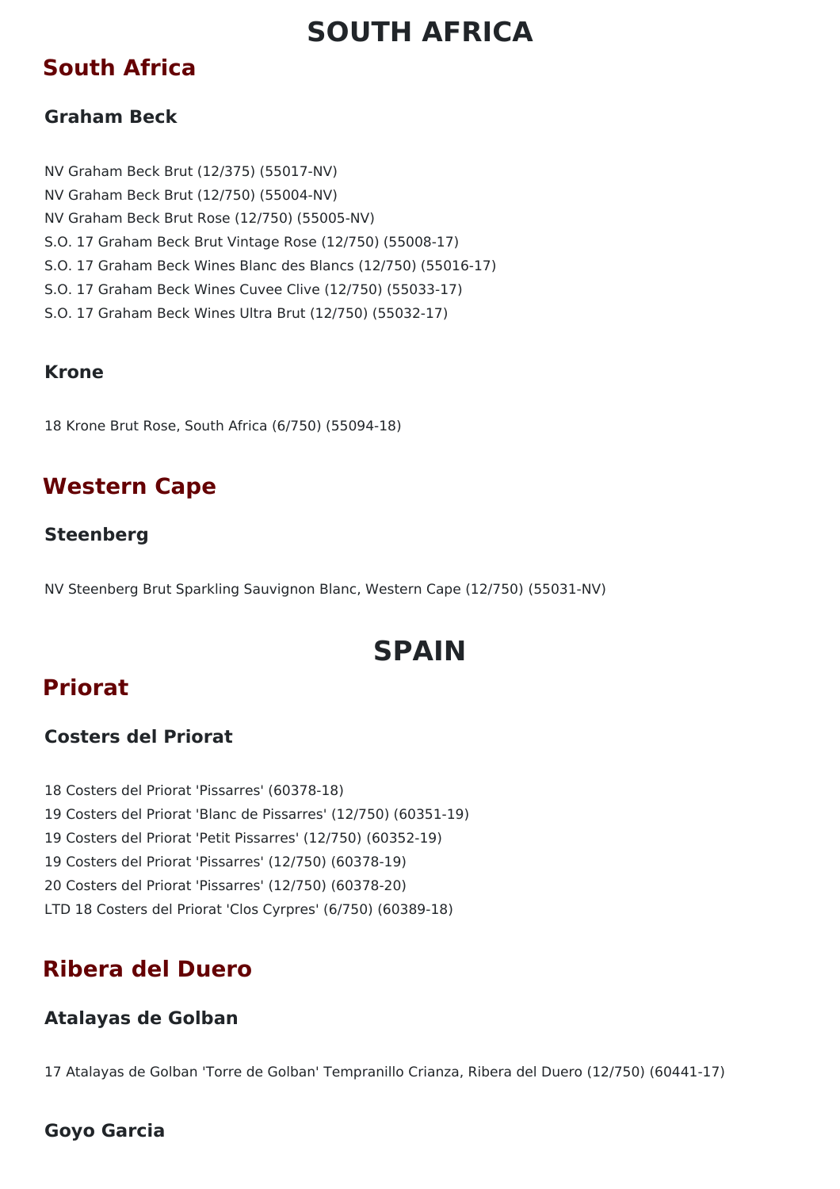# SOUTH AFRICA

## South Africa

### Graham Beck

NV Graham Beck Brut (12/375) (55017-NV)
NV Graham Beck Brut (12/750) (55004-NV)
NV Graham Beck Brut Rose (12/750) (55005-NV)
S.O. 17 Graham Beck Brut Vintage Rose (12/750) (55008-17)
S.O. 17 Graham Beck Wines Blanc des Blancs (12/750) (55016-17)
S.O. 17 Graham Beck Wines Cuvee Clive (12/750) (55033-17)
S.O. 17 Graham Beck Wines Ultra Brut (12/750) (55032-17)

### Krone

18 Krone Brut Rose, South Africa (6/750) (55094-18)

## Western Cape

### Steenberg

NV Steenberg Brut Sparkling Sauvignon Blanc, Western Cape (12/750) (55031-NV)

# SPAIN

## Priorat

### Costers del Priorat

18 Costers del Priorat 'Pissarres' (60378-18)
19 Costers del Priorat 'Blanc de Pissarres' (12/750) (60351-19)
19 Costers del Priorat 'Petit Pissarres' (12/750) (60352-19)
19 Costers del Priorat 'Pissarres' (12/750) (60378-19)
20 Costers del Priorat 'Pissarres' (12/750) (60378-20)
LTD 18 Costers del Priorat 'Clos Cyrpres' (6/750) (60389-18)

## Ribera del Duero

### Atalayas de Golban

17 Atalayas de Golban 'Torre de Golban' Tempranillo Crianza, Ribera del Duero (12/750) (60441-17)

### Goyo Garcia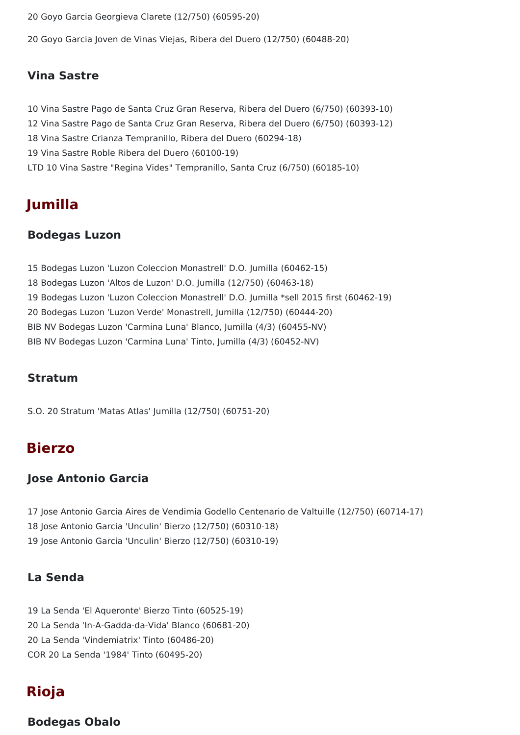20 Goyo Garcia Georgieva Clarete (12/750) (60595-20)

20 Goyo Garcia Joven de Vinas Viejas, Ribera del Duero (12/750) (60488-20)

### Vina Sastre

10 Vina Sastre Pago de Santa Cruz Gran Reserva, Ribera del Duero (6/750) (60393-10)
12 Vina Sastre Pago de Santa Cruz Gran Reserva, Ribera del Duero (6/750) (60393-12)
18 Vina Sastre Crianza Tempranillo, Ribera del Duero (60294-18)
19 Vina Sastre Roble Ribera del Duero (60100-19)
LTD 10 Vina Sastre "Regina Vides" Tempranillo, Santa Cruz (6/750) (60185-10)

## Jumilla

### Bodegas Luzon

15 Bodegas Luzon 'Luzon Coleccion Monastrell' D.O. Jumilla (60462-15)
18 Bodegas Luzon 'Altos de Luzon' D.O. Jumilla (12/750) (60463-18)
19 Bodegas Luzon 'Luzon Coleccion Monastrell' D.O. Jumilla *sell 2015 first (60462-19)
20 Bodegas Luzon 'Luzon Verde' Monastrell, Jumilla (12/750) (60444-20)
BIB NV Bodegas Luzon 'Carmina Luna' Blanco, Jumilla (4/3) (60455-NV)
BIB NV Bodegas Luzon 'Carmina Luna' Tinto, Jumilla (4/3) (60452-NV)

### Stratum

S.O. 20 Stratum 'Matas Atlas' Jumilla (12/750) (60751-20)

## Bierzo

### Jose Antonio Garcia

17 Jose Antonio Garcia Aires de Vendimia Godello Centenario de Valtuille (12/750) (60714-17)
18 Jose Antonio Garcia 'Unculin' Bierzo (12/750) (60310-18)
19 Jose Antonio Garcia 'Unculin' Bierzo (12/750) (60310-19)

### La Senda

19 La Senda 'El Aqueronte' Bierzo Tinto (60525-19)
20 La Senda 'In-A-Gadda-da-Vida' Blanco (60681-20)
20 La Senda 'Vindemiatrix' Tinto (60486-20)
COR 20 La Senda '1984' Tinto (60495-20)

## Rioja

### Bodegas Obalo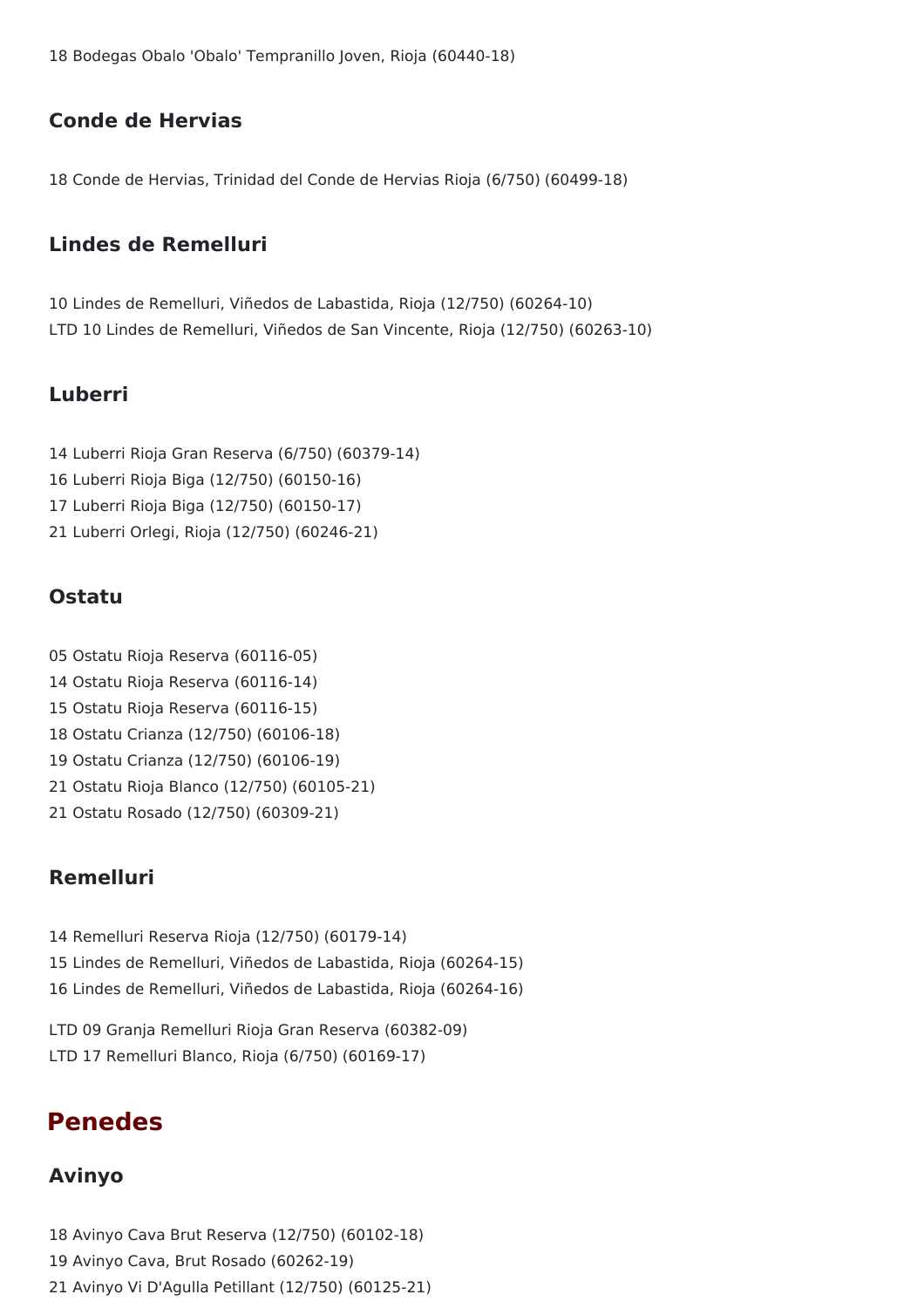18 Bodegas Obalo 'Obalo' Tempranillo Joven, Rioja (60440-18)

### Conde de Hervias

18 Conde de Hervias, Trinidad del Conde de Hervias Rioja (6/750) (60499-18)

### Lindes de Remelluri

10 Lindes de Remelluri, Viñedos de Labastida, Rioja (12/750) (60264-10)
LTD 10 Lindes de Remelluri, Viñedos de San Vincente, Rioja (12/750) (60263-10)

### Luberri

14 Luberri Rioja Gran Reserva (6/750) (60379-14)
16 Luberri Rioja Biga (12/750) (60150-16)
17 Luberri Rioja Biga (12/750) (60150-17)
21 Luberri Orlegi, Rioja (12/750) (60246-21)

### Ostatu

05 Ostatu Rioja Reserva (60116-05)
14 Ostatu Rioja Reserva (60116-14)
15 Ostatu Rioja Reserva (60116-15)
18 Ostatu Crianza (12/750) (60106-18)
19 Ostatu Crianza (12/750) (60106-19)
21 Ostatu Rioja Blanco (12/750) (60105-21)
21 Ostatu Rosado (12/750) (60309-21)

### Remelluri

14 Remelluri Reserva Rioja (12/750) (60179-14)
15 Lindes de Remelluri, Viñedos de Labastida, Rioja (60264-15)
16 Lindes de Remelluri, Viñedos de Labastida, Rioja (60264-16)

LTD 09 Granja Remelluri Rioja Gran Reserva (60382-09)
LTD 17 Remelluri Blanco, Rioja (6/750) (60169-17)

## Penedes

### Avinyo

18 Avinyo Cava Brut Reserva (12/750) (60102-18)
19 Avinyo Cava, Brut Rosado (60262-19)
21 Avinyo Vi D'Agulla Petillant (12/750) (60125-21)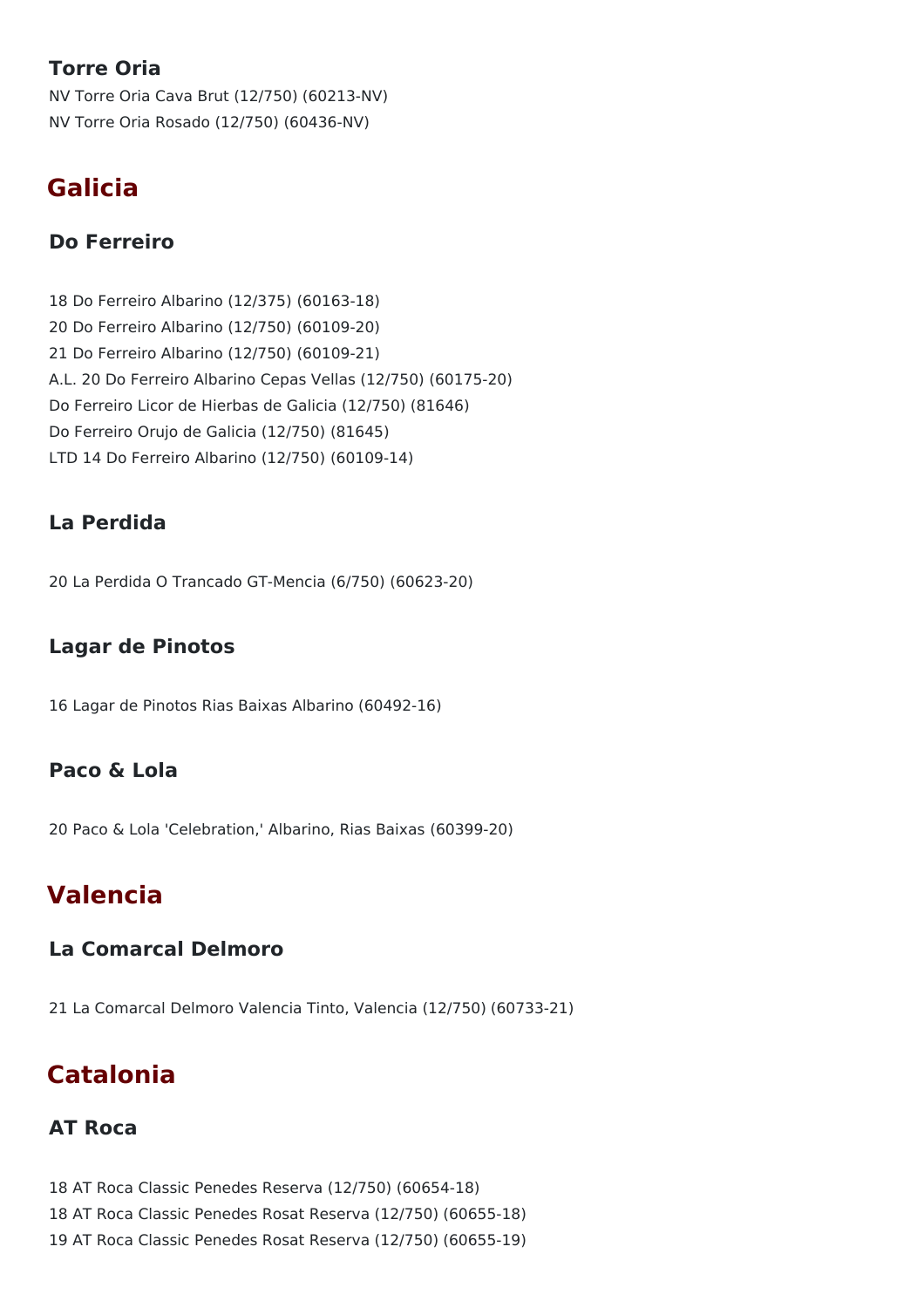### Torre Oria

NV Torre Oria Cava Brut (12/750) (60213-NV)
NV Torre Oria Rosado (12/750) (60436-NV)

## Galicia

### Do Ferreiro

18 Do Ferreiro Albarino (12/375) (60163-18)
20 Do Ferreiro Albarino (12/750) (60109-20)
21 Do Ferreiro Albarino (12/750) (60109-21)
A.L. 20 Do Ferreiro Albarino Cepas Vellas (12/750) (60175-20)
Do Ferreiro Licor de Hierbas de Galicia (12/750) (81646)
Do Ferreiro Orujo de Galicia (12/750) (81645)
LTD 14 Do Ferreiro Albarino (12/750) (60109-14)

### La Perdida

20 La Perdida O Trancado GT-Mencia (6/750) (60623-20)

### Lagar de Pinotos

16 Lagar de Pinotos Rias Baixas Albarino (60492-16)

### Paco & Lola

20 Paco & Lola 'Celebration,' Albarino, Rias Baixas (60399-20)

## Valencia

### La Comarcal Delmoro

21 La Comarcal Delmoro Valencia Tinto, Valencia (12/750) (60733-21)

## Catalonia

### AT Roca

18 AT Roca Classic Penedes Reserva (12/750) (60654-18)
18 AT Roca Classic Penedes Rosat Reserva (12/750) (60655-18)
19 AT Roca Classic Penedes Rosat Reserva (12/750) (60655-19)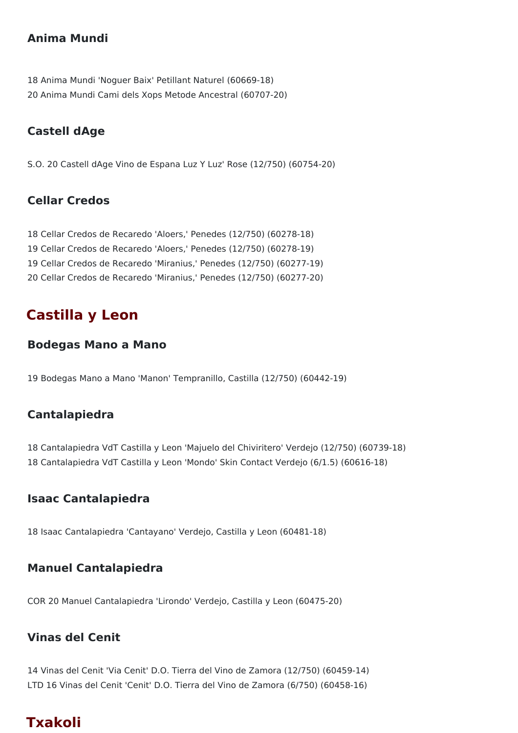### Anima Mundi

18 Anima Mundi 'Noguer Baix' Petillant Naturel (60669-18)
20 Anima Mundi Cami dels Xops Metode Ancestral (60707-20)

### Castell dAge

S.O. 20 Castell dAge Vino de Espana Luz Y Luz' Rose (12/750) (60754-20)

### Cellar Credos

18 Cellar Credos de Recaredo 'Aloers,' Penedes (12/750) (60278-18)
19 Cellar Credos de Recaredo 'Aloers,' Penedes (12/750) (60278-19)
19 Cellar Credos de Recaredo 'Miranius,' Penedes (12/750) (60277-19)
20 Cellar Credos de Recaredo 'Miranius,' Penedes (12/750) (60277-20)

## Castilla y Leon

### Bodegas Mano a Mano

19 Bodegas Mano a Mano 'Manon' Tempranillo, Castilla (12/750) (60442-19)

### Cantalapiedra

18 Cantalapiedra VdT Castilla y Leon 'Majuelo del Chiviritero' Verdejo (12/750) (60739-18)
18 Cantalapiedra VdT Castilla y Leon 'Mondo' Skin Contact Verdejo (6/1.5) (60616-18)

### Isaac Cantalapiedra

18 Isaac Cantalapiedra 'Cantayano' Verdejo, Castilla y Leon (60481-18)

### Manuel Cantalapiedra

COR 20 Manuel Cantalapiedra 'Lirondo' Verdejo, Castilla y Leon (60475-20)

### Vinas del Cenit

14 Vinas del Cenit 'Via Cenit' D.O. Tierra del Vino de Zamora (12/750) (60459-14)
LTD 16 Vinas del Cenit 'Cenit' D.O. Tierra del Vino de Zamora (6/750) (60458-16)

## Txakoli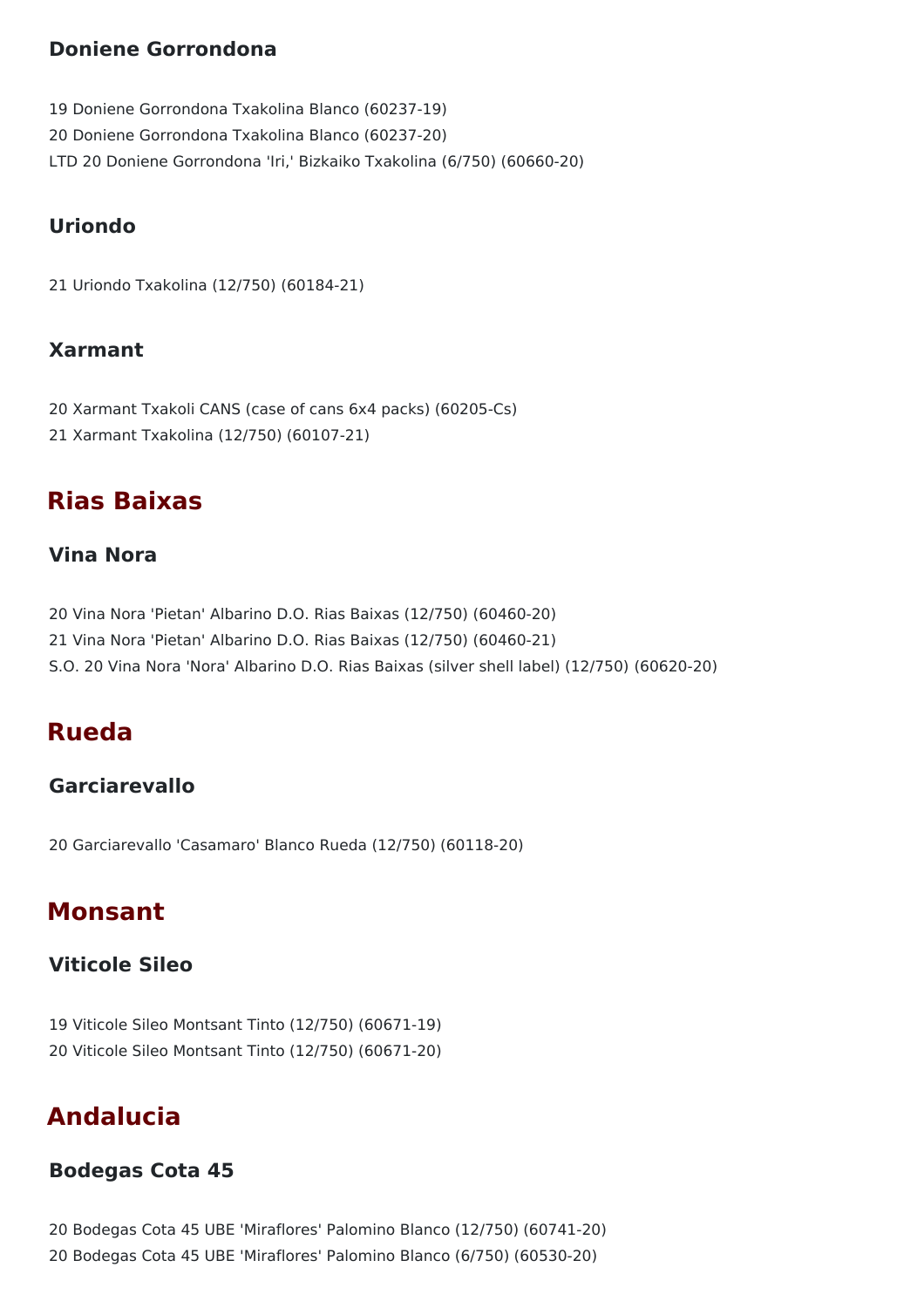### Doniene Gorrondona

19 Doniene Gorrondona Txakolina Blanco (60237-19)
20 Doniene Gorrondona Txakolina Blanco (60237-20)
LTD 20 Doniene Gorrondona 'Iri,' Bizkaiko Txakolina (6/750) (60660-20)

### Uriondo

21 Uriondo Txakolina (12/750) (60184-21)

### Xarmant

20 Xarmant Txakoli CANS (case of cans 6x4 packs) (60205-Cs)
21 Xarmant Txakolina (12/750) (60107-21)

## Rias Baixas

### Vina Nora

20 Vina Nora 'Pietan' Albarino D.O. Rias Baixas (12/750) (60460-20)
21 Vina Nora 'Pietan' Albarino D.O. Rias Baixas (12/750) (60460-21)
S.O. 20 Vina Nora 'Nora' Albarino D.O. Rias Baixas (silver shell label) (12/750) (60620-20)

## Rueda

### Garciarevallo

20 Garciarevallo 'Casamaro' Blanco Rueda (12/750) (60118-20)

## Monsant

### Viticole Sileo

19 Viticole Sileo Montsant Tinto (12/750) (60671-19)
20 Viticole Sileo Montsant Tinto (12/750) (60671-20)

## Andalucia

### Bodegas Cota 45

20 Bodegas Cota 45 UBE 'Miraflores' Palomino Blanco (12/750) (60741-20)
20 Bodegas Cota 45 UBE 'Miraflores' Palomino Blanco (6/750) (60530-20)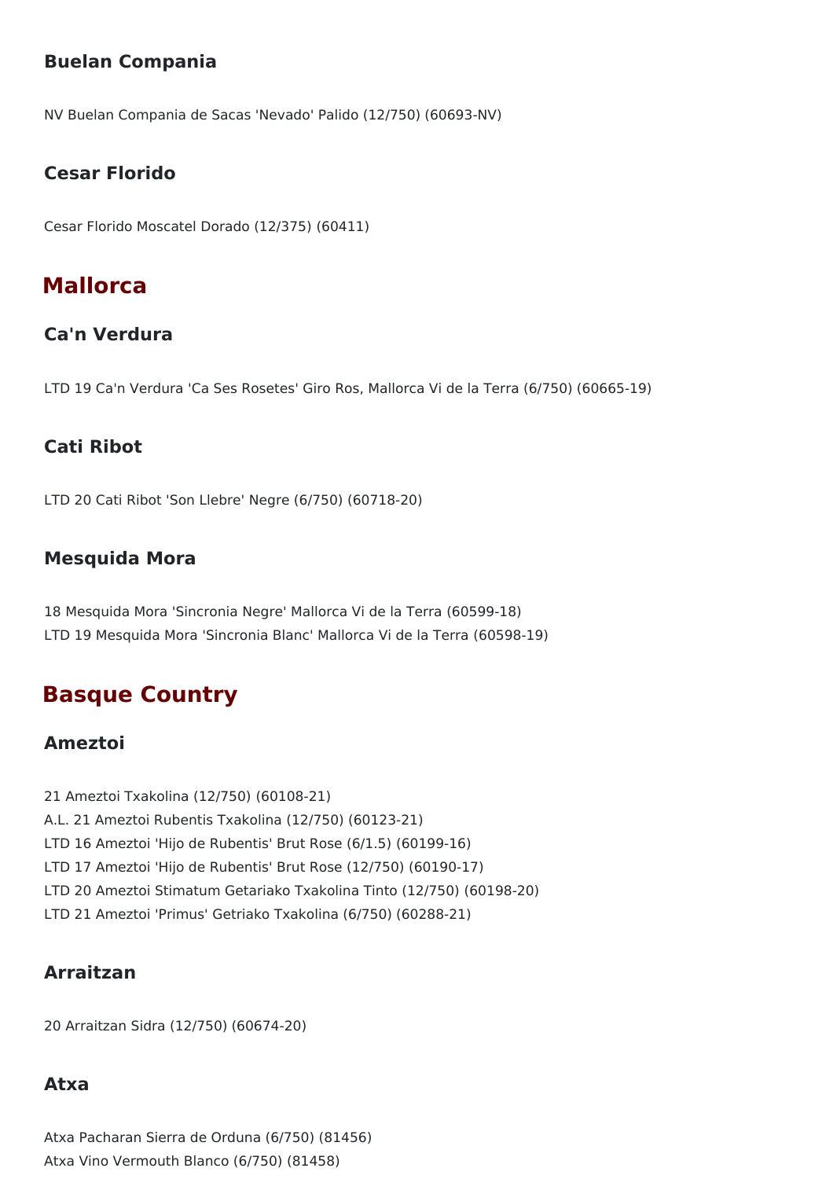### Buelan Compania

NV Buelan Compania de Sacas 'Nevado' Palido (12/750) (60693-NV)

### Cesar Florido

Cesar Florido Moscatel Dorado (12/375) (60411)

## Mallorca

### Ca'n Verdura

LTD 19 Ca'n Verdura 'Ca Ses Rosetes' Giro Ros, Mallorca Vi de la Terra (6/750) (60665-19)

### Cati Ribot

LTD 20 Cati Ribot 'Son Llebre' Negre (6/750) (60718-20)

### Mesquida Mora

18 Mesquida Mora 'Sincronia Negre' Mallorca Vi de la Terra (60599-18)
LTD 19 Mesquida Mora 'Sincronia Blanc' Mallorca Vi de la Terra (60598-19)

## Basque Country

### Ameztoi

21 Ameztoi Txakolina (12/750) (60108-21)
A.L. 21 Ameztoi Rubentis Txakolina (12/750) (60123-21)
LTD 16 Ameztoi 'Hijo de Rubentis' Brut Rose (6/1.5) (60199-16)
LTD 17 Ameztoi 'Hijo de Rubentis' Brut Rose (12/750) (60190-17)
LTD 20 Ameztoi Stimatum Getariako Txakolina Tinto (12/750) (60198-20)
LTD 21 Ameztoi 'Primus' Getriako Txakolina (6/750) (60288-21)

### Arraitzan

20 Arraitzan Sidra (12/750) (60674-20)

### Atxa

Atxa Pacharan Sierra de Orduna (6/750) (81456)
Atxa Vino Vermouth Blanco (6/750) (81458)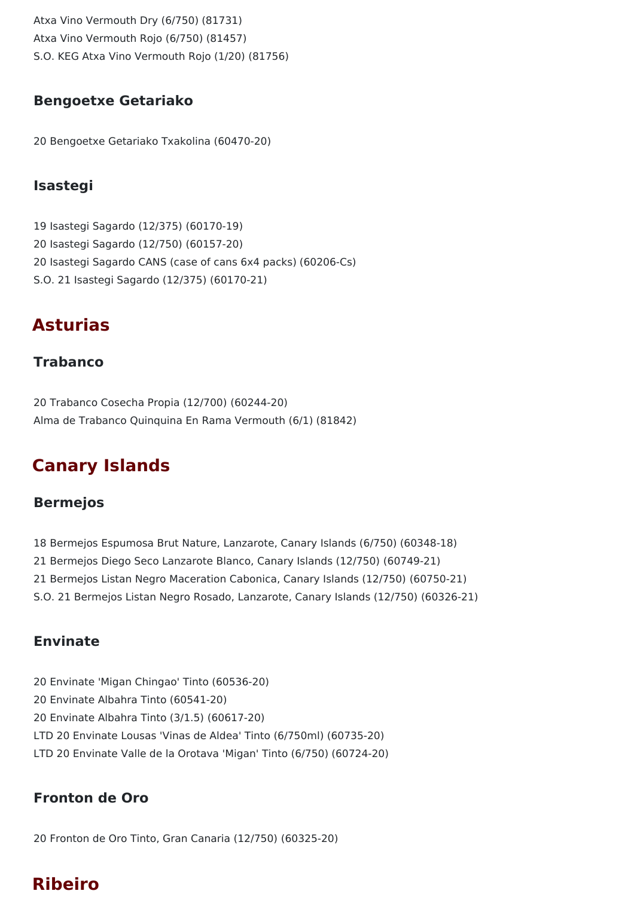Atxa Vino Vermouth Dry (6/750) (81731)
Atxa Vino Vermouth Rojo (6/750) (81457)
S.O. KEG Atxa Vino Vermouth Rojo (1/20) (81756)

### Bengoetxe Getariako

20 Bengoetxe Getariako Txakolina (60470-20)

### Isastegi

19 Isastegi Sagardo (12/375) (60170-19)
20 Isastegi Sagardo (12/750) (60157-20)
20 Isastegi Sagardo CANS (case of cans 6x4 packs) (60206-Cs)
S.O. 21 Isastegi Sagardo (12/375) (60170-21)

## Asturias

### Trabanco

20 Trabanco Cosecha Propia (12/700) (60244-20)
Alma de Trabanco Quinquina En Rama Vermouth (6/1) (81842)

## Canary Islands

### Bermejos

18 Bermejos Espumosa Brut Nature, Lanzarote, Canary Islands (6/750) (60348-18)
21 Bermejos Diego Seco Lanzarote Blanco, Canary Islands (12/750) (60749-21)
21 Bermejos Listan Negro Maceration Cabonica, Canary Islands (12/750) (60750-21)
S.O. 21 Bermejos Listan Negro Rosado, Lanzarote, Canary Islands (12/750) (60326-21)

### Envinate

20 Envinate 'Migan Chingao' Tinto (60536-20)
20 Envinate Albahra Tinto (60541-20)
20 Envinate Albahra Tinto (3/1.5) (60617-20)
LTD 20 Envinate Lousas 'Vinas de Aldea' Tinto (6/750ml) (60735-20)
LTD 20 Envinate Valle de la Orotava 'Migan' Tinto (6/750) (60724-20)

### Fronton de Oro

20 Fronton de Oro Tinto, Gran Canaria (12/750) (60325-20)

## Ribeiro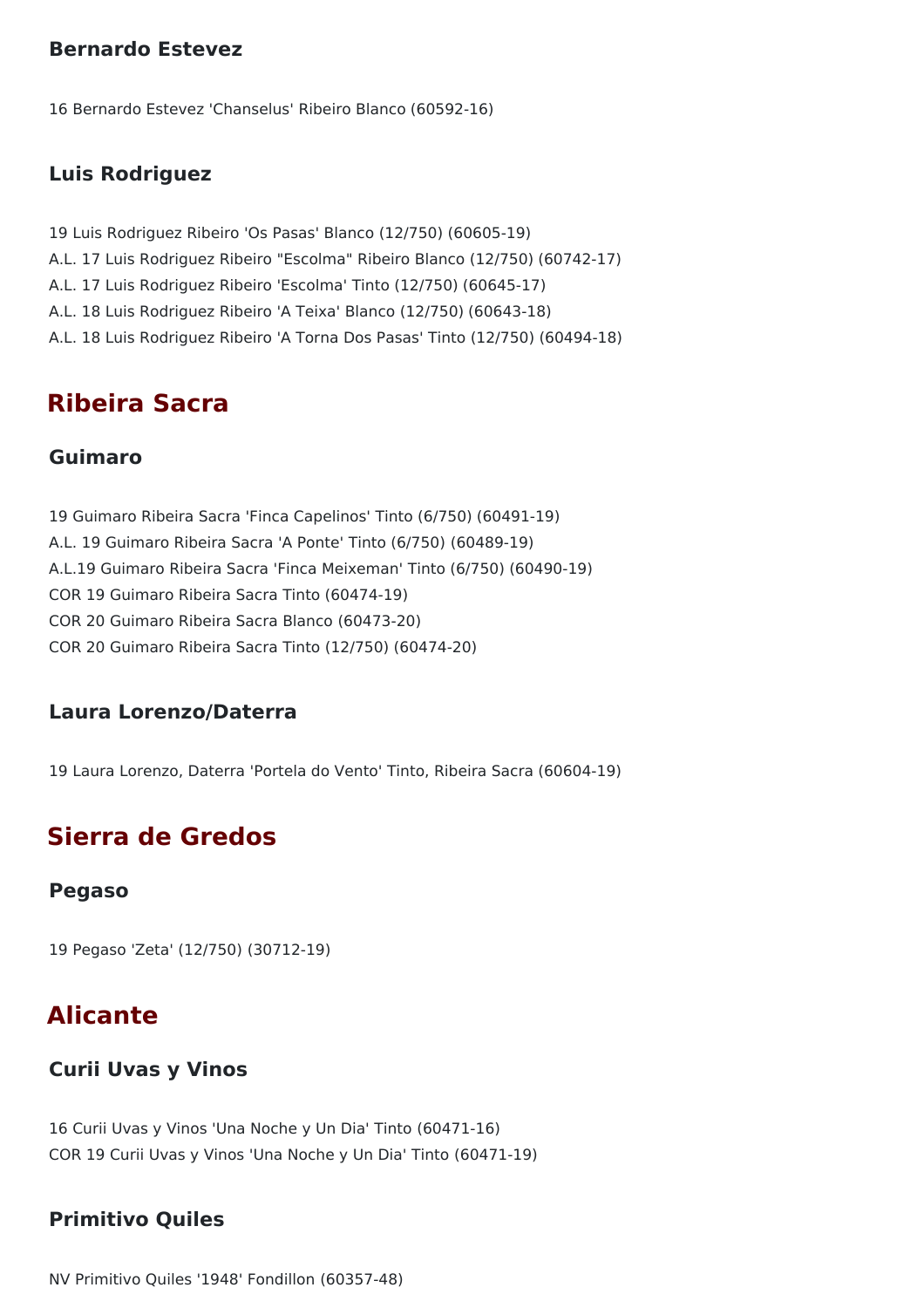### Bernardo Estevez

16 Bernardo Estevez 'Chanselus' Ribeiro Blanco (60592-16)

### Luis Rodriguez

19 Luis Rodriguez Ribeiro 'Os Pasas' Blanco (12/750) (60605-19)
A.L. 17 Luis Rodriguez Ribeiro "Escolma" Ribeiro Blanco (12/750) (60742-17)
A.L. 17 Luis Rodriguez Ribeiro 'Escolma' Tinto (12/750) (60645-17)
A.L. 18 Luis Rodriguez Ribeiro 'A Teixa' Blanco (12/750) (60643-18)
A.L. 18 Luis Rodriguez Ribeiro 'A Torna Dos Pasas' Tinto (12/750) (60494-18)

## Ribeira Sacra

### Guimaro

19 Guimaro Ribeira Sacra 'Finca Capelinos' Tinto (6/750) (60491-19)
A.L. 19 Guimaro Ribeira Sacra 'A Ponte' Tinto (6/750) (60489-19)
A.L.19 Guimaro Ribeira Sacra 'Finca Meixeman' Tinto (6/750) (60490-19)
COR 19 Guimaro Ribeira Sacra Tinto (60474-19)
COR 20 Guimaro Ribeira Sacra Blanco (60473-20)
COR 20 Guimaro Ribeira Sacra Tinto (12/750) (60474-20)

### Laura Lorenzo/Daterra

19 Laura Lorenzo, Daterra 'Portela do Vento' Tinto, Ribeira Sacra (60604-19)

## Sierra de Gredos

### Pegaso

19 Pegaso 'Zeta' (12/750) (30712-19)

## Alicante

### Curii Uvas y Vinos

16 Curii Uvas y Vinos 'Una Noche y Un Dia' Tinto (60471-16)
COR 19 Curii Uvas y Vinos 'Una Noche y Un Dia' Tinto (60471-19)

### Primitivo Quiles

NV Primitivo Quiles '1948' Fondillon (60357-48)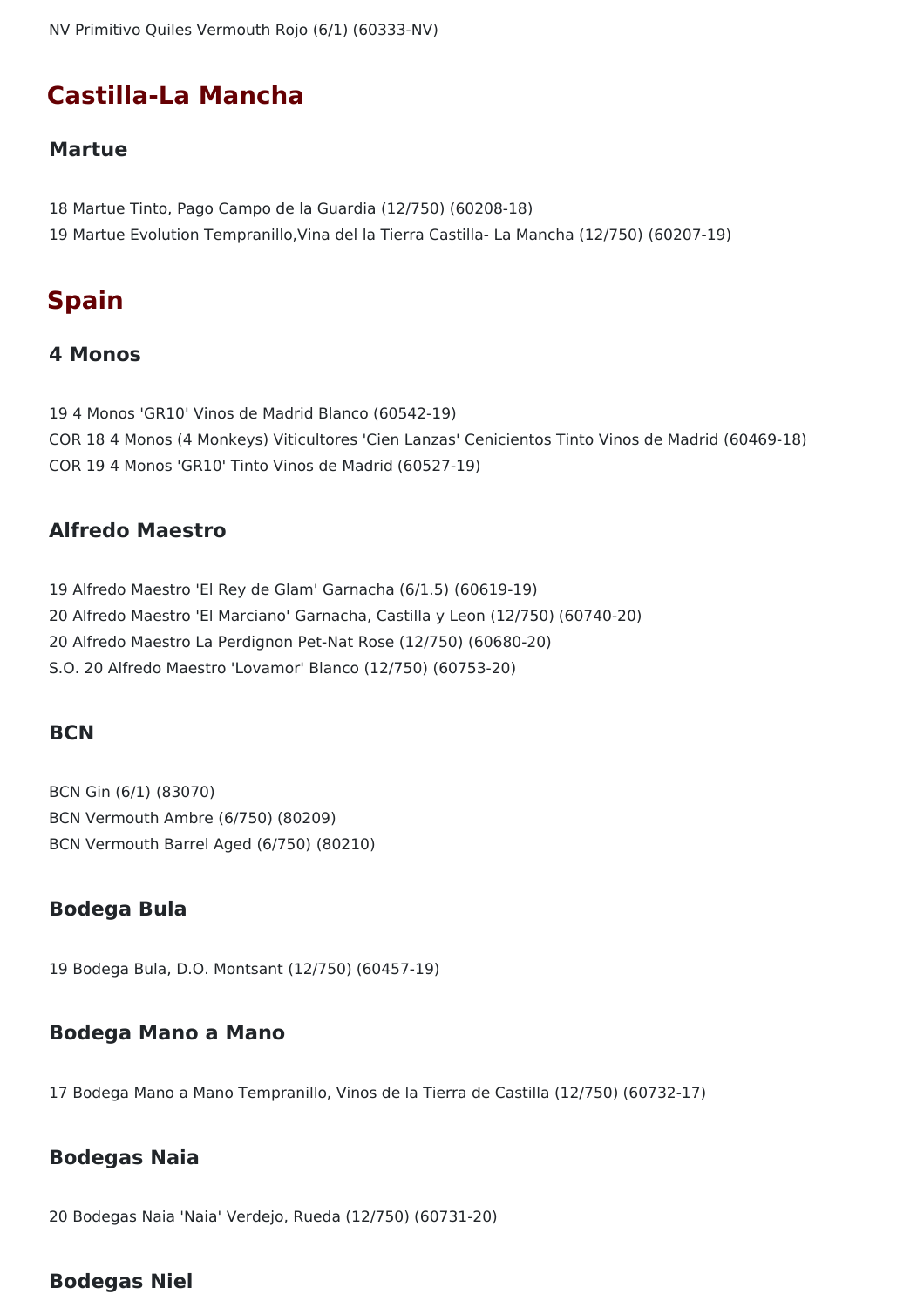NV Primitivo Quiles Vermouth Rojo (6/1) (60333-NV)

## Castilla-La Mancha

### Martue

18 Martue Tinto, Pago Campo de la Guardia (12/750) (60208-18)
19 Martue Evolution Tempranillo,Vina del la Tierra Castilla- La Mancha (12/750) (60207-19)

## Spain

### 4 Monos

19 4 Monos 'GR10' Vinos de Madrid Blanco (60542-19)
COR 18 4 Monos (4 Monkeys) Viticultores 'Cien Lanzas' Cenicientos Tinto Vinos de Madrid (60469-18)
COR 19 4 Monos 'GR10' Tinto Vinos de Madrid (60527-19)

### Alfredo Maestro

19 Alfredo Maestro 'El Rey de Glam' Garnacha (6/1.5) (60619-19)
20 Alfredo Maestro 'El Marciano' Garnacha, Castilla y Leon (12/750) (60740-20)
20 Alfredo Maestro La Perdignon Pet-Nat Rose (12/750) (60680-20)
S.O. 20 Alfredo Maestro 'Lovamor' Blanco (12/750) (60753-20)

### BCN

BCN Gin (6/1) (83070)
BCN Vermouth Ambre (6/750) (80209)
BCN Vermouth Barrel Aged (6/750) (80210)

### Bodega Bula

19 Bodega Bula, D.O. Montsant (12/750) (60457-19)

### Bodega Mano a Mano

17 Bodega Mano a Mano Tempranillo, Vinos de la Tierra de Castilla (12/750) (60732-17)

### Bodegas Naia

20 Bodegas Naia 'Naia' Verdejo, Rueda (12/750) (60731-20)

### Bodegas Niel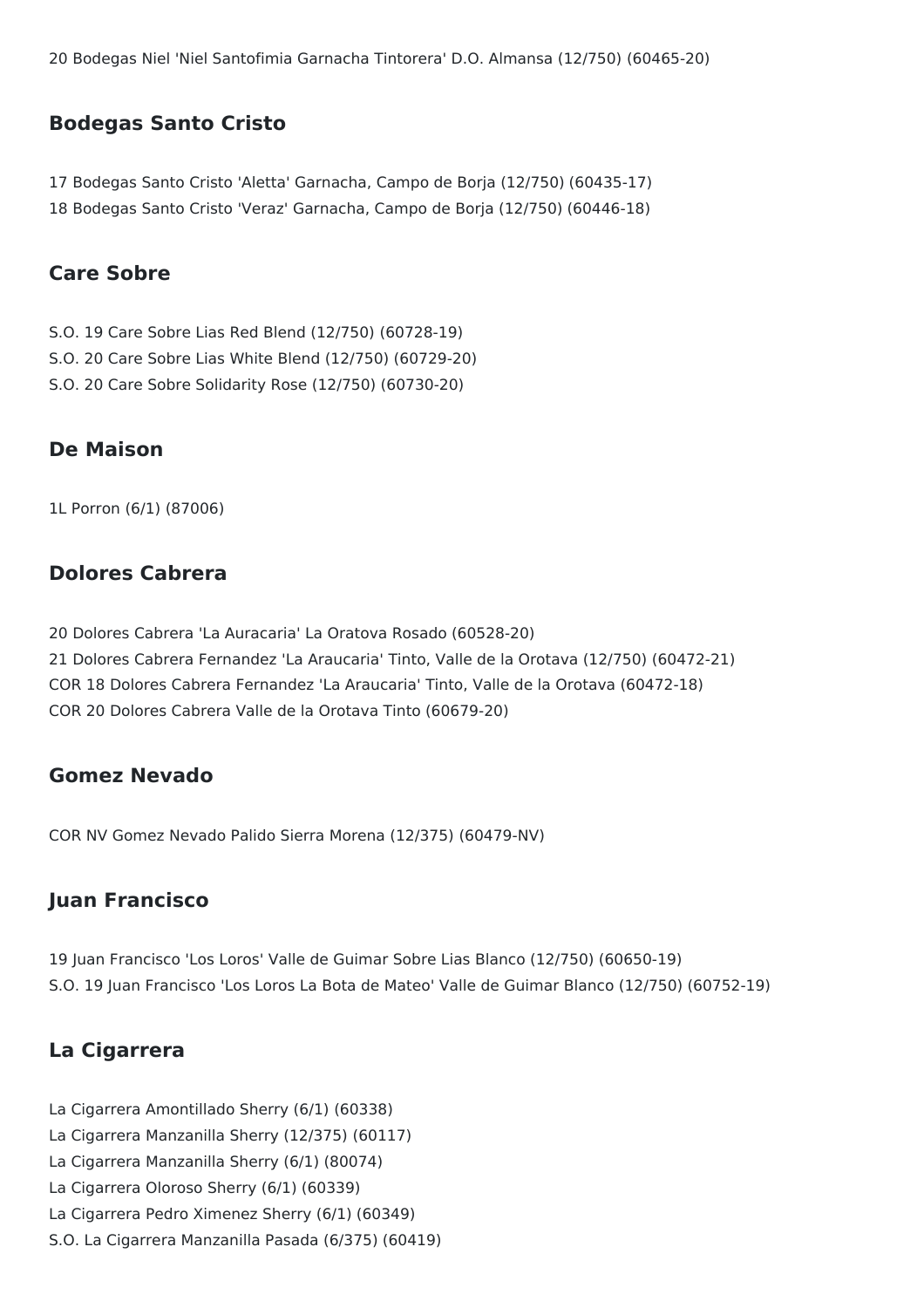20 Bodegas Niel 'Niel Santofimia Garnacha Tintorera' D.O. Almansa (12/750) (60465-20)

## Bodegas Santo Cristo

17 Bodegas Santo Cristo 'Aletta' Garnacha, Campo de Borja (12/750) (60435-17)
18 Bodegas Santo Cristo 'Veraz' Garnacha, Campo de Borja (12/750) (60446-18)

## Care Sobre

S.O. 19 Care Sobre Lias Red Blend (12/750) (60728-19)
S.O. 20 Care Sobre Lias White Blend (12/750) (60729-20)
S.O. 20 Care Sobre Solidarity Rose (12/750) (60730-20)

## De Maison

1L Porron (6/1) (87006)

## Dolores Cabrera

20 Dolores Cabrera 'La Auracaria' La Oratova Rosado (60528-20)
21 Dolores Cabrera Fernandez 'La Araucaria' Tinto, Valle de la Orotava (12/750) (60472-21)
COR 18 Dolores Cabrera Fernandez 'La Araucaria' Tinto, Valle de la Orotava (60472-18)
COR 20 Dolores Cabrera Valle de la Orotava Tinto (60679-20)

## Gomez Nevado

COR NV Gomez Nevado Palido Sierra Morena (12/375) (60479-NV)

## Juan Francisco

19 Juan Francisco 'Los Loros' Valle de Guimar Sobre Lias Blanco (12/750) (60650-19)
S.O. 19 Juan Francisco 'Los Loros La Bota de Mateo' Valle de Guimar Blanco (12/750) (60752-19)

## La Cigarrera

La Cigarrera Amontillado Sherry (6/1) (60338)
La Cigarrera Manzanilla Sherry (12/375) (60117)
La Cigarrera Manzanilla Sherry (6/1) (80074)
La Cigarrera Oloroso Sherry (6/1) (60339)
La Cigarrera Pedro Ximenez Sherry (6/1) (60349)
S.O. La Cigarrera Manzanilla Pasada (6/375) (60419)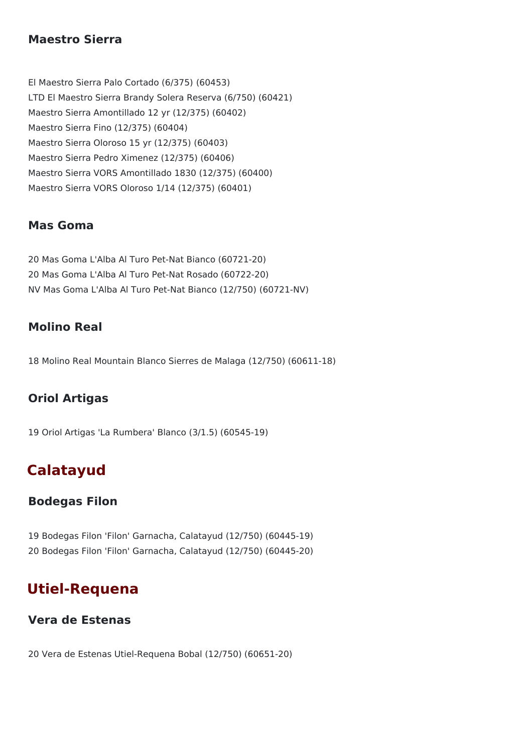### Maestro Sierra

El Maestro Sierra Palo Cortado (6/375) (60453)
LTD El Maestro Sierra Brandy Solera Reserva (6/750) (60421)
Maestro Sierra Amontillado 12 yr (12/375) (60402)
Maestro Sierra Fino (12/375) (60404)
Maestro Sierra Oloroso 15 yr (12/375) (60403)
Maestro Sierra Pedro Ximenez (12/375) (60406)
Maestro Sierra VORS Amontillado 1830 (12/375) (60400)
Maestro Sierra VORS Oloroso 1/14 (12/375) (60401)

### Mas Goma

20 Mas Goma L'Alba Al Turo Pet-Nat Bianco (60721-20)
20 Mas Goma L'Alba Al Turo Pet-Nat Rosado (60722-20)
NV Mas Goma L'Alba Al Turo Pet-Nat Bianco (12/750) (60721-NV)

### Molino Real

18 Molino Real Mountain Blanco Sierres de Malaga (12/750) (60611-18)

### Oriol Artigas

19 Oriol Artigas 'La Rumbera' Blanco (3/1.5) (60545-19)

## Calatayud

### Bodegas Filon

19 Bodegas Filon 'Filon' Garnacha, Calatayud (12/750) (60445-19)
20 Bodegas Filon 'Filon' Garnacha, Calatayud (12/750) (60445-20)

## Utiel-Requena

### Vera de Estenas

20 Vera de Estenas Utiel-Requena Bobal (12/750) (60651-20)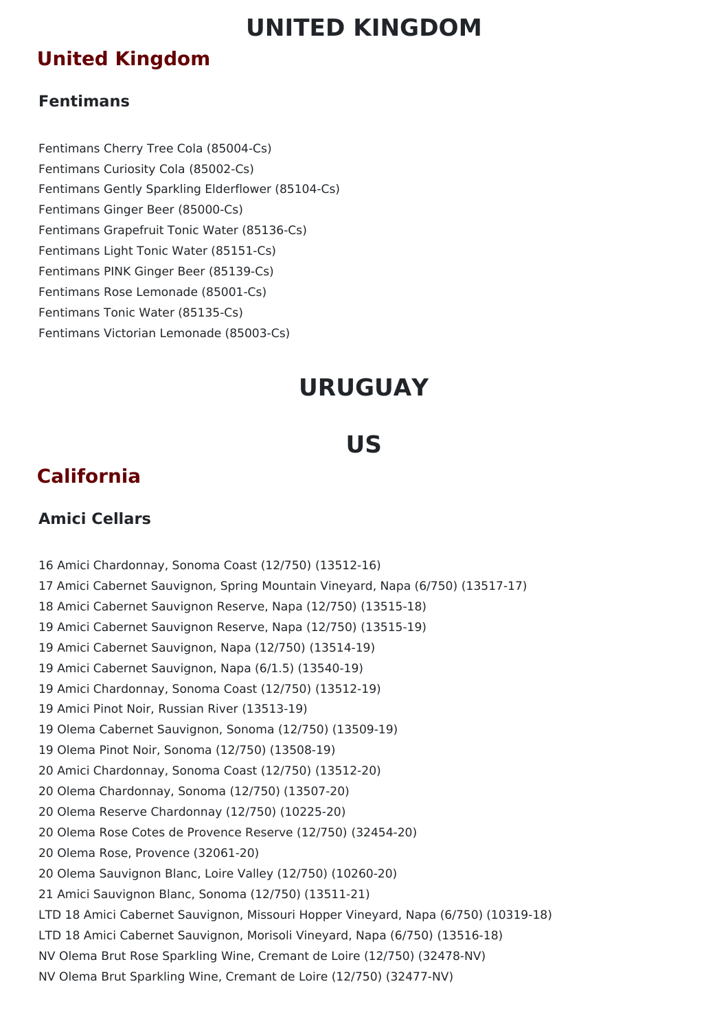# UNITED KINGDOM

## United Kingdom

### Fentimans

Fentimans Cherry Tree Cola (85004-Cs)

Fentimans Curiosity Cola (85002-Cs)

Fentimans Gently Sparkling Elderflower (85104-Cs)

Fentimans Ginger Beer (85000-Cs)

Fentimans Grapefruit Tonic Water (85136-Cs)

Fentimans Light Tonic Water (85151-Cs)

Fentimans PINK Ginger Beer (85139-Cs)

Fentimans Rose Lemonade (85001-Cs)

Fentimans Tonic Water (85135-Cs)

Fentimans Victorian Lemonade (85003-Cs)

# URUGUAY

# US

## California

### Amici Cellars

16 Amici Chardonnay, Sonoma Coast (12/750) (13512-16)

17 Amici Cabernet Sauvignon, Spring Mountain Vineyard, Napa (6/750) (13517-17)

18 Amici Cabernet Sauvignon Reserve, Napa (12/750) (13515-18)

19 Amici Cabernet Sauvignon Reserve, Napa (12/750) (13515-19)

19 Amici Cabernet Sauvignon, Napa (12/750) (13514-19)

19 Amici Cabernet Sauvignon, Napa (6/1.5) (13540-19)

19 Amici Chardonnay, Sonoma Coast (12/750) (13512-19)

19 Amici Pinot Noir, Russian River (13513-19)

19 Olema Cabernet Sauvignon, Sonoma (12/750) (13509-19)

19 Olema Pinot Noir, Sonoma (12/750) (13508-19)

20 Amici Chardonnay, Sonoma Coast (12/750) (13512-20)

20 Olema Chardonnay, Sonoma (12/750) (13507-20)

20 Olema Reserve Chardonnay (12/750) (10225-20)

20 Olema Rose Cotes de Provence Reserve (12/750) (32454-20)

20 Olema Rose, Provence (32061-20)

20 Olema Sauvignon Blanc, Loire Valley (12/750) (10260-20)

21 Amici Sauvignon Blanc, Sonoma (12/750) (13511-21)

LTD 18 Amici Cabernet Sauvignon, Missouri Hopper Vineyard, Napa (6/750) (10319-18)

LTD 18 Amici Cabernet Sauvignon, Morisoli Vineyard, Napa (6/750) (13516-18)

NV Olema Brut Rose Sparkling Wine, Cremant de Loire (12/750) (32478-NV)

NV Olema Brut Sparkling Wine, Cremant de Loire (12/750) (32477-NV)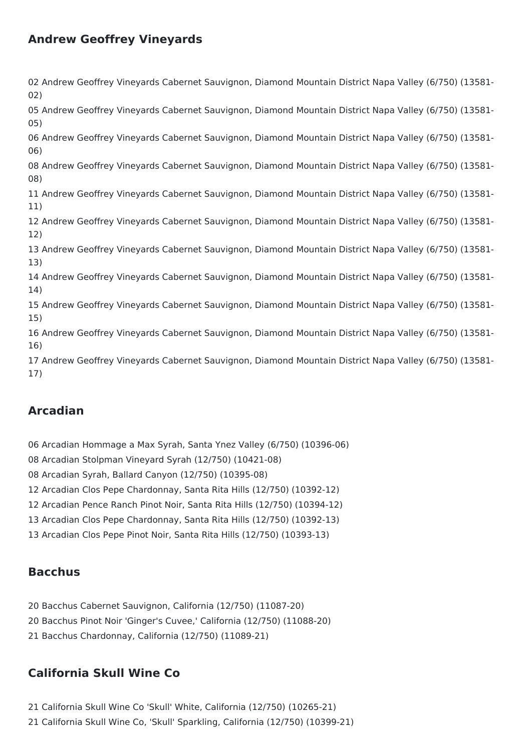## Andrew Geoffrey Vineyards

02 Andrew Geoffrey Vineyards Cabernet Sauvignon, Diamond Mountain District Napa Valley (6/750) (13581-02)

05 Andrew Geoffrey Vineyards Cabernet Sauvignon, Diamond Mountain District Napa Valley (6/750) (13581-05)

06 Andrew Geoffrey Vineyards Cabernet Sauvignon, Diamond Mountain District Napa Valley (6/750) (13581-06)

08 Andrew Geoffrey Vineyards Cabernet Sauvignon, Diamond Mountain District Napa Valley (6/750) (13581-08)

11 Andrew Geoffrey Vineyards Cabernet Sauvignon, Diamond Mountain District Napa Valley (6/750) (13581-11)

12 Andrew Geoffrey Vineyards Cabernet Sauvignon, Diamond Mountain District Napa Valley (6/750) (13581-12)

13 Andrew Geoffrey Vineyards Cabernet Sauvignon, Diamond Mountain District Napa Valley (6/750) (13581-13)

14 Andrew Geoffrey Vineyards Cabernet Sauvignon, Diamond Mountain District Napa Valley (6/750) (13581-14)

15 Andrew Geoffrey Vineyards Cabernet Sauvignon, Diamond Mountain District Napa Valley (6/750) (13581-15)

16 Andrew Geoffrey Vineyards Cabernet Sauvignon, Diamond Mountain District Napa Valley (6/750) (13581-16)

17 Andrew Geoffrey Vineyards Cabernet Sauvignon, Diamond Mountain District Napa Valley (6/750) (13581-17)

## Arcadian

06 Arcadian Hommage a Max Syrah, Santa Ynez Valley (6/750) (10396-06)

08 Arcadian Stolpman Vineyard Syrah (12/750) (10421-08)

08 Arcadian Syrah, Ballard Canyon (12/750) (10395-08)

12 Arcadian Clos Pepe Chardonnay, Santa Rita Hills (12/750) (10392-12)

12 Arcadian Pence Ranch Pinot Noir, Santa Rita Hills (12/750) (10394-12)

13 Arcadian Clos Pepe Chardonnay, Santa Rita Hills (12/750) (10392-13)

13 Arcadian Clos Pepe Pinot Noir, Santa Rita Hills (12/750) (10393-13)

## Bacchus

20 Bacchus Cabernet Sauvignon, California (12/750) (11087-20)

20 Bacchus Pinot Noir 'Ginger's Cuvee,' California (12/750) (11088-20)

21 Bacchus Chardonnay, California (12/750) (11089-21)

## California Skull Wine Co

21 California Skull Wine Co 'Skull' White, California (12/750) (10265-21)

21 California Skull Wine Co, 'Skull' Sparkling, California (12/750) (10399-21)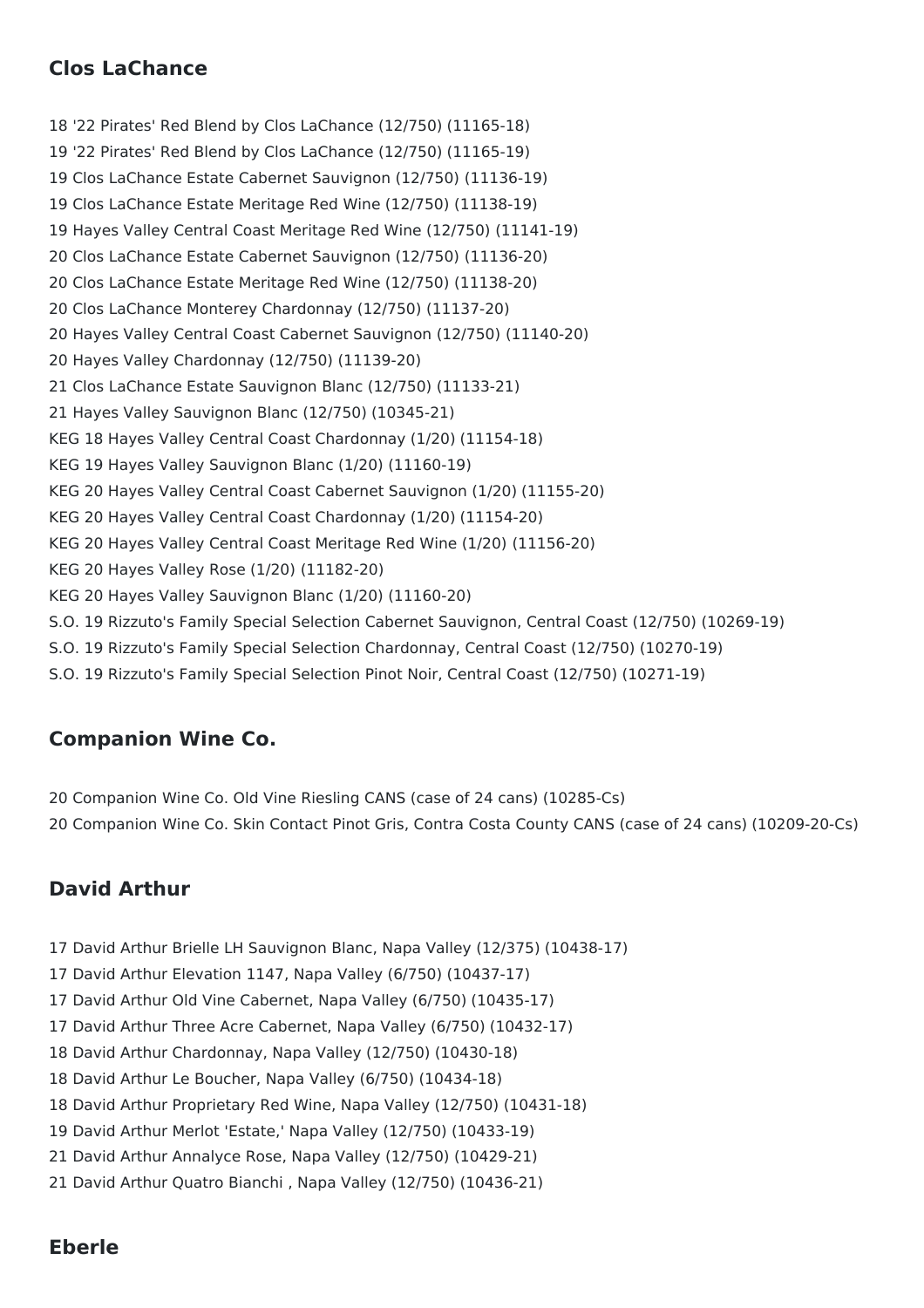## Clos LaChance

18 '22 Pirates' Red Blend by Clos LaChance (12/750) (11165-18)
19 '22 Pirates' Red Blend by Clos LaChance (12/750) (11165-19)
19 Clos LaChance Estate Cabernet Sauvignon (12/750) (11136-19)
19 Clos LaChance Estate Meritage Red Wine (12/750) (11138-19)
19 Hayes Valley Central Coast Meritage Red Wine (12/750) (11141-19)
20 Clos LaChance Estate Cabernet Sauvignon (12/750) (11136-20)
20 Clos LaChance Estate Meritage Red Wine (12/750) (11138-20)
20 Clos LaChance Monterey Chardonnay (12/750) (11137-20)
20 Hayes Valley Central Coast Cabernet Sauvignon (12/750) (11140-20)
20 Hayes Valley Chardonnay (12/750) (11139-20)
21 Clos LaChance Estate Sauvignon Blanc (12/750) (11133-21)
21 Hayes Valley Sauvignon Blanc (12/750) (10345-21)
KEG 18 Hayes Valley Central Coast Chardonnay (1/20) (11154-18)
KEG 19 Hayes Valley Sauvignon Blanc (1/20) (11160-19)
KEG 20 Hayes Valley Central Coast Cabernet Sauvignon (1/20) (11155-20)
KEG 20 Hayes Valley Central Coast Chardonnay (1/20) (11154-20)
KEG 20 Hayes Valley Central Coast Meritage Red Wine (1/20) (11156-20)
KEG 20 Hayes Valley Rose (1/20) (11182-20)
KEG 20 Hayes Valley Sauvignon Blanc (1/20) (11160-20)
S.O. 19 Rizzuto's Family Special Selection Cabernet Sauvignon, Central Coast (12/750) (10269-19)
S.O. 19 Rizzuto's Family Special Selection Chardonnay, Central Coast (12/750) (10270-19)
S.O. 19 Rizzuto's Family Special Selection Pinot Noir, Central Coast (12/750) (10271-19)

## Companion Wine Co.

20 Companion Wine Co. Old Vine Riesling CANS (case of 24 cans) (10285-Cs)
20 Companion Wine Co. Skin Contact Pinot Gris, Contra Costa County CANS (case of 24 cans) (10209-20-Cs)

## David Arthur

17 David Arthur Brielle LH Sauvignon Blanc, Napa Valley (12/375) (10438-17)
17 David Arthur Elevation 1147, Napa Valley (6/750) (10437-17)
17 David Arthur Old Vine Cabernet, Napa Valley (6/750) (10435-17)
17 David Arthur Three Acre Cabernet, Napa Valley (6/750) (10432-17)
18 David Arthur Chardonnay, Napa Valley (12/750) (10430-18)
18 David Arthur Le Boucher, Napa Valley (6/750) (10434-18)
18 David Arthur Proprietary Red Wine, Napa Valley (12/750) (10431-18)
19 David Arthur Merlot 'Estate,' Napa Valley (12/750) (10433-19)
21 David Arthur Annalyce Rose, Napa Valley (12/750) (10429-21)
21 David Arthur Quatro Bianchi , Napa Valley (12/750) (10436-21)

## Eberle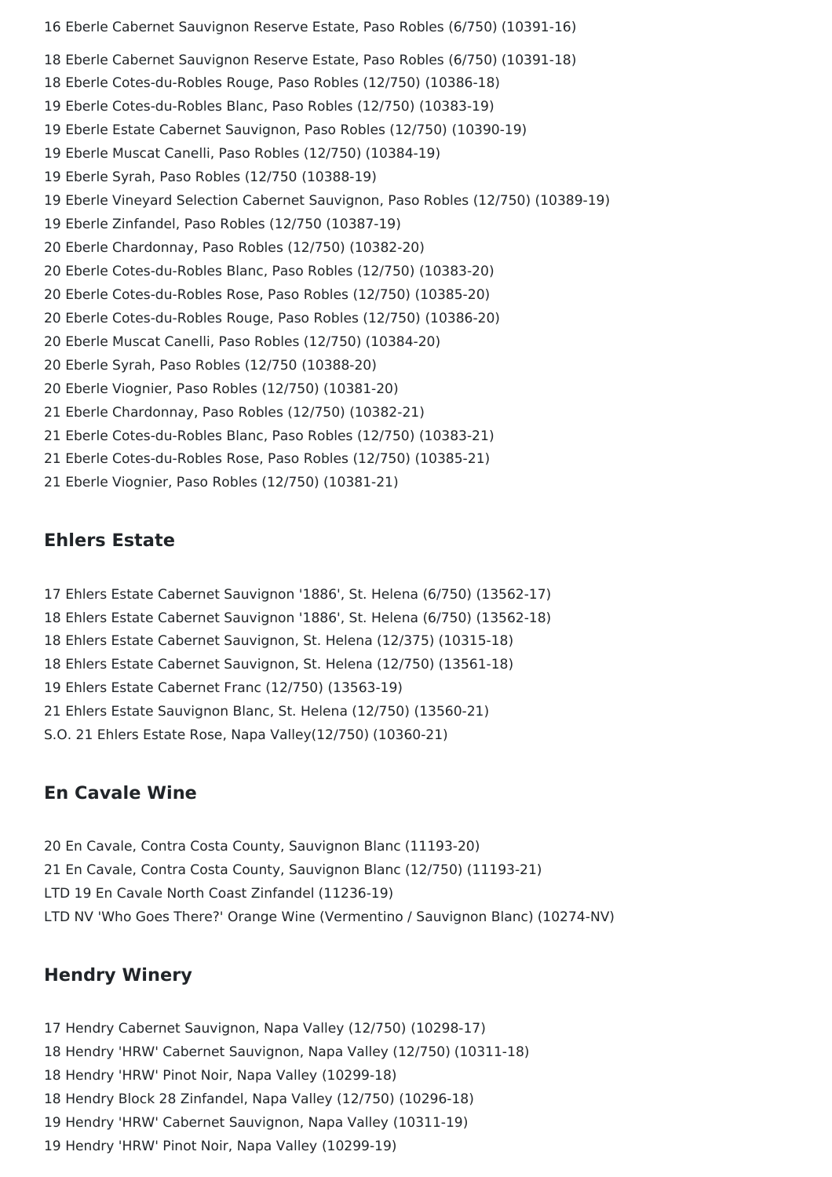16 Eberle Cabernet Sauvignon Reserve Estate, Paso Robles (6/750) (10391-16)

18 Eberle Cabernet Sauvignon Reserve Estate, Paso Robles (6/750) (10391-18)
18 Eberle Cotes-du-Robles Rouge, Paso Robles (12/750) (10386-18)
19 Eberle Cotes-du-Robles Blanc, Paso Robles (12/750) (10383-19)
19 Eberle Estate Cabernet Sauvignon, Paso Robles (12/750) (10390-19)
19 Eberle Muscat Canelli, Paso Robles (12/750) (10384-19)
19 Eberle Syrah, Paso Robles (12/750 (10388-19)
19 Eberle Vineyard Selection Cabernet Sauvignon, Paso Robles (12/750) (10389-19)
19 Eberle Zinfandel, Paso Robles (12/750 (10387-19)
20 Eberle Chardonnay, Paso Robles (12/750) (10382-20)
20 Eberle Cotes-du-Robles Blanc, Paso Robles (12/750) (10383-20)
20 Eberle Cotes-du-Robles Rose, Paso Robles (12/750) (10385-20)
20 Eberle Cotes-du-Robles Rouge, Paso Robles (12/750) (10386-20)
20 Eberle Muscat Canelli, Paso Robles (12/750) (10384-20)
20 Eberle Syrah, Paso Robles (12/750 (10388-20)
20 Eberle Viognier, Paso Robles (12/750) (10381-20)
21 Eberle Chardonnay, Paso Robles (12/750) (10382-21)
21 Eberle Cotes-du-Robles Blanc, Paso Robles (12/750) (10383-21)
21 Eberle Cotes-du-Robles Rose, Paso Robles (12/750) (10385-21)
21 Eberle Viognier, Paso Robles (12/750) (10381-21)

## Ehlers Estate

17 Ehlers Estate Cabernet Sauvignon '1886', St. Helena (6/750) (13562-17)
18 Ehlers Estate Cabernet Sauvignon '1886', St. Helena (6/750) (13562-18)
18 Ehlers Estate Cabernet Sauvignon, St. Helena (12/375) (10315-18)
18 Ehlers Estate Cabernet Sauvignon, St. Helena (12/750) (13561-18)
19 Ehlers Estate Cabernet Franc (12/750) (13563-19)
21 Ehlers Estate Sauvignon Blanc, St. Helena (12/750) (13560-21)
S.O. 21 Ehlers Estate Rose, Napa Valley(12/750) (10360-21)

## En Cavale Wine

20 En Cavale, Contra Costa County, Sauvignon Blanc (11193-20)
21 En Cavale, Contra Costa County, Sauvignon Blanc (12/750) (11193-21)
LTD 19 En Cavale North Coast Zinfandel (11236-19)
LTD NV 'Who Goes There?' Orange Wine (Vermentino / Sauvignon Blanc) (10274-NV)

## Hendry Winery

17 Hendry Cabernet Sauvignon, Napa Valley (12/750) (10298-17)
18 Hendry 'HRW' Cabernet Sauvignon, Napa Valley (12/750) (10311-18)
18 Hendry 'HRW' Pinot Noir, Napa Valley (10299-18)
18 Hendry Block 28 Zinfandel, Napa Valley (12/750) (10296-18)
19 Hendry 'HRW' Cabernet Sauvignon, Napa Valley (10311-19)
19 Hendry 'HRW' Pinot Noir, Napa Valley (10299-19)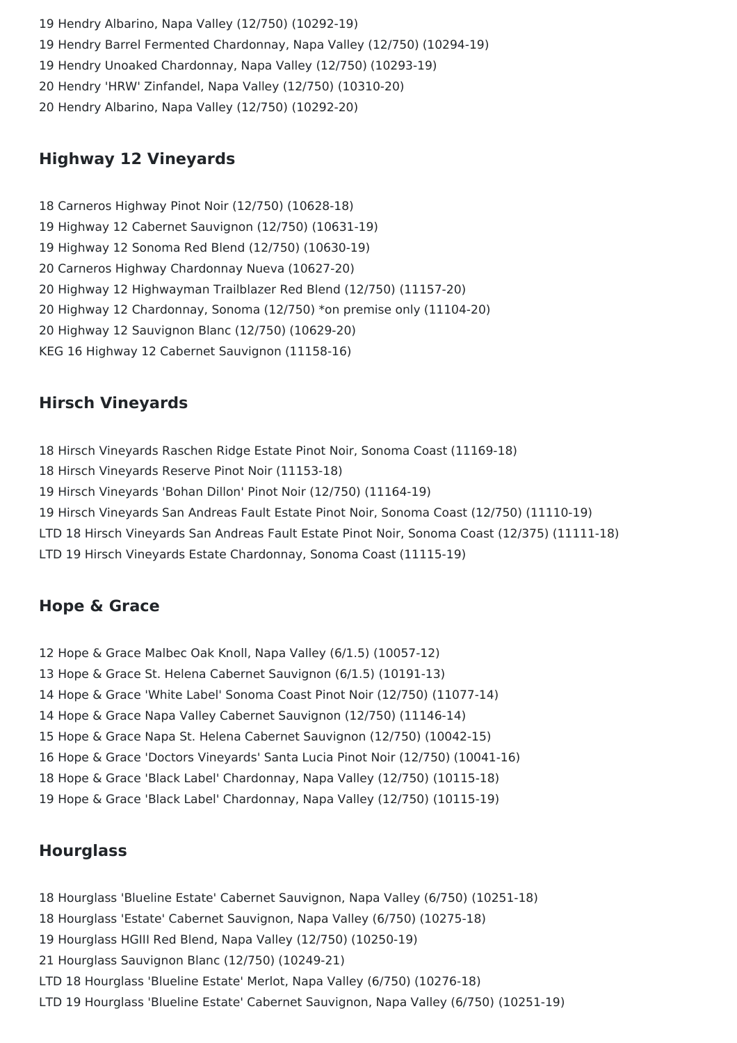19 Hendry Albarino, Napa Valley (12/750) (10292-19)
19 Hendry Barrel Fermented Chardonnay, Napa Valley (12/750) (10294-19)
19 Hendry Unoaked Chardonnay, Napa Valley (12/750) (10293-19)
20 Hendry 'HRW' Zinfandel, Napa Valley (12/750) (10310-20)
20 Hendry Albarino, Napa Valley (12/750) (10292-20)

## Highway 12 Vineyards

18 Carneros Highway Pinot Noir (12/750) (10628-18)
19 Highway 12 Cabernet Sauvignon (12/750) (10631-19)
19 Highway 12 Sonoma Red Blend (12/750) (10630-19)
20 Carneros Highway Chardonnay Nueva (10627-20)
20 Highway 12 Highwayman Trailblazer Red Blend (12/750) (11157-20)
20 Highway 12 Chardonnay, Sonoma (12/750) *on premise only (11104-20)
20 Highway 12 Sauvignon Blanc (12/750) (10629-20)
KEG 16 Highway 12 Cabernet Sauvignon (11158-16)

## Hirsch Vineyards

18 Hirsch Vineyards Raschen Ridge Estate Pinot Noir, Sonoma Coast (11169-18)
18 Hirsch Vineyards Reserve Pinot Noir (11153-18)
19 Hirsch Vineyards 'Bohan Dillon' Pinot Noir (12/750) (11164-19)
19 Hirsch Vineyards San Andreas Fault Estate Pinot Noir, Sonoma Coast (12/750) (11110-19)
LTD 18 Hirsch Vineyards San Andreas Fault Estate Pinot Noir, Sonoma Coast (12/375) (11111-18)
LTD 19 Hirsch Vineyards Estate Chardonnay, Sonoma Coast (11115-19)

## Hope & Grace

12 Hope & Grace Malbec Oak Knoll, Napa Valley (6/1.5) (10057-12)
13 Hope & Grace St. Helena Cabernet Sauvignon (6/1.5) (10191-13)
14 Hope & Grace 'White Label' Sonoma Coast Pinot Noir (12/750) (11077-14)
14 Hope & Grace Napa Valley Cabernet Sauvignon (12/750) (11146-14)
15 Hope & Grace Napa St. Helena Cabernet Sauvignon (12/750) (10042-15)
16 Hope & Grace 'Doctors Vineyards' Santa Lucia Pinot Noir (12/750) (10041-16)
18 Hope & Grace 'Black Label' Chardonnay, Napa Valley (12/750) (10115-18)
19 Hope & Grace 'Black Label' Chardonnay, Napa Valley (12/750) (10115-19)

## Hourglass

18 Hourglass 'Blueline Estate' Cabernet Sauvignon, Napa Valley (6/750) (10251-18)
18 Hourglass 'Estate' Cabernet Sauvignon, Napa Valley (6/750) (10275-18)
19 Hourglass HGIII Red Blend, Napa Valley (12/750) (10250-19)
21 Hourglass Sauvignon Blanc (12/750) (10249-21)
LTD 18 Hourglass 'Blueline Estate' Merlot, Napa Valley (6/750) (10276-18)
LTD 19 Hourglass 'Blueline Estate' Cabernet Sauvignon, Napa Valley (6/750) (10251-19)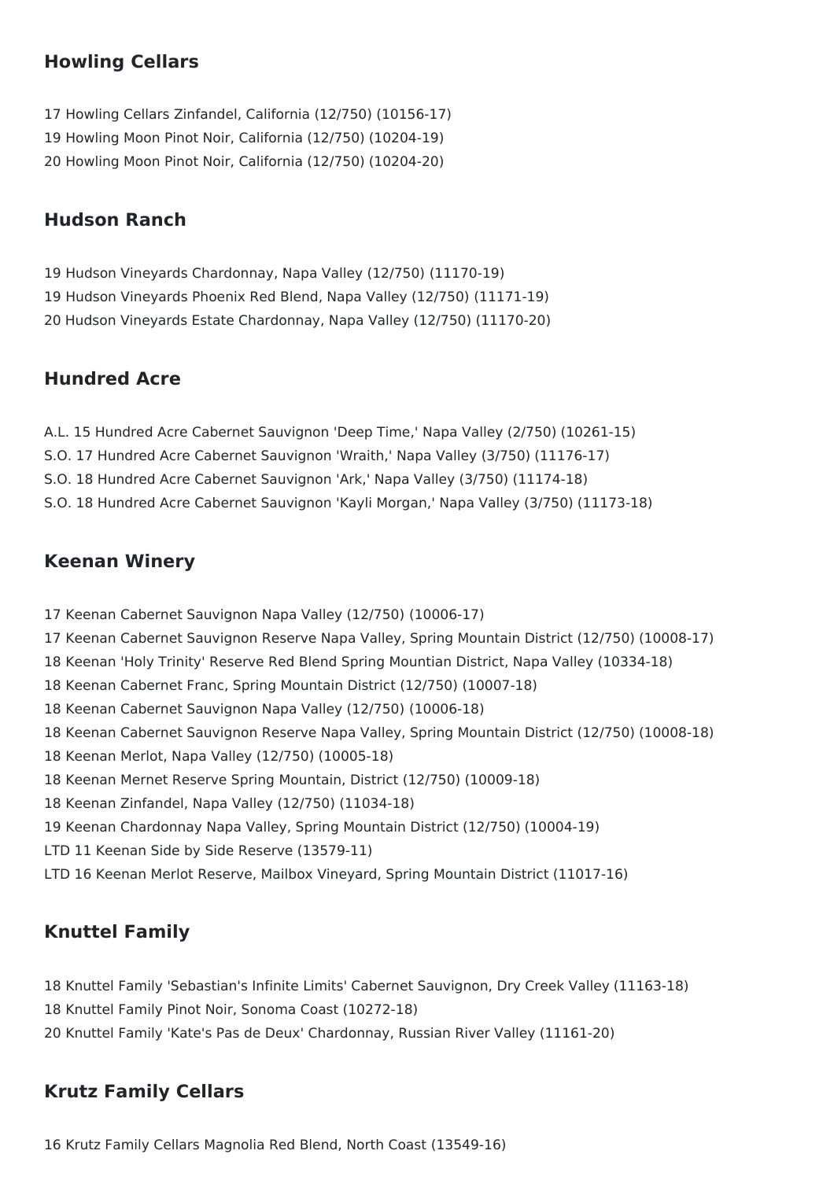## Howling Cellars

17 Howling Cellars Zinfandel, California (12/750) (10156-17)
19 Howling Moon Pinot Noir, California (12/750) (10204-19)
20 Howling Moon Pinot Noir, California (12/750) (10204-20)

## Hudson Ranch

19 Hudson Vineyards Chardonnay, Napa Valley (12/750) (11170-19)
19 Hudson Vineyards Phoenix Red Blend, Napa Valley (12/750) (11171-19)
20 Hudson Vineyards Estate Chardonnay, Napa Valley (12/750) (11170-20)

## Hundred Acre

A.L. 15 Hundred Acre Cabernet Sauvignon 'Deep Time,' Napa Valley (2/750) (10261-15)
S.O. 17 Hundred Acre Cabernet Sauvignon 'Wraith,' Napa Valley (3/750) (11176-17)
S.O. 18 Hundred Acre Cabernet Sauvignon 'Ark,' Napa Valley (3/750) (11174-18)
S.O. 18 Hundred Acre Cabernet Sauvignon 'Kayli Morgan,' Napa Valley (3/750) (11173-18)

## Keenan Winery

17 Keenan Cabernet Sauvignon Napa Valley (12/750) (10006-17)
17 Keenan Cabernet Sauvignon Reserve Napa Valley, Spring Mountain District (12/750) (10008-17)
18 Keenan 'Holy Trinity' Reserve Red Blend Spring Mountian District, Napa Valley (10334-18)
18 Keenan Cabernet Franc, Spring Mountain District (12/750) (10007-18)
18 Keenan Cabernet Sauvignon Napa Valley (12/750) (10006-18)
18 Keenan Cabernet Sauvignon Reserve Napa Valley, Spring Mountain District (12/750) (10008-18)
18 Keenan Merlot, Napa Valley (12/750) (10005-18)
18 Keenan Mernet Reserve Spring Mountain, District (12/750) (10009-18)
18 Keenan Zinfandel, Napa Valley (12/750) (11034-18)
19 Keenan Chardonnay Napa Valley, Spring Mountain District (12/750) (10004-19)
LTD 11 Keenan Side by Side Reserve (13579-11)
LTD 16 Keenan Merlot Reserve, Mailbox Vineyard, Spring Mountain District (11017-16)

## Knuttel Family

18 Knuttel Family 'Sebastian's Infinite Limits' Cabernet Sauvignon, Dry Creek Valley (11163-18)
18 Knuttel Family Pinot Noir, Sonoma Coast (10272-18)
20 Knuttel Family 'Kate's Pas de Deux' Chardonnay, Russian River Valley (11161-20)

## Krutz Family Cellars

16 Krutz Family Cellars Magnolia Red Blend, North Coast (13549-16)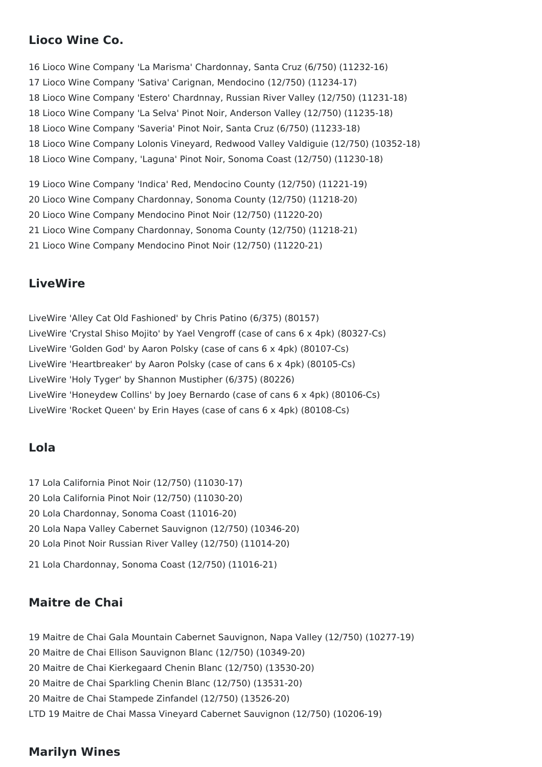## Lioco Wine Co.

16 Lioco Wine Company 'La Marisma' Chardonnay, Santa Cruz (6/750) (11232-16)
17 Lioco Wine Company 'Sativa' Carignan, Mendocino (12/750) (11234-17)
18 Lioco Wine Company 'Estero' Chardnnay, Russian River Valley (12/750) (11231-18)
18 Lioco Wine Company 'La Selva' Pinot Noir, Anderson Valley (12/750) (11235-18)
18 Lioco Wine Company 'Saveria' Pinot Noir, Santa Cruz (6/750) (11233-18)
18 Lioco Wine Company Lolonis Vineyard, Redwood Valley Valdiguie (12/750) (10352-18)
18 Lioco Wine Company, 'Laguna' Pinot Noir, Sonoma Coast (12/750) (11230-18)

19 Lioco Wine Company 'Indica' Red, Mendocino County (12/750) (11221-19)
20 Lioco Wine Company Chardonnay, Sonoma County (12/750) (11218-20)
20 Lioco Wine Company Mendocino Pinot Noir (12/750) (11220-20)
21 Lioco Wine Company Chardonnay, Sonoma County (12/750) (11218-21)
21 Lioco Wine Company Mendocino Pinot Noir (12/750) (11220-21)

## LiveWire

LiveWire 'Alley Cat Old Fashioned' by Chris Patino (6/375) (80157)
LiveWire 'Crystal Shiso Mojito' by Yael Vengroff (case of cans 6 x 4pk) (80327-Cs)
LiveWire 'Golden God' by Aaron Polsky (case of cans 6 x 4pk) (80107-Cs)
LiveWire 'Heartbreaker' by Aaron Polsky (case of cans 6 x 4pk) (80105-Cs)
LiveWire 'Holy Tyger' by Shannon Mustipher (6/375) (80226)
LiveWire 'Honeydew Collins' by Joey Bernardo (case of cans 6 x 4pk) (80106-Cs)
LiveWire 'Rocket Queen' by Erin Hayes (case of cans 6 x 4pk) (80108-Cs)

## Lola

17 Lola California Pinot Noir (12/750) (11030-17)
20 Lola California Pinot Noir (12/750) (11030-20)
20 Lola Chardonnay, Sonoma Coast (11016-20)
20 Lola Napa Valley Cabernet Sauvignon (12/750) (10346-20)
20 Lola Pinot Noir Russian River Valley (12/750) (11014-20)

21 Lola Chardonnay, Sonoma Coast (12/750) (11016-21)

## Maitre de Chai

19 Maitre de Chai Gala Mountain Cabernet Sauvignon, Napa Valley (12/750) (10277-19)
20 Maitre de Chai Ellison Sauvignon Blanc (12/750) (10349-20)
20 Maitre de Chai Kierkegaard Chenin Blanc (12/750) (13530-20)
20 Maitre de Chai Sparkling Chenin Blanc (12/750) (13531-20)
20 Maitre de Chai Stampede Zinfandel (12/750) (13526-20)
LTD 19 Maitre de Chai Massa Vineyard Cabernet Sauvignon (12/750) (10206-19)

## Marilyn Wines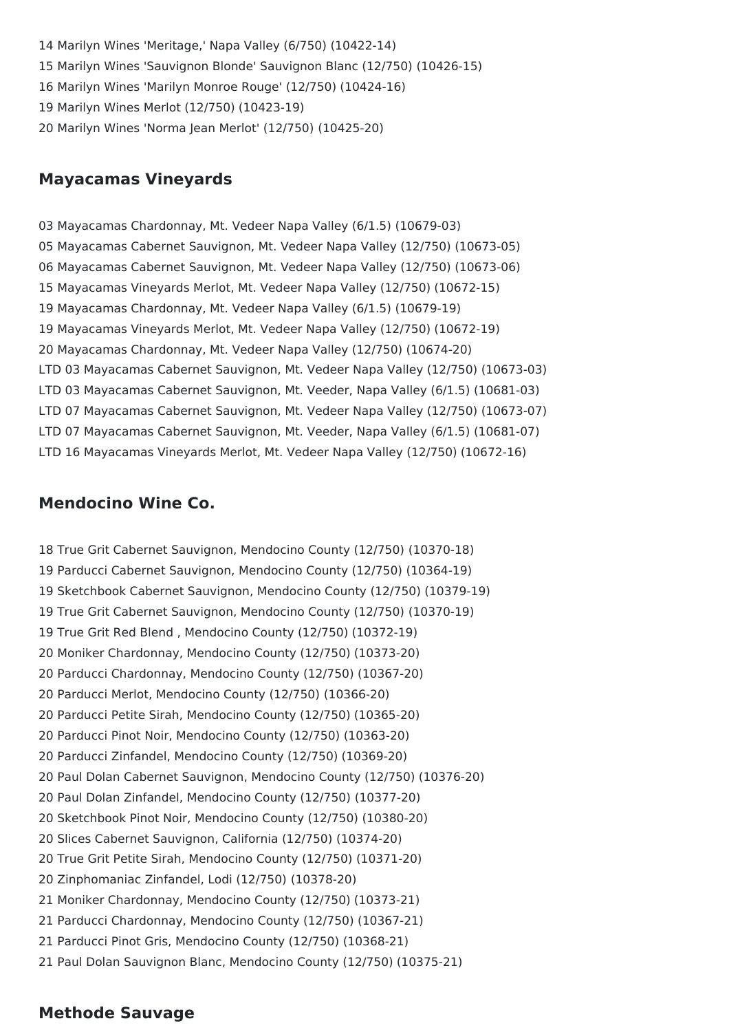14 Marilyn Wines 'Meritage,' Napa Valley (6/750) (10422-14)

15 Marilyn Wines 'Sauvignon Blonde' Sauvignon Blanc (12/750) (10426-15)

16 Marilyn Wines 'Marilyn Monroe Rouge' (12/750) (10424-16)

19 Marilyn Wines Merlot (12/750) (10423-19)

20 Marilyn Wines 'Norma Jean Merlot' (12/750) (10425-20)

## Mayacamas Vineyards

03 Mayacamas Chardonnay, Mt. Vedeer Napa Valley (6/1.5) (10679-03)

05 Mayacamas Cabernet Sauvignon, Mt. Vedeer Napa Valley (12/750) (10673-05)

06 Mayacamas Cabernet Sauvignon, Mt. Vedeer Napa Valley (12/750) (10673-06)

15 Mayacamas Vineyards Merlot, Mt. Vedeer Napa Valley (12/750) (10672-15)

19 Mayacamas Chardonnay, Mt. Vedeer Napa Valley (6/1.5) (10679-19)

19 Mayacamas Vineyards Merlot, Mt. Vedeer Napa Valley (12/750) (10672-19)

20 Mayacamas Chardonnay, Mt. Vedeer Napa Valley (12/750) (10674-20)

LTD 03 Mayacamas Cabernet Sauvignon, Mt. Vedeer Napa Valley (12/750) (10673-03)

LTD 03 Mayacamas Cabernet Sauvignon, Mt. Veeder, Napa Valley (6/1.5) (10681-03)

LTD 07 Mayacamas Cabernet Sauvignon, Mt. Vedeer Napa Valley (12/750) (10673-07)

LTD 07 Mayacamas Cabernet Sauvignon, Mt. Veeder, Napa Valley (6/1.5) (10681-07)

LTD 16 Mayacamas Vineyards Merlot, Mt. Vedeer Napa Valley (12/750) (10672-16)

## Mendocino Wine Co.

18 True Grit Cabernet Sauvignon, Mendocino County (12/750) (10370-18)

19 Parducci Cabernet Sauvignon, Mendocino County (12/750) (10364-19)

19 Sketchbook Cabernet Sauvignon, Mendocino County (12/750) (10379-19)

19 True Grit Cabernet Sauvignon, Mendocino County (12/750) (10370-19)

19 True Grit Red Blend , Mendocino County (12/750) (10372-19)

20 Moniker Chardonnay, Mendocino County (12/750) (10373-20)

20 Parducci Chardonnay, Mendocino County (12/750) (10367-20)

20 Parducci Merlot, Mendocino County (12/750) (10366-20)

20 Parducci Petite Sirah, Mendocino County (12/750) (10365-20)

20 Parducci Pinot Noir, Mendocino County (12/750) (10363-20)

20 Parducci Zinfandel, Mendocino County (12/750) (10369-20)

20 Paul Dolan Cabernet Sauvignon, Mendocino County (12/750) (10376-20)

20 Paul Dolan Zinfandel, Mendocino County (12/750) (10377-20)

20 Sketchbook Pinot Noir, Mendocino County (12/750) (10380-20)

20 Slices Cabernet Sauvignon, California (12/750) (10374-20)

20 True Grit Petite Sirah, Mendocino County (12/750) (10371-20)

20 Zinphomaniac Zinfandel, Lodi (12/750) (10378-20)

21 Moniker Chardonnay, Mendocino County (12/750) (10373-21)

21 Parducci Chardonnay, Mendocino County (12/750) (10367-21)

21 Parducci Pinot Gris, Mendocino County (12/750) (10368-21)

21 Paul Dolan Sauvignon Blanc, Mendocino County (12/750) (10375-21)

## Methode Sauvage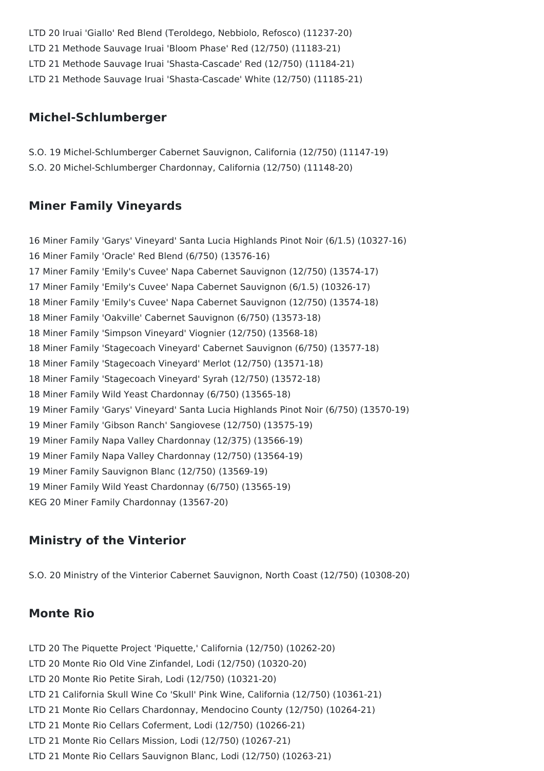LTD 20 Iruai 'Giallo' Red Blend (Teroldego, Nebbiolo, Refosco) (11237-20)
LTD 21 Methode Sauvage Iruai 'Bloom Phase' Red (12/750) (11183-21)
LTD 21 Methode Sauvage Iruai 'Shasta-Cascade' Red (12/750) (11184-21)
LTD 21 Methode Sauvage Iruai 'Shasta-Cascade' White (12/750) (11185-21)

## Michel-Schlumberger

S.O. 19 Michel-Schlumberger Cabernet Sauvignon, California (12/750) (11147-19)
S.O. 20 Michel-Schlumberger Chardonnay, California (12/750) (11148-20)

## Miner Family Vineyards

16 Miner Family 'Garys' Vineyard' Santa Lucia Highlands Pinot Noir (6/1.5) (10327-16)
16 Miner Family 'Oracle' Red Blend (6/750) (13576-16)
17 Miner Family 'Emily's Cuvee' Napa Cabernet Sauvignon (12/750) (13574-17)
17 Miner Family 'Emily's Cuvee' Napa Cabernet Sauvignon (6/1.5) (10326-17)
18 Miner Family 'Emily's Cuvee' Napa Cabernet Sauvignon (12/750) (13574-18)
18 Miner Family 'Oakville' Cabernet Sauvignon (6/750) (13573-18)
18 Miner Family 'Simpson Vineyard' Viognier (12/750) (13568-18)
18 Miner Family 'Stagecoach Vineyard' Cabernet Sauvignon (6/750) (13577-18)
18 Miner Family 'Stagecoach Vineyard' Merlot (12/750) (13571-18)
18 Miner Family 'Stagecoach Vineyard' Syrah (12/750) (13572-18)
18 Miner Family Wild Yeast Chardonnay (6/750) (13565-18)
19 Miner Family 'Garys' Vineyard' Santa Lucia Highlands Pinot Noir (6/750) (13570-19)
19 Miner Family 'Gibson Ranch' Sangiovese (12/750) (13575-19)
19 Miner Family Napa Valley Chardonnay (12/375) (13566-19)
19 Miner Family Napa Valley Chardonnay (12/750) (13564-19)
19 Miner Family Sauvignon Blanc (12/750) (13569-19)
19 Miner Family Wild Yeast Chardonnay (6/750) (13565-19)
KEG 20 Miner Family Chardonnay (13567-20)

## Ministry of the Vinterior

S.O. 20 Ministry of the Vinterior Cabernet Sauvignon, North Coast (12/750) (10308-20)

## Monte Rio

LTD 20 The Piquette Project 'Piquette,' California (12/750) (10262-20)
LTD 20 Monte Rio Old Vine Zinfandel, Lodi (12/750) (10320-20)
LTD 20 Monte Rio Petite Sirah, Lodi (12/750) (10321-20)
LTD 21 California Skull Wine Co 'Skull' Pink Wine, California (12/750) (10361-21)
LTD 21 Monte Rio Cellars Chardonnay, Mendocino County (12/750) (10264-21)
LTD 21 Monte Rio Cellars Coferment, Lodi (12/750) (10266-21)
LTD 21 Monte Rio Cellars Mission, Lodi (12/750) (10267-21)
LTD 21 Monte Rio Cellars Sauvignon Blanc, Lodi (12/750) (10263-21)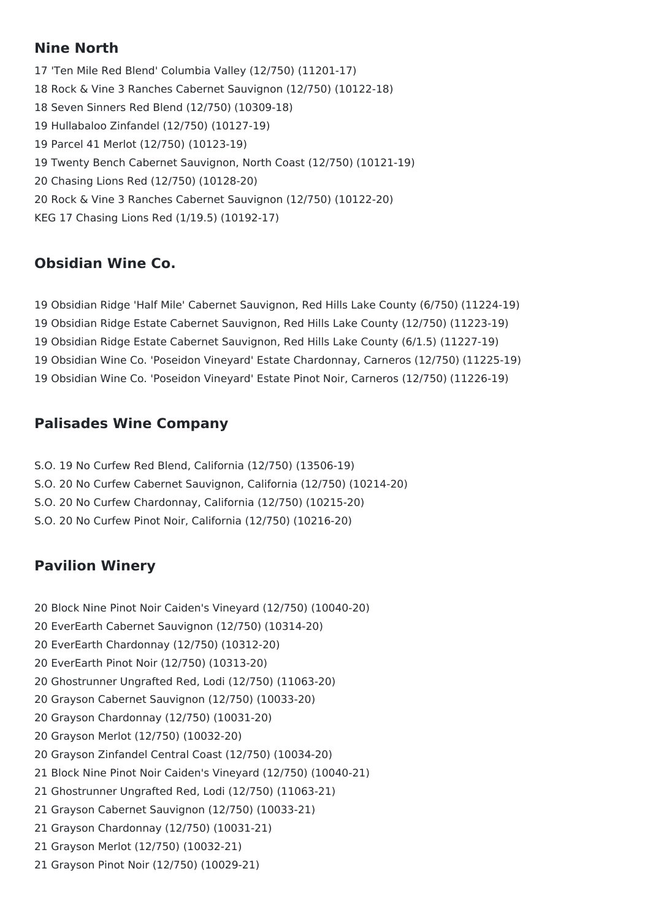## Nine North

17 'Ten Mile Red Blend' Columbia Valley (12/750) (11201-17)
18 Rock & Vine 3 Ranches Cabernet Sauvignon (12/750) (10122-18)
18 Seven Sinners Red Blend (12/750) (10309-18)
19 Hullabaloo Zinfandel (12/750) (10127-19)
19 Parcel 41 Merlot (12/750) (10123-19)
19 Twenty Bench Cabernet Sauvignon, North Coast (12/750) (10121-19)
20 Chasing Lions Red (12/750) (10128-20)
20 Rock & Vine 3 Ranches Cabernet Sauvignon (12/750) (10122-20)
KEG 17 Chasing Lions Red (1/19.5) (10192-17)

## Obsidian Wine Co.

19 Obsidian Ridge 'Half Mile' Cabernet Sauvignon, Red Hills Lake County (6/750) (11224-19)
19 Obsidian Ridge Estate Cabernet Sauvignon, Red Hills Lake County (12/750) (11223-19)
19 Obsidian Ridge Estate Cabernet Sauvignon, Red Hills Lake County (6/1.5) (11227-19)
19 Obsidian Wine Co. 'Poseidon Vineyard' Estate Chardonnay, Carneros (12/750) (11225-19)
19 Obsidian Wine Co. 'Poseidon Vineyard' Estate Pinot Noir, Carneros (12/750) (11226-19)

## Palisades Wine Company

S.O. 19 No Curfew Red Blend, California (12/750) (13506-19)
S.O. 20 No Curfew Cabernet Sauvignon, California (12/750) (10214-20)
S.O. 20 No Curfew Chardonnay, California (12/750) (10215-20)
S.O. 20 No Curfew Pinot Noir, California (12/750) (10216-20)

## Pavilion Winery

20 Block Nine Pinot Noir Caiden's Vineyard (12/750) (10040-20)
20 EverEarth Cabernet Sauvignon (12/750) (10314-20)
20 EverEarth Chardonnay (12/750) (10312-20)
20 EverEarth Pinot Noir (12/750) (10313-20)
20 Ghostrunner Ungrafted Red, Lodi (12/750) (11063-20)
20 Grayson Cabernet Sauvignon (12/750) (10033-20)
20 Grayson Chardonnay (12/750) (10031-20)
20 Grayson Merlot (12/750) (10032-20)
20 Grayson Zinfandel Central Coast (12/750) (10034-20)
21 Block Nine Pinot Noir Caiden's Vineyard (12/750) (10040-21)
21 Ghostrunner Ungrafted Red, Lodi (12/750) (11063-21)
21 Grayson Cabernet Sauvignon (12/750) (10033-21)
21 Grayson Chardonnay (12/750) (10031-21)
21 Grayson Merlot (12/750) (10032-21)
21 Grayson Pinot Noir (12/750) (10029-21)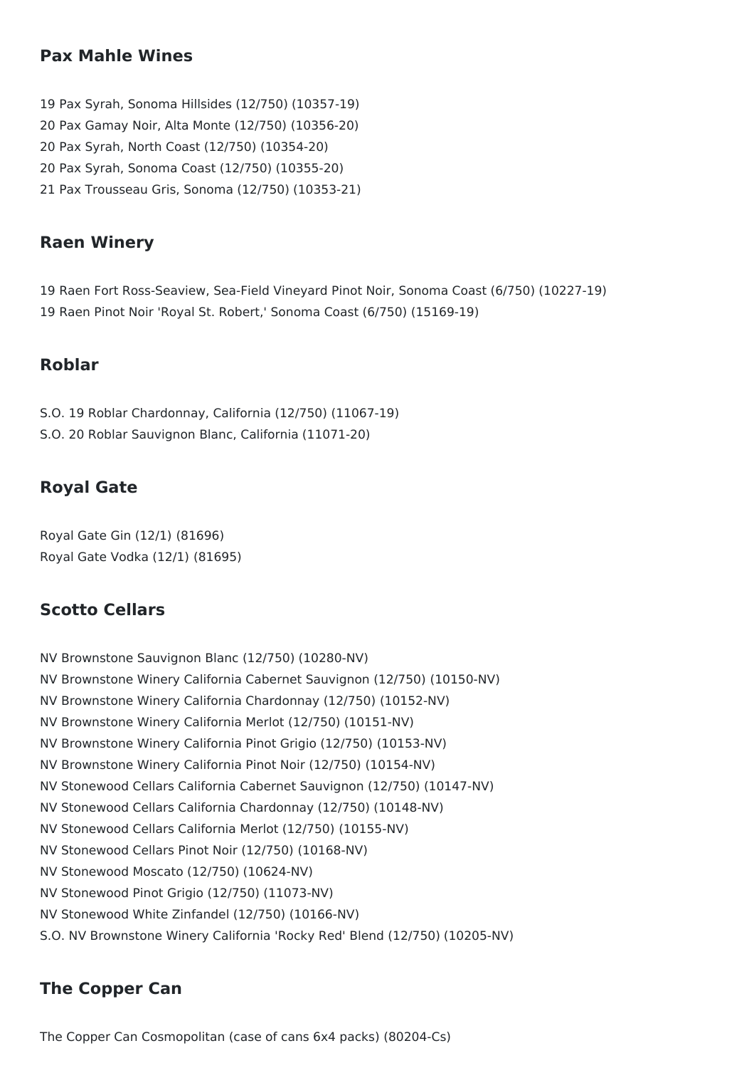## Pax Mahle Wines

19 Pax Syrah, Sonoma Hillsides (12/750) (10357-19)
20 Pax Gamay Noir, Alta Monte (12/750) (10356-20)
20 Pax Syrah, North Coast (12/750) (10354-20)
20 Pax Syrah, Sonoma Coast (12/750) (10355-20)
21 Pax Trousseau Gris, Sonoma (12/750) (10353-21)

## Raen Winery

19 Raen Fort Ross-Seaview, Sea-Field Vineyard Pinot Noir, Sonoma Coast (6/750) (10227-19)
19 Raen Pinot Noir 'Royal St. Robert,' Sonoma Coast (6/750) (15169-19)

## Roblar

S.O. 19 Roblar Chardonnay, California (12/750) (11067-19)
S.O. 20 Roblar Sauvignon Blanc, California (11071-20)

## Royal Gate

Royal Gate Gin (12/1) (81696)
Royal Gate Vodka (12/1) (81695)

## Scotto Cellars

NV Brownstone Sauvignon Blanc (12/750) (10280-NV)
NV Brownstone Winery California Cabernet Sauvignon (12/750) (10150-NV)
NV Brownstone Winery California Chardonnay (12/750) (10152-NV)
NV Brownstone Winery California Merlot (12/750) (10151-NV)
NV Brownstone Winery California Pinot Grigio (12/750) (10153-NV)
NV Brownstone Winery California Pinot Noir (12/750) (10154-NV)
NV Stonewood Cellars California Cabernet Sauvignon (12/750) (10147-NV)
NV Stonewood Cellars California Chardonnay (12/750) (10148-NV)
NV Stonewood Cellars California Merlot (12/750) (10155-NV)
NV Stonewood Cellars Pinot Noir (12/750) (10168-NV)
NV Stonewood Moscato (12/750) (10624-NV)
NV Stonewood Pinot Grigio (12/750) (11073-NV)
NV Stonewood White Zinfandel (12/750) (10166-NV)
S.O. NV Brownstone Winery California 'Rocky Red' Blend (12/750) (10205-NV)

## The Copper Can

The Copper Can Cosmopolitan (case of cans 6x4 packs) (80204-Cs)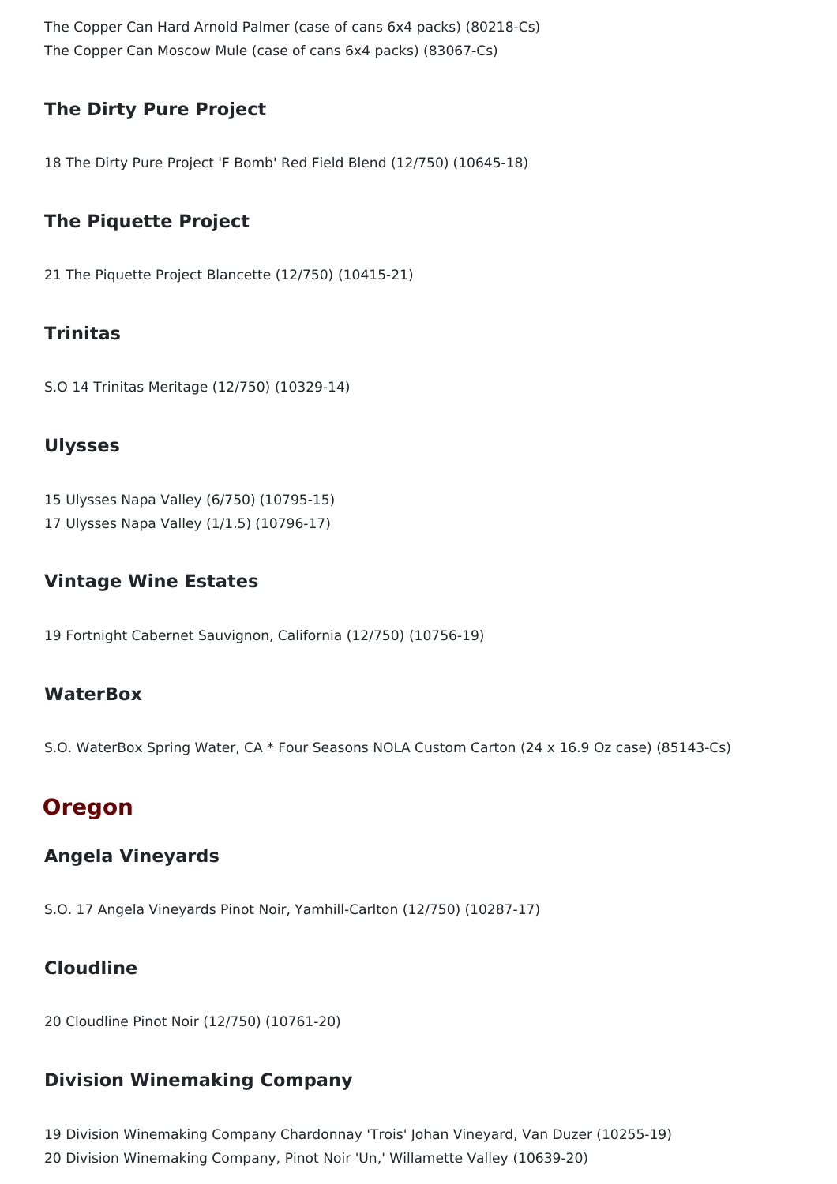The Copper Can Hard Arnold Palmer (case of cans 6x4 packs) (80218-Cs)
The Copper Can Moscow Mule (case of cans 6x4 packs) (83067-Cs)

### The Dirty Pure Project

18 The Dirty Pure Project 'F Bomb' Red Field Blend (12/750) (10645-18)

### The Piquette Project

21 The Piquette Project Blancette (12/750) (10415-21)

### Trinitas

S.O 14 Trinitas Meritage (12/750) (10329-14)

### Ulysses

15 Ulysses Napa Valley (6/750) (10795-15)
17 Ulysses Napa Valley (1/1.5) (10796-17)

### Vintage Wine Estates

19 Fortnight Cabernet Sauvignon, California (12/750) (10756-19)

### WaterBox

S.O. WaterBox Spring Water, CA * Four Seasons NOLA Custom Carton (24 x 16.9 Oz case) (85143-Cs)

## Oregon

### Angela Vineyards

S.O. 17 Angela Vineyards Pinot Noir, Yamhill-Carlton (12/750) (10287-17)

### Cloudline

20 Cloudline Pinot Noir (12/750) (10761-20)

### Division Winemaking Company

19 Division Winemaking Company Chardonnay 'Trois' Johan Vineyard, Van Duzer (10255-19)
20 Division Winemaking Company, Pinot Noir 'Un,' Willamette Valley (10639-20)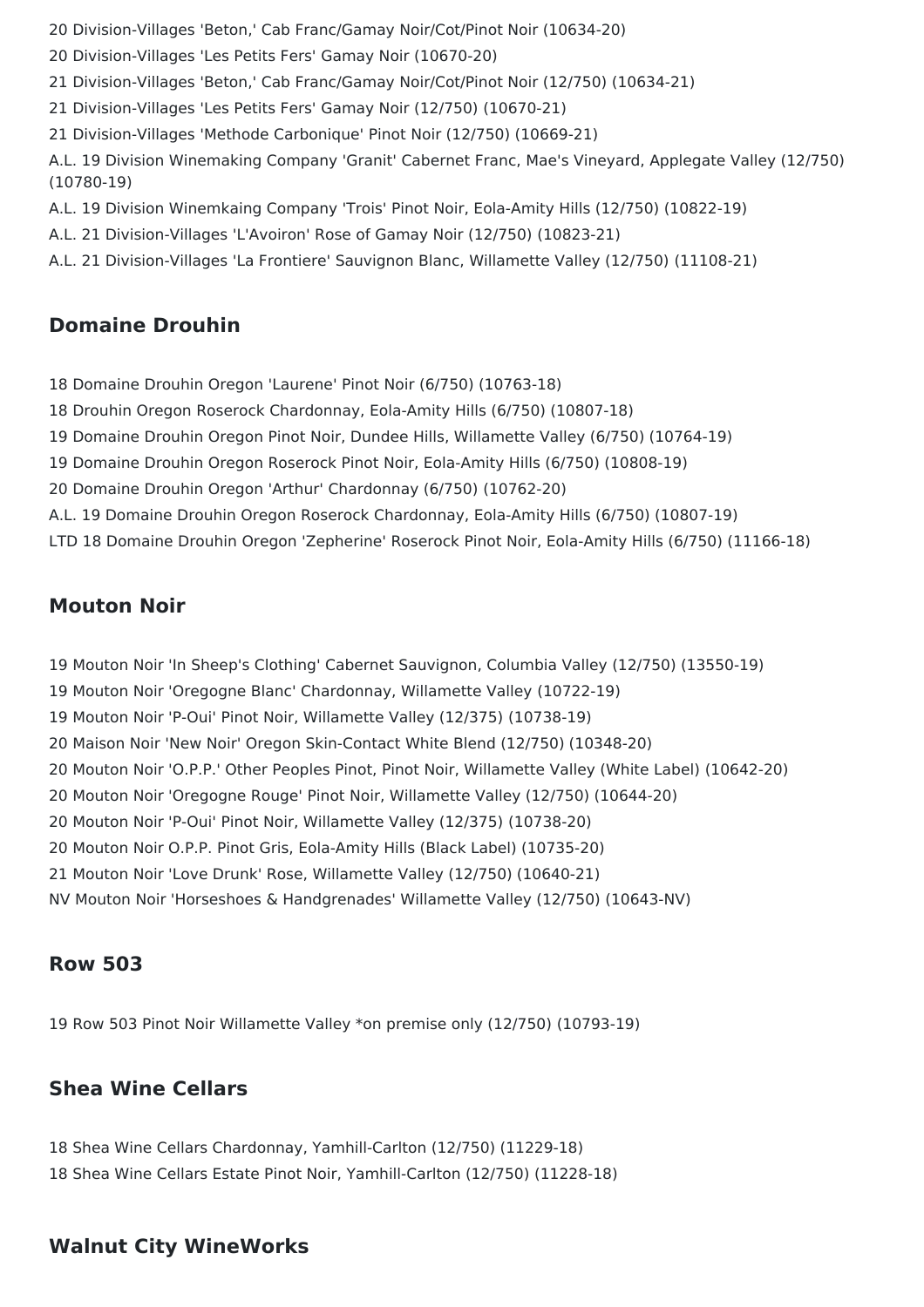20 Division-Villages 'Beton,' Cab Franc/Gamay Noir/Cot/Pinot Noir (10634-20)
20 Division-Villages 'Les Petits Fers' Gamay Noir (10670-20)
21 Division-Villages 'Beton,' Cab Franc/Gamay Noir/Cot/Pinot Noir (12/750) (10634-21)
21 Division-Villages 'Les Petits Fers' Gamay Noir (12/750) (10670-21)
21 Division-Villages 'Methode Carbonique' Pinot Noir (12/750) (10669-21)
A.L. 19 Division Winemaking Company 'Granit' Cabernet Franc, Mae's Vineyard, Applegate Valley (12/750) (10780-19)
A.L. 19 Division Winemkaing Company 'Trois' Pinot Noir, Eola-Amity Hills (12/750) (10822-19)
A.L. 21 Division-Villages 'L'Avoiron' Rose of Gamay Noir (12/750) (10823-21)
A.L. 21 Division-Villages 'La Frontiere' Sauvignon Blanc, Willamette Valley (12/750) (11108-21)

## Domaine Drouhin

18 Domaine Drouhin Oregon 'Laurene' Pinot Noir (6/750) (10763-18)
18 Drouhin Oregon Roserock Chardonnay, Eola-Amity Hills (6/750) (10807-18)
19 Domaine Drouhin Oregon Pinot Noir, Dundee Hills, Willamette Valley (6/750) (10764-19)
19 Domaine Drouhin Oregon Roserock Pinot Noir, Eola-Amity Hills (6/750) (10808-19)
20 Domaine Drouhin Oregon 'Arthur' Chardonnay (6/750) (10762-20)
A.L. 19 Domaine Drouhin Oregon Roserock Chardonnay, Eola-Amity Hills (6/750) (10807-19)
LTD 18 Domaine Drouhin Oregon 'Zepherine' Roserock Pinot Noir, Eola-Amity Hills (6/750) (11166-18)

## Mouton Noir

19 Mouton Noir 'In Sheep's Clothing' Cabernet Sauvignon, Columbia Valley (12/750) (13550-19)
19 Mouton Noir 'Oregogne Blanc' Chardonnay, Willamette Valley (10722-19)
19 Mouton Noir 'P-Oui' Pinot Noir, Willamette Valley (12/375) (10738-19)
20 Maison Noir 'New Noir' Oregon Skin-Contact White Blend (12/750) (10348-20)
20 Mouton Noir 'O.P.P.' Other Peoples Pinot, Pinot Noir, Willamette Valley (White Label) (10642-20)
20 Mouton Noir 'Oregogne Rouge' Pinot Noir, Willamette Valley (12/750) (10644-20)
20 Mouton Noir 'P-Oui' Pinot Noir, Willamette Valley (12/375) (10738-20)
20 Mouton Noir O.P.P. Pinot Gris, Eola-Amity Hills (Black Label) (10735-20)
21 Mouton Noir 'Love Drunk' Rose, Willamette Valley (12/750) (10640-21)
NV Mouton Noir 'Horseshoes & Handgrenades' Willamette Valley (12/750) (10643-NV)

## Row 503

19 Row 503 Pinot Noir Willamette Valley *on premise only (12/750) (10793-19)

## Shea Wine Cellars

18 Shea Wine Cellars Chardonnay, Yamhill-Carlton (12/750) (11229-18)
18 Shea Wine Cellars Estate Pinot Noir, Yamhill-Carlton (12/750) (11228-18)

## Walnut City WineWorks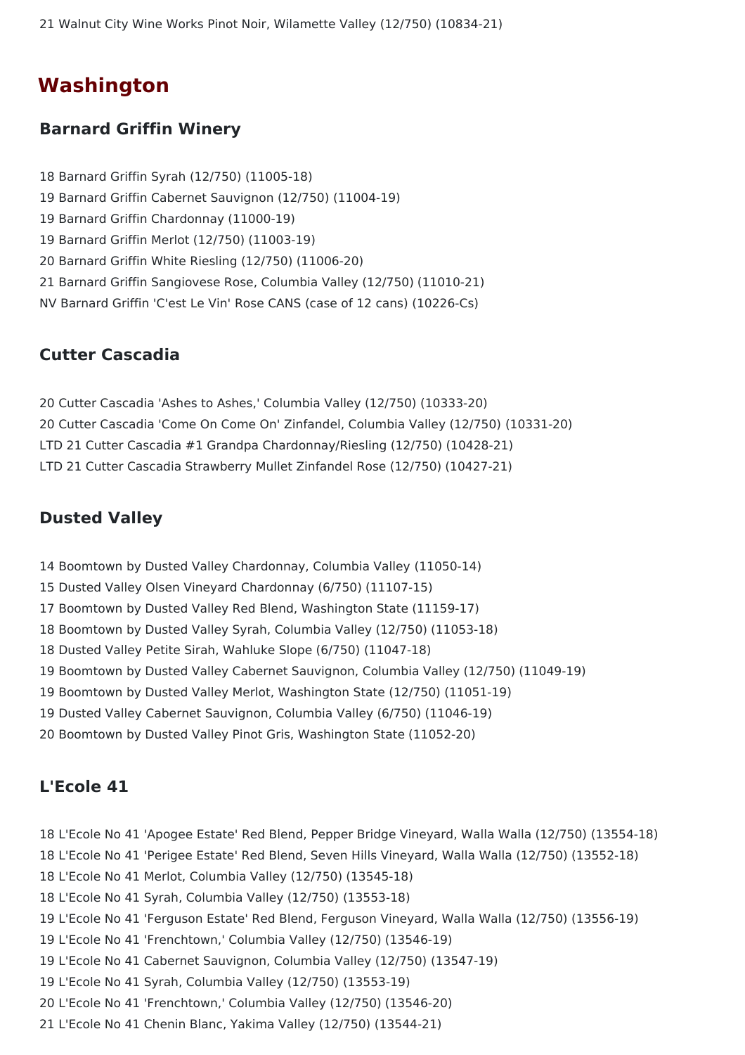21 Walnut City Wine Works Pinot Noir, Wilamette Valley (12/750) (10834-21)

# Washington

## Barnard Griffin Winery

18 Barnard Griffin Syrah (12/750) (11005-18)
19 Barnard Griffin Cabernet Sauvignon (12/750) (11004-19)
19 Barnard Griffin Chardonnay (11000-19)
19 Barnard Griffin Merlot (12/750) (11003-19)
20 Barnard Griffin White Riesling (12/750) (11006-20)
21 Barnard Griffin Sangiovese Rose, Columbia Valley (12/750) (11010-21)
NV Barnard Griffin 'C'est Le Vin' Rose CANS (case of 12 cans) (10226-Cs)

## Cutter Cascadia

20 Cutter Cascadia 'Ashes to Ashes,' Columbia Valley (12/750) (10333-20)
20 Cutter Cascadia 'Come On Come On' Zinfandel, Columbia Valley (12/750) (10331-20)
LTD 21 Cutter Cascadia #1 Grandpa Chardonnay/Riesling (12/750) (10428-21)
LTD 21 Cutter Cascadia Strawberry Mullet Zinfandel Rose (12/750) (10427-21)

## Dusted Valley

14 Boomtown by Dusted Valley Chardonnay, Columbia Valley (11050-14)
15 Dusted Valley Olsen Vineyard Chardonnay (6/750) (11107-15)
17 Boomtown by Dusted Valley Red Blend, Washington State (11159-17)
18 Boomtown by Dusted Valley Syrah, Columbia Valley (12/750) (11053-18)
18 Dusted Valley Petite Sirah, Wahluke Slope (6/750) (11047-18)
19 Boomtown by Dusted Valley Cabernet Sauvignon, Columbia Valley (12/750) (11049-19)
19 Boomtown by Dusted Valley Merlot, Washington State (12/750) (11051-19)
19 Dusted Valley Cabernet Sauvignon, Columbia Valley (6/750) (11046-19)
20 Boomtown by Dusted Valley Pinot Gris, Washington State (11052-20)

## L'Ecole 41

18 L'Ecole No 41 'Apogee Estate' Red Blend, Pepper Bridge Vineyard, Walla Walla (12/750) (13554-18)
18 L'Ecole No 41 'Perigee Estate' Red Blend, Seven Hills Vineyard, Walla Walla (12/750) (13552-18)
18 L'Ecole No 41 Merlot, Columbia Valley (12/750) (13545-18)
18 L'Ecole No 41 Syrah, Columbia Valley (12/750) (13553-18)
19 L'Ecole No 41 'Ferguson Estate' Red Blend, Ferguson Vineyard, Walla Walla (12/750) (13556-19)
19 L'Ecole No 41 'Frenchtown,' Columbia Valley (12/750) (13546-19)
19 L'Ecole No 41 Cabernet Sauvignon, Columbia Valley (12/750) (13547-19)
19 L'Ecole No 41 Syrah, Columbia Valley (12/750) (13553-19)
20 L'Ecole No 41 'Frenchtown,' Columbia Valley (12/750) (13546-20)
21 L'Ecole No 41 Chenin Blanc, Yakima Valley (12/750) (13544-21)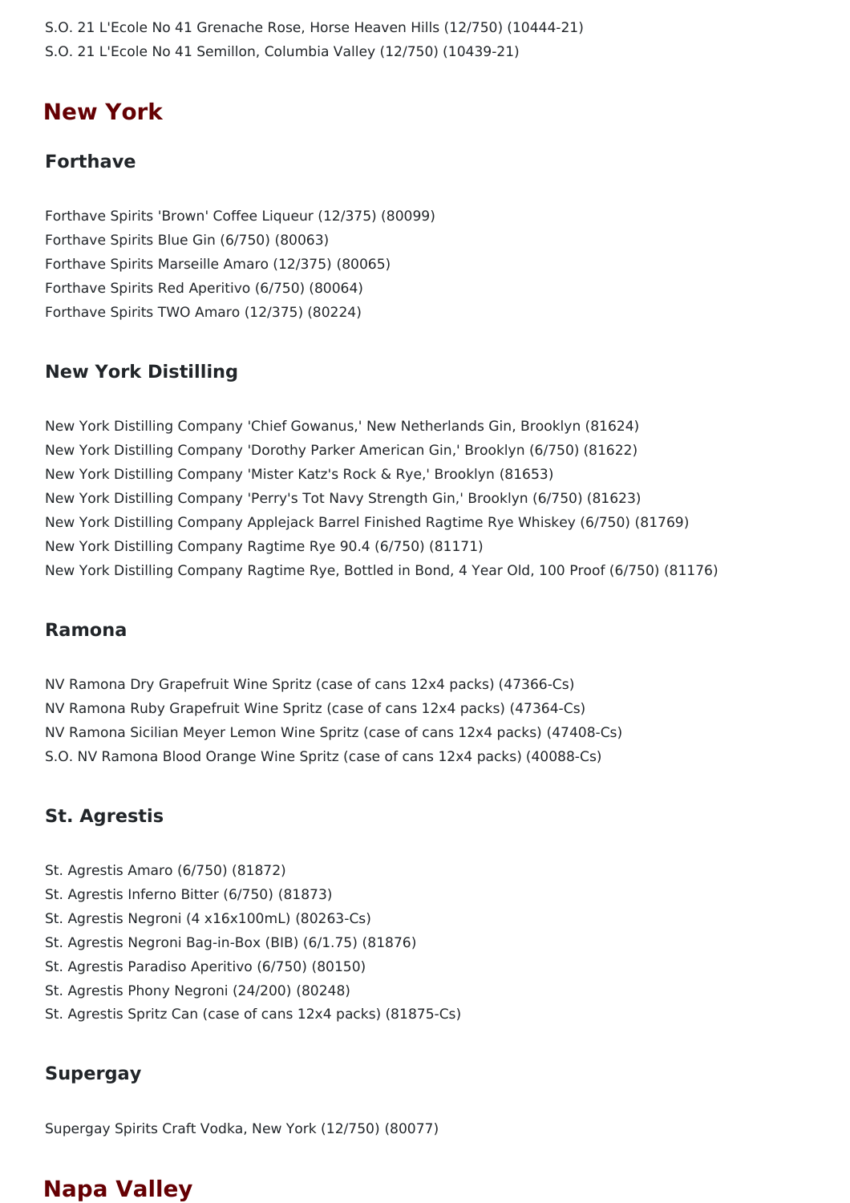S.O. 21 L'Ecole No 41 Grenache Rose, Horse Heaven Hills (12/750) (10444-21)
S.O. 21 L'Ecole No 41 Semillon, Columbia Valley (12/750) (10439-21)

# New York

## Forthave

Forthave Spirits 'Brown' Coffee Liqueur (12/375) (80099)
Forthave Spirits Blue Gin (6/750) (80063)
Forthave Spirits Marseille Amaro (12/375) (80065)
Forthave Spirits Red Aperitivo (6/750) (80064)
Forthave Spirits TWO Amaro (12/375) (80224)

## New York Distilling

New York Distilling Company 'Chief Gowanus,' New Netherlands Gin, Brooklyn (81624)
New York Distilling Company 'Dorothy Parker American Gin,' Brooklyn (6/750) (81622)
New York Distilling Company 'Mister Katz's Rock & Rye,' Brooklyn (81653)
New York Distilling Company 'Perry's Tot Navy Strength Gin,' Brooklyn (6/750) (81623)
New York Distilling Company Applejack Barrel Finished Ragtime Rye Whiskey (6/750) (81769)
New York Distilling Company Ragtime Rye 90.4 (6/750) (81171)
New York Distilling Company Ragtime Rye, Bottled in Bond, 4 Year Old, 100 Proof (6/750) (81176)

## Ramona

NV Ramona Dry Grapefruit Wine Spritz (case of cans 12x4 packs) (47366-Cs)
NV Ramona Ruby Grapefruit Wine Spritz (case of cans 12x4 packs) (47364-Cs)
NV Ramona Sicilian Meyer Lemon Wine Spritz (case of cans 12x4 packs) (47408-Cs)
S.O. NV Ramona Blood Orange Wine Spritz (case of cans 12x4 packs) (40088-Cs)

## St. Agrestis

St. Agrestis Amaro (6/750) (81872)
St. Agrestis Inferno Bitter (6/750) (81873)
St. Agrestis Negroni (4 x16x100mL) (80263-Cs)
St. Agrestis Negroni Bag-in-Box (BIB) (6/1.75) (81876)
St. Agrestis Paradiso Aperitivo (6/750) (80150)
St. Agrestis Phony Negroni (24/200) (80248)
St. Agrestis Spritz Can (case of cans 12x4 packs) (81875-Cs)

## Supergay

Supergay Spirits Craft Vodka, New York (12/750) (80077)

# Napa Valley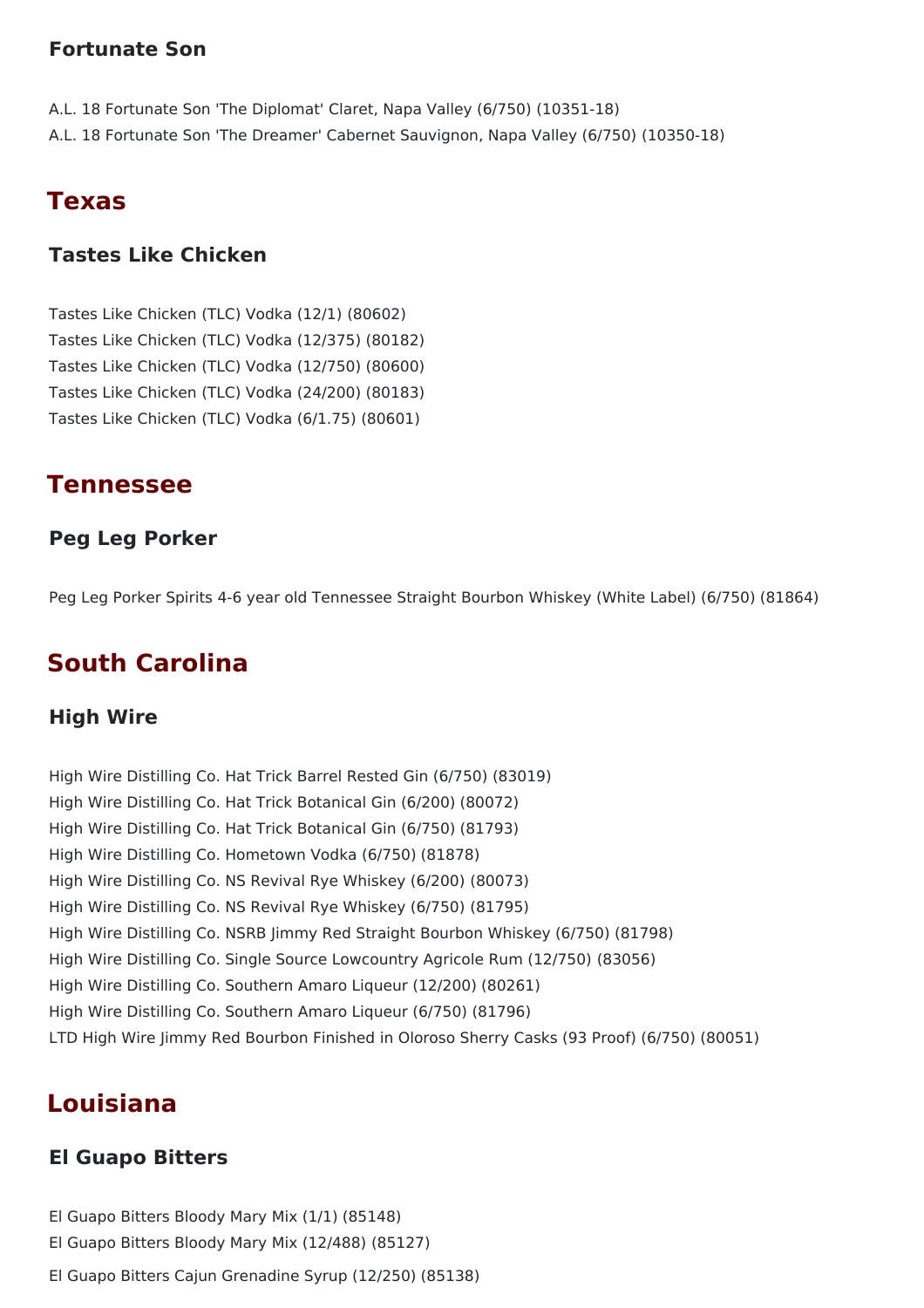### Fortunate Son

A.L. 18 Fortunate Son 'The Diplomat' Claret, Napa Valley (6/750) (10351-18)
A.L. 18 Fortunate Son 'The Dreamer' Cabernet Sauvignon, Napa Valley (6/750) (10350-18)

## Texas

### Tastes Like Chicken

Tastes Like Chicken (TLC) Vodka (12/1) (80602)
Tastes Like Chicken (TLC) Vodka (12/375) (80182)
Tastes Like Chicken (TLC) Vodka (12/750) (80600)
Tastes Like Chicken (TLC) Vodka (24/200) (80183)
Tastes Like Chicken (TLC) Vodka (6/1.75) (80601)

## Tennessee

### Peg Leg Porker

Peg Leg Porker Spirits 4-6 year old Tennessee Straight Bourbon Whiskey (White Label) (6/750) (81864)

## South Carolina

### High Wire

High Wire Distilling Co. Hat Trick Barrel Rested Gin (6/750) (83019)
High Wire Distilling Co. Hat Trick Botanical Gin (6/200) (80072)
High Wire Distilling Co. Hat Trick Botanical Gin (6/750) (81793)
High Wire Distilling Co. Hometown Vodka (6/750) (81878)
High Wire Distilling Co. NS Revival Rye Whiskey (6/200) (80073)
High Wire Distilling Co. NS Revival Rye Whiskey (6/750) (81795)
High Wire Distilling Co. NSRB Jimmy Red Straight Bourbon Whiskey (6/750) (81798)
High Wire Distilling Co. Single Source Lowcountry Agricole Rum (12/750) (83056)
High Wire Distilling Co. Southern Amaro Liqueur (12/200) (80261)
High Wire Distilling Co. Southern Amaro Liqueur (6/750) (81796)
LTD High Wire Jimmy Red Bourbon Finished in Oloroso Sherry Casks (93 Proof) (6/750) (80051)

## Louisiana

### El Guapo Bitters

El Guapo Bitters Bloody Mary Mix (1/1) (85148)
El Guapo Bitters Bloody Mary Mix (12/488) (85127)
El Guapo Bitters Cajun Grenadine Syrup (12/250) (85138)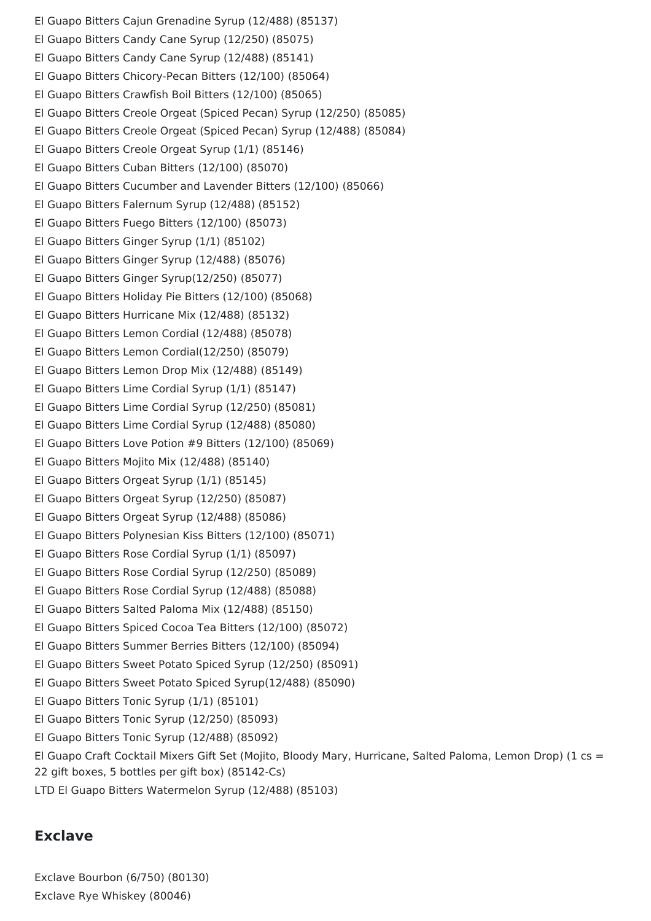El Guapo Bitters Cajun Grenadine Syrup (12/488) (85137)
El Guapo Bitters Candy Cane Syrup (12/250) (85075)
El Guapo Bitters Candy Cane Syrup (12/488) (85141)
El Guapo Bitters Chicory-Pecan Bitters (12/100) (85064)
El Guapo Bitters Crawfish Boil Bitters (12/100) (85065)
El Guapo Bitters Creole Orgeat (Spiced Pecan) Syrup (12/250) (85085)
El Guapo Bitters Creole Orgeat (Spiced Pecan) Syrup (12/488) (85084)
El Guapo Bitters Creole Orgeat Syrup (1/1) (85146)
El Guapo Bitters Cuban Bitters (12/100) (85070)
El Guapo Bitters Cucumber and Lavender Bitters (12/100) (85066)
El Guapo Bitters Falernum Syrup (12/488) (85152)
El Guapo Bitters Fuego Bitters (12/100) (85073)
El Guapo Bitters Ginger Syrup (1/1) (85102)
El Guapo Bitters Ginger Syrup (12/488) (85076)
El Guapo Bitters Ginger Syrup(12/250) (85077)
El Guapo Bitters Holiday Pie Bitters (12/100) (85068)
El Guapo Bitters Hurricane Mix (12/488) (85132)
El Guapo Bitters Lemon Cordial (12/488) (85078)
El Guapo Bitters Lemon Cordial(12/250) (85079)
El Guapo Bitters Lemon Drop Mix (12/488) (85149)
El Guapo Bitters Lime Cordial Syrup (1/1) (85147)
El Guapo Bitters Lime Cordial Syrup (12/250) (85081)
El Guapo Bitters Lime Cordial Syrup (12/488) (85080)
El Guapo Bitters Love Potion #9 Bitters (12/100) (85069)
El Guapo Bitters Mojito Mix (12/488) (85140)
El Guapo Bitters Orgeat Syrup (1/1) (85145)
El Guapo Bitters Orgeat Syrup (12/250) (85087)
El Guapo Bitters Orgeat Syrup (12/488) (85086)
El Guapo Bitters Polynesian Kiss Bitters (12/100) (85071)
El Guapo Bitters Rose Cordial Syrup (1/1) (85097)
El Guapo Bitters Rose Cordial Syrup (12/250) (85089)
El Guapo Bitters Rose Cordial Syrup (12/488) (85088)
El Guapo Bitters Salted Paloma Mix (12/488) (85150)
El Guapo Bitters Spiced Cocoa Tea Bitters (12/100) (85072)
El Guapo Bitters Summer Berries Bitters (12/100) (85094)
El Guapo Bitters Sweet Potato Spiced Syrup (12/250) (85091)
El Guapo Bitters Sweet Potato Spiced Syrup(12/488) (85090)
El Guapo Bitters Tonic Syrup (1/1) (85101)
El Guapo Bitters Tonic Syrup (12/250) (85093)
El Guapo Bitters Tonic Syrup (12/488) (85092)
El Guapo Craft Cocktail Mixers Gift Set (Mojito, Bloody Mary, Hurricane, Salted Paloma, Lemon Drop) (1 cs = 22 gift boxes, 5 bottles per gift box) (85142-Cs)
LTD El Guapo Bitters Watermelon Syrup (12/488) (85103)

## Exclave

Exclave Bourbon (6/750) (80130)
Exclave Rye Whiskey (80046)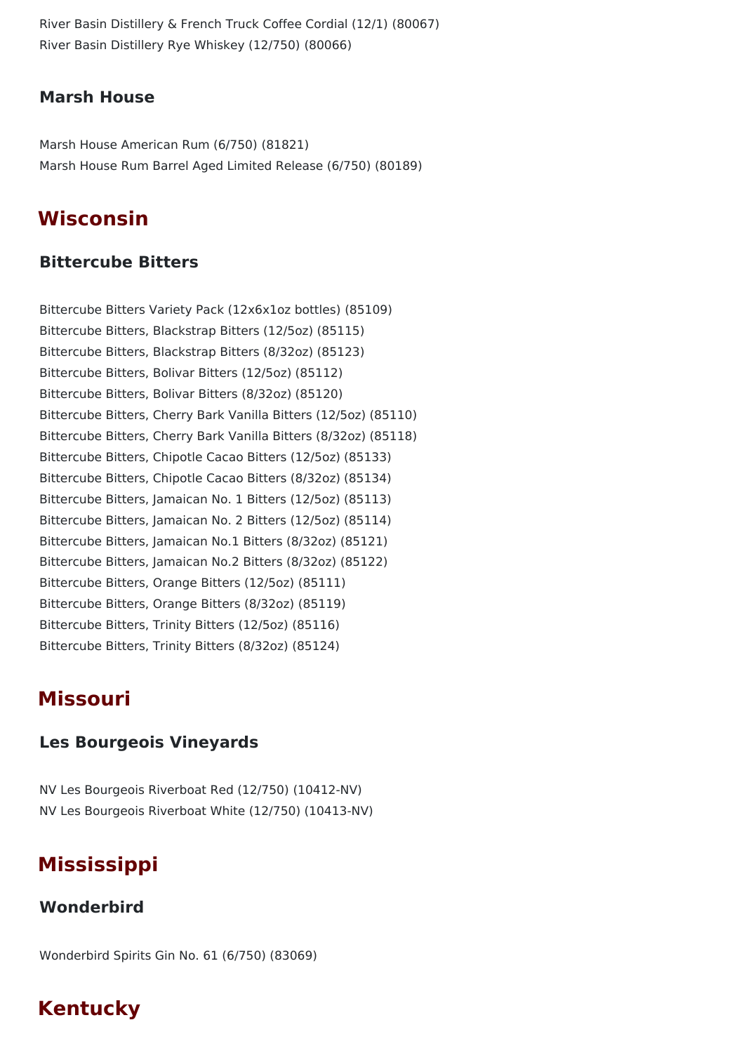River Basin Distillery & French Truck Coffee Cordial (12/1) (80067)
River Basin Distillery Rye Whiskey (12/750) (80066)

### Marsh House

Marsh House American Rum (6/750) (81821)
Marsh House Rum Barrel Aged Limited Release (6/750) (80189)

## Wisconsin

### Bittercube Bitters

Bittercube Bitters Variety Pack (12x6x1oz bottles) (85109)
Bittercube Bitters, Blackstrap Bitters (12/5oz) (85115)
Bittercube Bitters, Blackstrap Bitters (8/32oz) (85123)
Bittercube Bitters, Bolivar Bitters (12/5oz) (85112)
Bittercube Bitters, Bolivar Bitters (8/32oz) (85120)
Bittercube Bitters, Cherry Bark Vanilla Bitters (12/5oz) (85110)
Bittercube Bitters, Cherry Bark Vanilla Bitters (8/32oz) (85118)
Bittercube Bitters, Chipotle Cacao Bitters (12/5oz) (85133)
Bittercube Bitters, Chipotle Cacao Bitters (8/32oz) (85134)
Bittercube Bitters, Jamaican No. 1 Bitters (12/5oz) (85113)
Bittercube Bitters, Jamaican No. 2 Bitters (12/5oz) (85114)
Bittercube Bitters, Jamaican No.1 Bitters (8/32oz) (85121)
Bittercube Bitters, Jamaican No.2 Bitters (8/32oz) (85122)
Bittercube Bitters, Orange Bitters (12/5oz) (85111)
Bittercube Bitters, Orange Bitters (8/32oz) (85119)
Bittercube Bitters, Trinity Bitters (12/5oz) (85116)
Bittercube Bitters, Trinity Bitters (8/32oz) (85124)

## Missouri

### Les Bourgeois Vineyards

NV Les Bourgeois Riverboat Red (12/750) (10412-NV)
NV Les Bourgeois Riverboat White (12/750) (10413-NV)

## Mississippi

### Wonderbird

Wonderbird Spirits Gin No. 61 (6/750) (83069)

## Kentucky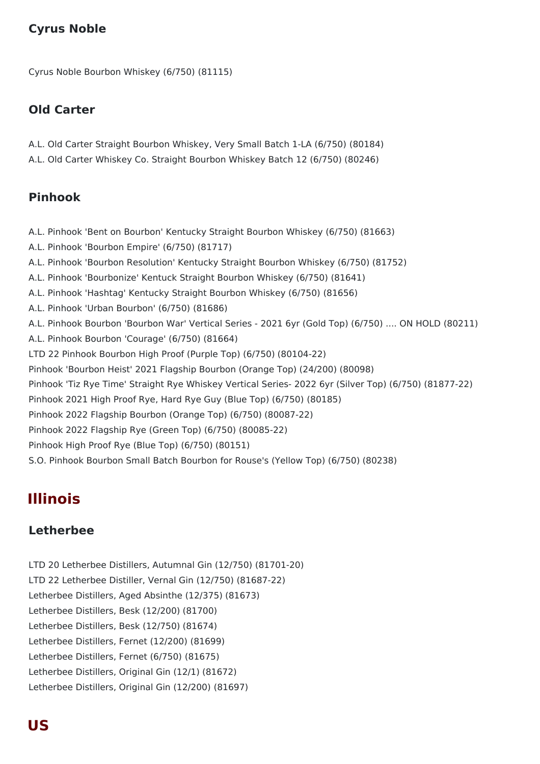### Cyrus Noble

Cyrus Noble Bourbon Whiskey (6/750) (81115)

### Old Carter

A.L. Old Carter Straight Bourbon Whiskey, Very Small Batch 1-LA (6/750) (80184)
A.L. Old Carter Whiskey Co. Straight Bourbon Whiskey Batch 12 (6/750) (80246)

### Pinhook

A.L. Pinhook 'Bent on Bourbon' Kentucky Straight Bourbon Whiskey (6/750) (81663)
A.L. Pinhook 'Bourbon Empire' (6/750) (81717)
A.L. Pinhook 'Bourbon Resolution' Kentucky Straight Bourbon Whiskey (6/750) (81752)
A.L. Pinhook 'Bourbonize' Kentuck Straight Bourbon Whiskey (6/750) (81641)
A.L. Pinhook 'Hashtag' Kentucky Straight Bourbon Whiskey (6/750) (81656)
A.L. Pinhook 'Urban Bourbon' (6/750) (81686)
A.L. Pinhook Bourbon 'Bourbon War' Vertical Series - 2021 6yr (Gold Top) (6/750) .... ON HOLD (80211)
A.L. Pinhook Bourbon 'Courage' (6/750) (81664)
LTD 22 Pinhook Bourbon High Proof (Purple Top) (6/750) (80104-22)
Pinhook 'Bourbon Heist' 2021 Flagship Bourbon (Orange Top) (24/200) (80098)
Pinhook 'Tiz Rye Time' Straight Rye Whiskey Vertical Series- 2022 6yr (Silver Top) (6/750) (81877-22)
Pinhook 2021 High Proof Rye, Hard Rye Guy (Blue Top) (6/750) (80185)
Pinhook 2022 Flagship Bourbon (Orange Top) (6/750) (80087-22)
Pinhook 2022 Flagship Rye (Green Top) (6/750) (80085-22)
Pinhook High Proof Rye (Blue Top) (6/750) (80151)
S.O. Pinhook Bourbon Small Batch Bourbon for Rouse's (Yellow Top) (6/750) (80238)

## Illinois

### Letherbee

LTD 20 Letherbee Distillers, Autumnal Gin (12/750) (81701-20)
LTD 22 Letherbee Distiller, Vernal Gin (12/750) (81687-22)
Letherbee Distillers, Aged Absinthe (12/375) (81673)
Letherbee Distillers, Besk (12/200) (81700)
Letherbee Distillers, Besk (12/750) (81674)
Letherbee Distillers, Fernet (12/200) (81699)
Letherbee Distillers, Fernet (6/750) (81675)
Letherbee Distillers, Original Gin (12/1) (81672)
Letherbee Distillers, Original Gin (12/200) (81697)

## US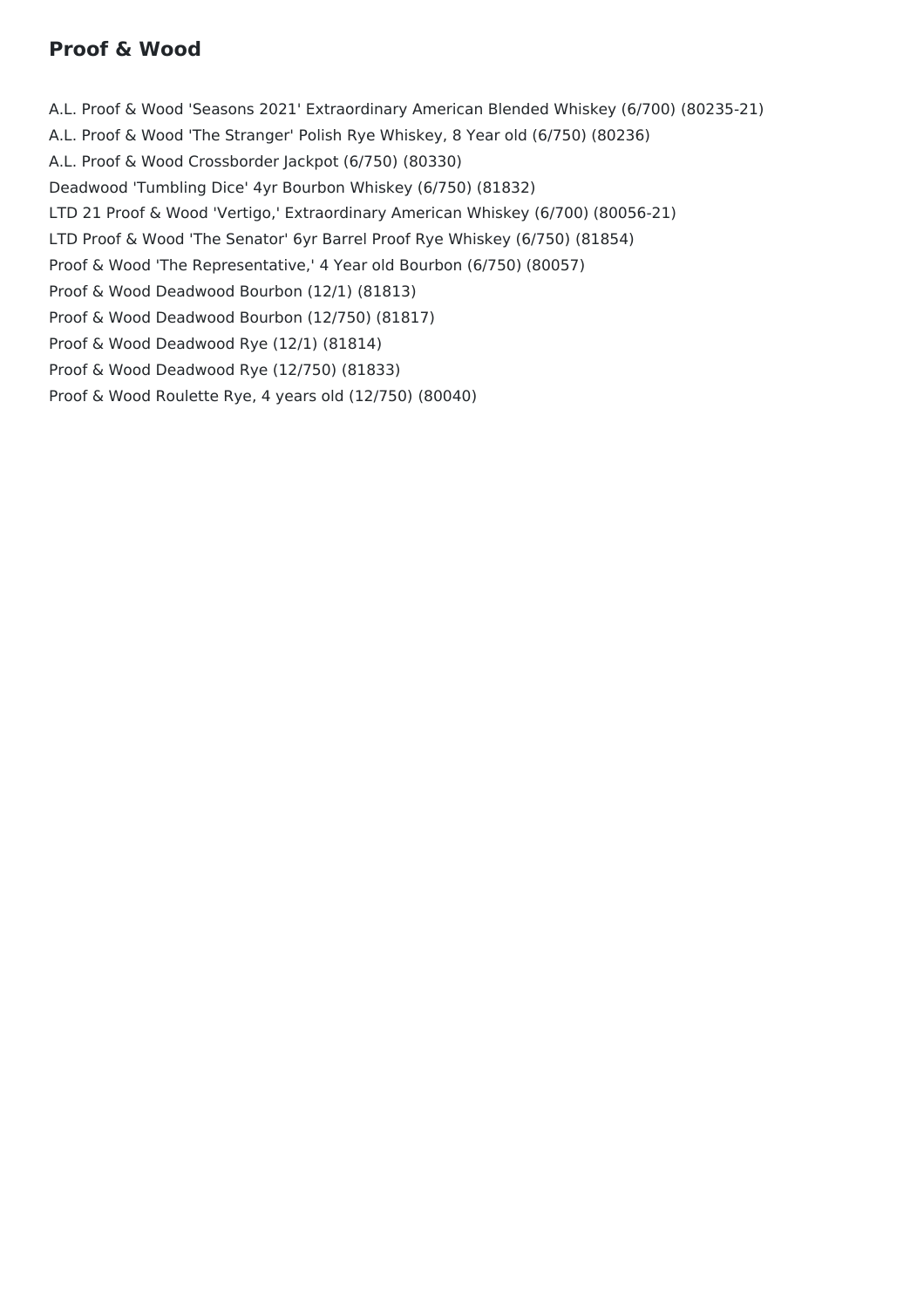## Proof & Wood

A.L. Proof & Wood 'Seasons 2021' Extraordinary American Blended Whiskey (6/700) (80235-21)

A.L. Proof & Wood 'The Stranger' Polish Rye Whiskey, 8 Year old (6/750) (80236)

A.L. Proof & Wood Crossborder Jackpot (6/750) (80330)

Deadwood 'Tumbling Dice' 4yr Bourbon Whiskey (6/750) (81832)

LTD 21 Proof & Wood 'Vertigo,' Extraordinary American Whiskey (6/700) (80056-21)

LTD Proof & Wood 'The Senator' 6yr Barrel Proof Rye Whiskey (6/750) (81854)

Proof & Wood 'The Representative,' 4 Year old Bourbon (6/750) (80057)

Proof & Wood Deadwood Bourbon (12/1) (81813)

Proof & Wood Deadwood Bourbon (12/750) (81817)

Proof & Wood Deadwood Rye (12/1) (81814)

Proof & Wood Deadwood Rye (12/750) (81833)

Proof & Wood Roulette Rye, 4 years old (12/750) (80040)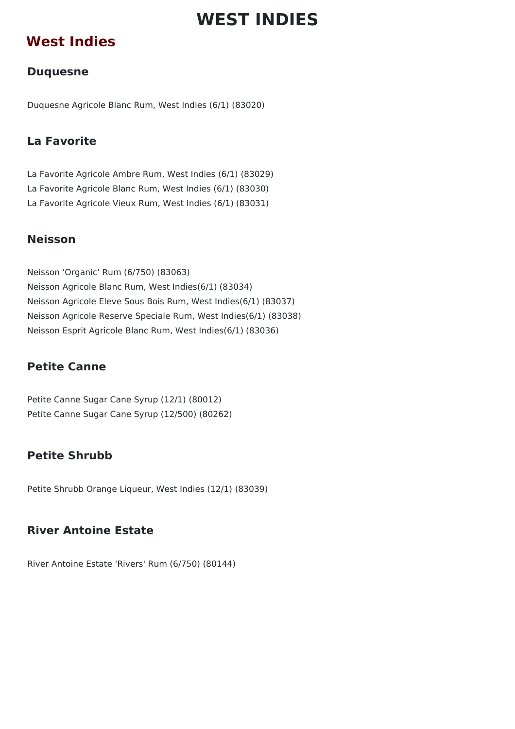# WEST INDIES

## West Indies

### Duquesne

Duquesne Agricole Blanc Rum, West Indies (6/1) (83020)

### La Favorite

La Favorite Agricole Ambre Rum, West Indies (6/1) (83029)
La Favorite Agricole Blanc Rum, West Indies (6/1) (83030)
La Favorite Agricole Vieux Rum, West Indies (6/1) (83031)

### Neisson

Neisson 'Organic' Rum (6/750) (83063)
Neisson Agricole Blanc Rum, West Indies(6/1) (83034)
Neisson Agricole Eleve Sous Bois Rum, West Indies(6/1) (83037)
Neisson Agricole Reserve Speciale Rum, West Indies(6/1) (83038)
Neisson Esprit Agricole Blanc Rum, West Indies(6/1) (83036)

### Petite Canne

Petite Canne Sugar Cane Syrup (12/1) (80012)
Petite Canne Sugar Cane Syrup (12/500) (80262)

### Petite Shrubb

Petite Shrubb Orange Liqueur, West Indies (12/1) (83039)

### River Antoine Estate

River Antoine Estate 'Rivers' Rum (6/750) (80144)